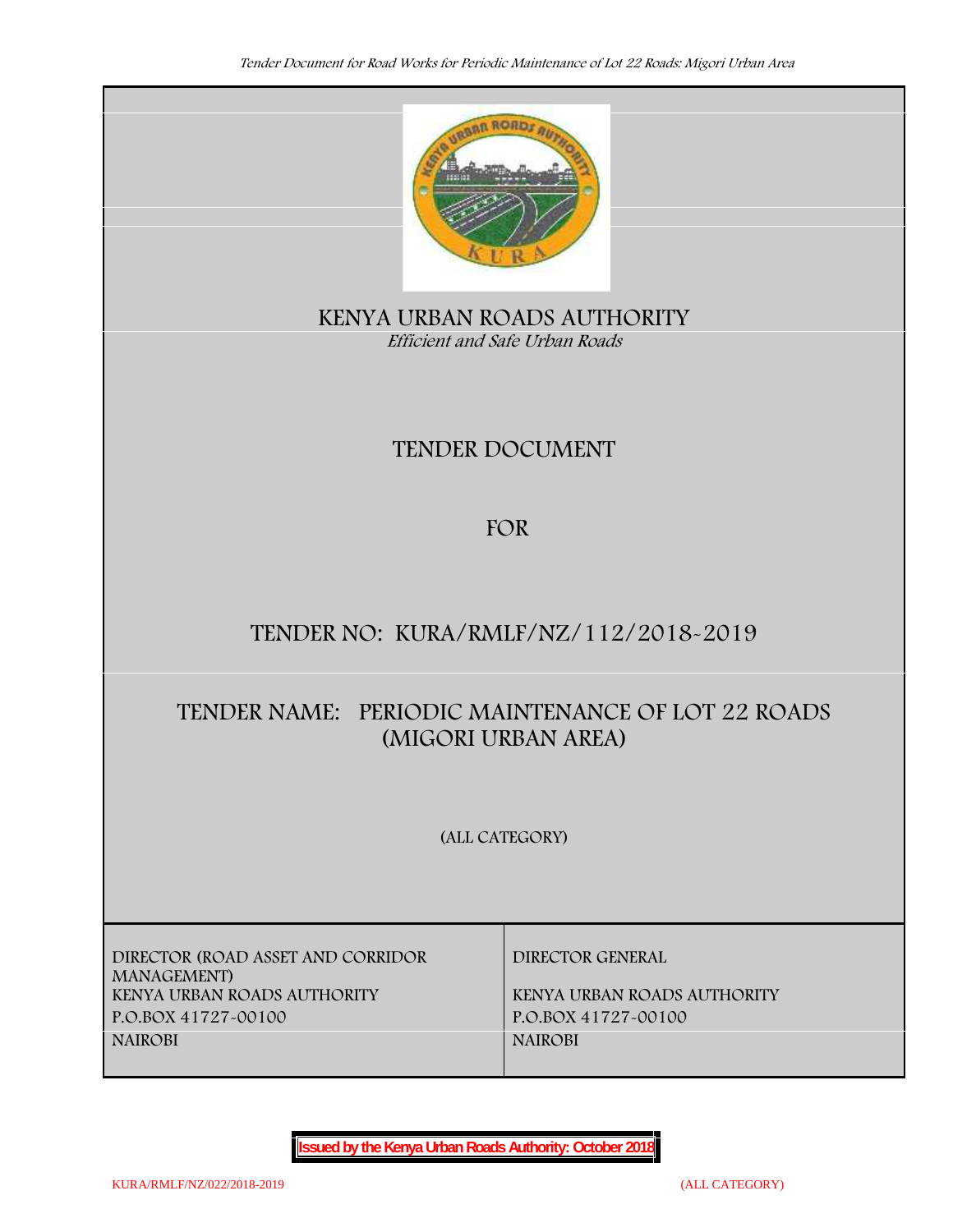# KENYA URBAN ROADS AUTHORITY

*Efficient and Safe Urban Roads*

## TENDER DOCUMENT

## FOR

## TENDER NO: KURA/RMLF/NZ/112/2018-2019

## TENDER NAME: PERIODIC MAINTENANCE OF LOT 22 ROADS (MIGORI URBAN AREA)

(ALL CATEGORY)

| DIRECTOR (ROAD ASSET AND CORRIDOR MANAGEMENT) | DIRECTOR GENERAL |
|---|---|
| KENYA URBAN ROADS AUTHORITY | KENYA URBAN ROADS AUTHORITY |
| P.O.BOX 41727-00100 | P.O.BOX 41727-00100 |
| NAIROBI | NAIROBI |

**Issued by the Kenya Urban Roads Authority: October 2018**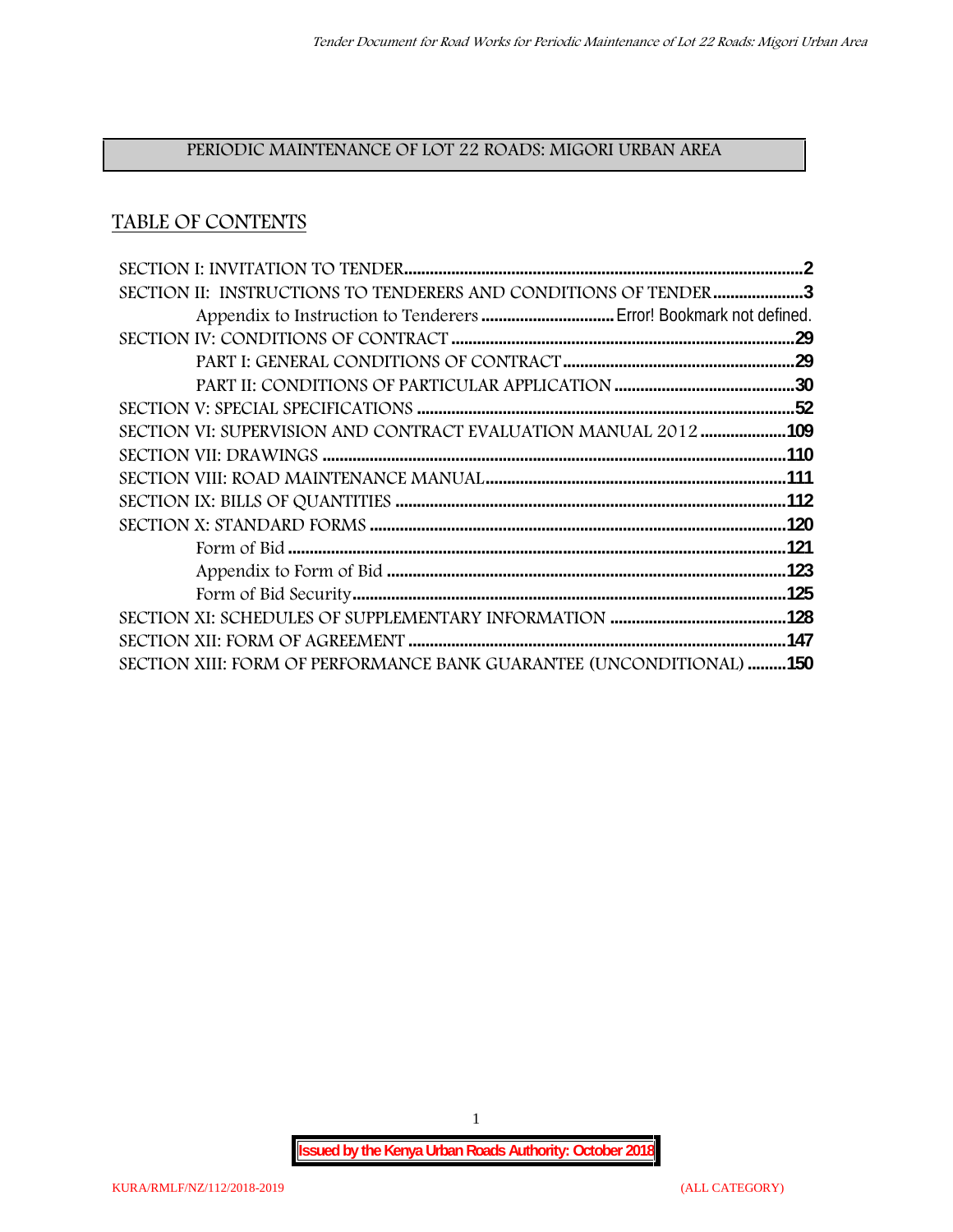PERIODIC MAINTENANCE OF LOT 22 ROADS: MIGORI URBAN AREA

## TABLE OF CONTENTS

SECTION I: INVITATION TO TENDER........................................................................................2
SECTION II: INSTRUCTIONS TO TENDERERS AND CONDITIONS OF TENDER.....................3
    Appendix to Instruction to Tenderers ...............................Error! Bookmark not defined.
SECTION IV: CONDITIONS OF CONTRACT ..............................................................................29
    PART I: GENERAL CONDITIONS OF CONTRACT......................................................29
    PART II: CONDITIONS OF PARTICULAR APPLICATION ..........................................30
SECTION V: SPECIAL SPECIFICATIONS ......................................................................................52
SECTION VI: SUPERVISION AND CONTRACT EVALUATION MANUAL 2012....................109
SECTION VII: DRAWINGS ..........................................................................................................110
SECTION VIII: ROAD MAINTENANCE MANUAL....................................................................111
SECTION IX: BILLS OF QUANTITIES .........................................................................................112
SECTION X: STANDARD FORMS ...............................................................................................120
    Form of Bid ..................................................................................................................121
    Appendix to Form of Bid ...........................................................................................123
    Form of Bid Security...................................................................................................125
SECTION XI: SCHEDULES OF SUPPLEMENTARY INFORMATION ........................................128
SECTION XII: FORM OF AGREEMENT ......................................................................................147
SECTION XIII: FORM OF PERFORMANCE BANK GUARANTEE (UNCONDITIONAL) .........150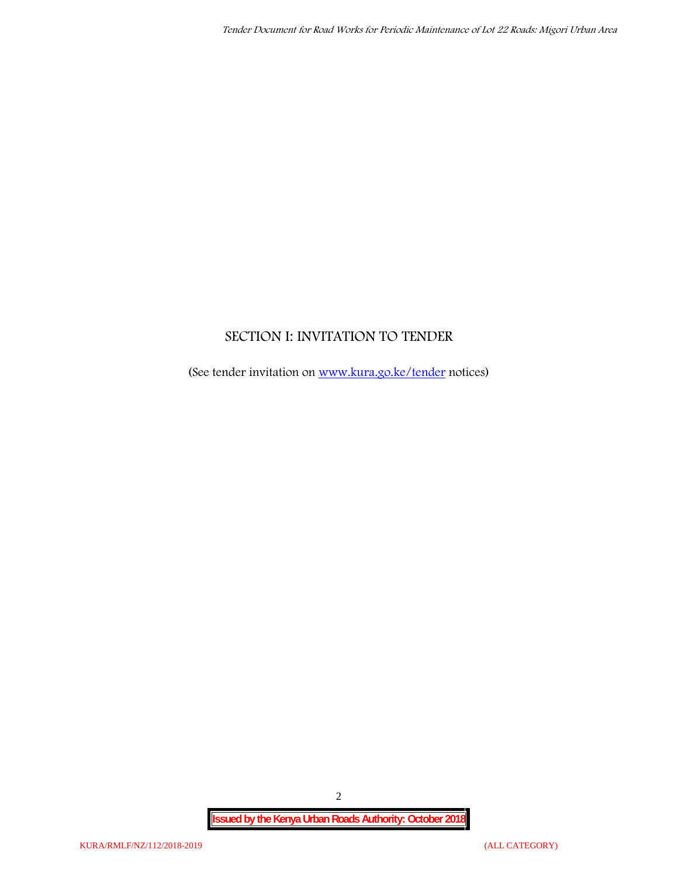# SECTION I: INVITATION TO TENDER

(See tender invitation on [www.kura.go.ke/tender](www.kura.go.ke/tender) notices)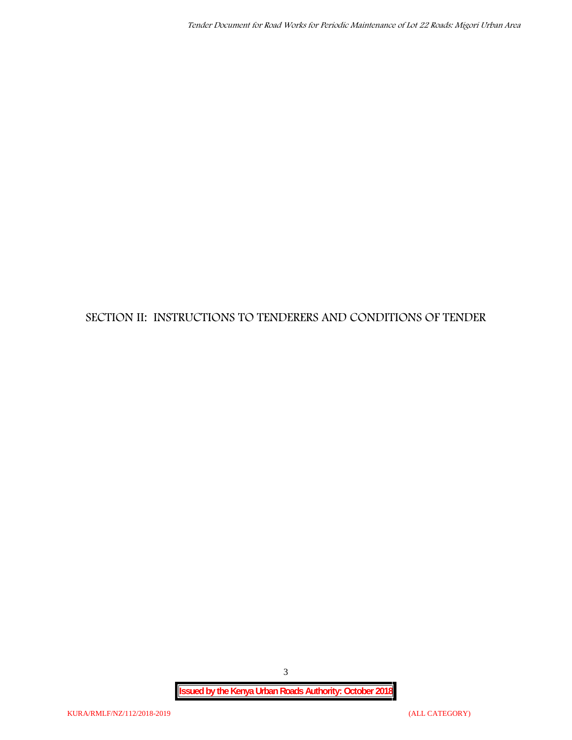# SECTION II: INSTRUCTIONS TO TENDERERS AND CONDITIONS OF TENDER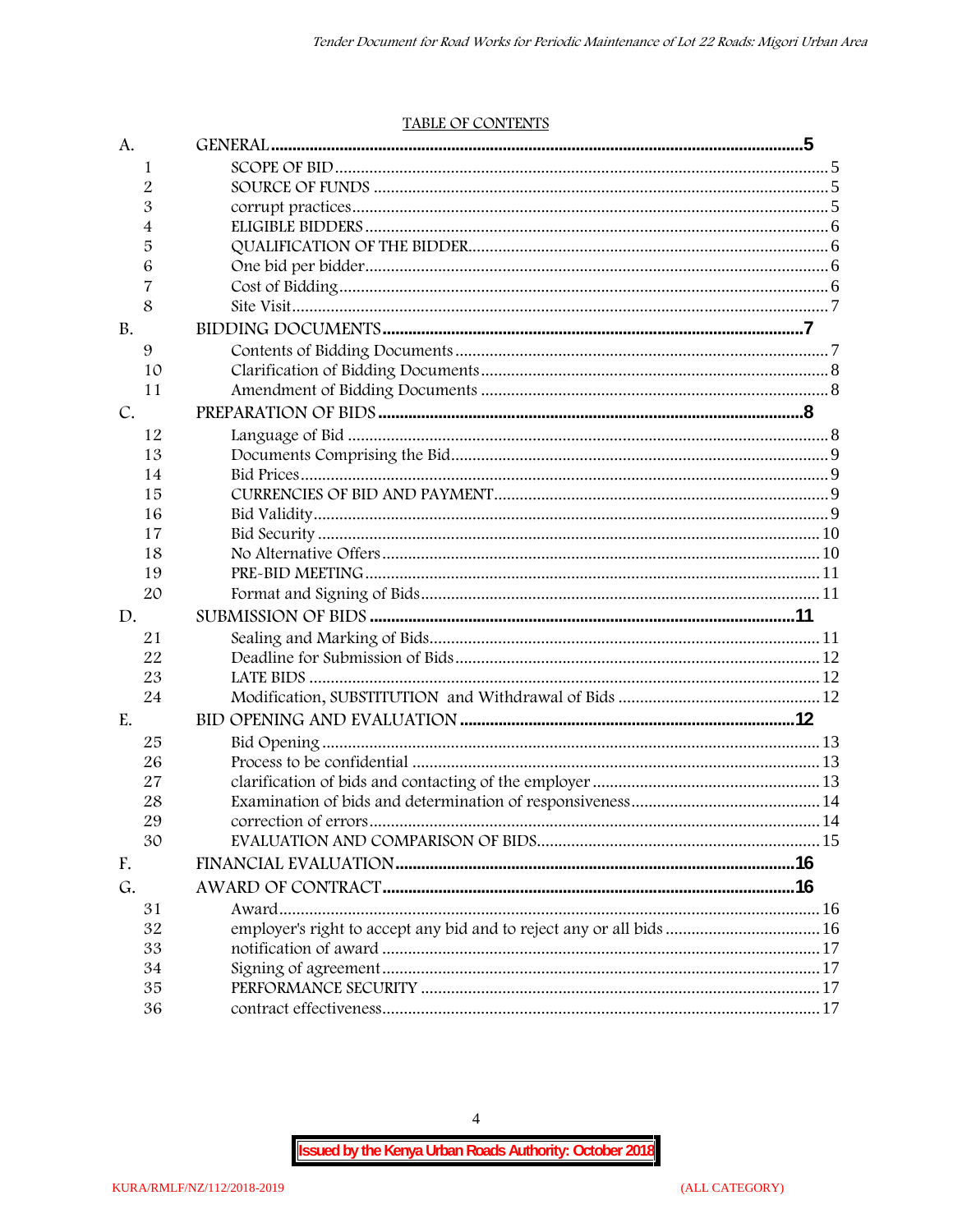TABLE OF CONTENTS

| | | |
|---|---|---|
| A. | **GENERAL** | **5** |
| 1 | SCOPE OF BID | 5 |
| 2 | SOURCE OF FUNDS | 5 |
| 3 | corrupt practices | 5 |
| 4 | ELIGIBLE BIDDERS | 6 |
| 5 | QUALIFICATION OF THE BIDDER | 6 |
| 6 | One bid per bidder | 6 |
| 7 | Cost of Bidding | 6 |
| 8 | Site Visit | 7 |
| B. | **BIDDING DOCUMENTS** | **7** |
| 9 | Contents of Bidding Documents | 7 |
| 10 | Clarification of Bidding Documents | 8 |
| 11 | Amendment of Bidding Documents | 8 |
| C. | **PREPARATION OF BIDS** | **8** |
| 12 | Language of Bid | 8 |
| 13 | Documents Comprising the Bid | 9 |
| 14 | Bid Prices | 9 |
| 15 | CURRENCIES OF BID AND PAYMENT | 9 |
| 16 | Bid Validity | 9 |
| 17 | Bid Security | 10 |
| 18 | No Alternative Offers | 10 |
| 19 | PRE-BID MEETING | 11 |
| 20 | Format and Signing of Bids | 11 |
| D. | **SUBMISSION OF BIDS** | **11** |
| 21 | Sealing and Marking of Bids | 11 |
| 22 | Deadline for Submission of Bids | 12 |
| 23 | LATE BIDS | 12 |
| 24 | Modification, SUBSTITUTION and Withdrawal of Bids | 12 |
| E. | **BID OPENING AND EVALUATION** | **12** |
| 25 | Bid Opening | 13 |
| 26 | Process to be confidential | 13 |
| 27 | clarification of bids and contacting of the employer | 13 |
| 28 | Examination of bids and determination of responsiveness | 14 |
| 29 | correction of errors | 14 |
| 30 | EVALUATION AND COMPARISON OF BIDS | 15 |
| F. | **FINANCIAL EVALUATION** | **16** |
| G. | **AWARD OF CONTRACT** | **16** |
| 31 | Award | 16 |
| 32 | employer's right to accept any bid and to reject any or all bids | 16 |
| 33 | notification of award | 17 |
| 34 | Signing of agreement | 17 |
| 35 | PERFORMANCE SECURITY | 17 |
| 36 | contract effectiveness | 17 |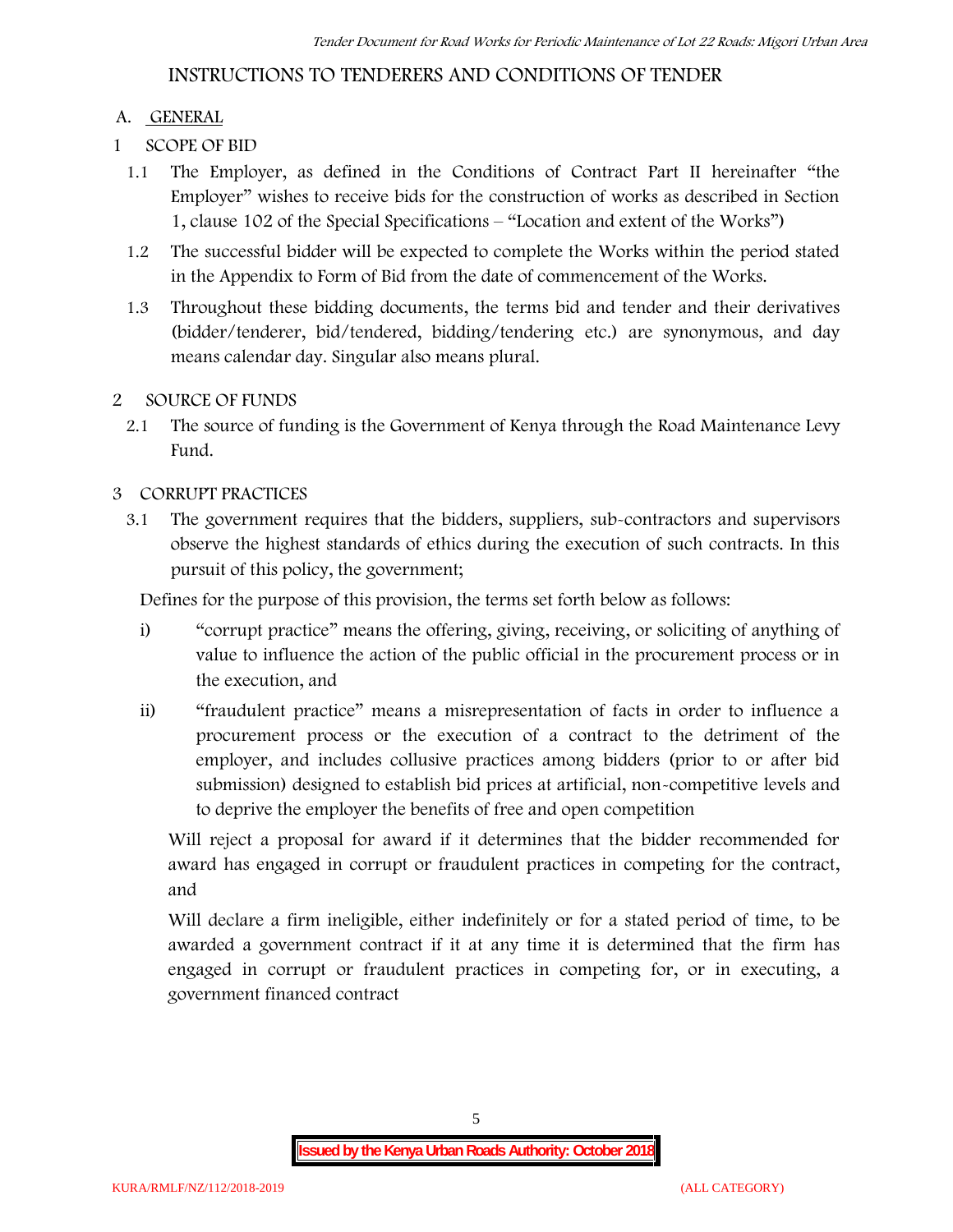# INSTRUCTIONS TO TENDERERS AND CONDITIONS OF TENDER

## A. GENERAL

### 1 SCOPE OF BID

1.1 The Employer, as defined in the Conditions of Contract Part II hereinafter "the Employer" wishes to receive bids for the construction of works as described in Section 1, clause 102 of the Special Specifications – "Location and extent of the Works")

1.2 The successful bidder will be expected to complete the Works within the period stated in the Appendix to Form of Bid from the date of commencement of the Works.

1.3 Throughout these bidding documents, the terms bid and tender and their derivatives (bidder/tenderer, bid/tendered, bidding/tendering etc.) are synonymous, and day means calendar day. Singular also means plural.

### 2 SOURCE OF FUNDS

2.1 The source of funding is the Government of Kenya through the Road Maintenance Levy Fund.

### 3 CORRUPT PRACTICES

3.1 The government requires that the bidders, suppliers, sub-contractors and supervisors observe the highest standards of ethics during the execution of such contracts. In this pursuit of this policy, the government;

Defines for the purpose of this provision, the terms set forth below as follows:

i) "corrupt practice" means the offering, giving, receiving, or soliciting of anything of value to influence the action of the public official in the procurement process or in the execution, and

ii) "fraudulent practice" means a misrepresentation of facts in order to influence a procurement process or the execution of a contract to the detriment of the employer, and includes collusive practices among bidders (prior to or after bid submission) designed to establish bid prices at artificial, non-competitive levels and to deprive the employer the benefits of free and open competition

Will reject a proposal for award if it determines that the bidder recommended for award has engaged in corrupt or fraudulent practices in competing for the contract, and

Will declare a firm ineligible, either indefinitely or for a stated period of time, to be awarded a government contract if it at any time it is determined that the firm has engaged in corrupt or fraudulent practices in competing for, or in executing, a government financed contract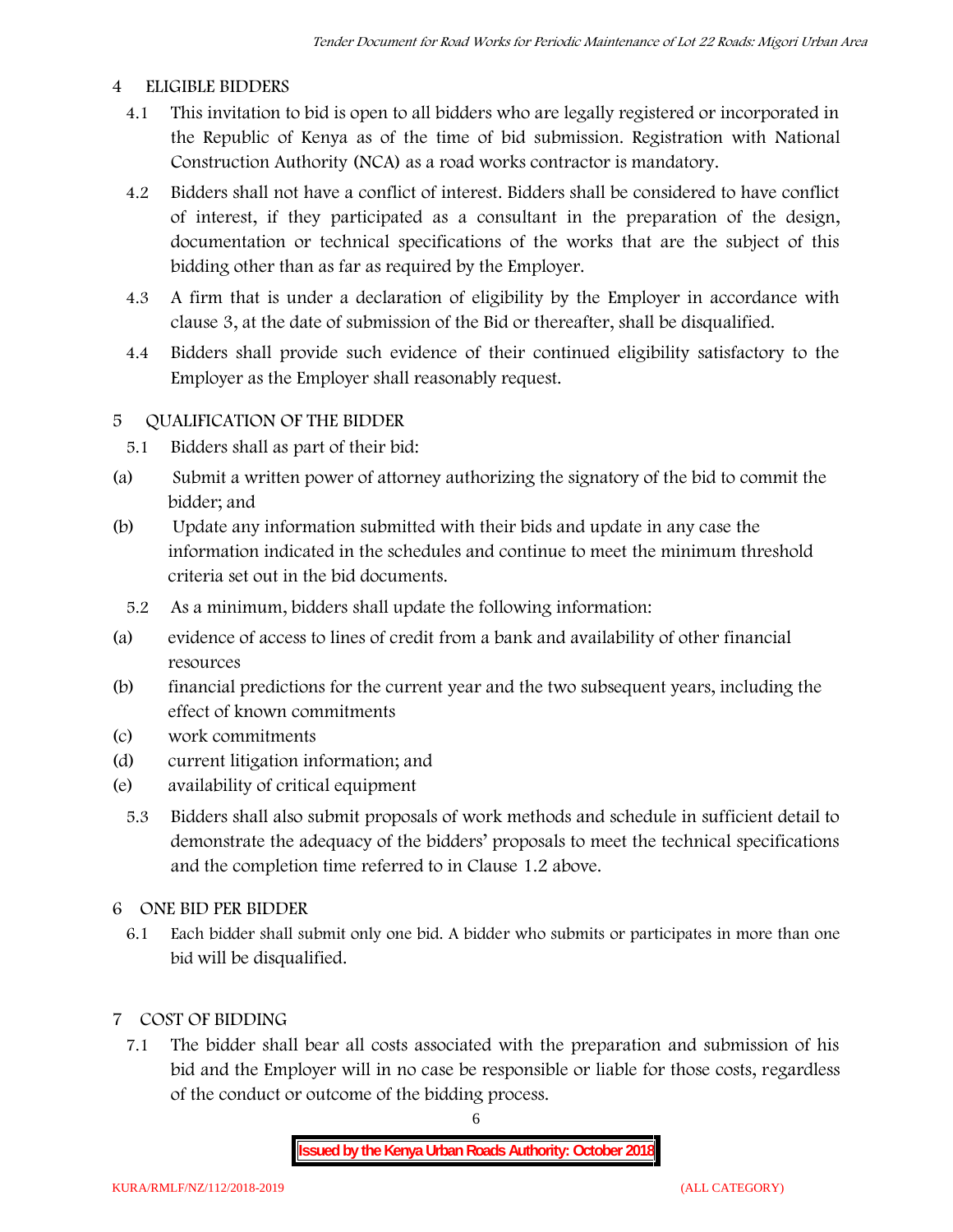## 4 ELIGIBLE BIDDERS

4.1 This invitation to bid is open to all bidders who are legally registered or incorporated in the Republic of Kenya as of the time of bid submission. Registration with National Construction Authority (NCA) as a road works contractor is mandatory.

4.2 Bidders shall not have a conflict of interest. Bidders shall be considered to have conflict of interest, if they participated as a consultant in the preparation of the design, documentation or technical specifications of the works that are the subject of this bidding other than as far as required by the Employer.

4.3 A firm that is under a declaration of eligibility by the Employer in accordance with clause 3, at the date of submission of the Bid or thereafter, shall be disqualified.

4.4 Bidders shall provide such evidence of their continued eligibility satisfactory to the Employer as the Employer shall reasonably request.

## 5 QUALIFICATION OF THE BIDDER

5.1 Bidders shall as part of their bid:

(a) Submit a written power of attorney authorizing the signatory of the bid to commit the bidder; and

(b) Update any information submitted with their bids and update in any case the information indicated in the schedules and continue to meet the minimum threshold criteria set out in the bid documents.

5.2 As a minimum, bidders shall update the following information:

(a) evidence of access to lines of credit from a bank and availability of other financial resources

(b) financial predictions for the current year and the two subsequent years, including the effect of known commitments

(c) work commitments

(d) current litigation information; and

(e) availability of critical equipment

5.3 Bidders shall also submit proposals of work methods and schedule in sufficient detail to demonstrate the adequacy of the bidders' proposals to meet the technical specifications and the completion time referred to in Clause 1.2 above.

## 6 ONE BID PER BIDDER

6.1 Each bidder shall submit only one bid. A bidder who submits or participates in more than one bid will be disqualified.

## 7 COST OF BIDDING

7.1 The bidder shall bear all costs associated with the preparation and submission of his bid and the Employer will in no case be responsible or liable for those costs, regardless of the conduct or outcome of the bidding process.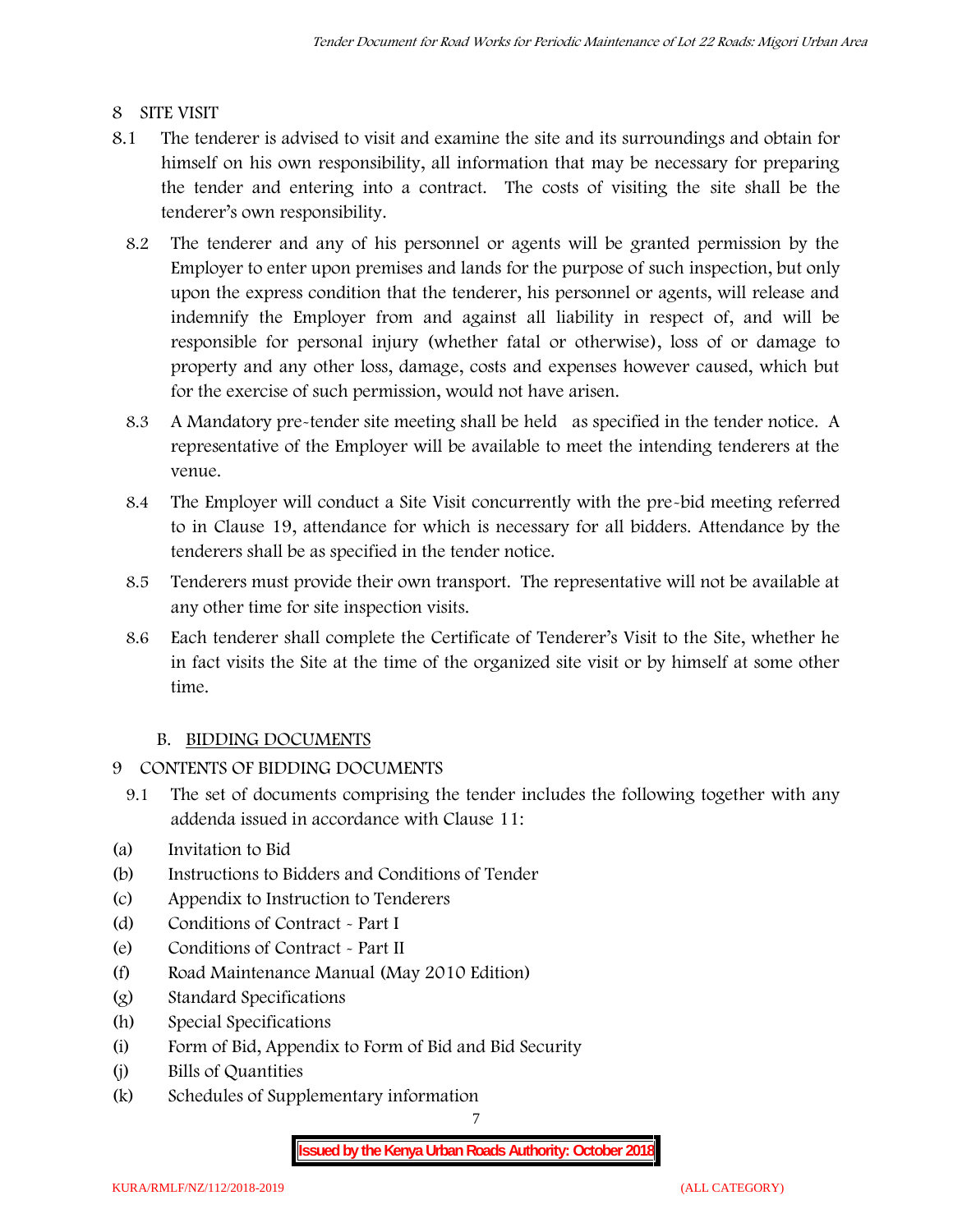## 8 SITE VISIT

8.1 The tenderer is advised to visit and examine the site and its surroundings and obtain for himself on his own responsibility, all information that may be necessary for preparing the tender and entering into a contract. The costs of visiting the site shall be the tenderer's own responsibility.

8.2 The tenderer and any of his personnel or agents will be granted permission by the Employer to enter upon premises and lands for the purpose of such inspection, but only upon the express condition that the tenderer, his personnel or agents, will release and indemnify the Employer from and against all liability in respect of, and will be responsible for personal injury (whether fatal or otherwise), loss of or damage to property and any other loss, damage, costs and expenses however caused, which but for the exercise of such permission, would not have arisen.

8.3 A Mandatory pre-tender site meeting shall be held as specified in the tender notice. A representative of the Employer will be available to meet the intending tenderers at the venue.

8.4 The Employer will conduct a Site Visit concurrently with the pre-bid meeting referred to in Clause 19, attendance for which is necessary for all bidders. Attendance by the tenderers shall be as specified in the tender notice.

8.5 Tenderers must provide their own transport. The representative will not be available at any other time for site inspection visits.

8.6 Each tenderer shall complete the Certificate of Tenderer's Visit to the Site, whether he in fact visits the Site at the time of the organized site visit or by himself at some other time.

### B. BIDDING DOCUMENTS

## 9 CONTENTS OF BIDDING DOCUMENTS

9.1 The set of documents comprising the tender includes the following together with any addenda issued in accordance with Clause 11:

(a) Invitation to Bid
(b) Instructions to Bidders and Conditions of Tender
(c) Appendix to Instruction to Tenderers
(d) Conditions of Contract - Part I
(e) Conditions of Contract - Part II
(f) Road Maintenance Manual (May 2010 Edition)
(g) Standard Specifications
(h) Special Specifications
(i) Form of Bid, Appendix to Form of Bid and Bid Security
(j) Bills of Quantities
(k) Schedules of Supplementary information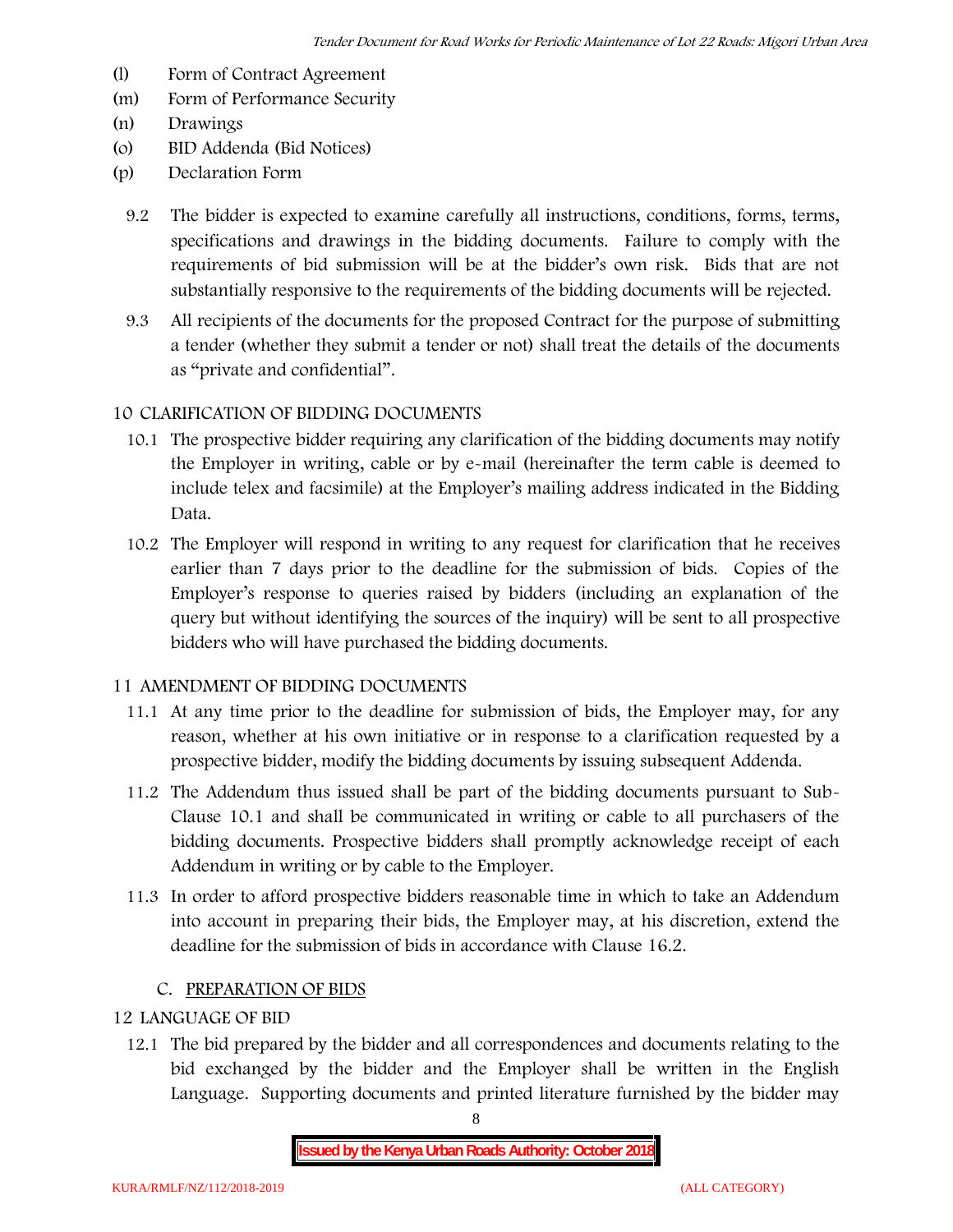(l) Form of Contract Agreement
(m) Form of Performance Security
(n) Drawings
(o) BID Addenda (Bid Notices)
(p) Declaration Form

9.2 The bidder is expected to examine carefully all instructions, conditions, forms, terms, specifications and drawings in the bidding documents. Failure to comply with the requirements of bid submission will be at the bidder's own risk. Bids that are not substantially responsive to the requirements of the bidding documents will be rejected.

9.3 All recipients of the documents for the proposed Contract for the purpose of submitting a tender (whether they submit a tender or not) shall treat the details of the documents as "private and confidential".

## 10 CLARIFICATION OF BIDDING DOCUMENTS

10.1 The prospective bidder requiring any clarification of the bidding documents may notify the Employer in writing, cable or by e-mail (hereinafter the term cable is deemed to include telex and facsimile) at the Employer's mailing address indicated in the Bidding Data.

10.2 The Employer will respond in writing to any request for clarification that he receives earlier than 7 days prior to the deadline for the submission of bids. Copies of the Employer's response to queries raised by bidders (including an explanation of the query but without identifying the sources of the inquiry) will be sent to all prospective bidders who will have purchased the bidding documents.

## 11 AMENDMENT OF BIDDING DOCUMENTS

11.1 At any time prior to the deadline for submission of bids, the Employer may, for any reason, whether at his own initiative or in response to a clarification requested by a prospective bidder, modify the bidding documents by issuing subsequent Addenda.

11.2 The Addendum thus issued shall be part of the bidding documents pursuant to Sub-Clause 10.1 and shall be communicated in writing or cable to all purchasers of the bidding documents. Prospective bidders shall promptly acknowledge receipt of each Addendum in writing or by cable to the Employer.

11.3 In order to afford prospective bidders reasonable time in which to take an Addendum into account in preparing their bids, the Employer may, at his discretion, extend the deadline for the submission of bids in accordance with Clause 16.2.

## C. PREPARATION OF BIDS

## 12 LANGUAGE OF BID

12.1 The bid prepared by the bidder and all correspondences and documents relating to the bid exchanged by the bidder and the Employer shall be written in the English Language. Supporting documents and printed literature furnished by the bidder may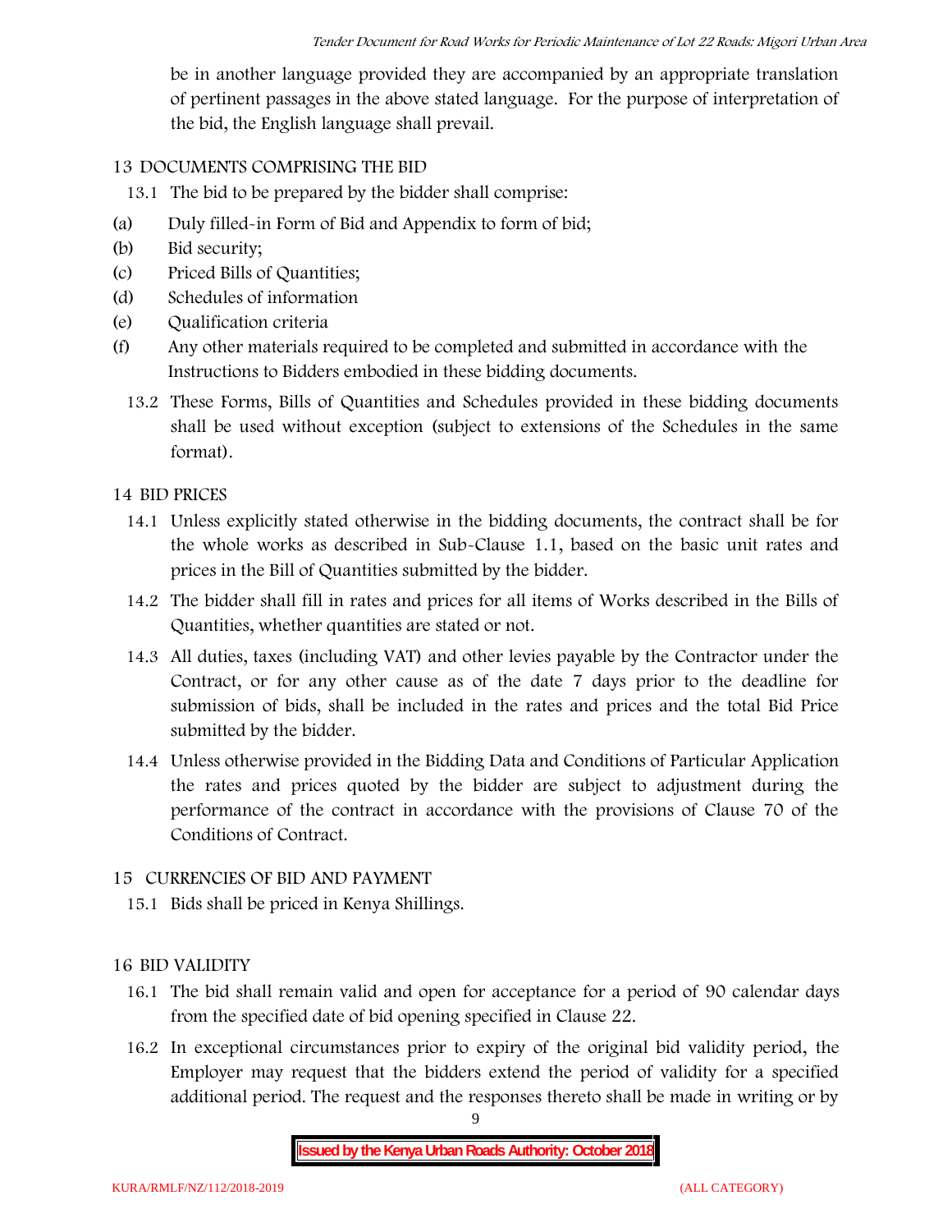be in another language provided they are accompanied by an appropriate translation of pertinent passages in the above stated language. For the purpose of interpretation of the bid, the English language shall prevail.

## 13 DOCUMENTS COMPRISING THE BID

13.1 The bid to be prepared by the bidder shall comprise:

(a) Duly filled-in Form of Bid and Appendix to form of bid;

(b) Bid security;

(c) Priced Bills of Quantities;

(d) Schedules of information

(e) Qualification criteria

(f) Any other materials required to be completed and submitted in accordance with the Instructions to Bidders embodied in these bidding documents.

13.2 These Forms, Bills of Quantities and Schedules provided in these bidding documents shall be used without exception (subject to extensions of the Schedules in the same format).

## 14 BID PRICES

14.1 Unless explicitly stated otherwise in the bidding documents, the contract shall be for the whole works as described in Sub-Clause 1.1, based on the basic unit rates and prices in the Bill of Quantities submitted by the bidder.

14.2 The bidder shall fill in rates and prices for all items of Works described in the Bills of Quantities, whether quantities are stated or not.

14.3 All duties, taxes (including VAT) and other levies payable by the Contractor under the Contract, or for any other cause as of the date 7 days prior to the deadline for submission of bids, shall be included in the rates and prices and the total Bid Price submitted by the bidder.

14.4 Unless otherwise provided in the Bidding Data and Conditions of Particular Application the rates and prices quoted by the bidder are subject to adjustment during the performance of the contract in accordance with the provisions of Clause 70 of the Conditions of Contract.

## 15 CURRENCIES OF BID AND PAYMENT

15.1 Bids shall be priced in Kenya Shillings.

## 16 BID VALIDITY

16.1 The bid shall remain valid and open for acceptance for a period of 90 calendar days from the specified date of bid opening specified in Clause 22.

16.2 In exceptional circumstances prior to expiry of the original bid validity period, the Employer may request that the bidders extend the period of validity for a specified additional period. The request and the responses thereto shall be made in writing or by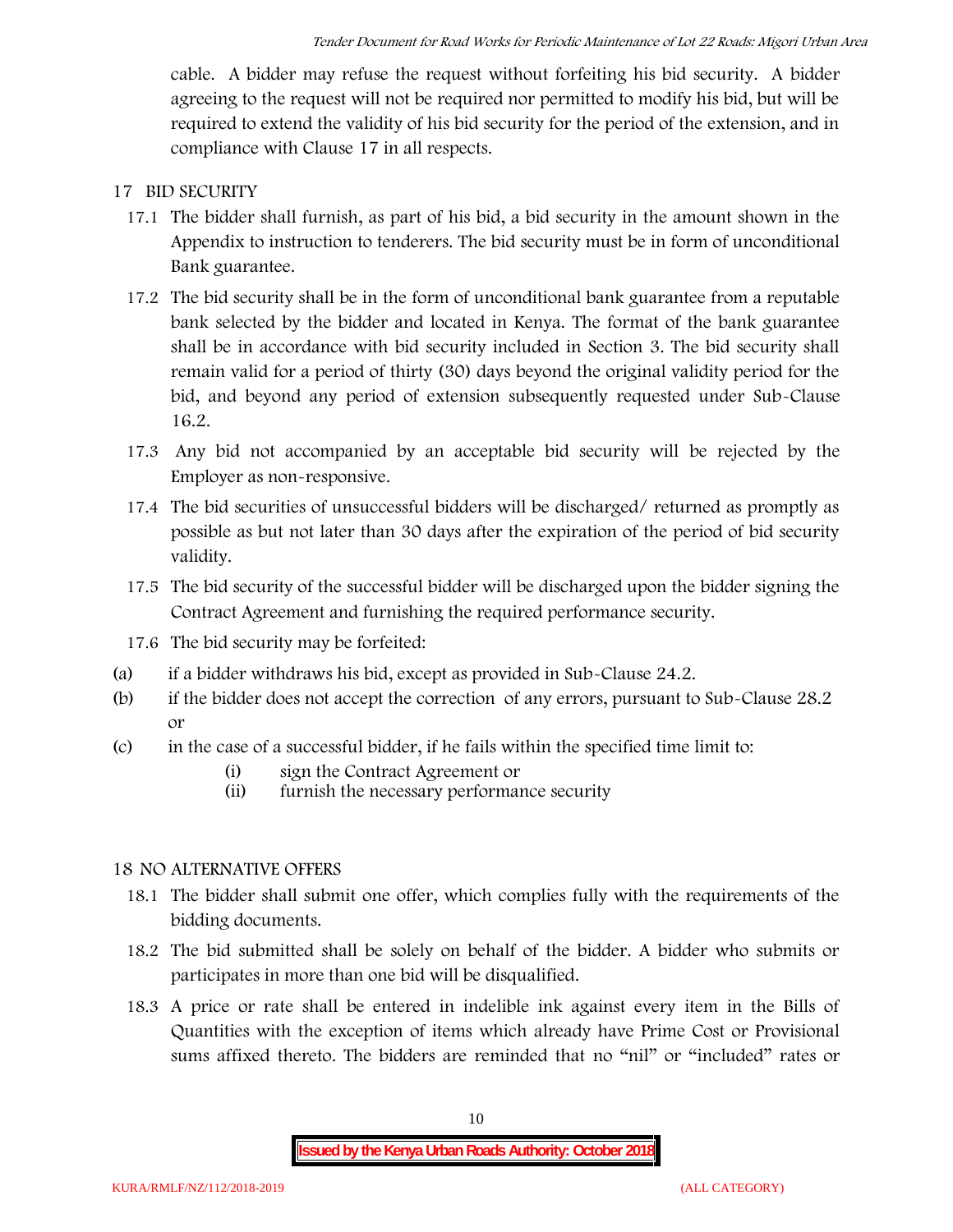cable. A bidder may refuse the request without forfeiting his bid security. A bidder agreeing to the request will not be required nor permitted to modify his bid, but will be required to extend the validity of his bid security for the period of the extension, and in compliance with Clause 17 in all respects.

17 BID SECURITY

17.1 The bidder shall furnish, as part of his bid, a bid security in the amount shown in the Appendix to instruction to tenderers. The bid security must be in form of unconditional Bank guarantee.

17.2 The bid security shall be in the form of unconditional bank guarantee from a reputable bank selected by the bidder and located in Kenya. The format of the bank guarantee shall be in accordance with bid security included in Section 3. The bid security shall remain valid for a period of thirty (30) days beyond the original validity period for the bid, and beyond any period of extension subsequently requested under Sub-Clause 16.2.

17.3 Any bid not accompanied by an acceptable bid security will be rejected by the Employer as non-responsive.

17.4 The bid securities of unsuccessful bidders will be discharged/ returned as promptly as possible as but not later than 30 days after the expiration of the period of bid security validity.

17.5 The bid security of the successful bidder will be discharged upon the bidder signing the Contract Agreement and furnishing the required performance security.

17.6 The bid security may be forfeited:

(a) if a bidder withdraws his bid, except as provided in Sub-Clause 24.2.

(b) if the bidder does not accept the correction of any errors, pursuant to Sub-Clause 28.2 or

(c) in the case of a successful bidder, if he fails within the specified time limit to:

  (i) sign the Contract Agreement or
  (ii) furnish the necessary performance security

18 NO ALTERNATIVE OFFERS

18.1 The bidder shall submit one offer, which complies fully with the requirements of the bidding documents.

18.2 The bid submitted shall be solely on behalf of the bidder. A bidder who submits or participates in more than one bid will be disqualified.

18.3 A price or rate shall be entered in indelible ink against every item in the Bills of Quantities with the exception of items which already have Prime Cost or Provisional sums affixed thereto. The bidders are reminded that no "nil" or "included" rates or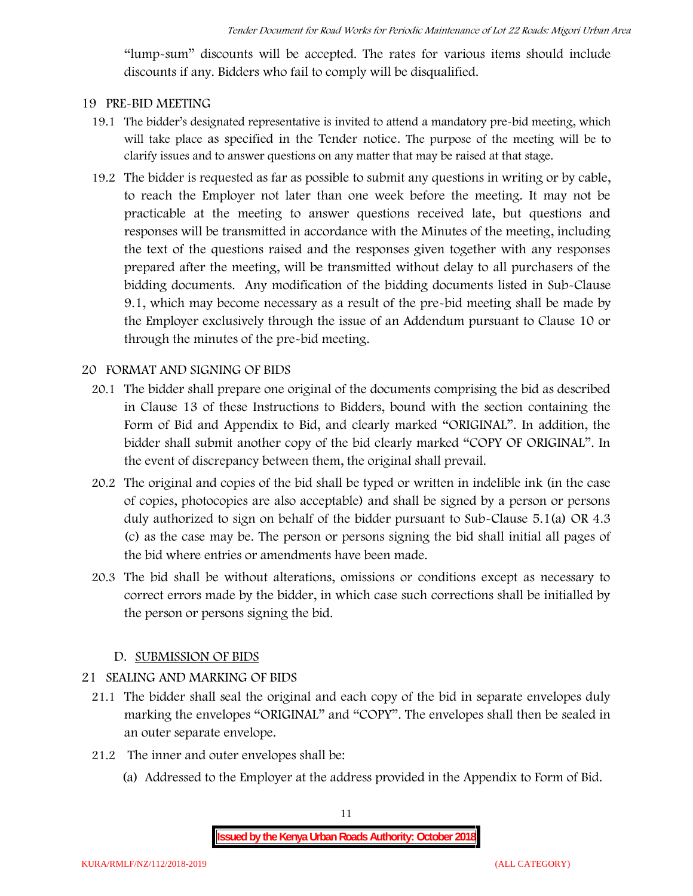"lump-sum" discounts will be accepted. The rates for various items should include discounts if any. Bidders who fail to comply will be disqualified.

## 19 PRE-BID MEETING

19.1 The bidder's designated representative is invited to attend a mandatory pre-bid meeting, which will take place as specified in the Tender notice. The purpose of the meeting will be to clarify issues and to answer questions on any matter that may be raised at that stage.

19.2 The bidder is requested as far as possible to submit any questions in writing or by cable, to reach the Employer not later than one week before the meeting. It may not be practicable at the meeting to answer questions received late, but questions and responses will be transmitted in accordance with the Minutes of the meeting, including the text of the questions raised and the responses given together with any responses prepared after the meeting, will be transmitted without delay to all purchasers of the bidding documents. Any modification of the bidding documents listed in Sub-Clause 9.1, which may become necessary as a result of the pre-bid meeting shall be made by the Employer exclusively through the issue of an Addendum pursuant to Clause 10 or through the minutes of the pre-bid meeting.

## 20 FORMAT AND SIGNING OF BIDS

20.1 The bidder shall prepare one original of the documents comprising the bid as described in Clause 13 of these Instructions to Bidders, bound with the section containing the Form of Bid and Appendix to Bid, and clearly marked "ORIGINAL". In addition, the bidder shall submit another copy of the bid clearly marked "COPY OF ORIGINAL". In the event of discrepancy between them, the original shall prevail.

20.2 The original and copies of the bid shall be typed or written in indelible ink (in the case of copies, photocopies are also acceptable) and shall be signed by a person or persons duly authorized to sign on behalf of the bidder pursuant to Sub-Clause 5.1(a) OR 4.3 (c) as the case may be. The person or persons signing the bid shall initial all pages of the bid where entries or amendments have been made.

20.3 The bid shall be without alterations, omissions or conditions except as necessary to correct errors made by the bidder, in which case such corrections shall be initialled by the person or persons signing the bid.

# D. SUBMISSION OF BIDS

## 21 SEALING AND MARKING OF BIDS

21.1 The bidder shall seal the original and each copy of the bid in separate envelopes duly marking the envelopes "ORIGINAL" and "COPY". The envelopes shall then be sealed in an outer separate envelope.

21.2 The inner and outer envelopes shall be:

(a) Addressed to the Employer at the address provided in the Appendix to Form of Bid.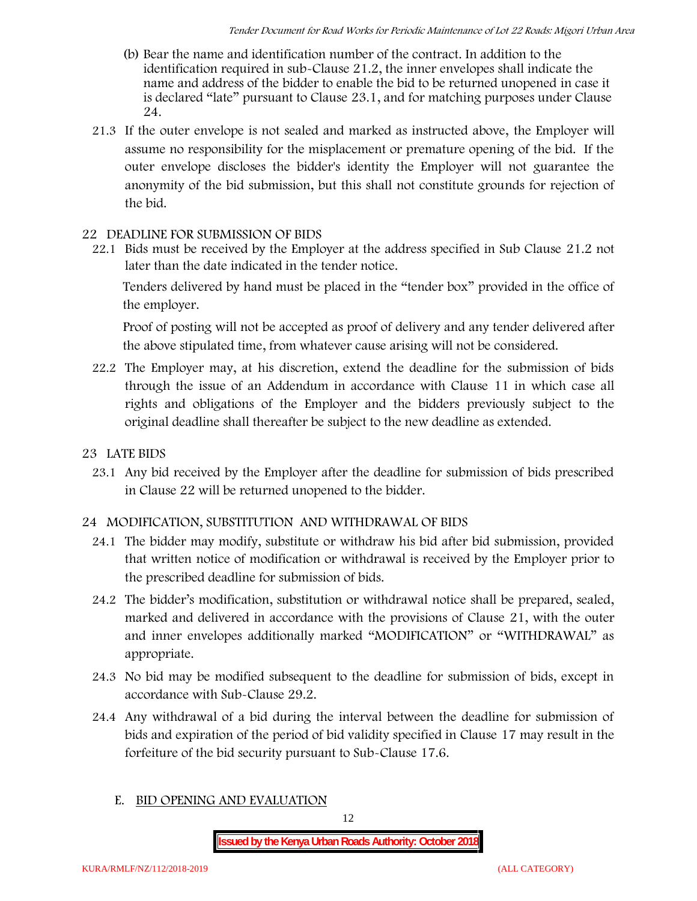(b) Bear the name and identification number of the contract. In addition to the identification required in sub-Clause 21.2, the inner envelopes shall indicate the name and address of the bidder to enable the bid to be returned unopened in case it is declared "late" pursuant to Clause 23.1, and for matching purposes under Clause 24.

21.3 If the outer envelope is not sealed and marked as instructed above, the Employer will assume no responsibility for the misplacement or premature opening of the bid. If the outer envelope discloses the bidder's identity the Employer will not guarantee the anonymity of the bid submission, but this shall not constitute grounds for rejection of the bid.

## 22 DEADLINE FOR SUBMISSION OF BIDS

22.1 Bids must be received by the Employer at the address specified in Sub Clause 21.2 not later than the date indicated in the tender notice.

Tenders delivered by hand must be placed in the "tender box" provided in the office of the employer.

Proof of posting will not be accepted as proof of delivery and any tender delivered after the above stipulated time, from whatever cause arising will not be considered.

22.2 The Employer may, at his discretion, extend the deadline for the submission of bids through the issue of an Addendum in accordance with Clause 11 in which case all rights and obligations of the Employer and the bidders previously subject to the original deadline shall thereafter be subject to the new deadline as extended.

## 23 LATE BIDS

23.1 Any bid received by the Employer after the deadline for submission of bids prescribed in Clause 22 will be returned unopened to the bidder.

## 24 MODIFICATION, SUBSTITUTION AND WITHDRAWAL OF BIDS

24.1 The bidder may modify, substitute or withdraw his bid after bid submission, provided that written notice of modification or withdrawal is received by the Employer prior to the prescribed deadline for submission of bids.

24.2 The bidder's modification, substitution or withdrawal notice shall be prepared, sealed, marked and delivered in accordance with the provisions of Clause 21, with the outer and inner envelopes additionally marked "MODIFICATION" or "WITHDRAWAL" as appropriate.

24.3 No bid may be modified subsequent to the deadline for submission of bids, except in accordance with Sub-Clause 29.2.

24.4 Any withdrawal of a bid during the interval between the deadline for submission of bids and expiration of the period of bid validity specified in Clause 17 may result in the forfeiture of the bid security pursuant to Sub-Clause 17.6.

## E. BID OPENING AND EVALUATION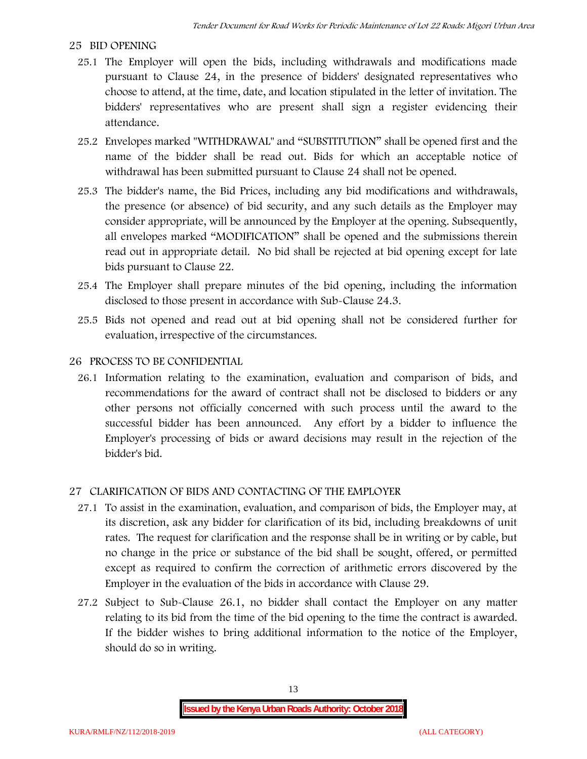## 25 BID OPENING

25.1 The Employer will open the bids, including withdrawals and modifications made pursuant to Clause 24, in the presence of bidders' designated representatives who choose to attend, at the time, date, and location stipulated in the letter of invitation. The bidders' representatives who are present shall sign a register evidencing their attendance.

25.2 Envelopes marked "WITHDRAWAL" and "SUBSTITUTION" shall be opened first and the name of the bidder shall be read out. Bids for which an acceptable notice of withdrawal has been submitted pursuant to Clause 24 shall not be opened.

25.3 The bidder's name, the Bid Prices, including any bid modifications and withdrawals, the presence (or absence) of bid security, and any such details as the Employer may consider appropriate, will be announced by the Employer at the opening. Subsequently, all envelopes marked "MODIFICATION" shall be opened and the submissions therein read out in appropriate detail. No bid shall be rejected at bid opening except for late bids pursuant to Clause 22.

25.4 The Employer shall prepare minutes of the bid opening, including the information disclosed to those present in accordance with Sub-Clause 24.3.

25.5 Bids not opened and read out at bid opening shall not be considered further for evaluation, irrespective of the circumstances.

## 26 PROCESS TO BE CONFIDENTIAL

26.1 Information relating to the examination, evaluation and comparison of bids, and recommendations for the award of contract shall not be disclosed to bidders or any other persons not officially concerned with such process until the award to the successful bidder has been announced. Any effort by a bidder to influence the Employer's processing of bids or award decisions may result in the rejection of the bidder's bid.

## 27 CLARIFICATION OF BIDS AND CONTACTING OF THE EMPLOYER

27.1 To assist in the examination, evaluation, and comparison of bids, the Employer may, at its discretion, ask any bidder for clarification of its bid, including breakdowns of unit rates. The request for clarification and the response shall be in writing or by cable, but no change in the price or substance of the bid shall be sought, offered, or permitted except as required to confirm the correction of arithmetic errors discovered by the Employer in the evaluation of the bids in accordance with Clause 29.

27.2 Subject to Sub-Clause 26.1, no bidder shall contact the Employer on any matter relating to its bid from the time of the bid opening to the time the contract is awarded. If the bidder wishes to bring additional information to the notice of the Employer, should do so in writing.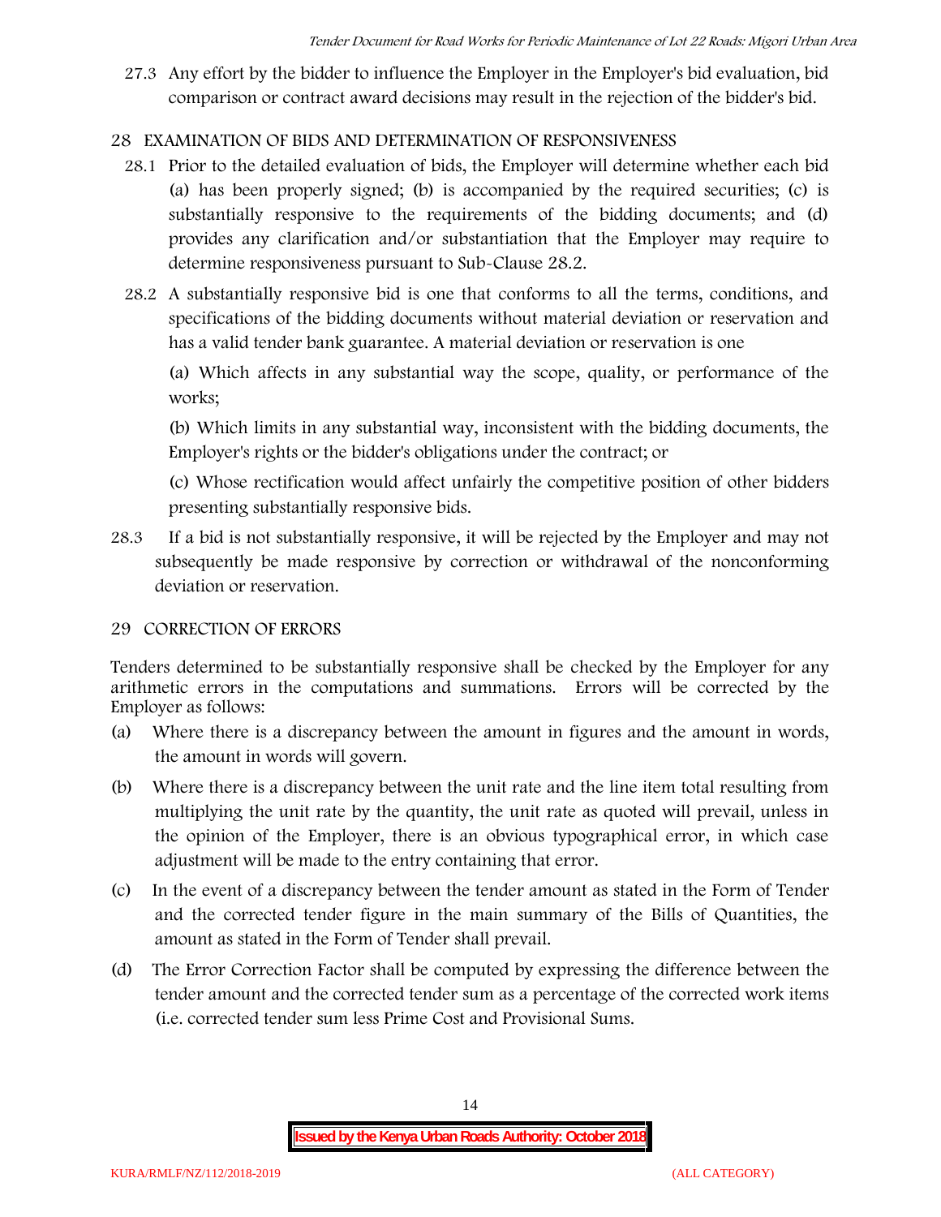27.3 Any effort by the bidder to influence the Employer in the Employer's bid evaluation, bid comparison or contract award decisions may result in the rejection of the bidder's bid.

## 28 EXAMINATION OF BIDS AND DETERMINATION OF RESPONSIVENESS

28.1 Prior to the detailed evaluation of bids, the Employer will determine whether each bid (a) has been properly signed; (b) is accompanied by the required securities; (c) is substantially responsive to the requirements of the bidding documents; and (d) provides any clarification and/or substantiation that the Employer may require to determine responsiveness pursuant to Sub-Clause 28.2.

28.2 A substantially responsive bid is one that conforms to all the terms, conditions, and specifications of the bidding documents without material deviation or reservation and has a valid tender bank guarantee. A material deviation or reservation is one

(a) Which affects in any substantial way the scope, quality, or performance of the works;

(b) Which limits in any substantial way, inconsistent with the bidding documents, the Employer's rights or the bidder's obligations under the contract; or

(c) Whose rectification would affect unfairly the competitive position of other bidders presenting substantially responsive bids.

28.3 If a bid is not substantially responsive, it will be rejected by the Employer and may not subsequently be made responsive by correction or withdrawal of the nonconforming deviation or reservation.

## 29 CORRECTION OF ERRORS

Tenders determined to be substantially responsive shall be checked by the Employer for any arithmetic errors in the computations and summations. Errors will be corrected by the Employer as follows:

(a) Where there is a discrepancy between the amount in figures and the amount in words, the amount in words will govern.

(b) Where there is a discrepancy between the unit rate and the line item total resulting from multiplying the unit rate by the quantity, the unit rate as quoted will prevail, unless in the opinion of the Employer, there is an obvious typographical error, in which case adjustment will be made to the entry containing that error.

(c) In the event of a discrepancy between the tender amount as stated in the Form of Tender and the corrected tender figure in the main summary of the Bills of Quantities, the amount as stated in the Form of Tender shall prevail.

(d) The Error Correction Factor shall be computed by expressing the difference between the tender amount and the corrected tender sum as a percentage of the corrected work items (i.e. corrected tender sum less Prime Cost and Provisional Sums.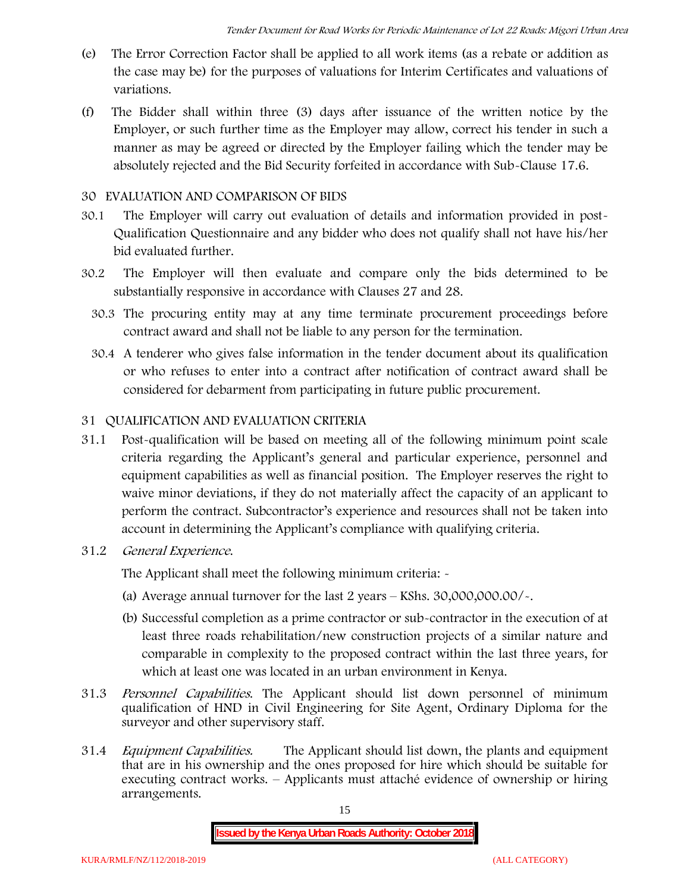(e) The Error Correction Factor shall be applied to all work items (as a rebate or addition as the case may be) for the purposes of valuations for Interim Certificates and valuations of variations.

(f) The Bidder shall within three (3) days after issuance of the written notice by the Employer, or such further time as the Employer may allow, correct his tender in such a manner as may be agreed or directed by the Employer failing which the tender may be absolutely rejected and the Bid Security forfeited in accordance with Sub-Clause 17.6.

## 30 EVALUATION AND COMPARISON OF BIDS

30.1 The Employer will carry out evaluation of details and information provided in post-Qualification Questionnaire and any bidder who does not qualify shall not have his/her bid evaluated further.

30.2 The Employer will then evaluate and compare only the bids determined to be substantially responsive in accordance with Clauses 27 and 28.

30.3 The procuring entity may at any time terminate procurement proceedings before contract award and shall not be liable to any person for the termination.

30.4 A tenderer who gives false information in the tender document about its qualification or who refuses to enter into a contract after notification of contract award shall be considered for debarment from participating in future public procurement.

## 31 QUALIFICATION AND EVALUATION CRITERIA

31.1 Post-qualification will be based on meeting all of the following minimum point scale criteria regarding the Applicant's general and particular experience, personnel and equipment capabilities as well as financial position. The Employer reserves the right to waive minor deviations, if they do not materially affect the capacity of an applicant to perform the contract. Subcontractor's experience and resources shall not be taken into account in determining the Applicant's compliance with qualifying criteria.

31.2 *General Experience.*

The Applicant shall meet the following minimum criteria: -

(a) Average annual turnover for the last 2 years – KShs. 30,000,000.00/-.

(b) Successful completion as a prime contractor or sub-contractor in the execution of at least three roads rehabilitation/new construction projects of a similar nature and comparable in complexity to the proposed contract within the last three years, for which at least one was located in an urban environment in Kenya.

31.3 *Personnel Capabilities.* The Applicant should list down personnel of minimum qualification of HND in Civil Engineering for Site Agent, Ordinary Diploma for the surveyor and other supervisory staff.

31.4 *Equipment Capabilities.* The Applicant should list down, the plants and equipment that are in his ownership and the ones proposed for hire which should be suitable for executing contract works. – Applicants must attaché evidence of ownership or hiring arrangements.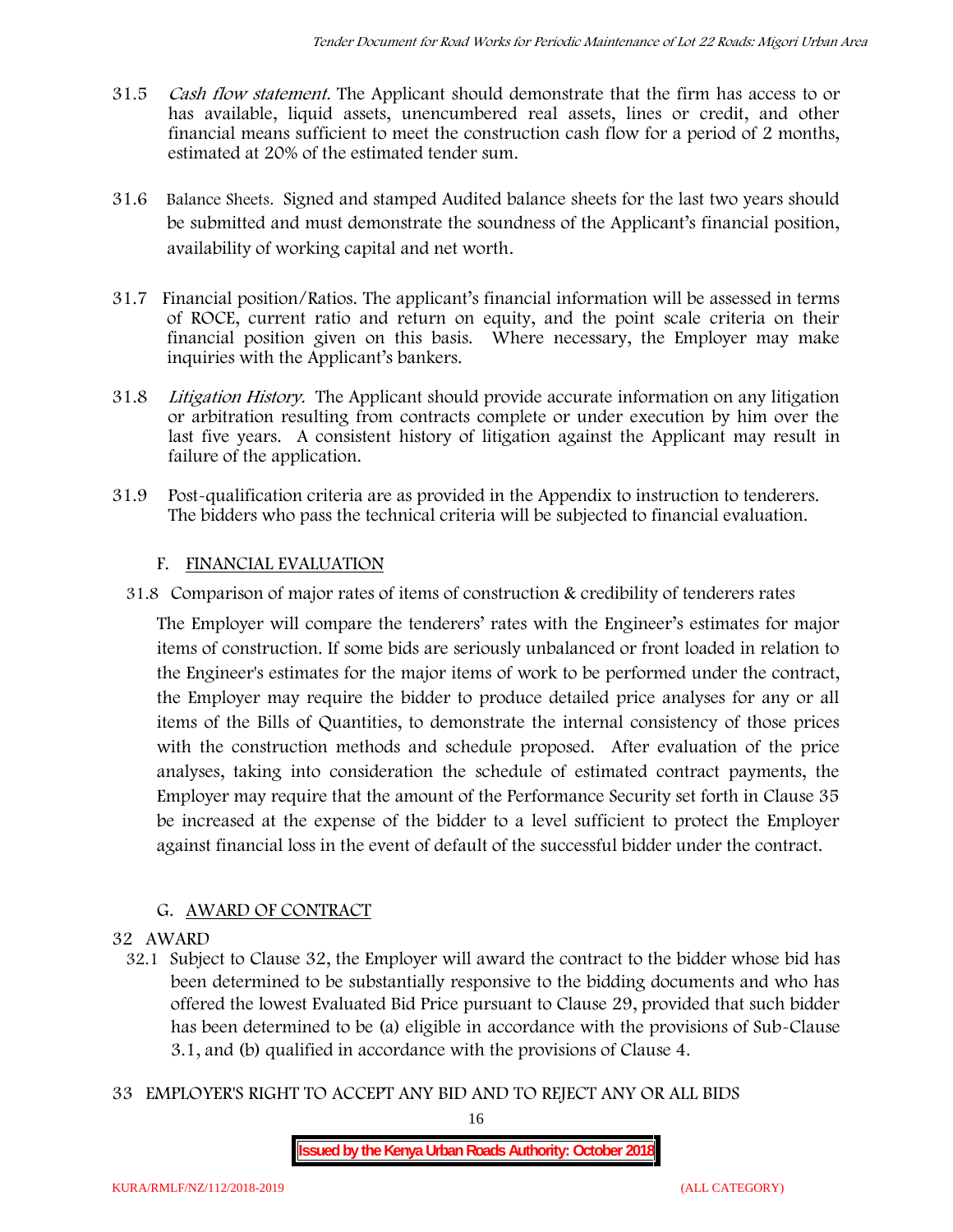31.5 *Cash flow statement.* The Applicant should demonstrate that the firm has access to or has available, liquid assets, unencumbered real assets, lines or credit, and other financial means sufficient to meet the construction cash flow for a period of 2 months, estimated at 20% of the estimated tender sum.

31.6 Balance Sheets. Signed and stamped Audited balance sheets for the last two years should be submitted and must demonstrate the soundness of the Applicant's financial position, availability of working capital and net worth.

31.7 Financial position/Ratios. The applicant's financial information will be assessed in terms of ROCE, current ratio and return on equity, and the point scale criteria on their financial position given on this basis. Where necessary, the Employer may make inquiries with the Applicant's bankers.

31.8 *Litigation History.* The Applicant should provide accurate information on any litigation or arbitration resulting from contracts complete or under execution by him over the last five years. A consistent history of litigation against the Applicant may result in failure of the application.

31.9 Post-qualification criteria are as provided in the Appendix to instruction to tenderers. The bidders who pass the technical criteria will be subjected to financial evaluation.

## F. FINANCIAL EVALUATION

31.8 Comparison of major rates of items of construction & credibility of tenderers rates

The Employer will compare the tenderers' rates with the Engineer's estimates for major items of construction. If some bids are seriously unbalanced or front loaded in relation to the Engineer's estimates for the major items of work to be performed under the contract, the Employer may require the bidder to produce detailed price analyses for any or all items of the Bills of Quantities, to demonstrate the internal consistency of those prices with the construction methods and schedule proposed. After evaluation of the price analyses, taking into consideration the schedule of estimated contract payments, the Employer may require that the amount of the Performance Security set forth in Clause 35 be increased at the expense of the bidder to a level sufficient to protect the Employer against financial loss in the event of default of the successful bidder under the contract.

## G. AWARD OF CONTRACT

32 AWARD

32.1 Subject to Clause 32, the Employer will award the contract to the bidder whose bid has been determined to be substantially responsive to the bidding documents and who has offered the lowest Evaluated Bid Price pursuant to Clause 29, provided that such bidder has been determined to be (a) eligible in accordance with the provisions of Sub-Clause 3.1, and (b) qualified in accordance with the provisions of Clause 4.

33 EMPLOYER'S RIGHT TO ACCEPT ANY BID AND TO REJECT ANY OR ALL BIDS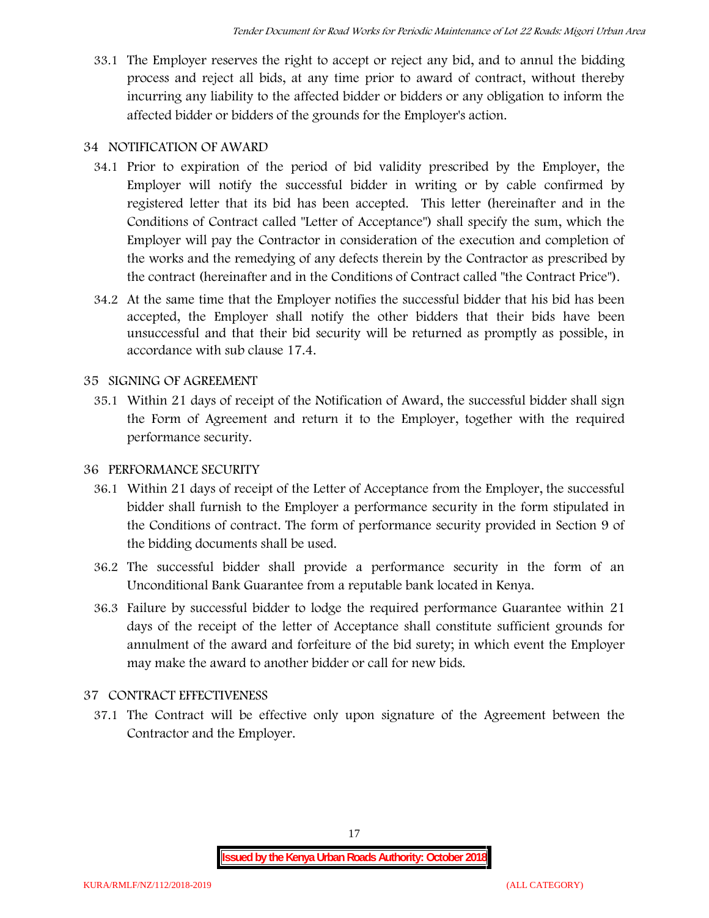33.1 The Employer reserves the right to accept or reject any bid, and to annul the bidding process and reject all bids, at any time prior to award of contract, without thereby incurring any liability to the affected bidder or bidders or any obligation to inform the affected bidder or bidders of the grounds for the Employer's action.

## 34 NOTIFICATION OF AWARD

34.1 Prior to expiration of the period of bid validity prescribed by the Employer, the Employer will notify the successful bidder in writing or by cable confirmed by registered letter that its bid has been accepted. This letter (hereinafter and in the Conditions of Contract called "Letter of Acceptance") shall specify the sum, which the Employer will pay the Contractor in consideration of the execution and completion of the works and the remedying of any defects therein by the Contractor as prescribed by the contract (hereinafter and in the Conditions of Contract called "the Contract Price").

34.2 At the same time that the Employer notifies the successful bidder that his bid has been accepted, the Employer shall notify the other bidders that their bids have been unsuccessful and that their bid security will be returned as promptly as possible, in accordance with sub clause 17.4.

## 35 SIGNING OF AGREEMENT

35.1 Within 21 days of receipt of the Notification of Award, the successful bidder shall sign the Form of Agreement and return it to the Employer, together with the required performance security.

## 36 PERFORMANCE SECURITY

36.1 Within 21 days of receipt of the Letter of Acceptance from the Employer, the successful bidder shall furnish to the Employer a performance security in the form stipulated in the Conditions of contract. The form of performance security provided in Section 9 of the bidding documents shall be used.

36.2 The successful bidder shall provide a performance security in the form of an Unconditional Bank Guarantee from a reputable bank located in Kenya.

36.3 Failure by successful bidder to lodge the required performance Guarantee within 21 days of the receipt of the letter of Acceptance shall constitute sufficient grounds for annulment of the award and forfeiture of the bid surety; in which event the Employer may make the award to another bidder or call for new bids.

## 37 CONTRACT EFFECTIVENESS

37.1 The Contract will be effective only upon signature of the Agreement between the Contractor and the Employer.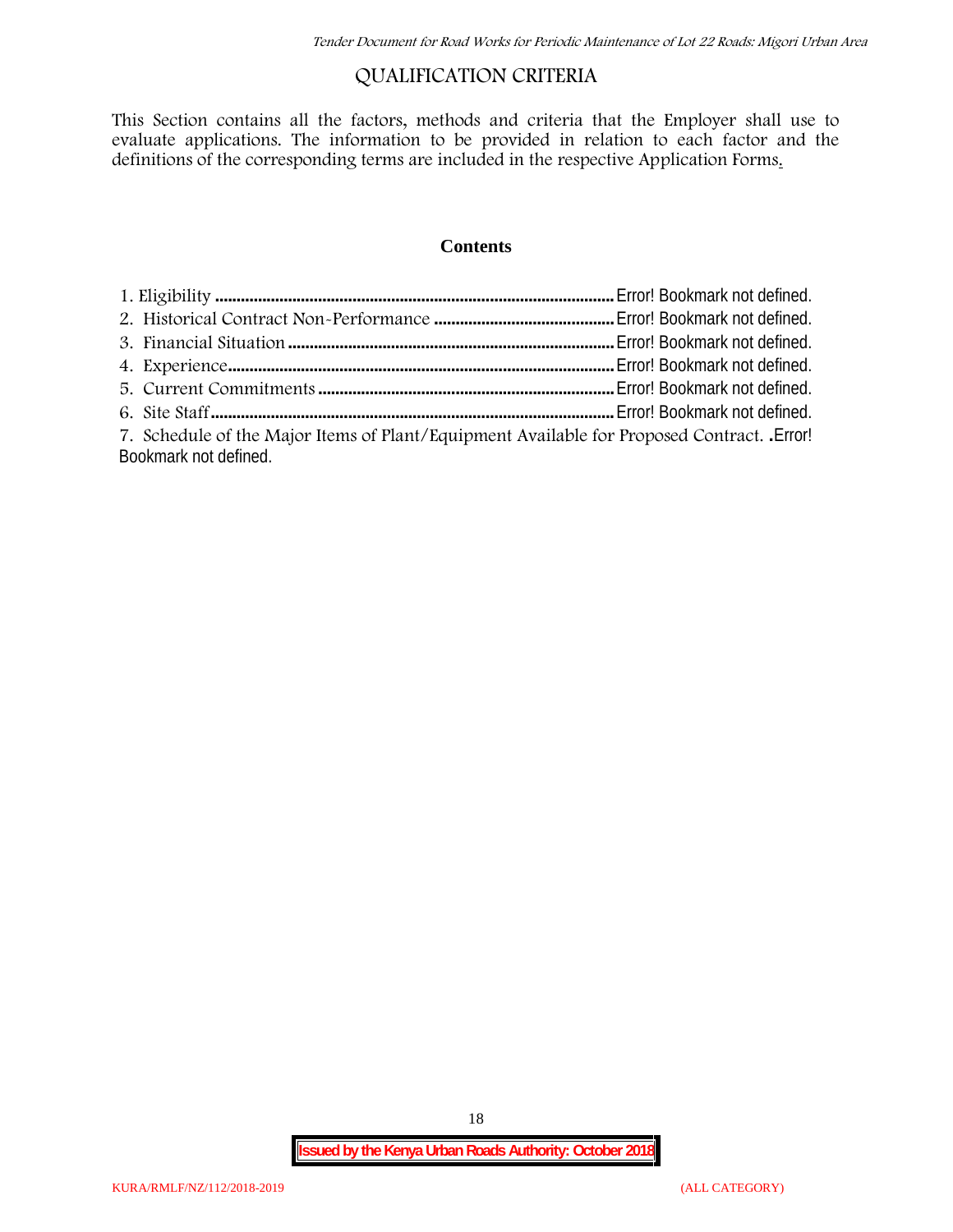# QUALIFICATION CRITERIA

This Section contains all the factors, methods and criteria that the Employer shall use to evaluate applications. The information to be provided in relation to each factor and the definitions of the corresponding terms are included in the respective Application Forms.

**Contents**

1. Eligibility ........................................................................................... Error! Bookmark not defined.
2. Historical Contract Non-Performance .......................................... Error! Bookmark not defined.
3. Financial Situation .......................................................................... Error! Bookmark not defined.
4. Experience........................................................................................ Error! Bookmark not defined.
5. Current Commitments ................................................................... Error! Bookmark not defined.
6. Site Staff ............................................................................................ Error! Bookmark not defined.
7. Schedule of the Major Items of Plant/Equipment Available for Proposed Contract. .Error! Bookmark not defined.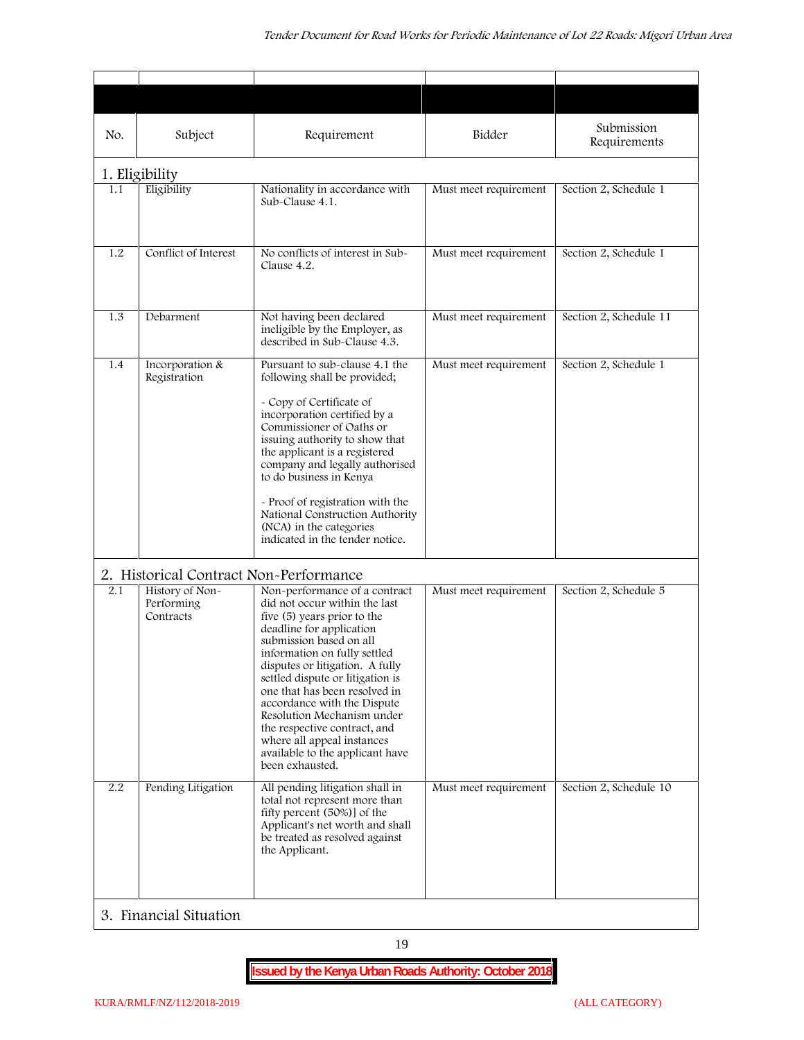| No. | Subject | Requirement | Bidder | Submission Requirements |
|---|---|---|---|---|
| **1. Eligibility** | | | | |
| 1.1 | Eligibility | Nationality in accordance with Sub-Clause 4.1. | Must meet requirement | Section 2, Schedule 1 |
| 1.2 | Conflict of Interest | No conflicts of interest in Sub-Clause 4.2. | Must meet requirement | Section 2, Schedule 1 |
| 1.3 | Debarment | Not having been declared ineligible by the Employer, as described in Sub-Clause 4.3. | Must meet requirement | Section 2, Schedule 11 |
| 1.4 | Incorporation & Registration | Pursuant to sub-clause 4.1 the following shall be provided;<br><br>- Copy of Certificate of incorporation certified by a Commissioner of Oaths or issuing authority to show that the applicant is a registered company and legally authorised to do business in Kenya<br><br>- Proof of registration with the National Construction Authority (NCA) in the categories indicated in the tender notice. | Must meet requirement | Section 2, Schedule 1 |
| **2. Historical Contract Non-Performance** | | | | |
| 2.1 | History of Non-Performing Contracts | Non-performance of a contract did not occur within the last five (5) years prior to the deadline for application submission based on all information on fully settled disputes or litigation. A fully settled dispute or litigation is one that has been resolved in accordance with the Dispute Resolution Mechanism under the respective contract, and where all appeal instances available to the applicant have been exhausted. | Must meet requirement | Section 2, Schedule 5 |
| 2.2 | Pending Litigation | All pending litigation shall in total not represent more than fifty percent (50%)] of the Applicant's net worth and shall be treated as resolved against the Applicant. | Must meet requirement | Section 2, Schedule 10 |
| **3. Financial Situation** | | | | |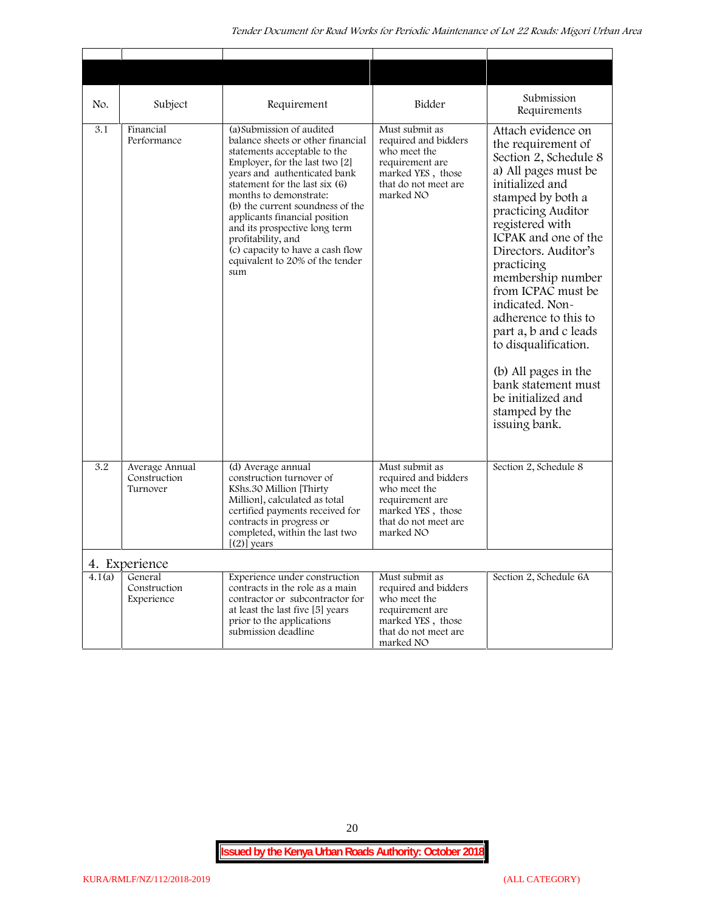| No. | Subject | Requirement | Bidder | Submission Requirements |
|---|---|---|---|---|
| 3.1 | Financial Performance | (a)Submission of audited balance sheets or other financial statements acceptable to the Employer, for the last two [2] years and authenticated bank statement for the last six (6) months to demonstrate: (b) the current soundness of the applicants financial position and its prospective long term profitability, and (c) capacity to have a cash flow equivalent to 20% of the tender sum | Must submit as required and bidders who meet the requirement are marked YES , those that do not meet are marked NO | Attach evidence on the requirement of Section 2, Schedule 8 a) All pages must be initialized and stamped by both a practicing Auditor registered with ICPAK and one of the Directors. Auditor's practicing membership number from ICPAC must be indicated. Non-adherence to this to part a, b and c leads to disqualification.<br><br>(b) All pages in the bank statement must be initialized and stamped by the issuing bank. |
| 3.2 | Average Annual Construction Turnover | (d) Average annual construction turnover of KShs.30 Million [Thirty Million], calculated as total certified payments received for contracts in progress or completed, within the last two [(2)] years | Must submit as required and bidders who meet the requirement are marked YES , those that do not meet are marked NO | Section 2, Schedule 8 |
| **4. Experience** | | | | |
| 4.1(a) | General Construction Experience | Experience under construction contracts in the role as a main contractor or subcontractor for at least the last five [5] years prior to the applications submission deadline | Must submit as required and bidders who meet the requirement are marked YES , those that do not meet are marked NO | Section 2, Schedule 6A |

**Issued by the Kenya Urban Roads Authority: October 2018**

KURA/RMLF/NZ/112/2018-2019 (ALL CATEGORY)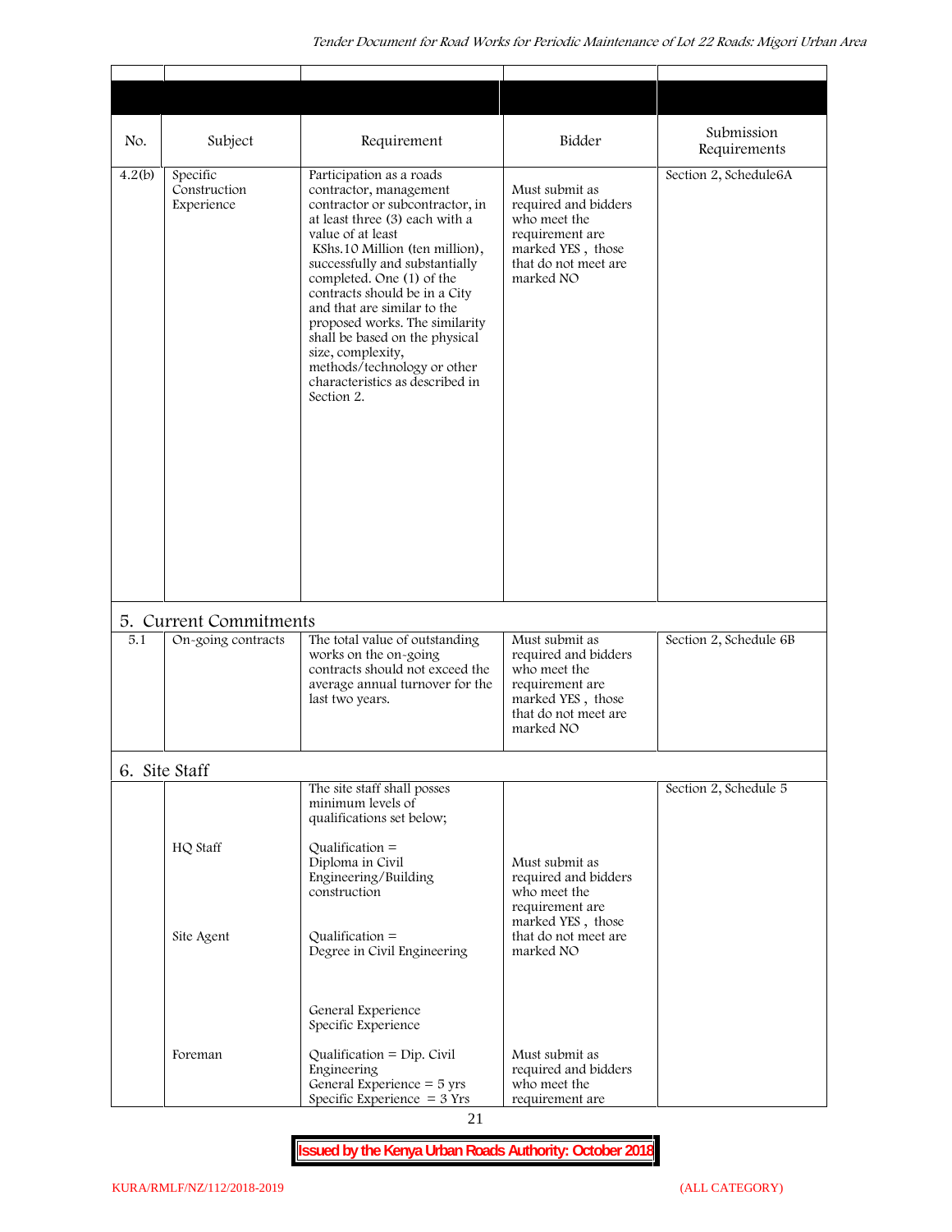| No. | Subject | Requirement | Bidder | Submission Requirements |
|---|---|---|---|---|
| 4.2(b) | Specific Construction Experience | Participation as a roads contractor, management contractor or subcontractor, in at least three (3) each with a value of at least KShs.10 Million (ten million), successfully and substantially completed. One (1) of the contracts should be in a City and that are similar to the proposed works. The similarity shall be based on the physical size, complexity, methods/technology or other characteristics as described in Section 2. | Must submit as required and bidders who meet the requirement are marked YES , those that do not meet are marked NO | Section 2, Schedule6A |
| **5. Current Commitments** | | | | |
| 5.1 | On-going contracts | The total value of outstanding works on the on-going contracts should not exceed the average annual turnover for the last two years. | Must submit as required and bidders who meet the requirement are marked YES , those that do not meet are marked NO | Section 2, Schedule 6B |
| **6. Site Staff** | | | | |
| | | The site staff shall posses minimum levels of qualifications set below; | | Section 2, Schedule 5 |
| | HQ Staff | Qualification = Diploma in Civil Engineering/Building construction | Must submit as required and bidders who meet the requirement are marked YES , those that do not meet are marked NO | |
| | Site Agent | Qualification = Degree in Civil Engineering<br><br>General Experience<br>Specific Experience | | |
| | Foreman | Qualification = Dip. Civil Engineering<br>General Experience = 5 yrs<br>Specific Experience = 3 Yrs | Must submit as required and bidders who meet the requirement are | |

**Issued by the Kenya Urban Roads Authority: October 2018**

KURA/RMLF/NZ/112/2018-2019 (ALL CATEGORY)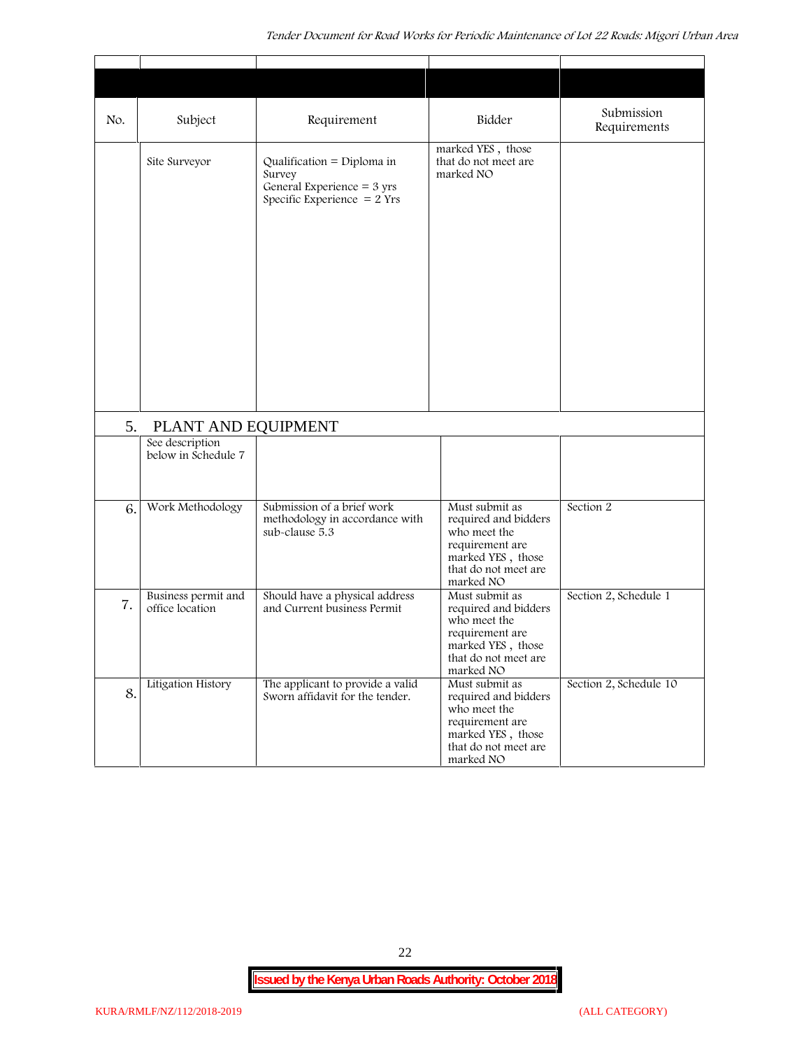| No. | Subject | Requirement | Bidder | Submission Requirements |
|---|---|---|---|---|
| | Site Surveyor | Qualification = Diploma in Survey<br>General Experience = 3 yrs<br>Specific Experience = 2 Yrs | marked YES , those that do not meet are marked NO | |
| 5. | PLANT AND EQUIPMENT | | | |
| | See description below in Schedule 7 | | | |
| 6. | Work Methodology | Submission of a brief work methodology in accordance with sub-clause 5.3 | Must submit as required and bidders who meet the requirement are marked YES , those that do not meet are marked NO | Section 2 |
| 7. | Business permit and office location | Should have a physical address and Current business Permit | Must submit as required and bidders who meet the requirement are marked YES , those that do not meet are marked NO | Section 2, Schedule 1 |
| 8. | Litigation History | The applicant to provide a valid Sworn affidavit for the tender. | Must submit as required and bidders who meet the requirement are marked YES , those that do not meet are marked NO | Section 2, Schedule 10 |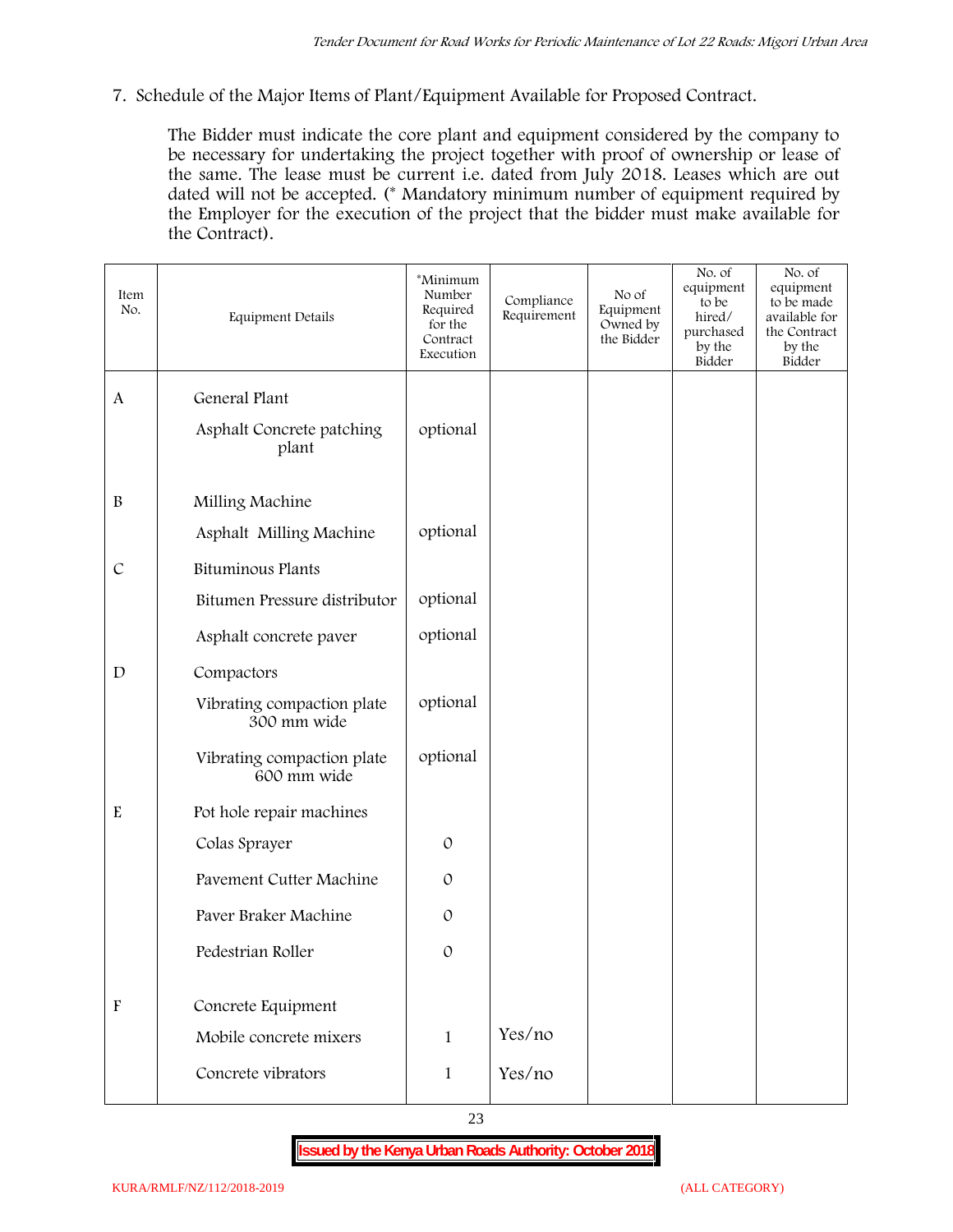7. Schedule of the Major Items of Plant/Equipment Available for Proposed Contract.

The Bidder must indicate the core plant and equipment considered by the company to be necessary for undertaking the project together with proof of ownership or lease of the same. The lease must be current i.e. dated from July 2018. Leases which are out dated will not be accepted. (* Mandatory minimum number of equipment required by the Employer for the execution of the project that the bidder must make available for the Contract).

| Item No. | Equipment Details | *Minimum Number Required for the Contract Execution | Compliance Requirement | No of Equipment Owned by the Bidder | No. of equipment to be hired/ purchased by the Bidder | No. of equipment to be made available for the Contract by the Bidder |
|---|---|---|---|---|---|---|
| A | General Plant | | | | | |
| | Asphalt Concrete patching plant | optional | | | | |
| B | Milling Machine | | | | | |
| | Asphalt Milling Machine | optional | | | | |
| C | Bituminous Plants | | | | | |
| | Bitumen Pressure distributor | optional | | | | |
| | Asphalt concrete paver | optional | | | | |
| D | Compactors | | | | | |
| | Vibrating compaction plate 300 mm wide | optional | | | | |
| | Vibrating compaction plate 600 mm wide | optional | | | | |
| E | Pot hole repair machines | | | | | |
| | Colas Sprayer | 0 | | | | |
| | Pavement Cutter Machine | 0 | | | | |
| | Paver Braker Machine | 0 | | | | |
| | Pedestrian Roller | 0 | | | | |
| F | Concrete Equipment | | | | | |
| | Mobile concrete mixers | 1 | Yes/no | | | |
| | Concrete vibrators | 1 | Yes/no | | | |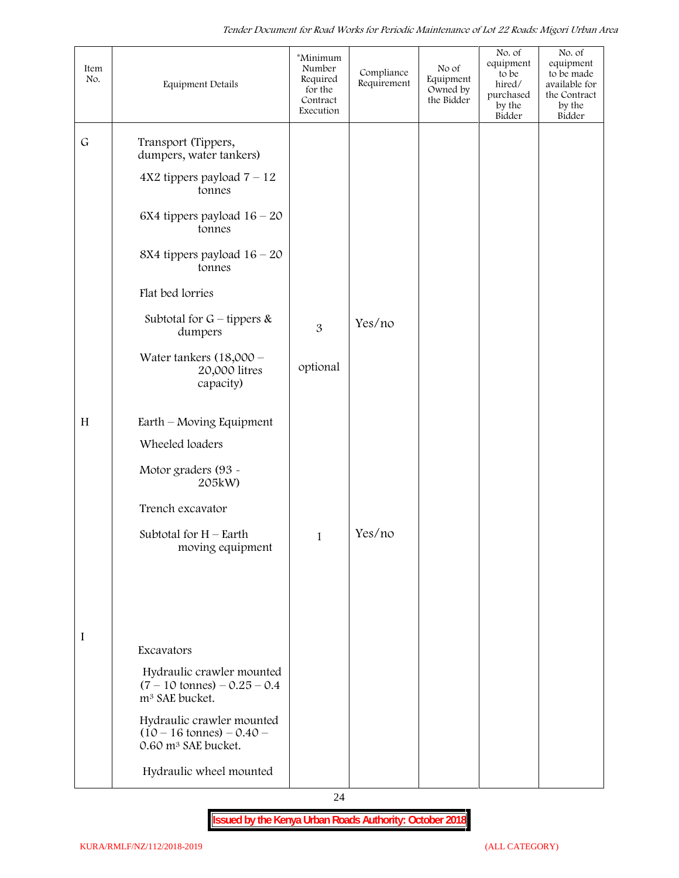| Item No. | Equipment Details | *Minimum Number Required for the Contract Execution | Compliance Requirement | No of Equipment Owned by the Bidder | No. of equipment to be hired/ purchased by the Bidder | No. of equipment to be made available for the Contract by the Bidder |
|---|---|---|---|---|---|---|
| G | Transport (Tippers, dumpers, water tankers) | | | | | |
| | 4X2 tippers payload 7 – 12 tonnes | | | | | |
| | 6X4 tippers payload 16 – 20 tonnes | | | | | |
| | 8X4 tippers payload 16 – 20 tonnes | | | | | |
| | Flat bed lorries | | | | | |
| | Subtotal for G – tippers & dumpers | 3 | Yes/no | | | |
| | Water tankers (18,000 – 20,000 litres capacity) | optional | | | | |
| H | Earth – Moving Equipment | | | | | |
| | Wheeled loaders | | | | | |
| | Motor graders (93 - 205kW) | | | | | |
| | Trench excavator | | | | | |
| | Subtotal for H – Earth moving equipment | 1 | Yes/no | | | |
| I | Excavators | | | | | |
| | Hydraulic crawler mounted (7 – 10 tonnes) – 0.25 – 0.4 m³ SAE bucket. | | | | | |
| | Hydraulic crawler mounted (10 – 16 tonnes) – 0.40 – 0.60 m³ SAE bucket. | | | | | |
| | Hydraulic wheel mounted | | | | | |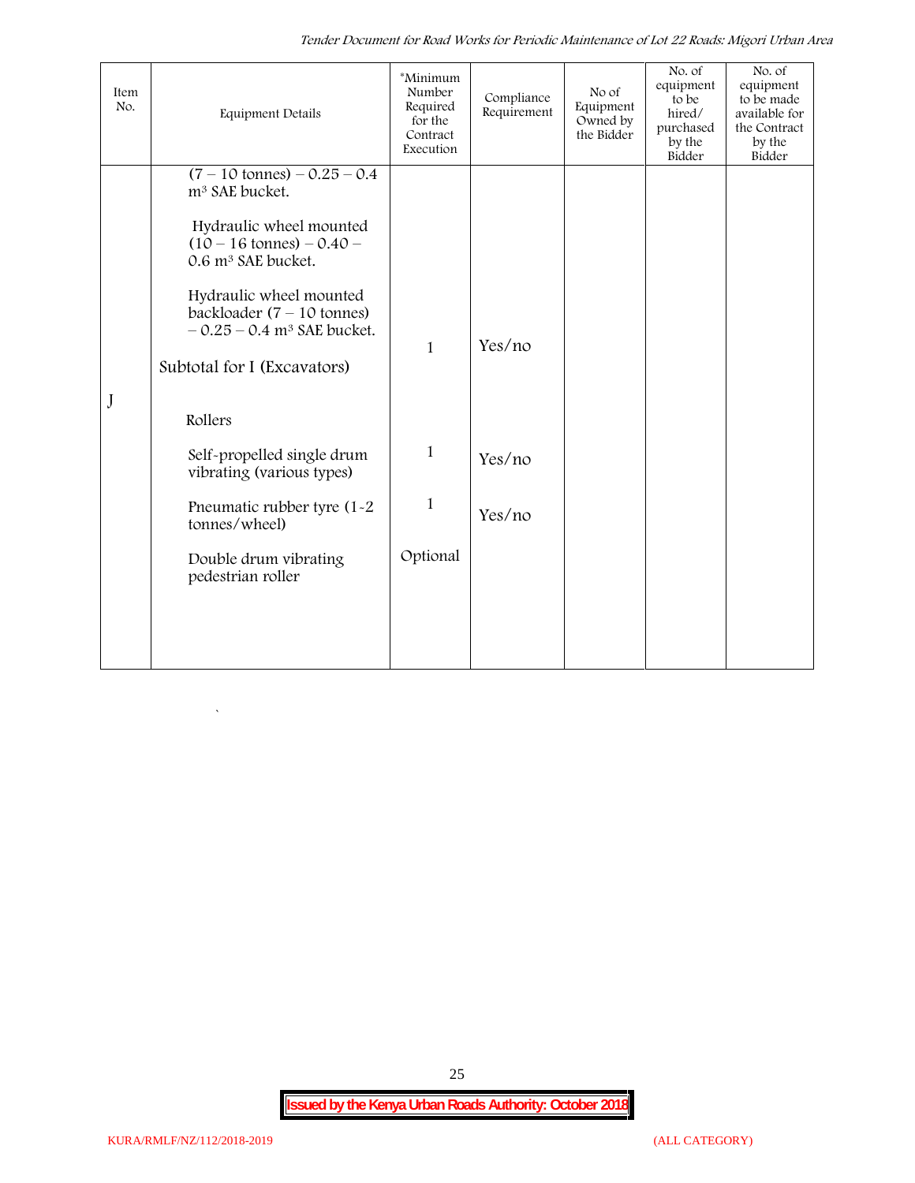| Item No. | Equipment Details | *Minimum Number Required for the Contract Execution | Compliance Requirement | No of Equipment Owned by the Bidder | No. of equipment to be hired/ purchased by the Bidder | No. of equipment to be made available for the Contract by the Bidder |
|---|---|---|---|---|---|---|
| | (7 – 10 tonnes) – 0.25 – 0.4 m³ SAE bucket. | | | | | |
| | Hydraulic wheel mounted (10 – 16 tonnes) – 0.40 – 0.6 m³ SAE bucket. | | | | | |
| | Hydraulic wheel mounted backloader (7 – 10 tonnes) – 0.25 – 0.4 m³ SAE bucket. | 1 | Yes/no | | | |
| | Subtotal for I (Excavators) | | | | | |
| J | Rollers | | | | | |
| | Self-propelled single drum vibrating (various types) | 1 | Yes/no | | | |
| | Pneumatic rubber tyre (1-2 tonnes/wheel) | 1 | Yes/no | | | |
| | Double drum vibrating pedestrian roller | Optional | | | | |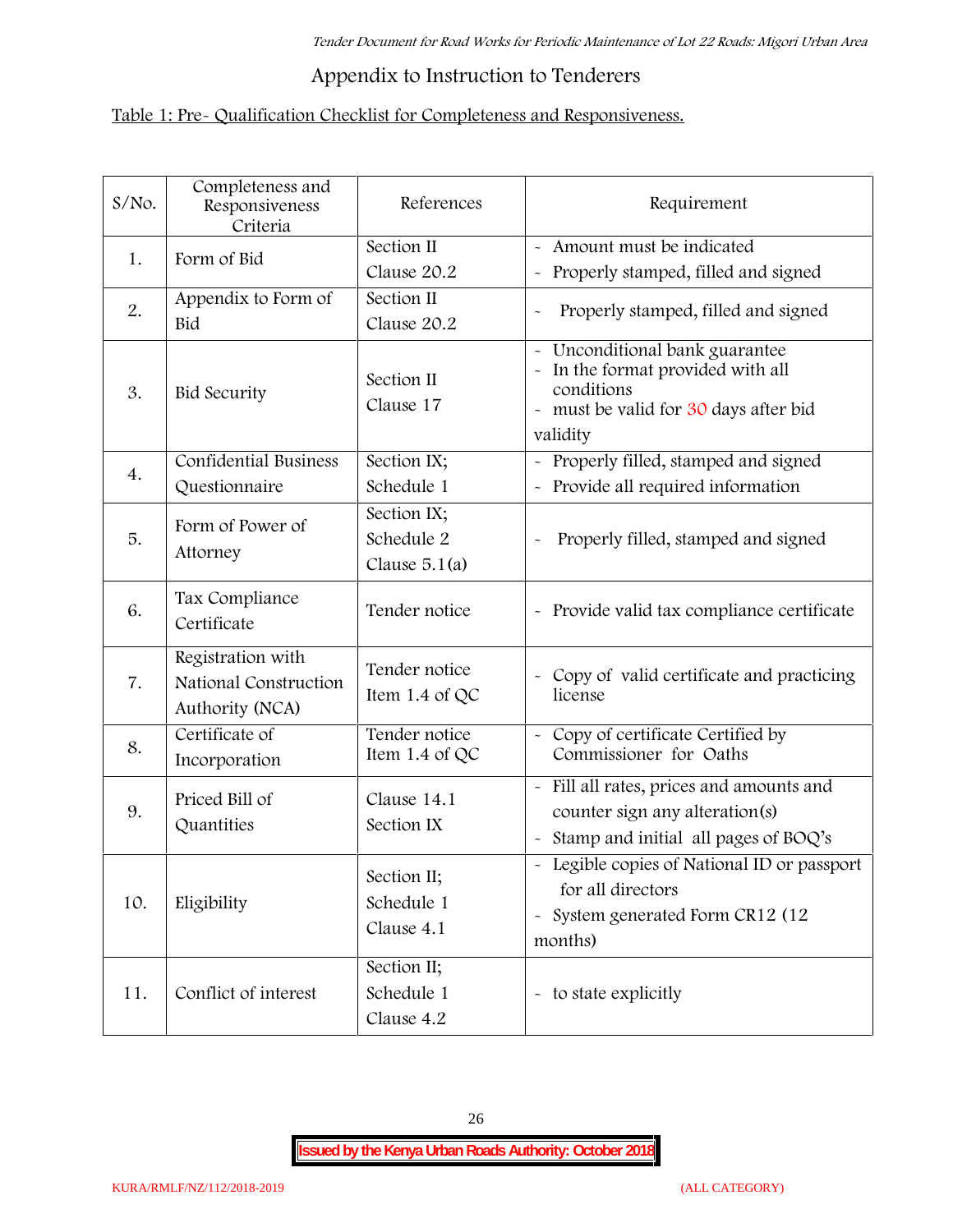## Appendix to Instruction to Tenderers

Table 1: Pre- Qualification Checklist for Completeness and Responsiveness.

| S/No. | Completeness and Responsiveness Criteria | References | Requirement |
|---|---|---|---|
| 1. | Form of Bid | Section II Clause 20.2 | - Amount must be indicated<br>- Properly stamped, filled and signed |
| 2. | Appendix to Form of Bid | Section II Clause 20.2 | - Properly stamped, filled and signed |
| 3. | Bid Security | Section II Clause 17 | - Unconditional bank guarantee<br>- In the format provided with all conditions<br>- must be valid for 30 days after bid validity |
| 4. | Confidential Business Questionnaire | Section IX; Schedule 1 | - Properly filled, stamped and signed<br>- Provide all required information |
| 5. | Form of Power of Attorney | Section IX; Schedule 2 Clause 5.1(a) | - Properly filled, stamped and signed |
| 6. | Tax Compliance Certificate | Tender notice | - Provide valid tax compliance certificate |
| 7. | Registration with National Construction Authority (NCA) | Tender notice Item 1.4 of QC | - Copy of valid certificate and practicing license |
| 8. | Certificate of Incorporation | Tender notice Item 1.4 of QC | - Copy of certificate Certified by Commissioner for Oaths |
| 9. | Priced Bill of Quantities | Clause 14.1 Section IX | - Fill all rates, prices and amounts and counter sign any alteration(s)<br>- Stamp and initial all pages of BOQ's |
| 10. | Eligibility | Section II; Schedule 1 Clause 4.1 | - Legible copies of National ID or passport for all directors<br>- System generated Form CR12 (12 months) |
| 11. | Conflict of interest | Section II; Schedule 1 Clause 4.2 | - to state explicitly |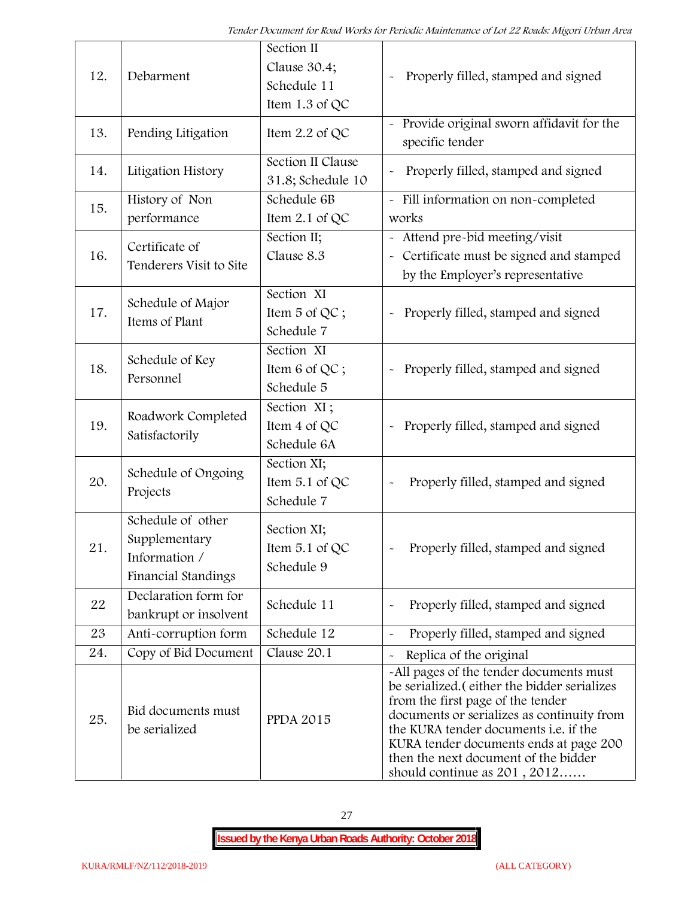| 12. | Debarment | Section II Clause 30.4; Schedule 11 Item 1.3 of QC | - Properly filled, stamped and signed |
|---|---|---|---|
| 13. | Pending Litigation | Item 2.2 of QC | - Provide original sworn affidavit for the specific tender |
| 14. | Litigation History | Section II Clause 31.8; Schedule 10 | - Properly filled, stamped and signed |
| 15. | History of Non performance | Schedule 6B Item 2.1 of QC | - Fill information on non-completed works |
| 16. | Certificate of Tenderers Visit to Site | Section II; Clause 8.3 | - Attend pre-bid meeting/visit<br>- Certificate must be signed and stamped by the Employer's representative |
| 17. | Schedule of Major Items of Plant | Section XI Item 5 of QC ; Schedule 7 | - Properly filled, stamped and signed |
| 18. | Schedule of Key Personnel | Section XI Item 6 of QC ; Schedule 5 | - Properly filled, stamped and signed |
| 19. | Roadwork Completed Satisfactorily | Section XI ; Item 4 of QC Schedule 6A | - Properly filled, stamped and signed |
| 20. | Schedule of Ongoing Projects | Section XI; Item 5.1 of QC Schedule 7 | - Properly filled, stamped and signed |
| 21. | Schedule of other Supplementary Information / Financial Standings | Section XI; Item 5.1 of QC Schedule 9 | - Properly filled, stamped and signed |
| 22 | Declaration form for bankrupt or insolvent | Schedule 11 | - Properly filled, stamped and signed |
| 23 | Anti-corruption form | Schedule 12 | - Properly filled, stamped and signed |
| 24. | Copy of Bid Document | Clause 20.1 | - Replica of the original |
| 25. | Bid documents must be serialized | PPDA 2015 | -All pages of the tender documents must be serialized.( either the bidder serializes from the first page of the tender documents or serializes as continuity from the KURA tender documents i.e. if the KURA tender documents ends at page 200 then the next document of the bidder should continue as 201 , 2012…… |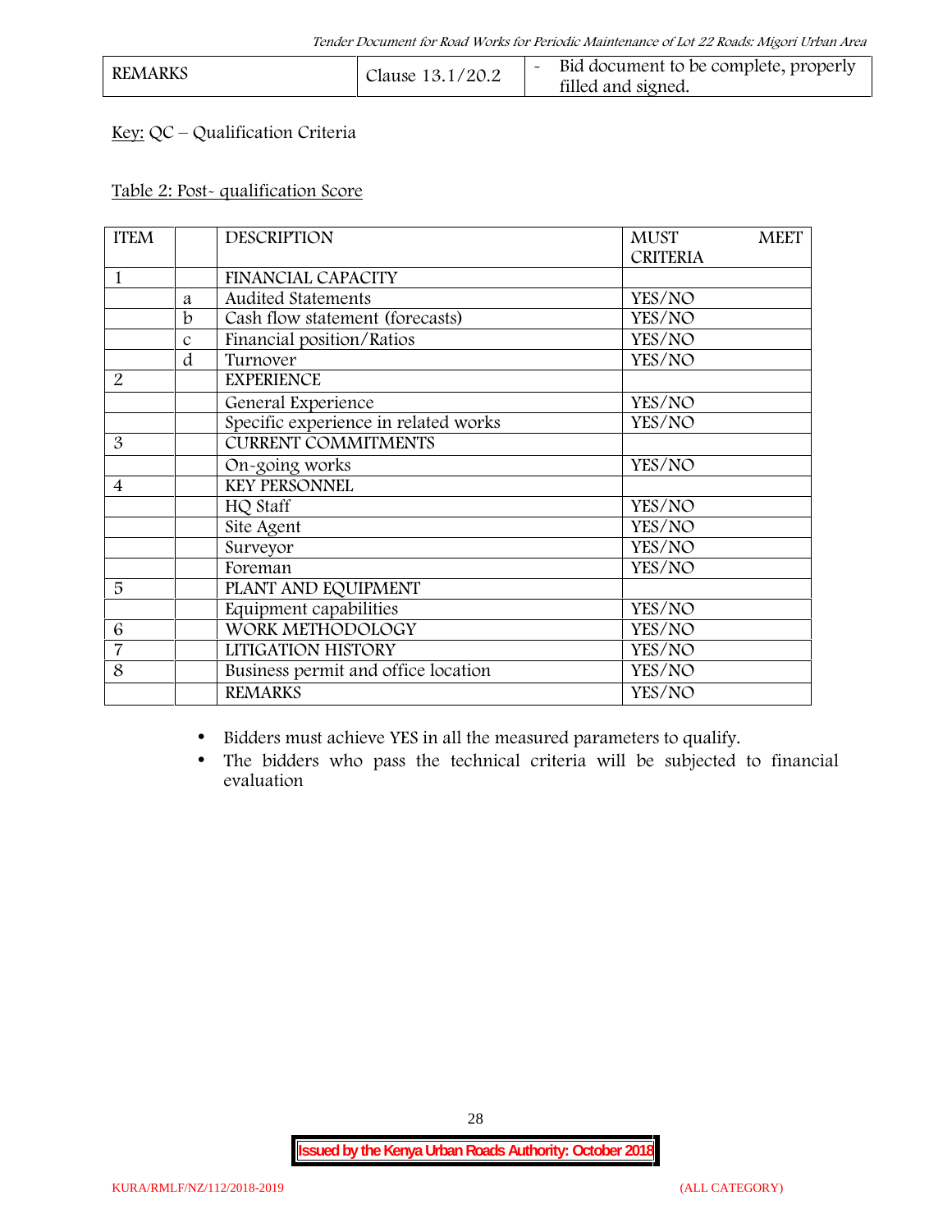| REMARKS | Clause 13.1/20.2 | - Bid document to be complete, properly filled and signed. |
|---|---|---|

Key: QC – Qualification Criteria

Table 2: Post- qualification Score

| ITEM | | DESCRIPTION | MUST MEET CRITERIA |
|---|---|---|---|
| 1 | | FINANCIAL CAPACITY | |
| | a | Audited Statements | YES/NO |
| | b | Cash flow statement (forecasts) | YES/NO |
| | c | Financial position/Ratios | YES/NO |
| | d | Turnover | YES/NO |
| 2 | | EXPERIENCE | |
| | | General Experience | YES/NO |
| | | Specific experience in related works | YES/NO |
| 3 | | CURRENT COMMITMENTS | |
| | | On-going works | YES/NO |
| 4 | | KEY PERSONNEL | |
| | | HQ Staff | YES/NO |
| | | Site Agent | YES/NO |
| | | Surveyor | YES/NO |
| | | Foreman | YES/NO |
| 5 | | PLANT AND EQUIPMENT | |
| | | Equipment capabilities | YES/NO |
| 6 | | WORK METHODOLOGY | YES/NO |
| 7 | | LITIGATION HISTORY | YES/NO |
| 8 | | Business permit and office location | YES/NO |
| | | REMARKS | YES/NO |

- Bidders must achieve YES in all the measured parameters to qualify.
- The bidders who pass the technical criteria will be subjected to financial evaluation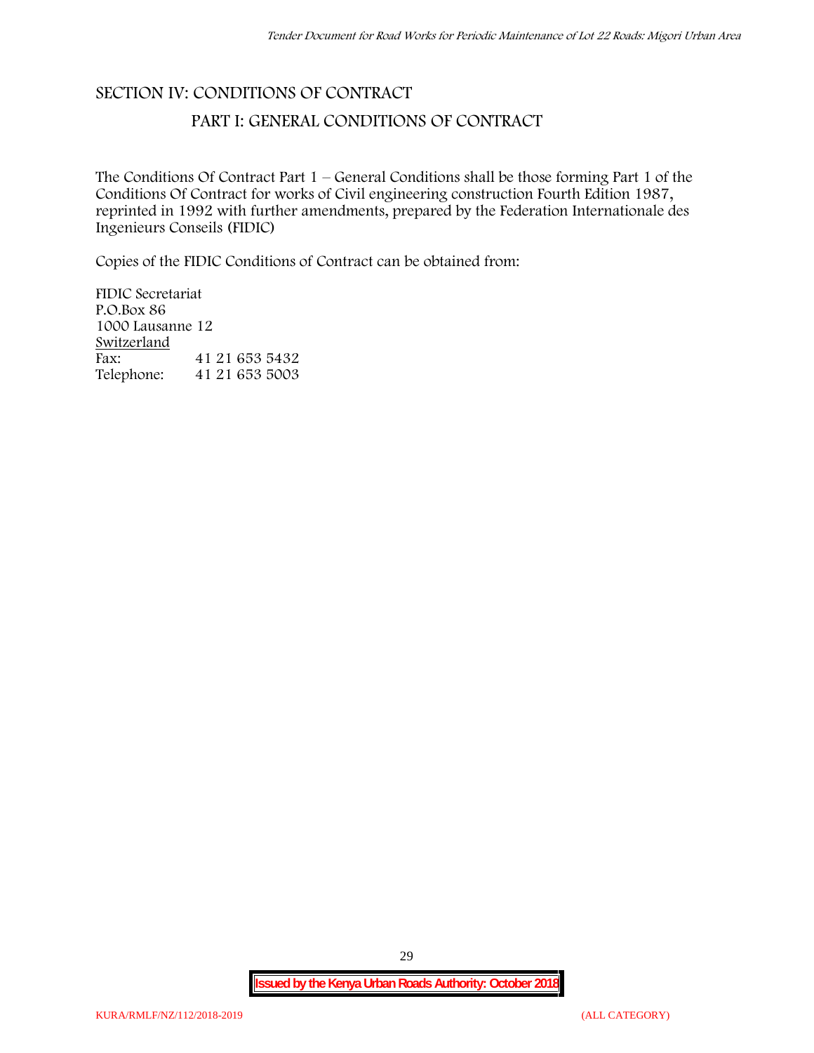## SECTION IV: CONDITIONS OF CONTRACT

### PART I: GENERAL CONDITIONS OF CONTRACT

The Conditions Of Contract Part 1 – General Conditions shall be those forming Part 1 of the Conditions Of Contract for works of Civil engineering construction Fourth Edition 1987, reprinted in 1992 with further amendments, prepared by the Federation Internationale des Ingenieurs Conseils (FIDIC)

Copies of the FIDIC Conditions of Contract can be obtained from:

FIDIC Secretariat
P.O.Box 86
1000 Lausanne 12
<u>Switzerland</u>

| | |
|---|---|
| Fax: | 41 21 653 5432 |
| Telephone: | 41 21 653 5003 |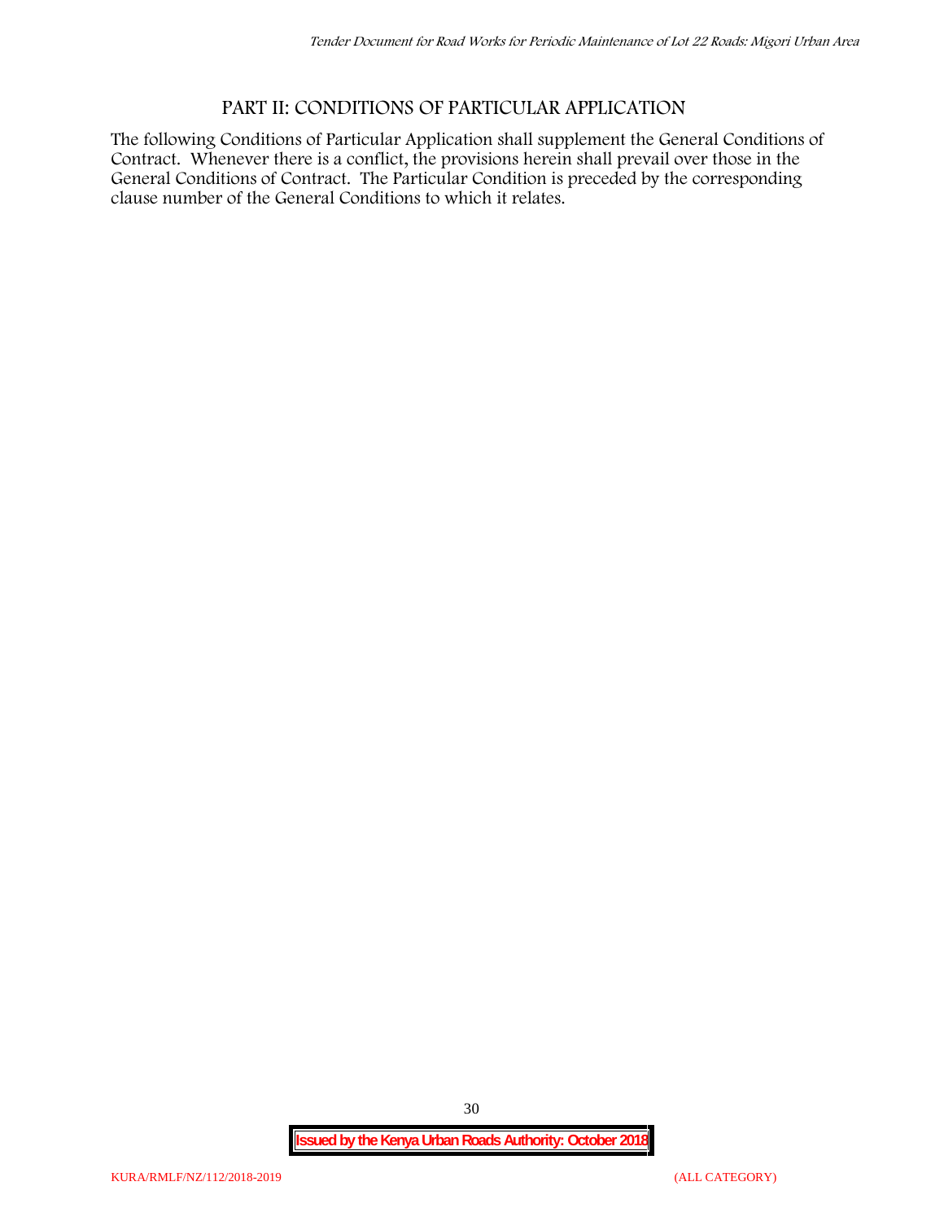## PART II: CONDITIONS OF PARTICULAR APPLICATION

The following Conditions of Particular Application shall supplement the General Conditions of Contract. Whenever there is a conflict, the provisions herein shall prevail over those in the General Conditions of Contract. The Particular Condition is preceded by the corresponding clause number of the General Conditions to which it relates.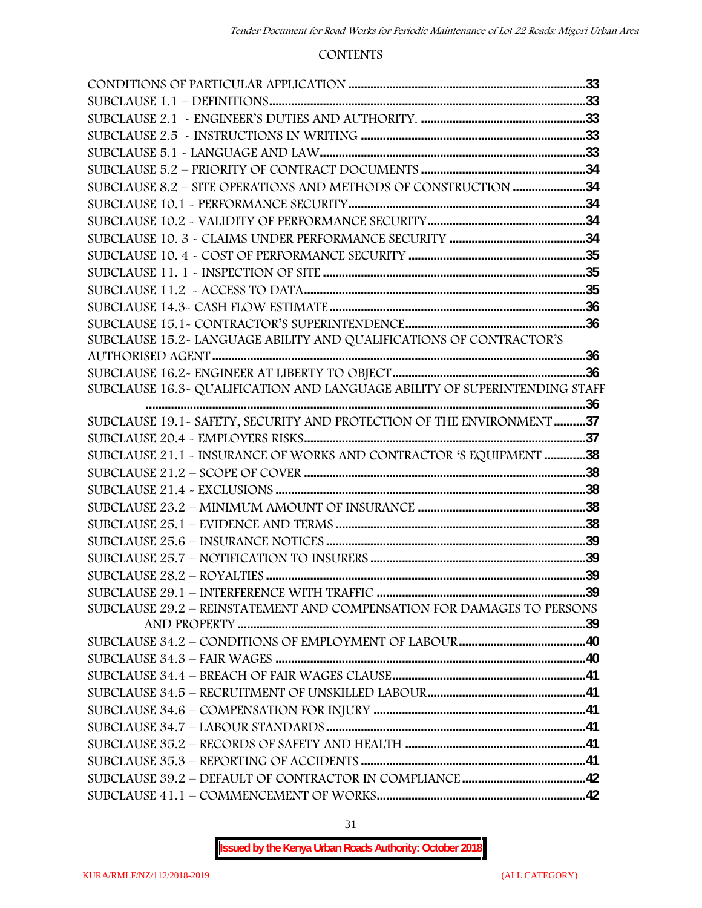## CONTENTS

| | |
|---|---|
| CONDITIONS OF PARTICULAR APPLICATION | 33 |
| SUBCLAUSE 1.1 – DEFINITIONS | 33 |
| SUBCLAUSE 2.1 - ENGINEER'S DUTIES AND AUTHORITY. | 33 |
| SUBCLAUSE 2.5 - INSTRUCTIONS IN WRITING | 33 |
| SUBCLAUSE 5.1 - LANGUAGE AND LAW | 33 |
| SUBCLAUSE 5.2 – PRIORITY OF CONTRACT DOCUMENTS | 34 |
| SUBCLAUSE 8.2 – SITE OPERATIONS AND METHODS OF CONSTRUCTION | 34 |
| SUBCLAUSE 10.1 - PERFORMANCE SECURITY | 34 |
| SUBCLAUSE 10.2 - VALIDITY OF PERFORMANCE SECURITY | 34 |
| SUBCLAUSE 10. 3 - CLAIMS UNDER PERFORMANCE SECURITY | 34 |
| SUBCLAUSE 10. 4 - COST OF PERFORMANCE SECURITY | 35 |
| SUBCLAUSE 11. 1 - INSPECTION OF SITE | 35 |
| SUBCLAUSE 11.2 - ACCESS TO DATA | 35 |
| SUBCLAUSE 14.3- CASH FLOW ESTIMATE | 36 |
| SUBCLAUSE 15.1- CONTRACTOR'S SUPERINTENDENCE | 36 |
| SUBCLAUSE 15.2- LANGUAGE ABILITY AND QUALIFICATIONS OF CONTRACTOR'S AUTHORISED AGENT | 36 |
| SUBCLAUSE 16.2- ENGINEER AT LIBERTY TO OBJECT | 36 |
| SUBCLAUSE 16.3- QUALIFICATION AND LANGUAGE ABILITY OF SUPERINTENDING STAFF | 36 |
| SUBCLAUSE 19.1- SAFETY, SECURITY AND PROTECTION OF THE ENVIRONMENT | 37 |
| SUBCLAUSE 20.4 - EMPLOYERS RISKS | 37 |
| SUBCLAUSE 21.1 - INSURANCE OF WORKS AND CONTRACTOR 'S EQUIPMENT | 38 |
| SUBCLAUSE 21.2 – SCOPE OF COVER | 38 |
| SUBCLAUSE 21.4 - EXCLUSIONS | 38 |
| SUBCLAUSE 23.2 – MINIMUM AMOUNT OF INSURANCE | 38 |
| SUBCLAUSE 25.1 – EVIDENCE AND TERMS | 38 |
| SUBCLAUSE 25.6 – INSURANCE NOTICES | 39 |
| SUBCLAUSE 25.7 – NOTIFICATION TO INSURERS | 39 |
| SUBCLAUSE 28.2 – ROYALTIES | 39 |
| SUBCLAUSE 29.1 – INTERFERENCE WITH TRAFFIC | 39 |
| SUBCLAUSE 29.2 – REINSTATEMENT AND COMPENSATION FOR DAMAGES TO PERSONS AND PROPERTY | 39 |
| SUBCLAUSE 34.2 – CONDITIONS OF EMPLOYMENT OF LABOUR | 40 |
| SUBCLAUSE 34.3 – FAIR WAGES | 40 |
| SUBCLAUSE 34.4 – BREACH OF FAIR WAGES CLAUSE | 41 |
| SUBCLAUSE 34.5 – RECRUITMENT OF UNSKILLED LABOUR | 41 |
| SUBCLAUSE 34.6 – COMPENSATION FOR INJURY | 41 |
| SUBCLAUSE 34.7 – LABOUR STANDARDS | 41 |
| SUBCLAUSE 35.2 – RECORDS OF SAFETY AND HEALTH | 41 |
| SUBCLAUSE 35.3 – REPORTING OF ACCIDENTS | 41 |
| SUBCLAUSE 39.2 – DEFAULT OF CONTRACTOR IN COMPLIANCE | 42 |
| SUBCLAUSE 41.1 – COMMENCEMENT OF WORKS | 42 |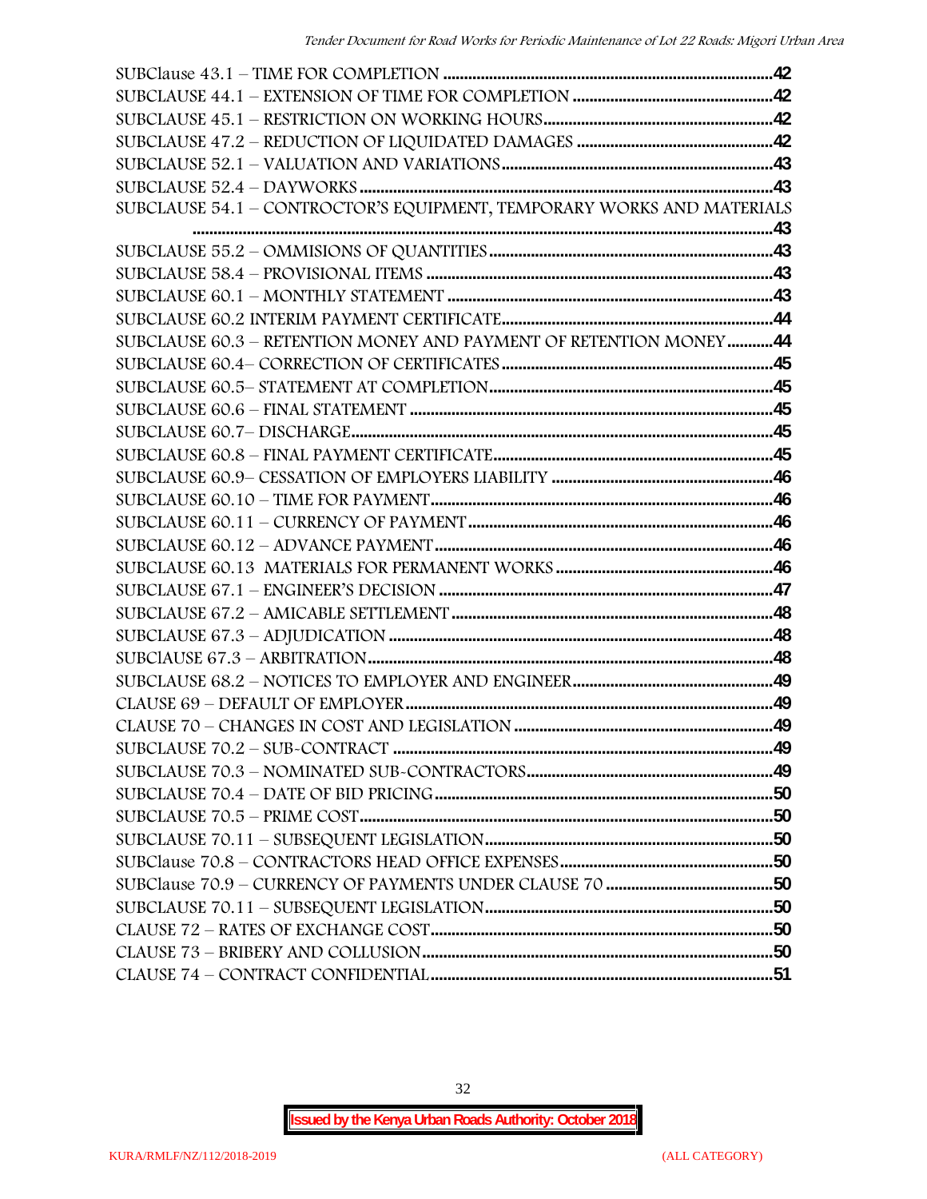SUBClause 43.1 – TIME FOR COMPLETION ....................................................................................42
SUBCLAUSE 44.1 – EXTENSION OF TIME FOR COMPLETION .......................................................42
SUBCLAUSE 45.1 – RESTRICTION ON WORKING HOURS.................................................................42
SUBCLAUSE 47.2 – REDUCTION OF LIQUIDATED DAMAGES .........................................................42
SUBCLAUSE 52.1 – VALUATION AND VARIATIONS...............................................................................43
SUBCLAUSE 52.4 – DAYWORKS ..................................................................................................43
SUBCLAUSE 54.1 – CONTRACTOR'S EQUIPMENT, TEMPORARY WORKS AND MATERIALS ..........................................................................................................................................43
SUBCLAUSE 55.2 – OMMISIONS OF QUANTITIES .................................................................................43
SUBCLAUSE 58.4 – PROVISIONAL ITEMS ...................................................................................43
SUBCLAUSE 60.1 – MONTHLY STATEMENT ....................................................................................43
SUBCLAUSE 60.2 INTERIM PAYMENT CERTIFICATE...............................................................................44
SUBCLAUSE 60.3 – RETENTION MONEY AND PAYMENT OF RETENTION MONEY ...........44
SUBCLAUSE 60.4– CORRECTION OF CERTIFICATES ..............................................................................45
SUBCLAUSE 60.5– STATEMENT AT COMPLETION..................................................................................45
SUBCLAUSE 60.6 – FINAL STATEMENT ..................................................................................................45
SUBCLAUSE 60.7– DISCHARGE...................................................................................................................45
SUBCLAUSE 60.8 – FINAL PAYMENT CERTIFICATE.................................................................................45
SUBCLAUSE 60.9– CESSATION OF EMPLOYERS LIABILITY ...................................................................46
SUBCLAUSE 60.10 – TIME FOR PAYMENT...............................................................................................46
SUBCLAUSE 60.11 – CURRENCY OF PAYMENT......................................................................................46
SUBCLAUSE 60.12 – ADVANCE PAYMENT..............................................................................................46
SUBCLAUSE 60.13 MATERIALS FOR PERMANENT WORKS .................................................................46
SUBCLAUSE 67.1 – ENGINEER'S DECISION ...........................................................................................47
SUBCLAUSE 67.2 – AMICABLE SETTLEMENT ........................................................................................48
SUBCLAUSE 67.3 – ADJUDICATION .......................................................................................................48
SUBClAUSE 67.3 – ARBITRATION.............................................................................................................48
SUBCLAUSE 68.2 – NOTICES TO EMPLOYER AND ENGINEER..............................................................49
CLAUSE 69 – DEFAULT OF EMPLOYER.......................................................................................................49
CLAUSE 70 – CHANGES IN COST AND LEGISLATION ...........................................................................49
SUBCLAUSE 70.2 – SUB-CONTRACT .........................................................................................................49
SUBCLAUSE 70.3 – NOMINATED SUB-CONTRACTORS.........................................................................49
SUBCLAUSE 70.4 – DATE OF BID PRICING..............................................................................................50
SUBCLAUSE 70.5 – PRIME COST..............................................................................................................50
SUBCLAUSE 70.11 – SUBSEQUENT LEGISLATION..................................................................................50
SUBClause 70.8 – CONTRACTORS HEAD OFFICE EXPENSES...............................................................50
SUBClause 70.9 – CURRENCY OF PAYMENTS UNDER CLAUSE 70 ......................................................50
SUBCLAUSE 70.11 – SUBSEQUENT LEGISLATION..................................................................................50
CLAUSE 72 – RATES OF EXCHANGE COST...............................................................................................50
CLAUSE 73 – BRIBERY AND COLLUSION...................................................................................................50
CLAUSE 74 – CONTRACT CONFIDENTIAL.................................................................................................51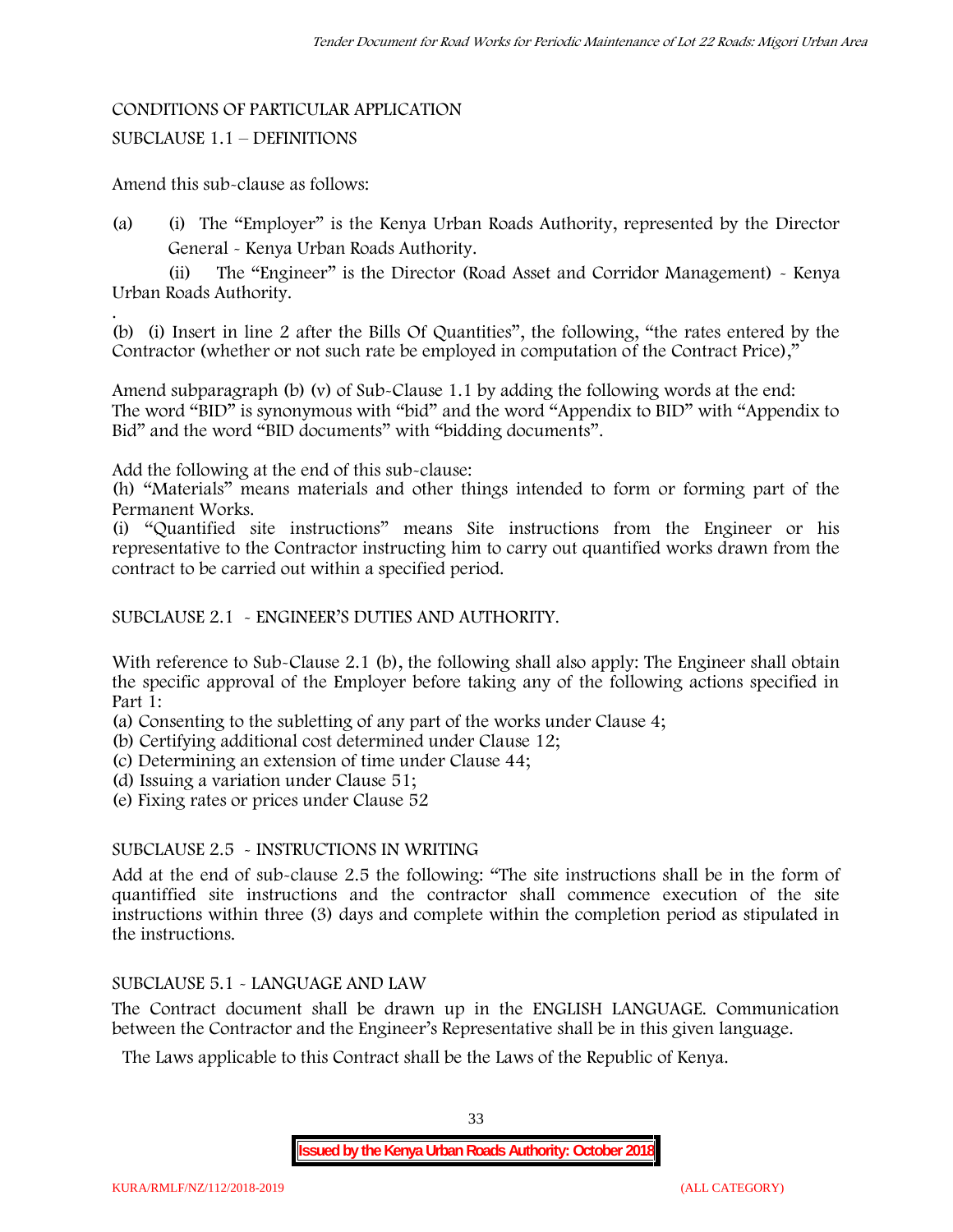CONDITIONS OF PARTICULAR APPLICATION

SUBCLAUSE 1.1 – DEFINITIONS

Amend this sub-clause as follows:

(a) (i) The "Employer" is the Kenya Urban Roads Authority, represented by the Director General - Kenya Urban Roads Authority.

(ii) The "Engineer" is the Director (Road Asset and Corridor Management) - Kenya Urban Roads Authority.

(b) (i) Insert in line 2 after the Bills Of Quantities", the following, "the rates entered by the Contractor (whether or not such rate be employed in computation of the Contract Price),"

Amend subparagraph (b) (v) of Sub-Clause 1.1 by adding the following words at the end:
The word "BID" is synonymous with "bid" and the word "Appendix to BID" with "Appendix to Bid" and the word "BID documents" with "bidding documents".

Add the following at the end of this sub-clause:
(h) "Materials" means materials and other things intended to form or forming part of the Permanent Works.
(i) "Quantified site instructions" means Site instructions from the Engineer or his representative to the Contractor instructing him to carry out quantified works drawn from the contract to be carried out within a specified period.

SUBCLAUSE 2.1 - ENGINEER'S DUTIES AND AUTHORITY.

With reference to Sub-Clause 2.1 (b), the following shall also apply: The Engineer shall obtain the specific approval of the Employer before taking any of the following actions specified in Part 1:
(a) Consenting to the subletting of any part of the works under Clause 4;
(b) Certifying additional cost determined under Clause 12;
(c) Determining an extension of time under Clause 44;
(d) Issuing a variation under Clause 51;
(e) Fixing rates or prices under Clause 52

SUBCLAUSE 2.5 - INSTRUCTIONS IN WRITING

Add at the end of sub-clause 2.5 the following: "The site instructions shall be in the form of quantiffied site instructions and the contractor shall commence execution of the site instructions within three (3) days and complete within the completion period as stipulated in the instructions.

SUBCLAUSE 5.1 - LANGUAGE AND LAW

The Contract document shall be drawn up in the ENGLISH LANGUAGE. Communication between the Contractor and the Engineer's Representative shall be in this given language.

The Laws applicable to this Contract shall be the Laws of the Republic of Kenya.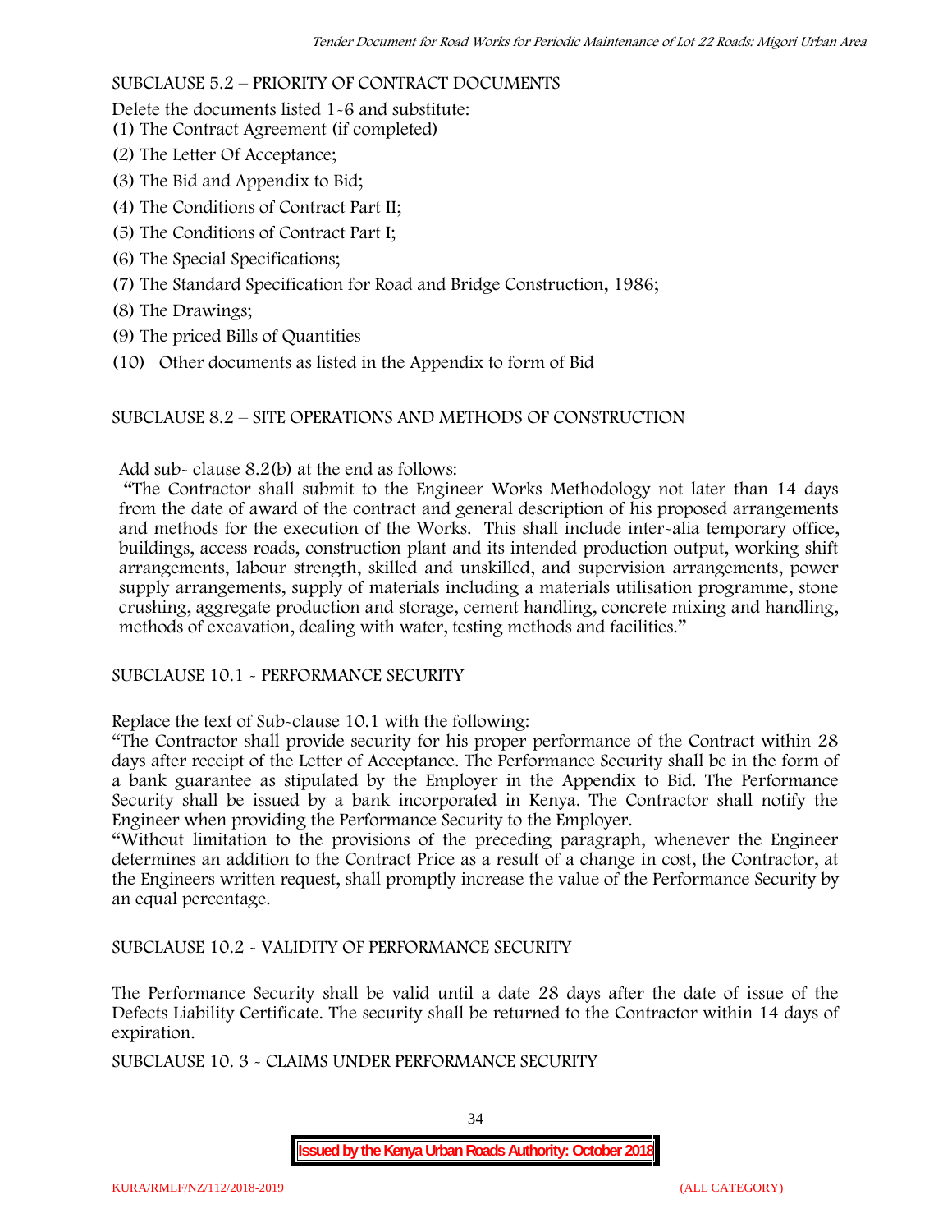SUBCLAUSE 5.2 – PRIORITY OF CONTRACT DOCUMENTS

Delete the documents listed 1-6 and substitute:

(1) The Contract Agreement (if completed)

(2) The Letter Of Acceptance;

(3) The Bid and Appendix to Bid;

(4) The Conditions of Contract Part II;

(5) The Conditions of Contract Part I;

(6) The Special Specifications;

(7) The Standard Specification for Road and Bridge Construction, 1986;

(8) The Drawings;

(9) The priced Bills of Quantities

(10) Other documents as listed in the Appendix to form of Bid

SUBCLAUSE 8.2 – SITE OPERATIONS AND METHODS OF CONSTRUCTION

Add sub- clause 8.2(b) at the end as follows:

"The Contractor shall submit to the Engineer Works Methodology not later than 14 days from the date of award of the contract and general description of his proposed arrangements and methods for the execution of the Works. This shall include inter-alia temporary office, buildings, access roads, construction plant and its intended production output, working shift arrangements, labour strength, skilled and unskilled, and supervision arrangements, power supply arrangements, supply of materials including a materials utilisation programme, stone crushing, aggregate production and storage, cement handling, concrete mixing and handling, methods of excavation, dealing with water, testing methods and facilities."

SUBCLAUSE 10.1 - PERFORMANCE SECURITY

Replace the text of Sub-clause 10.1 with the following:

"The Contractor shall provide security for his proper performance of the Contract within 28 days after receipt of the Letter of Acceptance. The Performance Security shall be in the form of a bank guarantee as stipulated by the Employer in the Appendix to Bid. The Performance Security shall be issued by a bank incorporated in Kenya. The Contractor shall notify the Engineer when providing the Performance Security to the Employer.

"Without limitation to the provisions of the preceding paragraph, whenever the Engineer determines an addition to the Contract Price as a result of a change in cost, the Contractor, at the Engineers written request, shall promptly increase the value of the Performance Security by an equal percentage.

SUBCLAUSE 10.2 - VALIDITY OF PERFORMANCE SECURITY

The Performance Security shall be valid until a date 28 days after the date of issue of the Defects Liability Certificate. The security shall be returned to the Contractor within 14 days of expiration.

SUBCLAUSE 10. 3 - CLAIMS UNDER PERFORMANCE SECURITY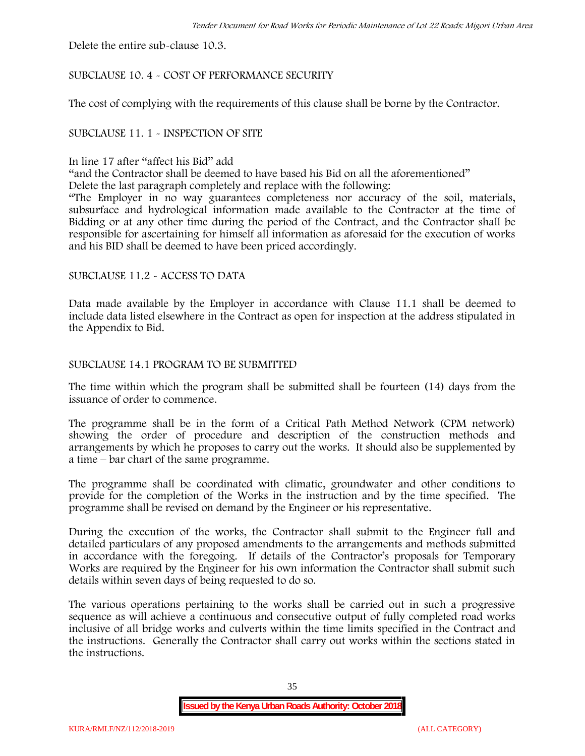Delete the entire sub-clause 10.3.

SUBCLAUSE 10. 4 - COST OF PERFORMANCE SECURITY

The cost of complying with the requirements of this clause shall be borne by the Contractor.

SUBCLAUSE 11. 1 - INSPECTION OF SITE

In line 17 after "affect his Bid" add

"and the Contractor shall be deemed to have based his Bid on all the aforementioned"

Delete the last paragraph completely and replace with the following:

"The Employer in no way guarantees completeness nor accuracy of the soil, materials, subsurface and hydrological information made available to the Contractor at the time of Bidding or at any other time during the period of the Contract, and the Contractor shall be responsible for ascertaining for himself all information as aforesaid for the execution of works and his BID shall be deemed to have been priced accordingly.

SUBCLAUSE 11.2 - ACCESS TO DATA

Data made available by the Employer in accordance with Clause 11.1 shall be deemed to include data listed elsewhere in the Contract as open for inspection at the address stipulated in the Appendix to Bid.

SUBCLAUSE 14.1 PROGRAM TO BE SUBMITTED

The time within which the program shall be submitted shall be fourteen (14) days from the issuance of order to commence.

The programme shall be in the form of a Critical Path Method Network (CPM network) showing the order of procedure and description of the construction methods and arrangements by which he proposes to carry out the works. It should also be supplemented by a time – bar chart of the same programme.

The programme shall be coordinated with climatic, groundwater and other conditions to provide for the completion of the Works in the instruction and by the time specified. The programme shall be revised on demand by the Engineer or his representative.

During the execution of the works, the Contractor shall submit to the Engineer full and detailed particulars of any proposed amendments to the arrangements and methods submitted in accordance with the foregoing. If details of the Contractor's proposals for Temporary Works are required by the Engineer for his own information the Contractor shall submit such details within seven days of being requested to do so.

The various operations pertaining to the works shall be carried out in such a progressive sequence as will achieve a continuous and consecutive output of fully completed road works inclusive of all bridge works and culverts within the time limits specified in the Contract and the instructions. Generally the Contractor shall carry out works within the sections stated in the instructions.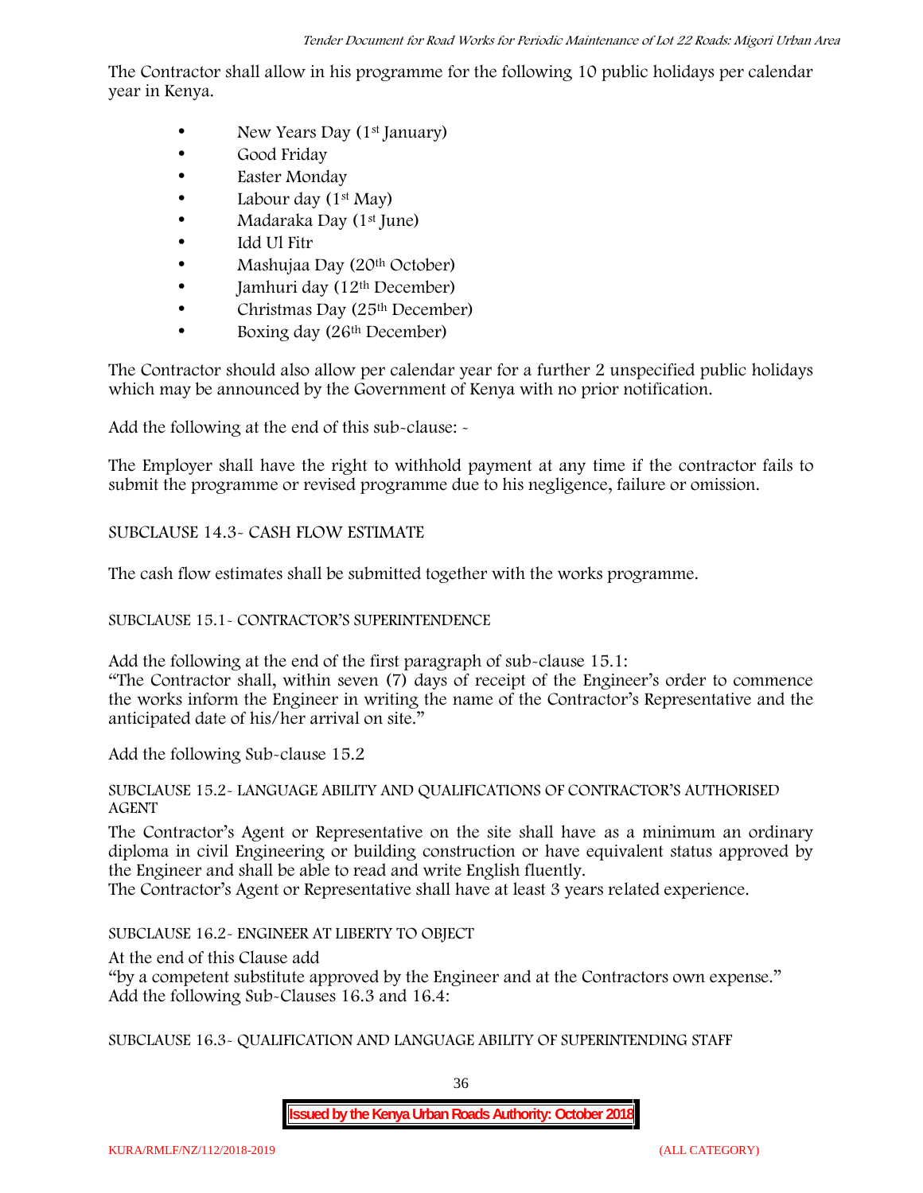The Contractor shall allow in his programme for the following 10 public holidays per calendar year in Kenya.

- New Years Day (1st January)
- Good Friday
- Easter Monday
- Labour day (1st May)
- Madaraka Day (1st June)
- Idd Ul Fitr
- Mashujaa Day (20th October)
- Jamhuri day (12th December)
- Christmas Day (25th December)
- Boxing day (26th December)

The Contractor should also allow per calendar year for a further 2 unspecified public holidays which may be announced by the Government of Kenya with no prior notification.

Add the following at the end of this sub-clause: -

The Employer shall have the right to withhold payment at any time if the contractor fails to submit the programme or revised programme due to his negligence, failure or omission.

SUBCLAUSE 14.3- CASH FLOW ESTIMATE

The cash flow estimates shall be submitted together with the works programme.

SUBCLAUSE 15.1- CONTRACTOR'S SUPERINTENDENCE

Add the following at the end of the first paragraph of sub-clause 15.1:
"The Contractor shall, within seven (7) days of receipt of the Engineer's order to commence the works inform the Engineer in writing the name of the Contractor's Representative and the anticipated date of his/her arrival on site."

Add the following Sub-clause 15.2

SUBCLAUSE 15.2- LANGUAGE ABILITY AND QUALIFICATIONS OF CONTRACTOR'S AUTHORISED AGENT

The Contractor's Agent or Representative on the site shall have as a minimum an ordinary diploma in civil Engineering or building construction or have equivalent status approved by the Engineer and shall be able to read and write English fluently.
The Contractor's Agent or Representative shall have at least 3 years related experience.

SUBCLAUSE 16.2- ENGINEER AT LIBERTY TO OBJECT

At the end of this Clause add
"by a competent substitute approved by the Engineer and at the Contractors own expense."
Add the following Sub-Clauses 16.3 and 16.4:

SUBCLAUSE 16.3- QUALIFICATION AND LANGUAGE ABILITY OF SUPERINTENDING STAFF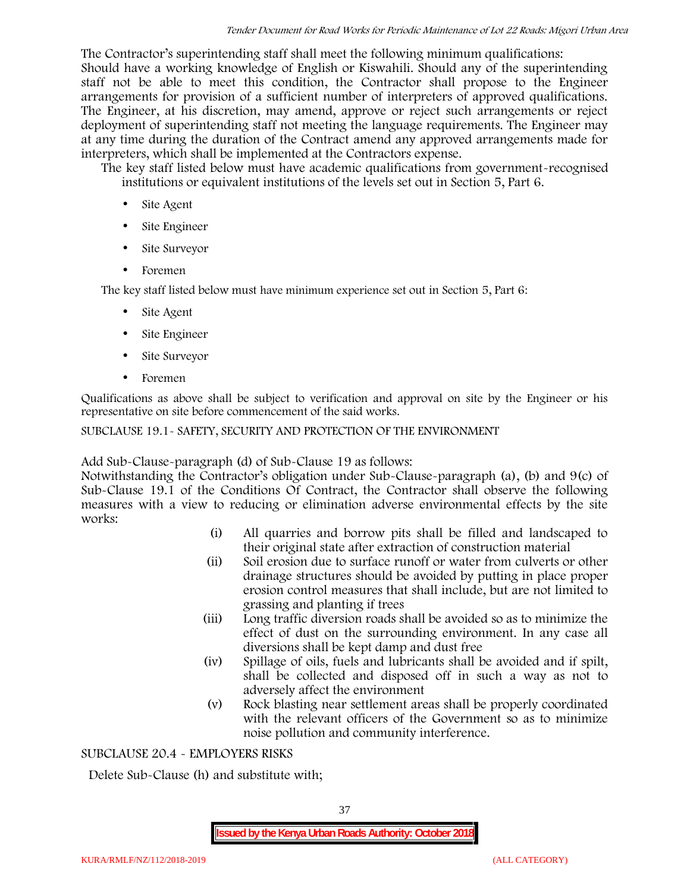The Contractor's superintending staff shall meet the following minimum qualifications:

Should have a working knowledge of English or Kiswahili. Should any of the superintending staff not be able to meet this condition, the Contractor shall propose to the Engineer arrangements for provision of a sufficient number of interpreters of approved qualifications. The Engineer, at his discretion, may amend, approve or reject such arrangements or reject deployment of superintending staff not meeting the language requirements. The Engineer may at any time during the duration of the Contract amend any approved arrangements made for interpreters, which shall be implemented at the Contractors expense.

The key staff listed below must have academic qualifications from government-recognised institutions or equivalent institutions of the levels set out in Section 5, Part 6.

- Site Agent
- Site Engineer
- Site Surveyor
- Foremen

The key staff listed below must have minimum experience set out in Section 5, Part 6:

- Site Agent
- Site Engineer
- Site Surveyor
- Foremen

Qualifications as above shall be subject to verification and approval on site by the Engineer or his representative on site before commencement of the said works.

SUBCLAUSE 19.1- SAFETY, SECURITY AND PROTECTION OF THE ENVIRONMENT

Add Sub-Clause-paragraph (d) of Sub-Clause 19 as follows:

Notwithstanding the Contractor's obligation under Sub-Clause-paragraph (a), (b) and 9(c) of Sub-Clause 19.1 of the Conditions Of Contract, the Contractor shall observe the following measures with a view to reducing or elimination adverse environmental effects by the site works:

(i) All quarries and borrow pits shall be filled and landscaped to their original state after extraction of construction material

(ii) Soil erosion due to surface runoff or water from culverts or other drainage structures should be avoided by putting in place proper erosion control measures that shall include, but are not limited to grassing and planting if trees

(iii) Long traffic diversion roads shall be avoided so as to minimize the effect of dust on the surrounding environment. In any case all diversions shall be kept damp and dust free

(iv) Spillage of oils, fuels and lubricants shall be avoided and if spilt, shall be collected and disposed off in such a way as not to adversely affect the environment

(v) Rock blasting near settlement areas shall be properly coordinated with the relevant officers of the Government so as to minimize noise pollution and community interference.

SUBCLAUSE 20.4 - EMPLOYERS RISKS

Delete Sub-Clause (h) and substitute with;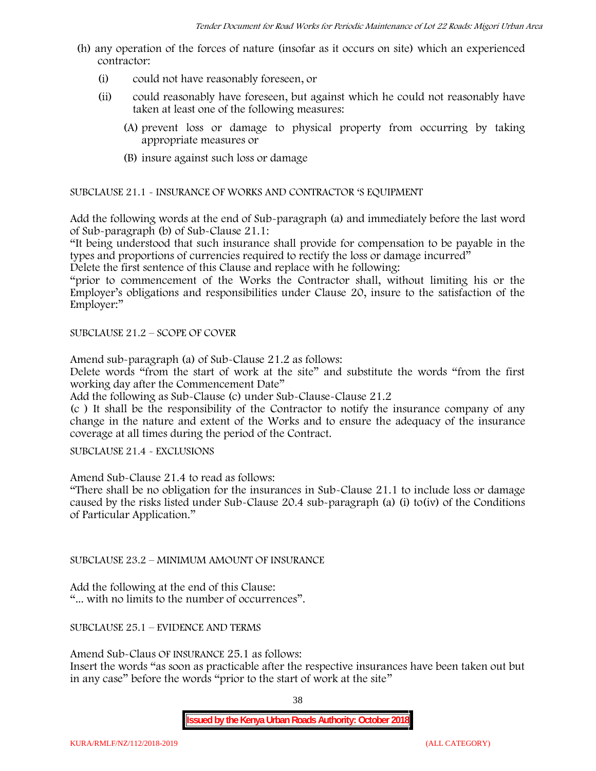(h) any operation of the forces of nature (insofar as it occurs on site) which an experienced contractor:

   (i) could not have reasonably foreseen, or

   (ii) could reasonably have foreseen, but against which he could not reasonably have taken at least one of the following measures:

      (A) prevent loss or damage to physical property from occurring by taking appropriate measures or

      (B) insure against such loss or damage

SUBCLAUSE 21.1 - INSURANCE OF WORKS AND CONTRACTOR 'S EQUIPMENT

Add the following words at the end of Sub-paragraph (a) and immediately before the last word of Sub-paragraph (b) of Sub-Clause 21.1:

"It being understood that such insurance shall provide for compensation to be payable in the types and proportions of currencies required to rectify the loss or damage incurred"

Delete the first sentence of this Clause and replace with he following:

"prior to commencement of the Works the Contractor shall, without limiting his or the Employer's obligations and responsibilities under Clause 20, insure to the satisfaction of the Employer:"

SUBCLAUSE 21.2 – SCOPE OF COVER

Amend sub-paragraph (a) of Sub-Clause 21.2 as follows:

Delete words "from the start of work at the site" and substitute the words "from the first working day after the Commencement Date"

Add the following as Sub-Clause (c) under Sub-Clause-Clause 21.2

(c ) It shall be the responsibility of the Contractor to notify the insurance company of any change in the nature and extent of the Works and to ensure the adequacy of the insurance coverage at all times during the period of the Contract.

SUBCLAUSE 21.4 - EXCLUSIONS

Amend Sub-Clause 21.4 to read as follows:

"There shall be no obligation for the insurances in Sub-Clause 21.1 to include loss or damage caused by the risks listed under Sub-Clause 20.4 sub-paragraph (a) (i) to(iv) of the Conditions of Particular Application."

SUBCLAUSE 23.2 – MINIMUM AMOUNT OF INSURANCE

Add the following at the end of this Clause:

"... with no limits to the number of occurrences".

SUBCLAUSE 25.1 – EVIDENCE AND TERMS

Amend Sub-Claus OF INSURANCE 25.1 as follows:

Insert the words "as soon as practicable after the respective insurances have been taken out but in any case" before the words "prior to the start of work at the site"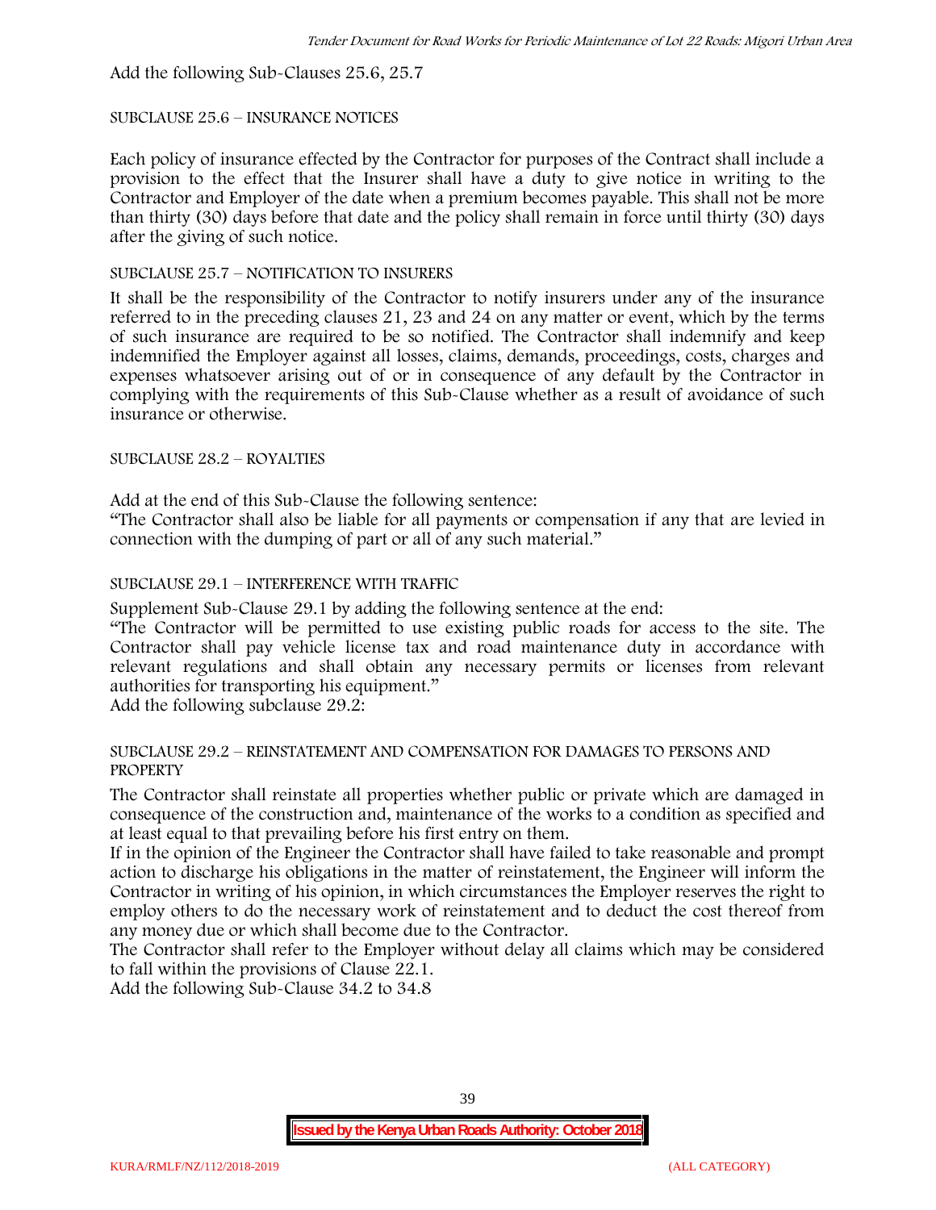Add the following Sub-Clauses 25.6, 25.7

SUBCLAUSE 25.6 – INSURANCE NOTICES

Each policy of insurance effected by the Contractor for purposes of the Contract shall include a provision to the effect that the Insurer shall have a duty to give notice in writing to the Contractor and Employer of the date when a premium becomes payable. This shall not be more than thirty (30) days before that date and the policy shall remain in force until thirty (30) days after the giving of such notice.

SUBCLAUSE 25.7 – NOTIFICATION TO INSURERS

It shall be the responsibility of the Contractor to notify insurers under any of the insurance referred to in the preceding clauses 21, 23 and 24 on any matter or event, which by the terms of such insurance are required to be so notified. The Contractor shall indemnify and keep indemnified the Employer against all losses, claims, demands, proceedings, costs, charges and expenses whatsoever arising out of or in consequence of any default by the Contractor in complying with the requirements of this Sub-Clause whether as a result of avoidance of such insurance or otherwise.

SUBCLAUSE 28.2 – ROYALTIES

Add at the end of this Sub-Clause the following sentence:

"The Contractor shall also be liable for all payments or compensation if any that are levied in connection with the dumping of part or all of any such material."

SUBCLAUSE 29.1 – INTERFERENCE WITH TRAFFIC

Supplement Sub-Clause 29.1 by adding the following sentence at the end:

"The Contractor will be permitted to use existing public roads for access to the site. The Contractor shall pay vehicle license tax and road maintenance duty in accordance with relevant regulations and shall obtain any necessary permits or licenses from relevant authorities for transporting his equipment."

Add the following subclause 29.2:

SUBCLAUSE 29.2 – REINSTATEMENT AND COMPENSATION FOR DAMAGES TO PERSONS AND PROPERTY

The Contractor shall reinstate all properties whether public or private which are damaged in consequence of the construction and, maintenance of the works to a condition as specified and at least equal to that prevailing before his first entry on them.

If in the opinion of the Engineer the Contractor shall have failed to take reasonable and prompt action to discharge his obligations in the matter of reinstatement, the Engineer will inform the Contractor in writing of his opinion, in which circumstances the Employer reserves the right to employ others to do the necessary work of reinstatement and to deduct the cost thereof from any money due or which shall become due to the Contractor.

The Contractor shall refer to the Employer without delay all claims which may be considered to fall within the provisions of Clause 22.1.

Add the following Sub-Clause 34.2 to 34.8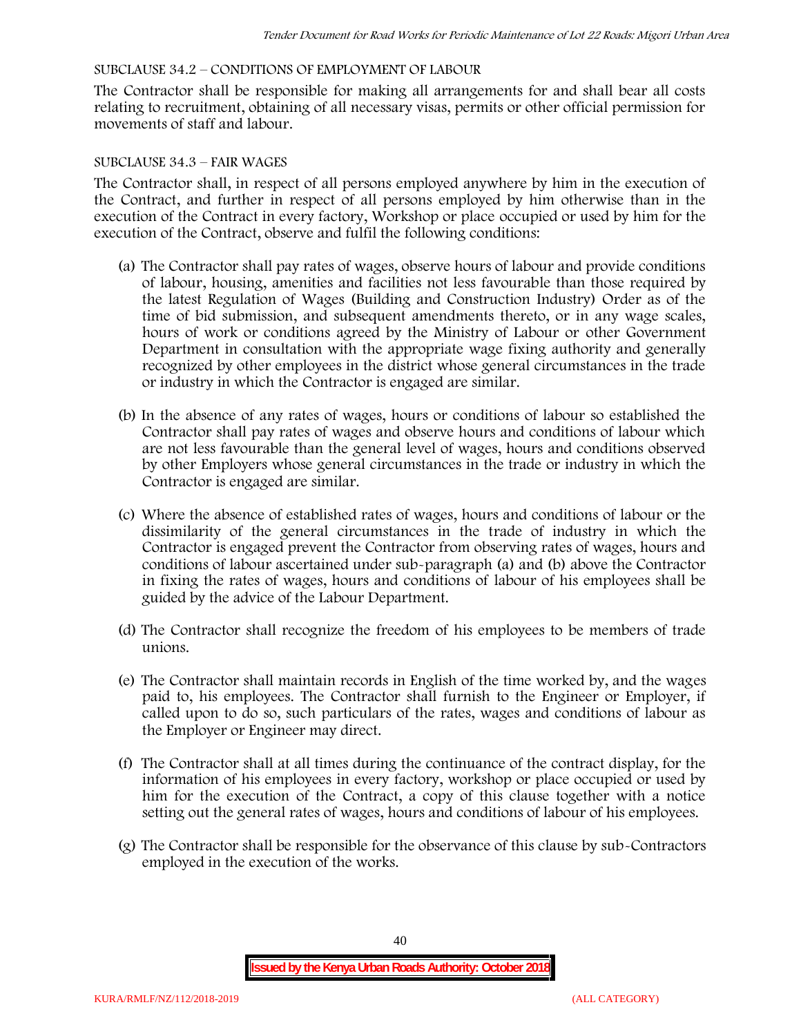SUBCLAUSE 34.2 – CONDITIONS OF EMPLOYMENT OF LABOUR

The Contractor shall be responsible for making all arrangements for and shall bear all costs relating to recruitment, obtaining of all necessary visas, permits or other official permission for movements of staff and labour.

SUBCLAUSE 34.3 – FAIR WAGES

The Contractor shall, in respect of all persons employed anywhere by him in the execution of the Contract, and further in respect of all persons employed by him otherwise than in the execution of the Contract in every factory, Workshop or place occupied or used by him for the execution of the Contract, observe and fulfil the following conditions:

(a) The Contractor shall pay rates of wages, observe hours of labour and provide conditions of labour, housing, amenities and facilities not less favourable than those required by the latest Regulation of Wages (Building and Construction Industry) Order as of the time of bid submission, and subsequent amendments thereto, or in any wage scales, hours of work or conditions agreed by the Ministry of Labour or other Government Department in consultation with the appropriate wage fixing authority and generally recognized by other employees in the district whose general circumstances in the trade or industry in which the Contractor is engaged are similar.

(b) In the absence of any rates of wages, hours or conditions of labour so established the Contractor shall pay rates of wages and observe hours and conditions of labour which are not less favourable than the general level of wages, hours and conditions observed by other Employers whose general circumstances in the trade or industry in which the Contractor is engaged are similar.

(c) Where the absence of established rates of wages, hours and conditions of labour or the dissimilarity of the general circumstances in the trade of industry in which the Contractor is engaged prevent the Contractor from observing rates of wages, hours and conditions of labour ascertained under sub-paragraph (a) and (b) above the Contractor in fixing the rates of wages, hours and conditions of labour of his employees shall be guided by the advice of the Labour Department.

(d) The Contractor shall recognize the freedom of his employees to be members of trade unions.

(e) The Contractor shall maintain records in English of the time worked by, and the wages paid to, his employees. The Contractor shall furnish to the Engineer or Employer, if called upon to do so, such particulars of the rates, wages and conditions of labour as the Employer or Engineer may direct.

(f) The Contractor shall at all times during the continuance of the contract display, for the information of his employees in every factory, workshop or place occupied or used by him for the execution of the Contract, a copy of this clause together with a notice setting out the general rates of wages, hours and conditions of labour of his employees.

(g) The Contractor shall be responsible for the observance of this clause by sub-Contractors employed in the execution of the works.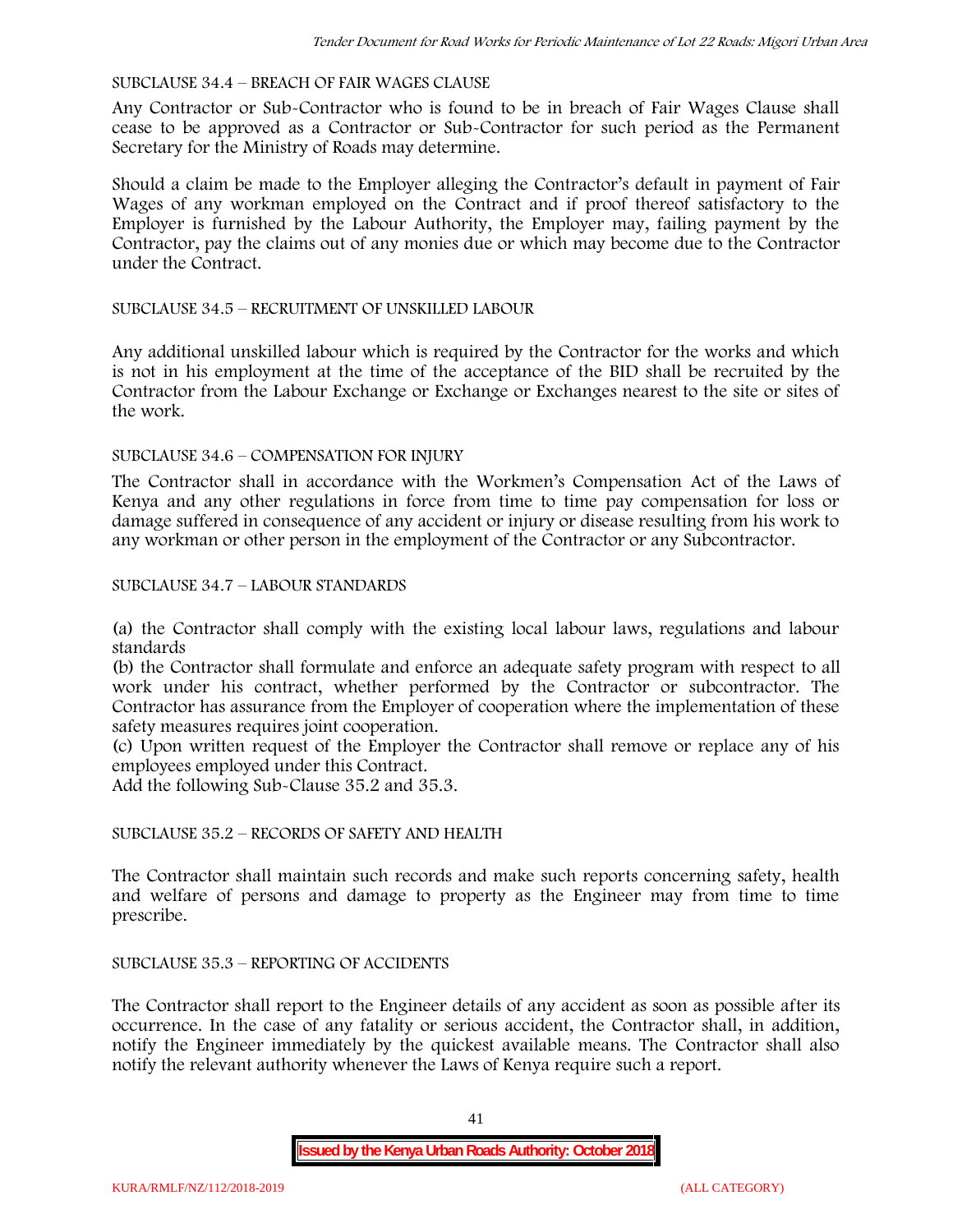SUBCLAUSE 34.4 – BREACH OF FAIR WAGES CLAUSE

Any Contractor or Sub-Contractor who is found to be in breach of Fair Wages Clause shall cease to be approved as a Contractor or Sub-Contractor for such period as the Permanent Secretary for the Ministry of Roads may determine.

Should a claim be made to the Employer alleging the Contractor's default in payment of Fair Wages of any workman employed on the Contract and if proof thereof satisfactory to the Employer is furnished by the Labour Authority, the Employer may, failing payment by the Contractor, pay the claims out of any monies due or which may become due to the Contractor under the Contract.

SUBCLAUSE 34.5 – RECRUITMENT OF UNSKILLED LABOUR

Any additional unskilled labour which is required by the Contractor for the works and which is not in his employment at the time of the acceptance of the BID shall be recruited by the Contractor from the Labour Exchange or Exchange or Exchanges nearest to the site or sites of the work.

SUBCLAUSE 34.6 – COMPENSATION FOR INJURY

The Contractor shall in accordance with the Workmen's Compensation Act of the Laws of Kenya and any other regulations in force from time to time pay compensation for loss or damage suffered in consequence of any accident or injury or disease resulting from his work to any workman or other person in the employment of the Contractor or any Subcontractor.

SUBCLAUSE 34.7 – LABOUR STANDARDS

(a) the Contractor shall comply with the existing local labour laws, regulations and labour standards

(b) the Contractor shall formulate and enforce an adequate safety program with respect to all work under his contract, whether performed by the Contractor or subcontractor. The Contractor has assurance from the Employer of cooperation where the implementation of these safety measures requires joint cooperation.

(c) Upon written request of the Employer the Contractor shall remove or replace any of his employees employed under this Contract.

Add the following Sub-Clause 35.2 and 35.3.

SUBCLAUSE 35.2 – RECORDS OF SAFETY AND HEALTH

The Contractor shall maintain such records and make such reports concerning safety, health and welfare of persons and damage to property as the Engineer may from time to time prescribe.

SUBCLAUSE 35.3 – REPORTING OF ACCIDENTS

The Contractor shall report to the Engineer details of any accident as soon as possible after its occurrence. In the case of any fatality or serious accident, the Contractor shall, in addition, notify the Engineer immediately by the quickest available means. The Contractor shall also notify the relevant authority whenever the Laws of Kenya require such a report.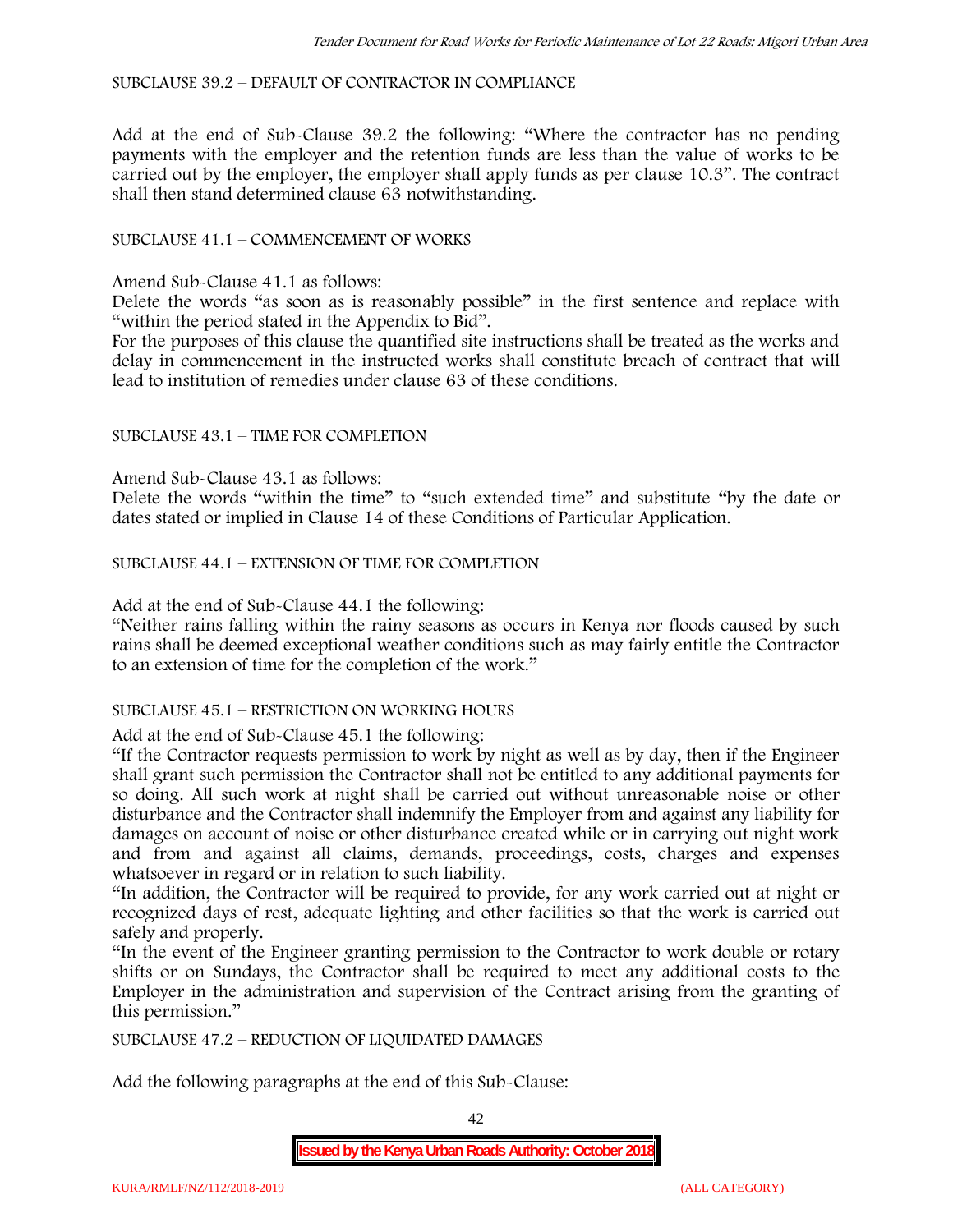SUBCLAUSE 39.2 – DEFAULT OF CONTRACTOR IN COMPLIANCE

Add at the end of Sub-Clause 39.2 the following: "Where the contractor has no pending payments with the employer and the retention funds are less than the value of works to be carried out by the employer, the employer shall apply funds as per clause 10.3". The contract shall then stand determined clause 63 notwithstanding.

SUBCLAUSE 41.1 – COMMENCEMENT OF WORKS

Amend Sub-Clause 41.1 as follows:
Delete the words "as soon as is reasonably possible" in the first sentence and replace with "within the period stated in the Appendix to Bid".
For the purposes of this clause the quantified site instructions shall be treated as the works and delay in commencement in the instructed works shall constitute breach of contract that will lead to institution of remedies under clause 63 of these conditions.

SUBCLAUSE 43.1 – TIME FOR COMPLETION

Amend Sub-Clause 43.1 as follows:
Delete the words "within the time" to "such extended time" and substitute "by the date or dates stated or implied in Clause 14 of these Conditions of Particular Application.

SUBCLAUSE 44.1 – EXTENSION OF TIME FOR COMPLETION

Add at the end of Sub-Clause 44.1 the following:
"Neither rains falling within the rainy seasons as occurs in Kenya nor floods caused by such rains shall be deemed exceptional weather conditions such as may fairly entitle the Contractor to an extension of time for the completion of the work."

SUBCLAUSE 45.1 – RESTRICTION ON WORKING HOURS

Add at the end of Sub-Clause 45.1 the following:
"If the Contractor requests permission to work by night as well as by day, then if the Engineer shall grant such permission the Contractor shall not be entitled to any additional payments for so doing. All such work at night shall be carried out without unreasonable noise or other disturbance and the Contractor shall indemnify the Employer from and against any liability for damages on account of noise or other disturbance created while or in carrying out night work and from and against all claims, demands, proceedings, costs, charges and expenses whatsoever in regard or in relation to such liability.
"In addition, the Contractor will be required to provide, for any work carried out at night or recognized days of rest, adequate lighting and other facilities so that the work is carried out safely and properly.
"In the event of the Engineer granting permission to the Contractor to work double or rotary shifts or on Sundays, the Contractor shall be required to meet any additional costs to the Employer in the administration and supervision of the Contract arising from the granting of this permission."

SUBCLAUSE 47.2 – REDUCTION OF LIQUIDATED DAMAGES

Add the following paragraphs at the end of this Sub-Clause: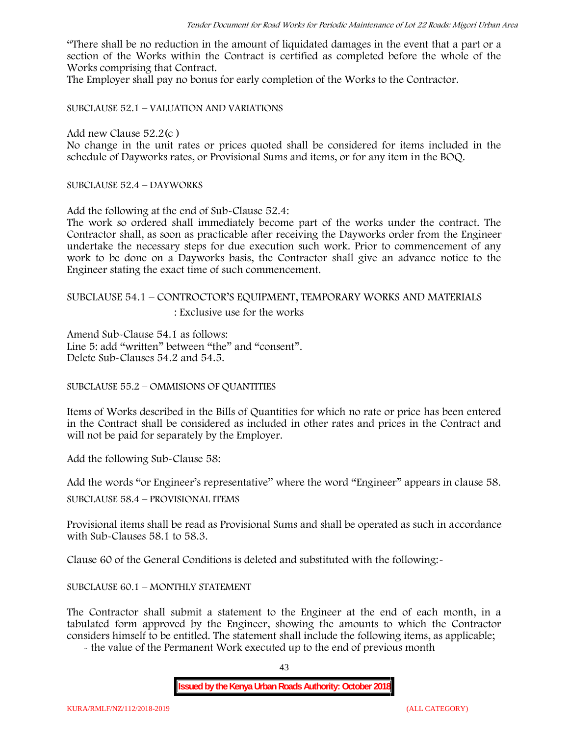"There shall be no reduction in the amount of liquidated damages in the event that a part or a section of the Works within the Contract is certified as completed before the whole of the Works comprising that Contract.

The Employer shall pay no bonus for early completion of the Works to the Contractor.

SUBCLAUSE 52.1 – VALUATION AND VARIATIONS

Add new Clause 52.2(c )

No change in the unit rates or prices quoted shall be considered for items included in the schedule of Dayworks rates, or Provisional Sums and items, or for any item in the BOQ.

SUBCLAUSE 52.4 – DAYWORKS

Add the following at the end of Sub-Clause 52.4:

The work so ordered shall immediately become part of the works under the contract. The Contractor shall, as soon as practicable after receiving the Dayworks order from the Engineer undertake the necessary steps for due execution such work. Prior to commencement of any work to be done on a Dayworks basis, the Contractor shall give an advance notice to the Engineer stating the exact time of such commencement.

SUBCLAUSE 54.1 – CONTROCTOR'S EQUIPMENT, TEMPORARY WORKS AND MATERIALS : Exclusive use for the works

Amend Sub-Clause 54.1 as follows:
Line 5: add "written" between "the" and "consent".
Delete Sub-Clauses 54.2 and 54.5.

SUBCLAUSE 55.2 – OMMISIONS OF QUANTITIES

Items of Works described in the Bills of Quantities for which no rate or price has been entered in the Contract shall be considered as included in other rates and prices in the Contract and will not be paid for separately by the Employer.

Add the following Sub-Clause 58:

Add the words "or Engineer's representative" where the word "Engineer" appears in clause 58.

SUBCLAUSE 58.4 – PROVISIONAL ITEMS

Provisional items shall be read as Provisional Sums and shall be operated as such in accordance with Sub-Clauses 58.1 to 58.3.

Clause 60 of the General Conditions is deleted and substituted with the following:-

SUBCLAUSE 60.1 – MONTHLY STATEMENT

The Contractor shall submit a statement to the Engineer at the end of each month, in a tabulated form approved by the Engineer, showing the amounts to which the Contractor considers himself to be entitled. The statement shall include the following items, as applicable;

- the value of the Permanent Work executed up to the end of previous month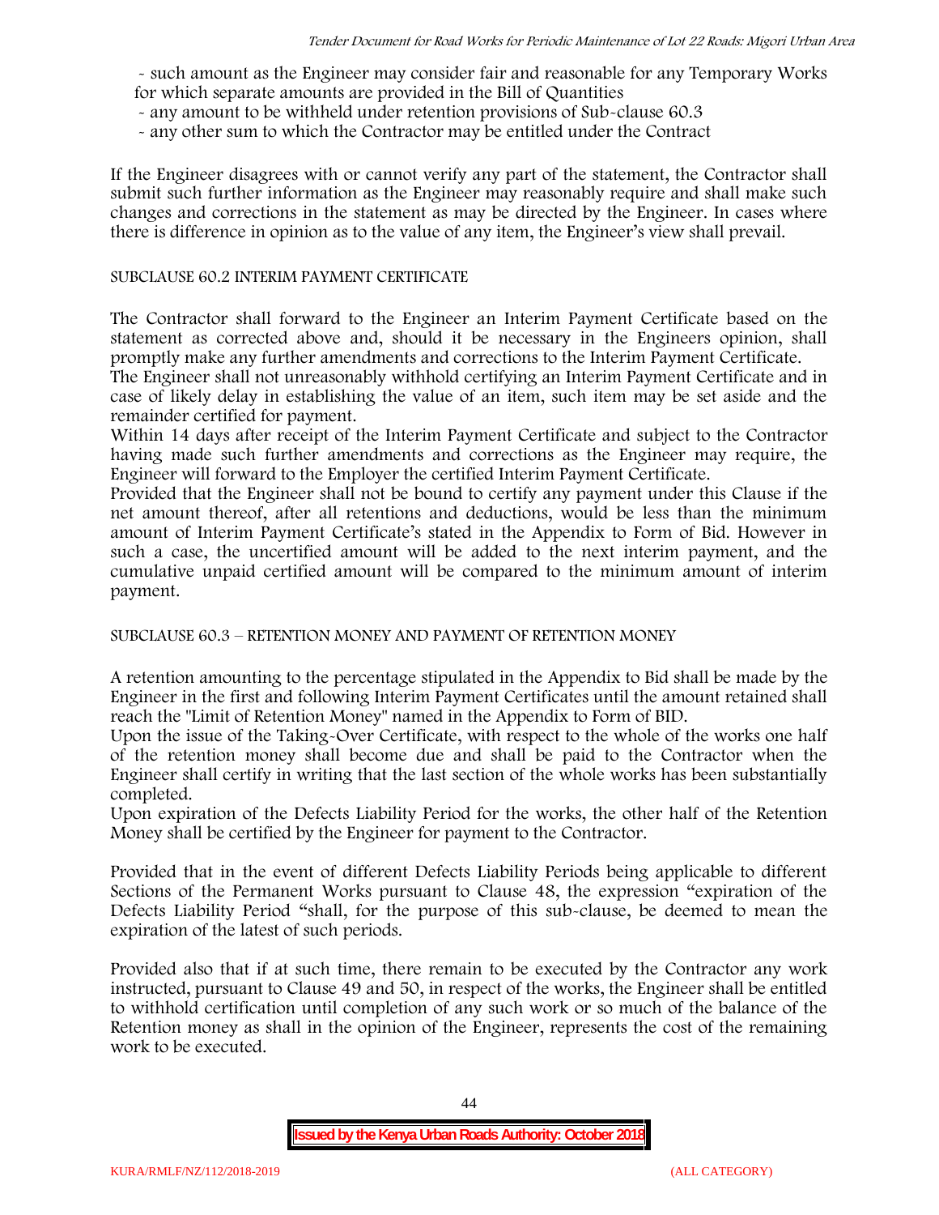- such amount as the Engineer may consider fair and reasonable for any Temporary Works for which separate amounts are provided in the Bill of Quantities
- any amount to be withheld under retention provisions of Sub-clause 60.3
- any other sum to which the Contractor may be entitled under the Contract

If the Engineer disagrees with or cannot verify any part of the statement, the Contractor shall submit such further information as the Engineer may reasonably require and shall make such changes and corrections in the statement as may be directed by the Engineer. In cases where there is difference in opinion as to the value of any item, the Engineer's view shall prevail.

SUBCLAUSE 60.2 INTERIM PAYMENT CERTIFICATE

The Contractor shall forward to the Engineer an Interim Payment Certificate based on the statement as corrected above and, should it be necessary in the Engineers opinion, shall promptly make any further amendments and corrections to the Interim Payment Certificate.

The Engineer shall not unreasonably withhold certifying an Interim Payment Certificate and in case of likely delay in establishing the value of an item, such item may be set aside and the remainder certified for payment.

Within 14 days after receipt of the Interim Payment Certificate and subject to the Contractor having made such further amendments and corrections as the Engineer may require, the Engineer will forward to the Employer the certified Interim Payment Certificate.

Provided that the Engineer shall not be bound to certify any payment under this Clause if the net amount thereof, after all retentions and deductions, would be less than the minimum amount of Interim Payment Certificate's stated in the Appendix to Form of Bid. However in such a case, the uncertified amount will be added to the next interim payment, and the cumulative unpaid certified amount will be compared to the minimum amount of interim payment.

SUBCLAUSE 60.3 – RETENTION MONEY AND PAYMENT OF RETENTION MONEY

A retention amounting to the percentage stipulated in the Appendix to Bid shall be made by the Engineer in the first and following Interim Payment Certificates until the amount retained shall reach the "Limit of Retention Money" named in the Appendix to Form of BID.

Upon the issue of the Taking-Over Certificate, with respect to the whole of the works one half of the retention money shall become due and shall be paid to the Contractor when the Engineer shall certify in writing that the last section of the whole works has been substantially completed.

Upon expiration of the Defects Liability Period for the works, the other half of the Retention Money shall be certified by the Engineer for payment to the Contractor.

Provided that in the event of different Defects Liability Periods being applicable to different Sections of the Permanent Works pursuant to Clause 48, the expression "expiration of the Defects Liability Period "shall, for the purpose of this sub-clause, be deemed to mean the expiration of the latest of such periods.

Provided also that if at such time, there remain to be executed by the Contractor any work instructed, pursuant to Clause 49 and 50, in respect of the works, the Engineer shall be entitled to withhold certification until completion of any such work or so much of the balance of the Retention money as shall in the opinion of the Engineer, represents the cost of the remaining work to be executed.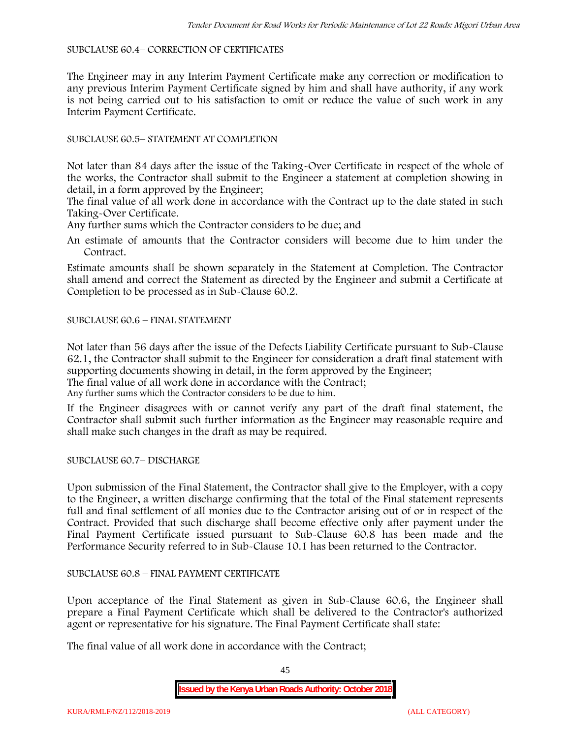SUBCLAUSE 60.4– CORRECTION OF CERTIFICATES

The Engineer may in any Interim Payment Certificate make any correction or modification to any previous Interim Payment Certificate signed by him and shall have authority, if any work is not being carried out to his satisfaction to omit or reduce the value of such work in any Interim Payment Certificate.

SUBCLAUSE 60.5– STATEMENT AT COMPLETION

Not later than 84 days after the issue of the Taking-Over Certificate in respect of the whole of the works, the Contractor shall submit to the Engineer a statement at completion showing in detail, in a form approved by the Engineer;

The final value of all work done in accordance with the Contract up to the date stated in such Taking-Over Certificate.

Any further sums which the Contractor considers to be due; and

An estimate of amounts that the Contractor considers will become due to him under the Contract.

Estimate amounts shall be shown separately in the Statement at Completion. The Contractor shall amend and correct the Statement as directed by the Engineer and submit a Certificate at Completion to be processed as in Sub-Clause 60.2.

SUBCLAUSE 60.6 – FINAL STATEMENT

Not later than 56 days after the issue of the Defects Liability Certificate pursuant to Sub-Clause 62.1, the Contractor shall submit to the Engineer for consideration a draft final statement with supporting documents showing in detail, in the form approved by the Engineer;

The final value of all work done in accordance with the Contract;

Any further sums which the Contractor considers to be due to him.

If the Engineer disagrees with or cannot verify any part of the draft final statement, the Contractor shall submit such further information as the Engineer may reasonable require and shall make such changes in the draft as may be required.

SUBCLAUSE 60.7– DISCHARGE

Upon submission of the Final Statement, the Contractor shall give to the Employer, with a copy to the Engineer, a written discharge confirming that the total of the Final statement represents full and final settlement of all monies due to the Contractor arising out of or in respect of the Contract. Provided that such discharge shall become effective only after payment under the Final Payment Certificate issued pursuant to Sub-Clause 60.8 has been made and the Performance Security referred to in Sub-Clause 10.1 has been returned to the Contractor.

SUBCLAUSE 60.8 – FINAL PAYMENT CERTIFICATE

Upon acceptance of the Final Statement as given in Sub-Clause 60.6, the Engineer shall prepare a Final Payment Certificate which shall be delivered to the Contractor's authorized agent or representative for his signature. The Final Payment Certificate shall state:

The final value of all work done in accordance with the Contract;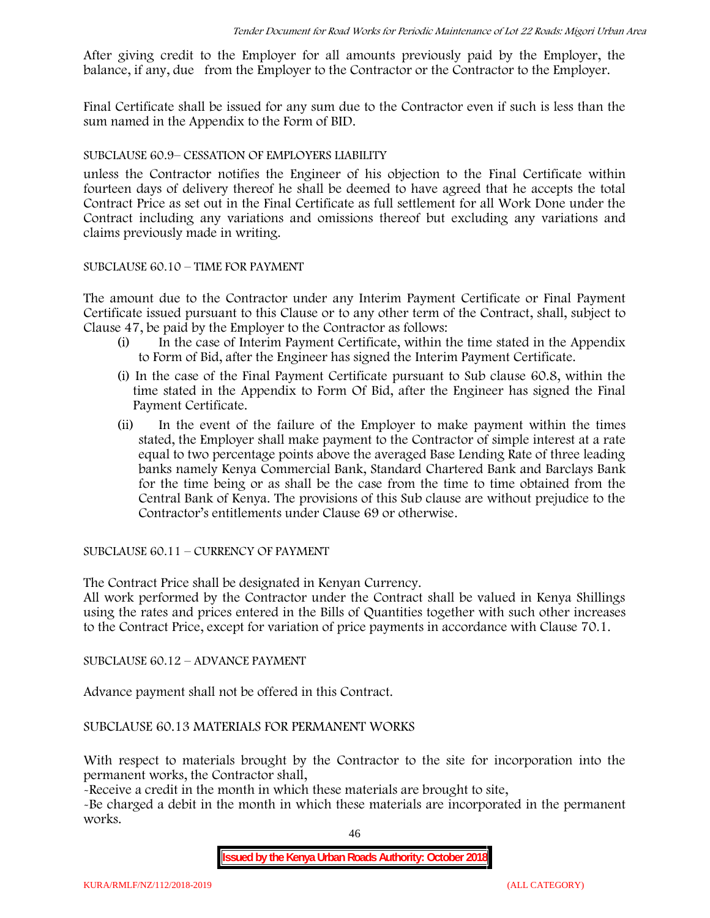After giving credit to the Employer for all amounts previously paid by the Employer, the balance, if any, due from the Employer to the Contractor or the Contractor to the Employer.

Final Certificate shall be issued for any sum due to the Contractor even if such is less than the sum named in the Appendix to the Form of BID.

SUBCLAUSE 60.9– CESSATION OF EMPLOYERS LIABILITY

unless the Contractor notifies the Engineer of his objection to the Final Certificate within fourteen days of delivery thereof he shall be deemed to have agreed that he accepts the total Contract Price as set out in the Final Certificate as full settlement for all Work Done under the Contract including any variations and omissions thereof but excluding any variations and claims previously made in writing.

SUBCLAUSE 60.10 – TIME FOR PAYMENT

The amount due to the Contractor under any Interim Payment Certificate or Final Payment Certificate issued pursuant to this Clause or to any other term of the Contract, shall, subject to Clause 47, be paid by the Employer to the Contractor as follows:

(i) In the case of Interim Payment Certificate, within the time stated in the Appendix to Form of Bid, after the Engineer has signed the Interim Payment Certificate.

(i) In the case of the Final Payment Certificate pursuant to Sub clause 60.8, within the time stated in the Appendix to Form Of Bid, after the Engineer has signed the Final Payment Certificate.

(ii) In the event of the failure of the Employer to make payment within the times stated, the Employer shall make payment to the Contractor of simple interest at a rate equal to two percentage points above the averaged Base Lending Rate of three leading banks namely Kenya Commercial Bank, Standard Chartered Bank and Barclays Bank for the time being or as shall be the case from the time to time obtained from the Central Bank of Kenya. The provisions of this Sub clause are without prejudice to the Contractor's entitlements under Clause 69 or otherwise.

SUBCLAUSE 60.11 – CURRENCY OF PAYMENT

The Contract Price shall be designated in Kenyan Currency.
All work performed by the Contractor under the Contract shall be valued in Kenya Shillings using the rates and prices entered in the Bills of Quantities together with such other increases to the Contract Price, except for variation of price payments in accordance with Clause 70.1.

SUBCLAUSE 60.12 – ADVANCE PAYMENT

Advance payment shall not be offered in this Contract.

SUBCLAUSE 60.13 MATERIALS FOR PERMANENT WORKS

With respect to materials brought by the Contractor to the site for incorporation into the permanent works, the Contractor shall,

-Receive a credit in the month in which these materials are brought to site,

-Be charged a debit in the month in which these materials are incorporated in the permanent works.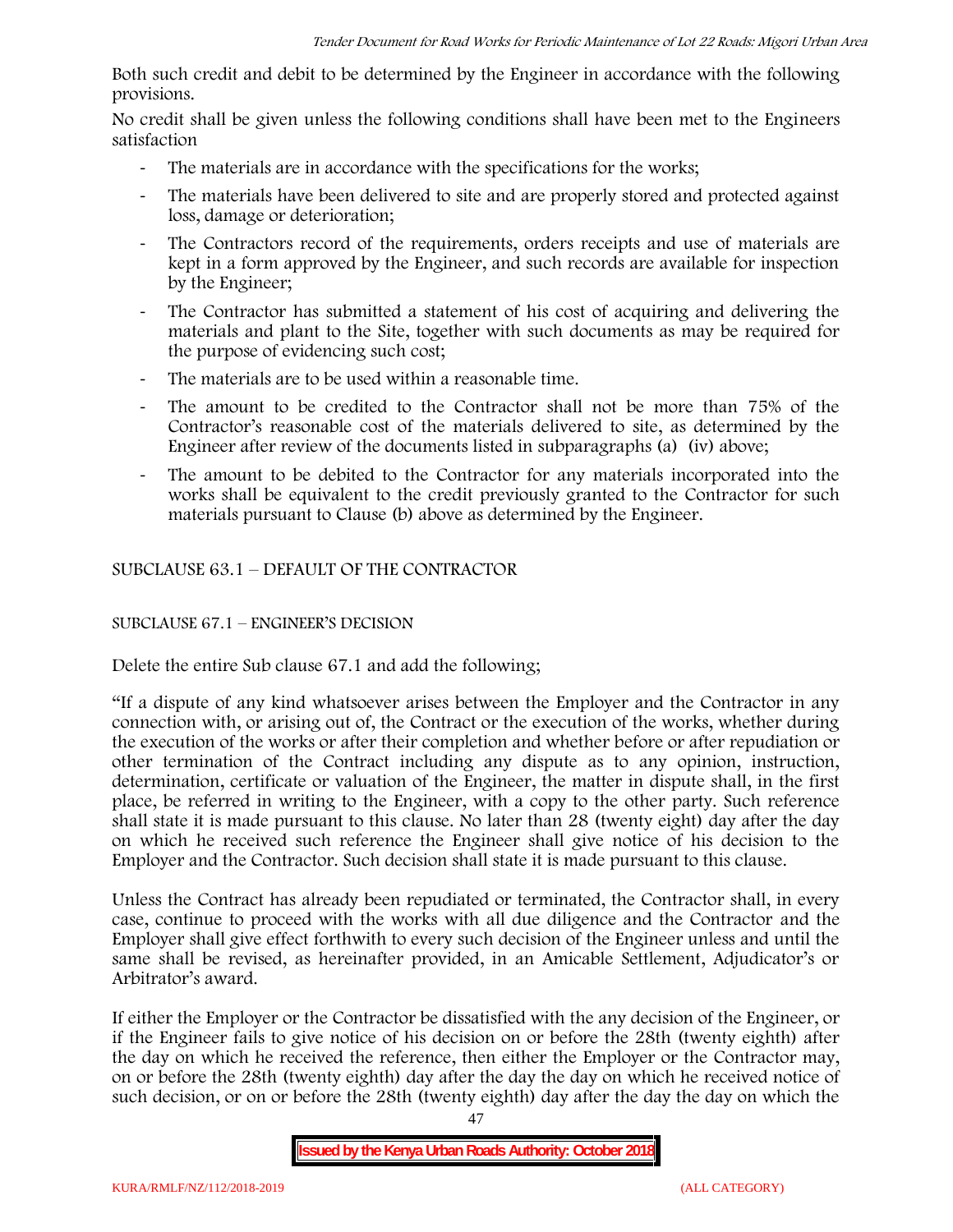Both such credit and debit to be determined by the Engineer in accordance with the following provisions.

No credit shall be given unless the following conditions shall have been met to the Engineers satisfaction

- The materials are in accordance with the specifications for the works;
- The materials have been delivered to site and are properly stored and protected against loss, damage or deterioration;
- The Contractors record of the requirements, orders receipts and use of materials are kept in a form approved by the Engineer, and such records are available for inspection by the Engineer;
- The Contractor has submitted a statement of his cost of acquiring and delivering the materials and plant to the Site, together with such documents as may be required for the purpose of evidencing such cost;
- The materials are to be used within a reasonable time.
- The amount to be credited to the Contractor shall not be more than 75% of the Contractor's reasonable cost of the materials delivered to site, as determined by the Engineer after review of the documents listed in subparagraphs (a) (iv) above;
- The amount to be debited to the Contractor for any materials incorporated into the works shall be equivalent to the credit previously granted to the Contractor for such materials pursuant to Clause (b) above as determined by the Engineer.

SUBCLAUSE 63.1 – DEFAULT OF THE CONTRACTOR

SUBCLAUSE 67.1 – ENGINEER'S DECISION

Delete the entire Sub clause 67.1 and add the following;

"If a dispute of any kind whatsoever arises between the Employer and the Contractor in any connection with, or arising out of, the Contract or the execution of the works, whether during the execution of the works or after their completion and whether before or after repudiation or other termination of the Contract including any dispute as to any opinion, instruction, determination, certificate or valuation of the Engineer, the matter in dispute shall, in the first place, be referred in writing to the Engineer, with a copy to the other party. Such reference shall state it is made pursuant to this clause. No later than 28 (twenty eight) day after the day on which he received such reference the Engineer shall give notice of his decision to the Employer and the Contractor. Such decision shall state it is made pursuant to this clause.

Unless the Contract has already been repudiated or terminated, the Contractor shall, in every case, continue to proceed with the works with all due diligence and the Contractor and the Employer shall give effect forthwith to every such decision of the Engineer unless and until the same shall be revised, as hereinafter provided, in an Amicable Settlement, Adjudicator's or Arbitrator's award.

If either the Employer or the Contractor be dissatisfied with the any decision of the Engineer, or if the Engineer fails to give notice of his decision on or before the 28th (twenty eighth) after the day on which he received the reference, then either the Employer or the Contractor may, on or before the 28th (twenty eighth) day after the day the day on which he received notice of such decision, or on or before the 28th (twenty eighth) day after the day the day on which the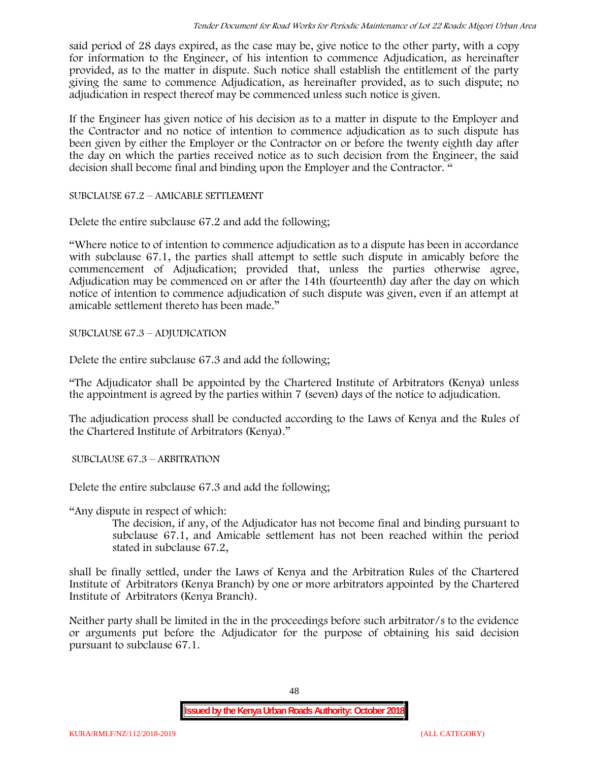said period of 28 days expired, as the case may be, give notice to the other party, with a copy for information to the Engineer, of his intention to commence Adjudication, as hereinafter provided, as to the matter in dispute. Such notice shall establish the entitlement of the party giving the same to commence Adjudication, as hereinafter provided, as to such dispute; no adjudication in respect thereof may be commenced unless such notice is given.

If the Engineer has given notice of his decision as to a matter in dispute to the Employer and the Contractor and no notice of intention to commence adjudication as to such dispute has been given by either the Employer or the Contractor on or before the twenty eighth day after the day on which the parties received notice as to such decision from the Engineer, the said decision shall become final and binding upon the Employer and the Contractor. "

SUBCLAUSE 67.2 – AMICABLE SETTLEMENT

Delete the entire subclause 67.2 and add the following;

"Where notice to of intention to commence adjudication as to a dispute has been in accordance with subclause 67.1, the parties shall attempt to settle such dispute in amicably before the commencement of Adjudication; provided that, unless the parties otherwise agree, Adjudication may be commenced on or after the 14th (fourteenth) day after the day on which notice of intention to commence adjudication of such dispute was given, even if an attempt at amicable settlement thereto has been made."

SUBCLAUSE 67.3 – ADJUDICATION

Delete the entire subclause 67.3 and add the following;

"The Adjudicator shall be appointed by the Chartered Institute of Arbitrators (Kenya) unless the appointment is agreed by the parties within 7 (seven) days of the notice to adjudication.

The adjudication process shall be conducted according to the Laws of Kenya and the Rules of the Chartered Institute of Arbitrators (Kenya)."

SUBCLAUSE 67.3 – ARBITRATION

Delete the entire subclause 67.3 and add the following;

"Any dispute in respect of which:

The decision, if any, of the Adjudicator has not become final and binding pursuant to subclause 67.1, and Amicable settlement has not been reached within the period stated in subclause 67.2,

shall be finally settled, under the Laws of Kenya and the Arbitration Rules of the Chartered Institute of Arbitrators (Kenya Branch) by one or more arbitrators appointed by the Chartered Institute of Arbitrators (Kenya Branch).

Neither party shall be limited in the in the proceedings before such arbitrator/s to the evidence or arguments put before the Adjudicator for the purpose of obtaining his said decision pursuant to subclause 67.1.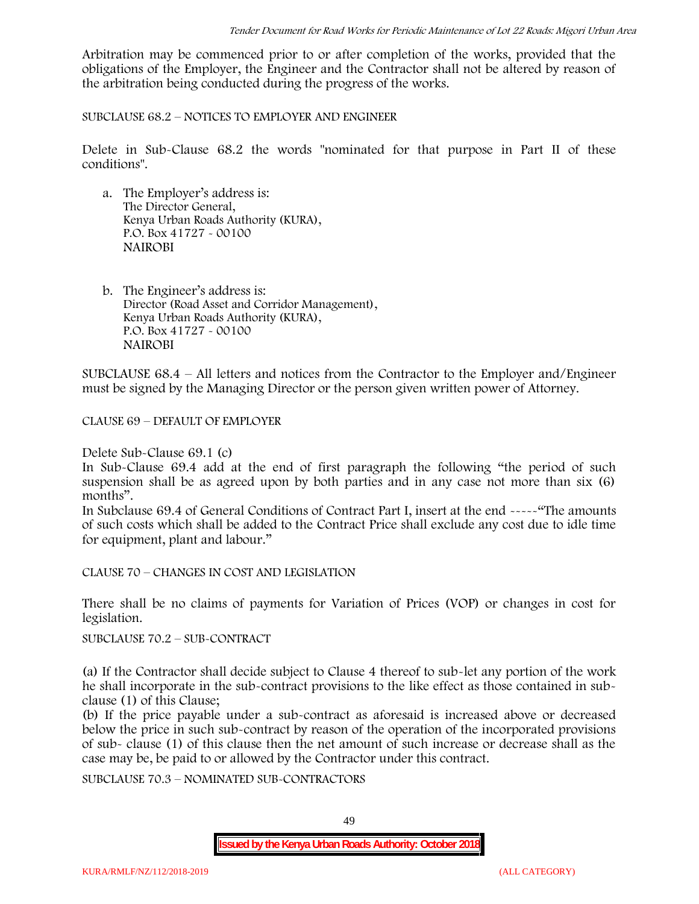Arbitration may be commenced prior to or after completion of the works, provided that the obligations of the Employer, the Engineer and the Contractor shall not be altered by reason of the arbitration being conducted during the progress of the works.

SUBCLAUSE 68.2 – NOTICES TO EMPLOYER AND ENGINEER

Delete in Sub-Clause 68.2 the words "nominated for that purpose in Part II of these conditions".

a. The Employer's address is:
   The Director General,
   Kenya Urban Roads Authority (KURA),
   P.O. Box 41727 - 00100
   NAIROBI

b. The Engineer's address is:
   Director (Road Asset and Corridor Management),
   Kenya Urban Roads Authority (KURA),
   P.O. Box 41727 - 00100
   NAIROBI

SUBCLAUSE 68.4 – All letters and notices from the Contractor to the Employer/Engineer must be signed by the Managing Director or the person given written power of Attorney.

CLAUSE 69 – DEFAULT OF EMPLOYER

Delete Sub-Clause 69.1 (c)

In Sub-Clause 69.4 add at the end of first paragraph the following "the period of such suspension shall be as agreed upon by both parties and in any case not more than six (6) months".

In Subclause 69.4 of General Conditions of Contract Part I, insert at the end -----"The amounts of such costs which shall be added to the Contract Price shall exclude any cost due to idle time for equipment, plant and labour."

CLAUSE 70 – CHANGES IN COST AND LEGISLATION

There shall be no claims of payments for Variation of Prices (VOP) or changes in cost for legislation.

SUBCLAUSE 70.2 – SUB-CONTRACT

(a) If the Contractor shall decide subject to Clause 4 thereof to sub-let any portion of the work he shall incorporate in the sub-contract provisions to the like effect as those contained in sub-clause (1) of this Clause;

(b) If the price payable under a sub-contract as aforesaid is increased above or decreased below the price in such sub-contract by reason of the operation of the incorporated provisions of sub- clause (1) of this clause then the net amount of such increase or decrease shall as the case may be, be paid to or allowed by the Contractor under this contract.

SUBCLAUSE 70.3 – NOMINATED SUB-CONTRACTORS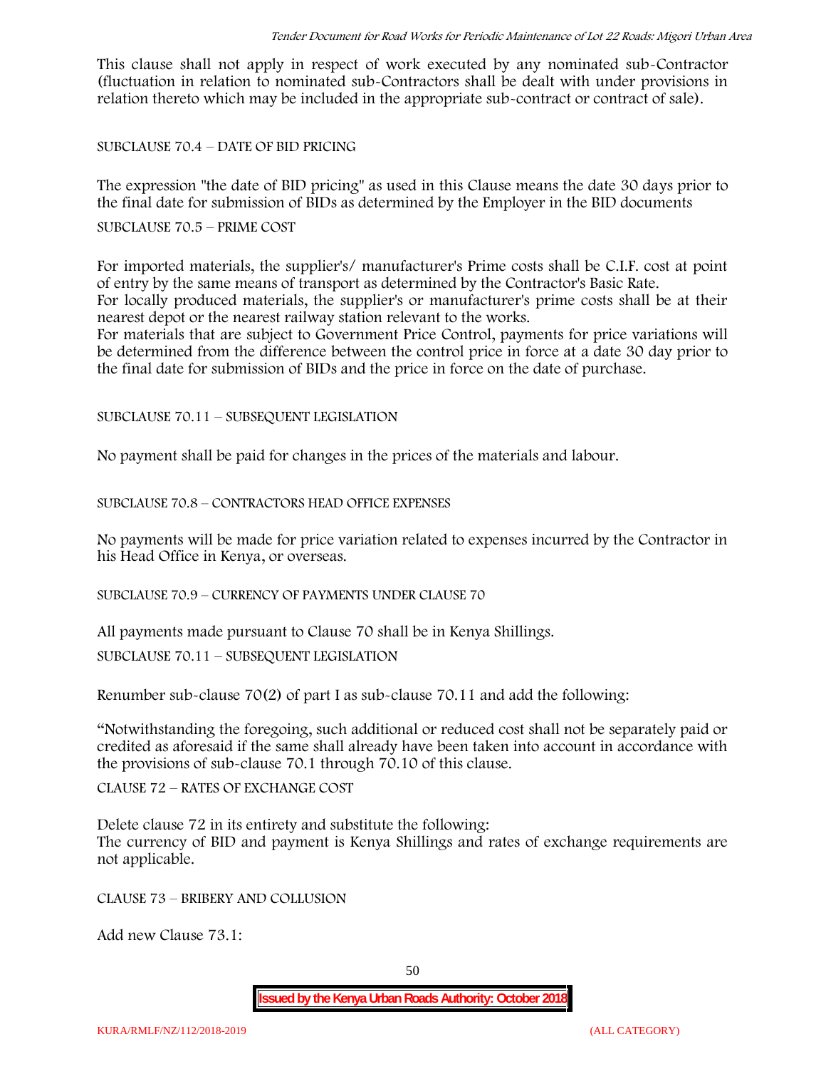This clause shall not apply in respect of work executed by any nominated sub-Contractor (fluctuation in relation to nominated sub-Contractors shall be dealt with under provisions in relation thereto which may be included in the appropriate sub-contract or contract of sale).

SUBCLAUSE 70.4 – DATE OF BID PRICING

The expression "the date of BID pricing" as used in this Clause means the date 30 days prior to the final date for submission of BIDs as determined by the Employer in the BID documents

SUBCLAUSE 70.5 – PRIME COST

For imported materials, the supplier's/ manufacturer's Prime costs shall be C.I.F. cost at point of entry by the same means of transport as determined by the Contractor's Basic Rate.
For locally produced materials, the supplier's or manufacturer's prime costs shall be at their nearest depot or the nearest railway station relevant to the works.
For materials that are subject to Government Price Control, payments for price variations will be determined from the difference between the control price in force at a date 30 day prior to the final date for submission of BIDs and the price in force on the date of purchase.

SUBCLAUSE 70.11 – SUBSEQUENT LEGISLATION

No payment shall be paid for changes in the prices of the materials and labour.

SUBCLAUSE 70.8 – CONTRACTORS HEAD OFFICE EXPENSES

No payments will be made for price variation related to expenses incurred by the Contractor in his Head Office in Kenya, or overseas.

SUBCLAUSE 70.9 – CURRENCY OF PAYMENTS UNDER CLAUSE 70

All payments made pursuant to Clause 70 shall be in Kenya Shillings.

SUBCLAUSE 70.11 – SUBSEQUENT LEGISLATION

Renumber sub-clause 70(2) of part I as sub-clause 70.11 and add the following:

"Notwithstanding the foregoing, such additional or reduced cost shall not be separately paid or credited as aforesaid if the same shall already have been taken into account in accordance with the provisions of sub-clause 70.1 through 70.10 of this clause.

CLAUSE 72 – RATES OF EXCHANGE COST

Delete clause 72 in its entirety and substitute the following:
The currency of BID and payment is Kenya Shillings and rates of exchange requirements are not applicable.

CLAUSE 73 – BRIBERY AND COLLUSION

Add new Clause 73.1: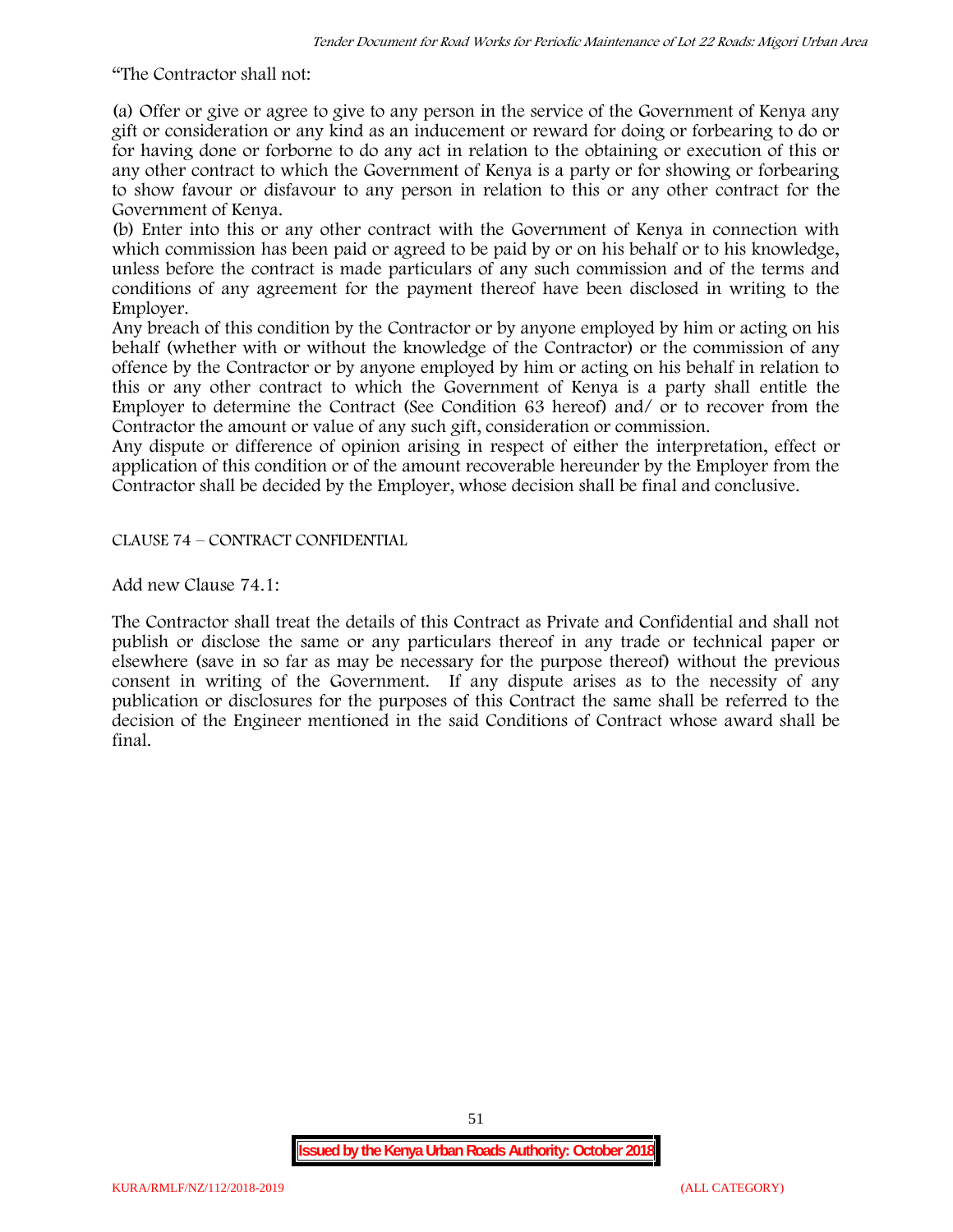"The Contractor shall not:

(a) Offer or give or agree to give to any person in the service of the Government of Kenya any gift or consideration or any kind as an inducement or reward for doing or forbearing to do or for having done or forborne to do any act in relation to the obtaining or execution of this or any other contract to which the Government of Kenya is a party or for showing or forbearing to show favour or disfavour to any person in relation to this or any other contract for the Government of Kenya.

(b) Enter into this or any other contract with the Government of Kenya in connection with which commission has been paid or agreed to be paid by or on his behalf or to his knowledge, unless before the contract is made particulars of any such commission and of the terms and conditions of any agreement for the payment thereof have been disclosed in writing to the Employer.

Any breach of this condition by the Contractor or by anyone employed by him or acting on his behalf (whether with or without the knowledge of the Contractor) or the commission of any offence by the Contractor or by anyone employed by him or acting on his behalf in relation to this or any other contract to which the Government of Kenya is a party shall entitle the Employer to determine the Contract (See Condition 63 hereof) and/ or to recover from the Contractor the amount or value of any such gift, consideration or commission.

Any dispute or difference of opinion arising in respect of either the interpretation, effect or application of this condition or of the amount recoverable hereunder by the Employer from the Contractor shall be decided by the Employer, whose decision shall be final and conclusive.

CLAUSE 74 – CONTRACT CONFIDENTIAL

Add new Clause 74.1:

The Contractor shall treat the details of this Contract as Private and Confidential and shall not publish or disclose the same or any particulars thereof in any trade or technical paper or elsewhere (save in so far as may be necessary for the purpose thereof) without the previous consent in writing of the Government. If any dispute arises as to the necessity of any publication or disclosures for the purposes of this Contract the same shall be referred to the decision of the Engineer mentioned in the said Conditions of Contract whose award shall be final.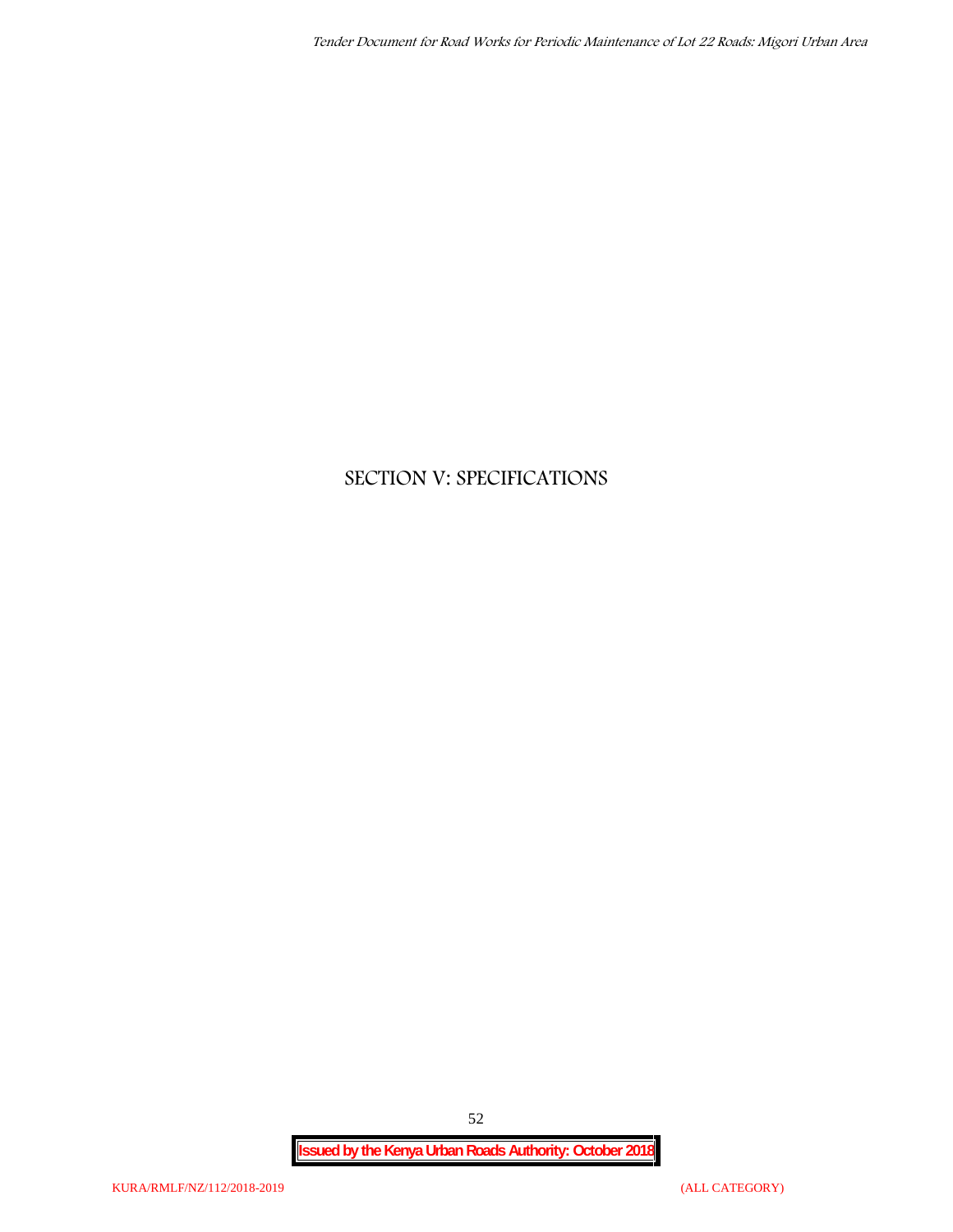# SECTION V: SPECIFICATIONS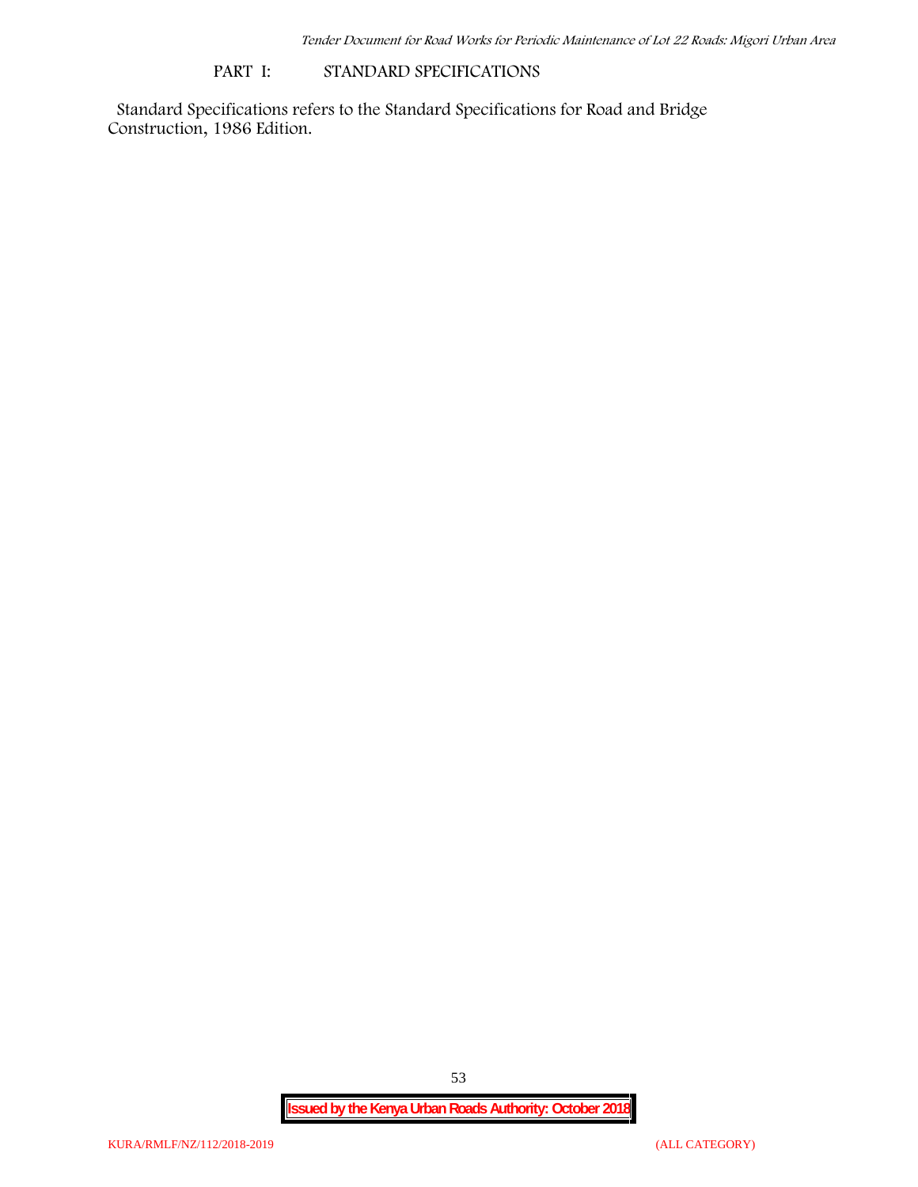## PART I: STANDARD SPECIFICATIONS

Standard Specifications refers to the Standard Specifications for Road and Bridge Construction, 1986 Edition.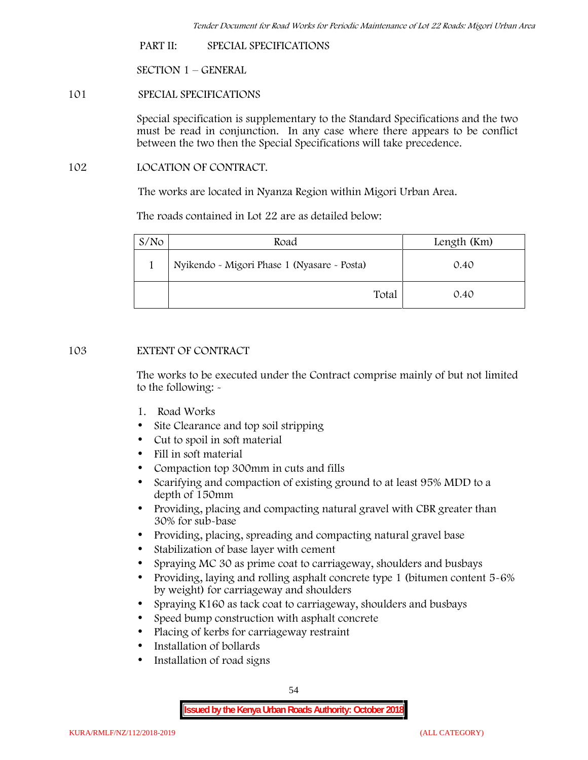## PART II: SPECIAL SPECIFICATIONS

### SECTION 1 – GENERAL

#### 101 SPECIAL SPECIFICATIONS

Special specification is supplementary to the Standard Specifications and the two must be read in conjunction. In any case where there appears to be conflict between the two then the Special Specifications will take precedence.

#### 102 LOCATION OF CONTRACT.

The works are located in Nyanza Region within Migori Urban Area.

The roads contained in Lot 22 are as detailed below:

| S/No | Road | Length (Km) |
|---|---|---|
| 1 | Nyikendo - Migori Phase 1 (Nyasare - Posta) | 0.40 |
| | Total | 0.40 |

#### 103 EXTENT OF CONTRACT

The works to be executed under the Contract comprise mainly of but not limited to the following: -

1. Road Works

- Site Clearance and top soil stripping
- Cut to spoil in soft material
- Fill in soft material
- Compaction top 300mm in cuts and fills
- Scarifying and compaction of existing ground to at least 95% MDD to a depth of 150mm
- Providing, placing and compacting natural gravel with CBR greater than 30% for sub-base
- Providing, placing, spreading and compacting natural gravel base
- Stabilization of base layer with cement
- Spraying MC 30 as prime coat to carriageway, shoulders and busbays
- Providing, laying and rolling asphalt concrete type 1 (bitumen content 5-6% by weight) for carriageway and shoulders
- Spraying K160 as tack coat to carriageway, shoulders and busbays
- Speed bump construction with asphalt concrete
- Placing of kerbs for carriageway restraint
- Installation of bollards
- Installation of road signs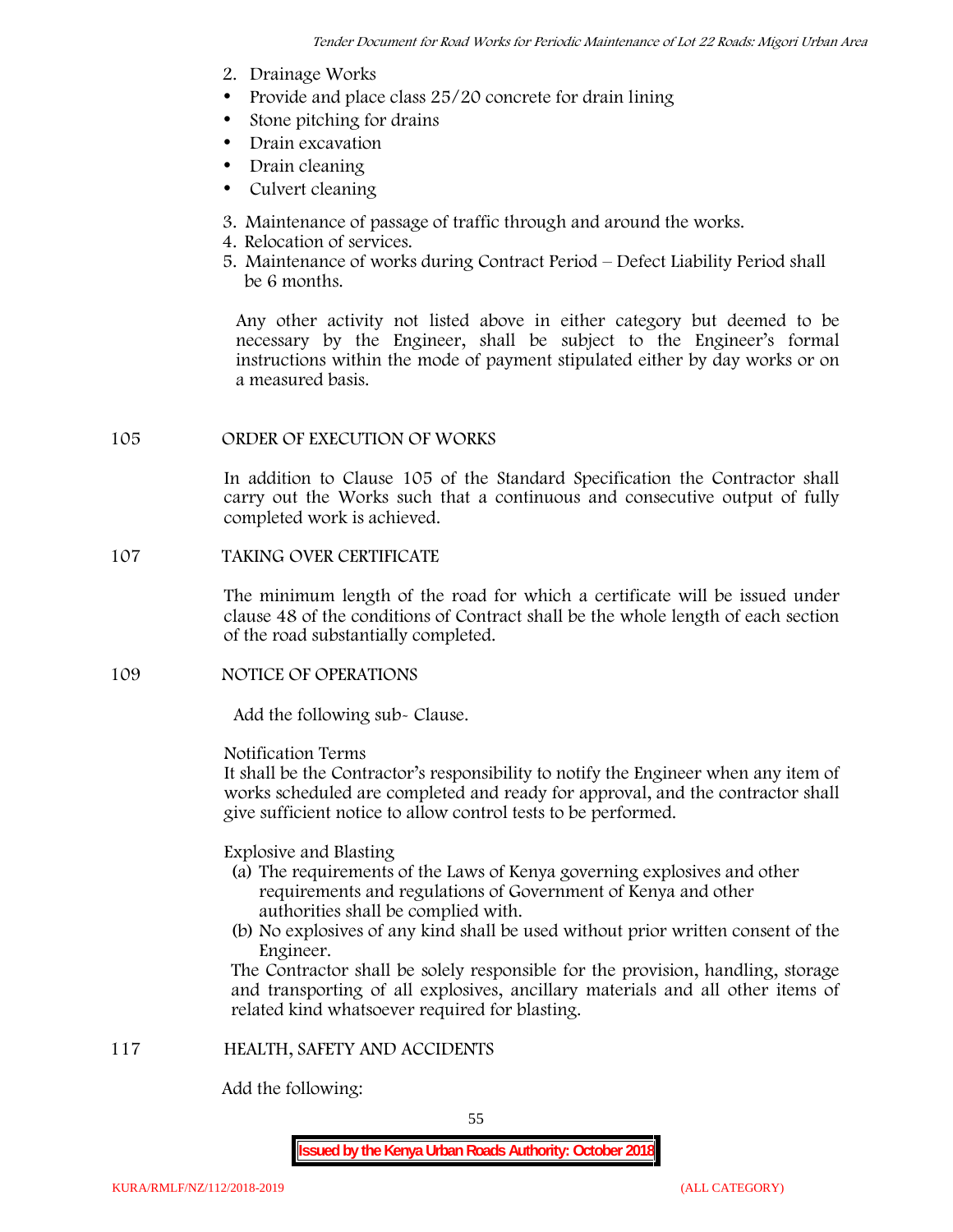2. Drainage Works
- Provide and place class 25/20 concrete for drain lining
- Stone pitching for drains
- Drain excavation
- Drain cleaning
- Culvert cleaning

3. Maintenance of passage of traffic through and around the works.
4. Relocation of services.
5. Maintenance of works during Contract Period – Defect Liability Period shall be 6 months.

Any other activity not listed above in either category but deemed to be necessary by the Engineer, shall be subject to the Engineer's formal instructions within the mode of payment stipulated either by day works or on a measured basis.

## 105 ORDER OF EXECUTION OF WORKS

In addition to Clause 105 of the Standard Specification the Contractor shall carry out the Works such that a continuous and consecutive output of fully completed work is achieved.

## 107 TAKING OVER CERTIFICATE

The minimum length of the road for which a certificate will be issued under clause 48 of the conditions of Contract shall be the whole length of each section of the road substantially completed.

## 109 NOTICE OF OPERATIONS

Add the following sub- Clause.

Notification Terms
It shall be the Contractor's responsibility to notify the Engineer when any item of works scheduled are completed and ready for approval, and the contractor shall give sufficient notice to allow control tests to be performed.

Explosive and Blasting

(a) The requirements of the Laws of Kenya governing explosives and other requirements and regulations of Government of Kenya and other authorities shall be complied with.
(b) No explosives of any kind shall be used without prior written consent of the Engineer.

The Contractor shall be solely responsible for the provision, handling, storage and transporting of all explosives, ancillary materials and all other items of related kind whatsoever required for blasting.

## 117 HEALTH, SAFETY AND ACCIDENTS

Add the following: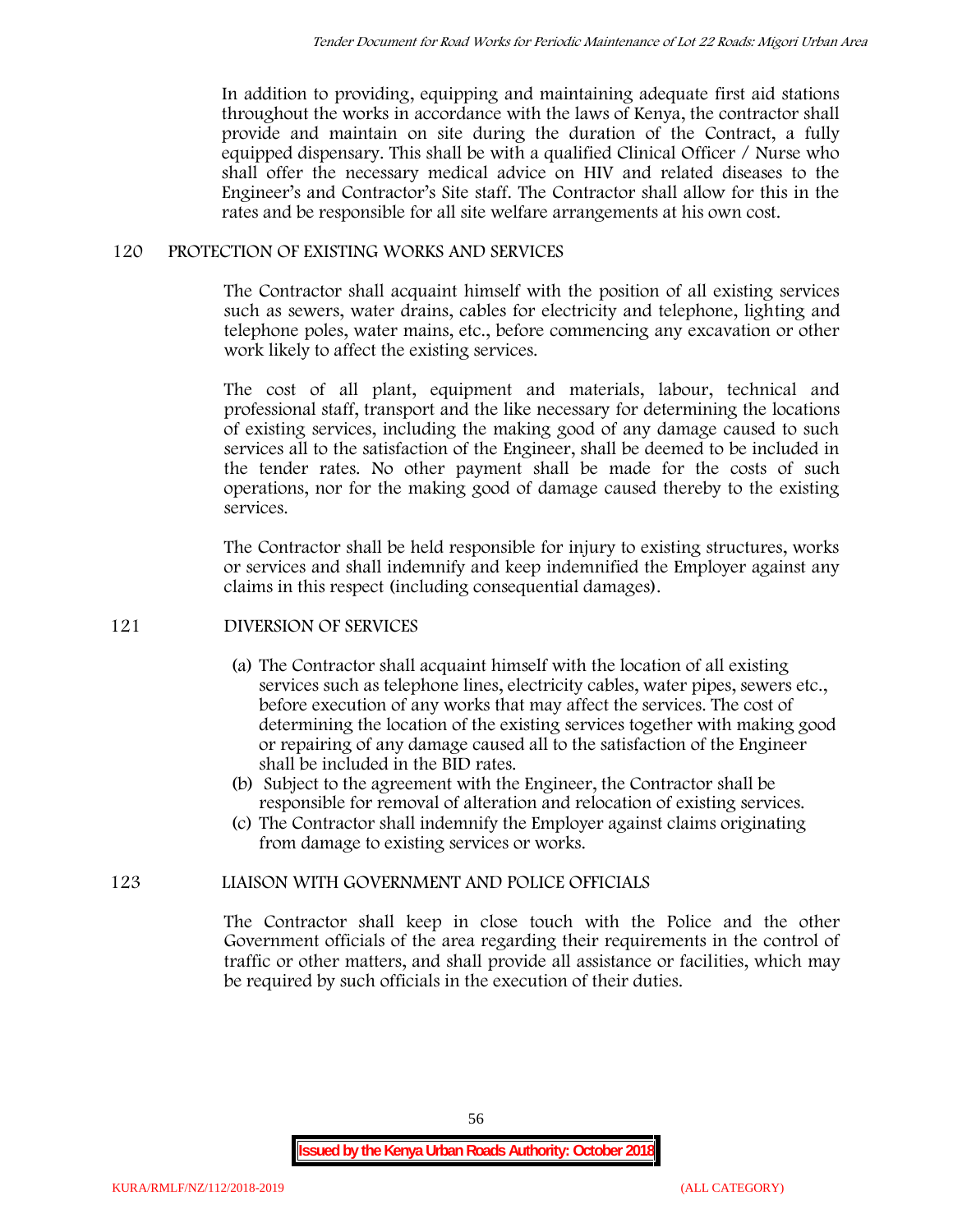In addition to providing, equipping and maintaining adequate first aid stations throughout the works in accordance with the laws of Kenya, the contractor shall provide and maintain on site during the duration of the Contract, a fully equipped dispensary. This shall be with a qualified Clinical Officer / Nurse who shall offer the necessary medical advice on HIV and related diseases to the Engineer's and Contractor's Site staff. The Contractor shall allow for this in the rates and be responsible for all site welfare arrangements at his own cost.

## 120 PROTECTION OF EXISTING WORKS AND SERVICES

The Contractor shall acquaint himself with the position of all existing services such as sewers, water drains, cables for electricity and telephone, lighting and telephone poles, water mains, etc., before commencing any excavation or other work likely to affect the existing services.

The cost of all plant, equipment and materials, labour, technical and professional staff, transport and the like necessary for determining the locations of existing services, including the making good of any damage caused to such services all to the satisfaction of the Engineer, shall be deemed to be included in the tender rates. No other payment shall be made for the costs of such operations, nor for the making good of damage caused thereby to the existing services.

The Contractor shall be held responsible for injury to existing structures, works or services and shall indemnify and keep indemnified the Employer against any claims in this respect (including consequential damages).

## 121 DIVERSION OF SERVICES

(a) The Contractor shall acquaint himself with the location of all existing services such as telephone lines, electricity cables, water pipes, sewers etc., before execution of any works that may affect the services. The cost of determining the location of the existing services together with making good or repairing of any damage caused all to the satisfaction of the Engineer shall be included in the BID rates.

(b) Subject to the agreement with the Engineer, the Contractor shall be responsible for removal of alteration and relocation of existing services.

(c) The Contractor shall indemnify the Employer against claims originating from damage to existing services or works.

## 123 LIAISON WITH GOVERNMENT AND POLICE OFFICIALS

The Contractor shall keep in close touch with the Police and the other Government officials of the area regarding their requirements in the control of traffic or other matters, and shall provide all assistance or facilities, which may be required by such officials in the execution of their duties.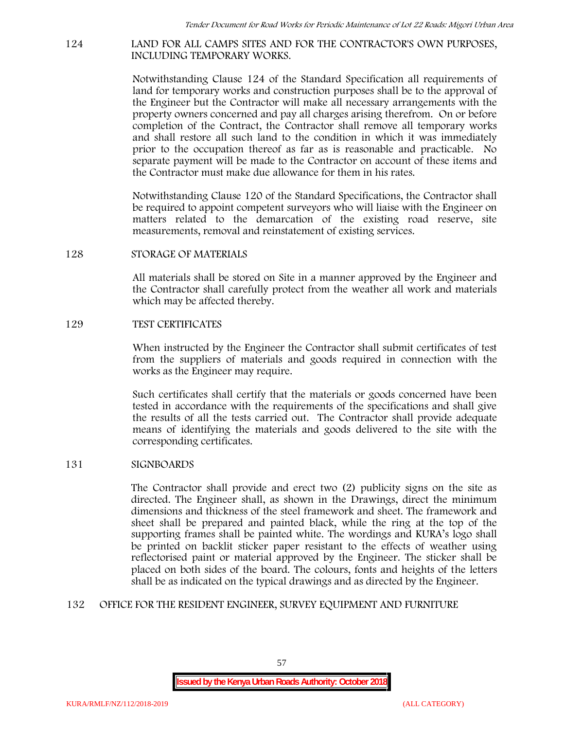## 124 LAND FOR ALL CAMPS SITES AND FOR THE CONTRACTOR'S OWN PURPOSES, INCLUDING TEMPORARY WORKS.

Notwithstanding Clause 124 of the Standard Specification all requirements of land for temporary works and construction purposes shall be to the approval of the Engineer but the Contractor will make all necessary arrangements with the property owners concerned and pay all charges arising therefrom. On or before completion of the Contract, the Contractor shall remove all temporary works and shall restore all such land to the condition in which it was immediately prior to the occupation thereof as far as is reasonable and practicable. No separate payment will be made to the Contractor on account of these items and the Contractor must make due allowance for them in his rates.

Notwithstanding Clause 120 of the Standard Specifications, the Contractor shall be required to appoint competent surveyors who will liaise with the Engineer on matters related to the demarcation of the existing road reserve, site measurements, removal and reinstatement of existing services.

## 128 STORAGE OF MATERIALS

All materials shall be stored on Site in a manner approved by the Engineer and the Contractor shall carefully protect from the weather all work and materials which may be affected thereby.

## 129 TEST CERTIFICATES

When instructed by the Engineer the Contractor shall submit certificates of test from the suppliers of materials and goods required in connection with the works as the Engineer may require.

Such certificates shall certify that the materials or goods concerned have been tested in accordance with the requirements of the specifications and shall give the results of all the tests carried out. The Contractor shall provide adequate means of identifying the materials and goods delivered to the site with the corresponding certificates.

## 131 SIGNBOARDS

The Contractor shall provide and erect two (2) publicity signs on the site as directed. The Engineer shall, as shown in the Drawings, direct the minimum dimensions and thickness of the steel framework and sheet. The framework and sheet shall be prepared and painted black, while the ring at the top of the supporting frames shall be painted white. The wordings and KURA's logo shall be printed on backlit sticker paper resistant to the effects of weather using reflectorised paint or material approved by the Engineer. The sticker shall be placed on both sides of the board. The colours, fonts and heights of the letters shall be as indicated on the typical drawings and as directed by the Engineer.

## 132 OFFICE FOR THE RESIDENT ENGINEER, SURVEY EQUIPMENT AND FURNITURE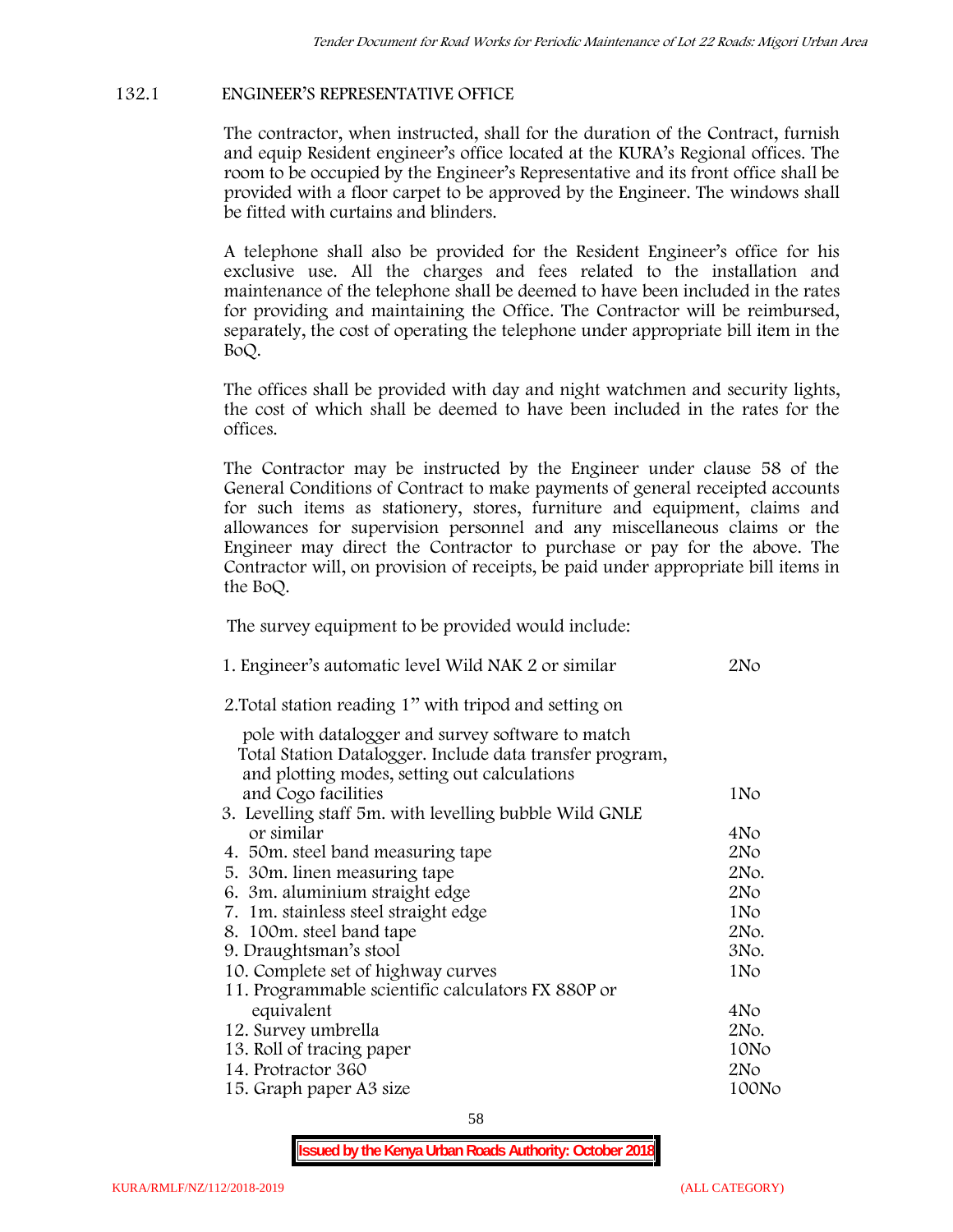### 132.1 ENGINEER'S REPRESENTATIVE OFFICE

The contractor, when instructed, shall for the duration of the Contract, furnish and equip Resident engineer's office located at the KURA's Regional offices. The room to be occupied by the Engineer's Representative and its front office shall be provided with a floor carpet to be approved by the Engineer. The windows shall be fitted with curtains and blinders.

A telephone shall also be provided for the Resident Engineer's office for his exclusive use. All the charges and fees related to the installation and maintenance of the telephone shall be deemed to have been included in the rates for providing and maintaining the Office. The Contractor will be reimbursed, separately, the cost of operating the telephone under appropriate bill item in the BoQ.

The offices shall be provided with day and night watchmen and security lights, the cost of which shall be deemed to have been included in the rates for the offices.

The Contractor may be instructed by the Engineer under clause 58 of the General Conditions of Contract to make payments of general receipted accounts for such items as stationery, stores, furniture and equipment, claims and allowances for supervision personnel and any miscellaneous claims or the Engineer may direct the Contractor to purchase or pay for the above. The Contractor will, on provision of receipts, be paid under appropriate bill items in the BoQ.

The survey equipment to be provided would include:

| Item | Qty |
|---|---|
| 1. Engineer's automatic level Wild NAK 2 or similar | 2No |
| 2. Total station reading 1" with tripod and setting on pole with datalogger and survey software to match Total Station Datalogger. Include data transfer program, and plotting modes, setting out calculations and Cogo facilities | 1No |
| 3. Levelling staff 5m. with levelling bubble Wild GNLE or similar | 4No |
| 4. 50m. steel band measuring tape | 2No |
| 5. 30m. linen measuring tape | 2No. |
| 6. 3m. aluminium straight edge | 2No |
| 7. 1m. stainless steel straight edge | 1No |
| 8. 100m. steel band tape | 2No. |
| 9. Draughtsman's stool | 3No. |
| 10. Complete set of highway curves | 1No |
| 11. Programmable scientific calculators FX 880P or equivalent | 4No |
| 12. Survey umbrella | 2No. |
| 13. Roll of tracing paper | 10No |
| 14. Protractor 360 | 2No |
| 15. Graph paper A3 size | 100No |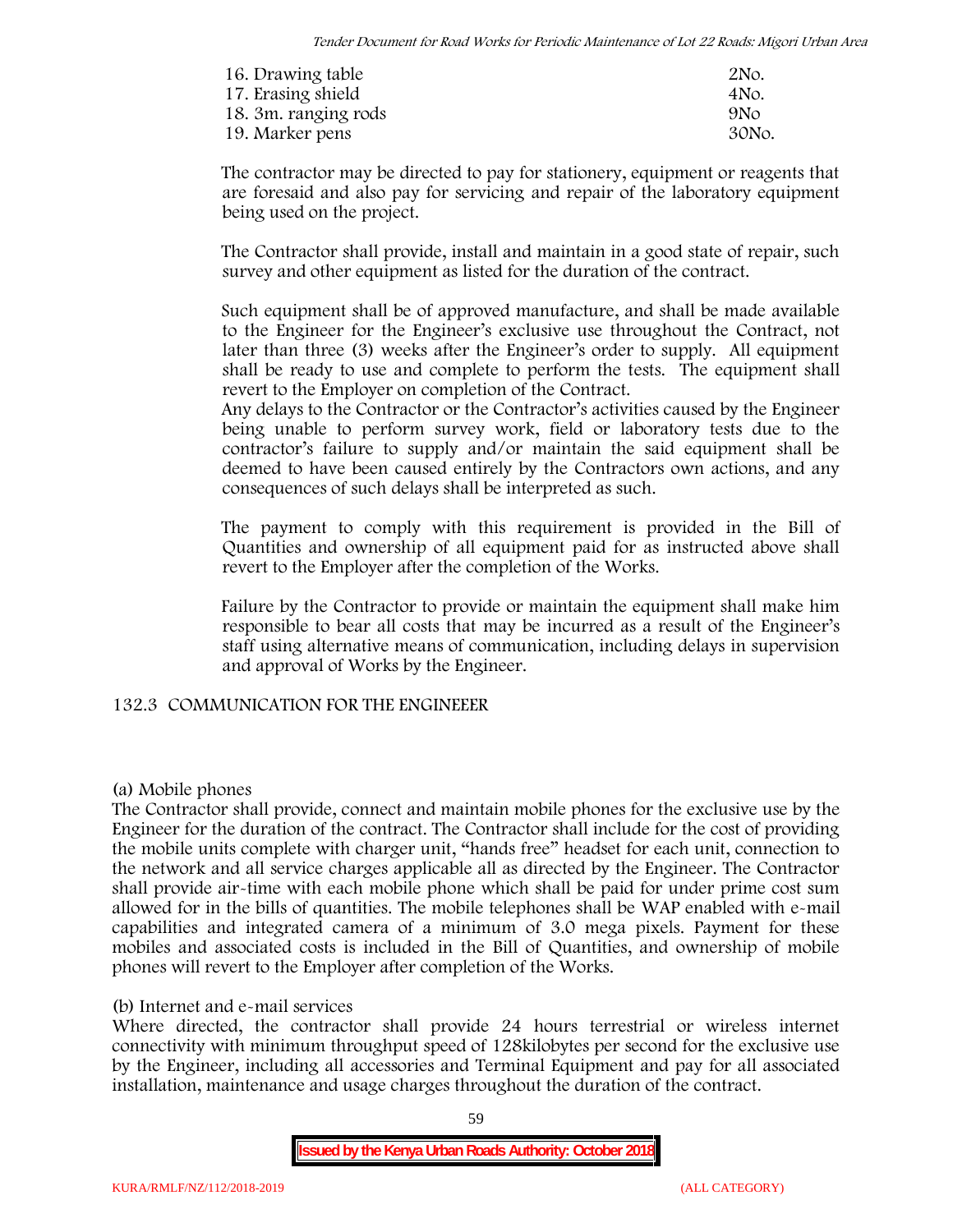| | |
|---|---|
| 16. Drawing table | 2No. |
| 17. Erasing shield | 4No. |
| 18. 3m. ranging rods | 9No |
| 19. Marker pens | 30No. |

The contractor may be directed to pay for stationery, equipment or reagents that are foresaid and also pay for servicing and repair of the laboratory equipment being used on the project.

The Contractor shall provide, install and maintain in a good state of repair, such survey and other equipment as listed for the duration of the contract.

Such equipment shall be of approved manufacture, and shall be made available to the Engineer for the Engineer's exclusive use throughout the Contract, not later than three (3) weeks after the Engineer's order to supply. All equipment shall be ready to use and complete to perform the tests. The equipment shall revert to the Employer on completion of the Contract.
Any delays to the Contractor or the Contractor's activities caused by the Engineer being unable to perform survey work, field or laboratory tests due to the contractor's failure to supply and/or maintain the said equipment shall be deemed to have been caused entirely by the Contractors own actions, and any consequences of such delays shall be interpreted as such.

The payment to comply with this requirement is provided in the Bill of Quantities and ownership of all equipment paid for as instructed above shall revert to the Employer after the completion of the Works.

Failure by the Contractor to provide or maintain the equipment shall make him responsible to bear all costs that may be incurred as a result of the Engineer's staff using alternative means of communication, including delays in supervision and approval of Works by the Engineer.

### 132.3 COMMUNICATION FOR THE ENGINEEER

(a) Mobile phones
The Contractor shall provide, connect and maintain mobile phones for the exclusive use by the Engineer for the duration of the contract. The Contractor shall include for the cost of providing the mobile units complete with charger unit, "hands free" headset for each unit, connection to the network and all service charges applicable all as directed by the Engineer. The Contractor shall provide air-time with each mobile phone which shall be paid for under prime cost sum allowed for in the bills of quantities. The mobile telephones shall be WAP enabled with e-mail capabilities and integrated camera of a minimum of 3.0 mega pixels. Payment for these mobiles and associated costs is included in the Bill of Quantities, and ownership of mobile phones will revert to the Employer after completion of the Works.

(b) Internet and e-mail services
Where directed, the contractor shall provide 24 hours terrestrial or wireless internet connectivity with minimum throughput speed of 128kilobytes per second for the exclusive use by the Engineer, including all accessories and Terminal Equipment and pay for all associated installation, maintenance and usage charges throughout the duration of the contract.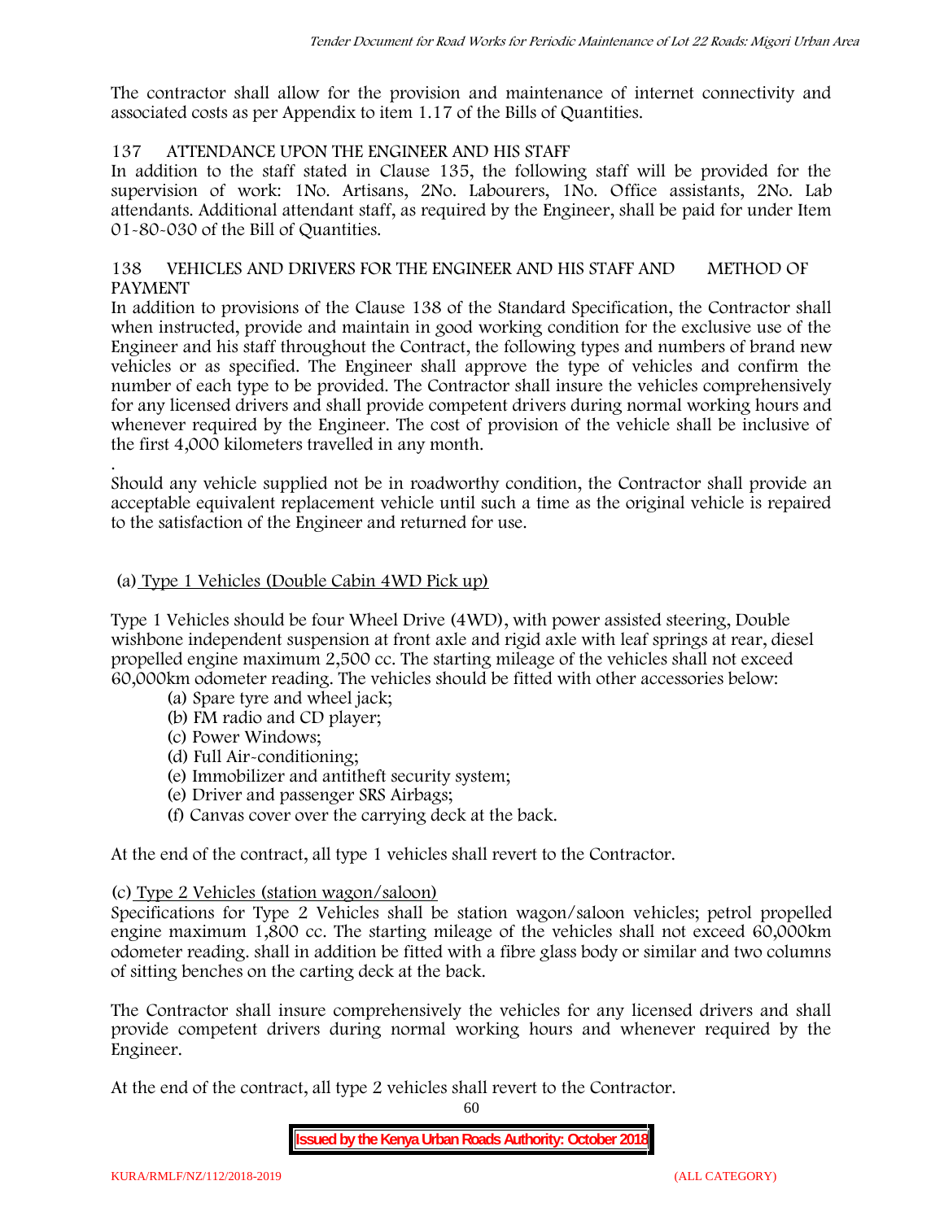The contractor shall allow for the provision and maintenance of internet connectivity and associated costs as per Appendix to item 1.17 of the Bills of Quantities.

## 137 ATTENDANCE UPON THE ENGINEER AND HIS STAFF

In addition to the staff stated in Clause 135, the following staff will be provided for the supervision of work: 1No. Artisans, 2No. Labourers, 1No. Office assistants, 2No. Lab attendants. Additional attendant staff, as required by the Engineer, shall be paid for under Item 01-80-030 of the Bill of Quantities.

## 138 VEHICLES AND DRIVERS FOR THE ENGINEER AND HIS STAFF AND METHOD OF PAYMENT

In addition to provisions of the Clause 138 of the Standard Specification, the Contractor shall when instructed, provide and maintain in good working condition for the exclusive use of the Engineer and his staff throughout the Contract, the following types and numbers of brand new vehicles or as specified. The Engineer shall approve the type of vehicles and confirm the number of each type to be provided. The Contractor shall insure the vehicles comprehensively for any licensed drivers and shall provide competent drivers during normal working hours and whenever required by the Engineer. The cost of provision of the vehicle shall be inclusive of the first 4,000 kilometers travelled in any month.

.

Should any vehicle supplied not be in roadworthy condition, the Contractor shall provide an acceptable equivalent replacement vehicle until such a time as the original vehicle is repaired to the satisfaction of the Engineer and returned for use.

(a) Type 1 Vehicles (Double Cabin 4WD Pick up)

Type 1 Vehicles should be four Wheel Drive (4WD), with power assisted steering, Double wishbone independent suspension at front axle and rigid axle with leaf springs at rear, diesel propelled engine maximum 2,500 cc. The starting mileage of the vehicles shall not exceed 60,000km odometer reading. The vehicles should be fitted with other accessories below:

- (a) Spare tyre and wheel jack;
- (b) FM radio and CD player;
- (c) Power Windows;
- (d) Full Air-conditioning;
- (e) Immobilizer and antitheft security system;
- (e) Driver and passenger SRS Airbags;
- (f) Canvas cover over the carrying deck at the back.

At the end of the contract, all type 1 vehicles shall revert to the Contractor.

(c) Type 2 Vehicles (station wagon/saloon)

Specifications for Type 2 Vehicles shall be station wagon/saloon vehicles; petrol propelled engine maximum 1,800 cc. The starting mileage of the vehicles shall not exceed 60,000km odometer reading. shall in addition be fitted with a fibre glass body or similar and two columns of sitting benches on the carting deck at the back.

The Contractor shall insure comprehensively the vehicles for any licensed drivers and shall provide competent drivers during normal working hours and whenever required by the Engineer.

At the end of the contract, all type 2 vehicles shall revert to the Contractor.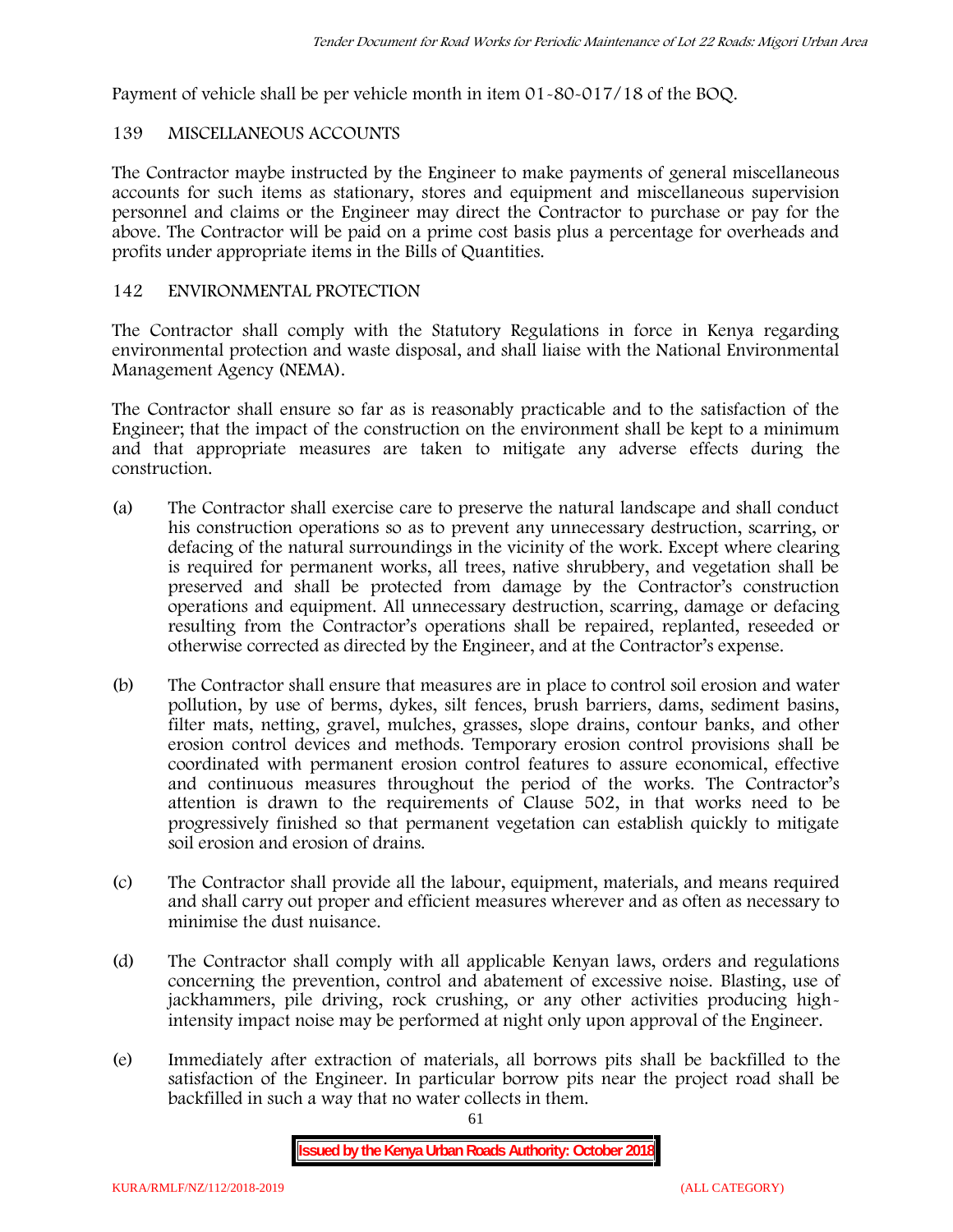Payment of vehicle shall be per vehicle month in item 01-80-017/18 of the BOQ.

## 139 MISCELLANEOUS ACCOUNTS

The Contractor maybe instructed by the Engineer to make payments of general miscellaneous accounts for such items as stationary, stores and equipment and miscellaneous supervision personnel and claims or the Engineer may direct the Contractor to purchase or pay for the above. The Contractor will be paid on a prime cost basis plus a percentage for overheads and profits under appropriate items in the Bills of Quantities.

## 142 ENVIRONMENTAL PROTECTION

The Contractor shall comply with the Statutory Regulations in force in Kenya regarding environmental protection and waste disposal, and shall liaise with the National Environmental Management Agency (NEMA).

The Contractor shall ensure so far as is reasonably practicable and to the satisfaction of the Engineer; that the impact of the construction on the environment shall be kept to a minimum and that appropriate measures are taken to mitigate any adverse effects during the construction.

(a) The Contractor shall exercise care to preserve the natural landscape and shall conduct his construction operations so as to prevent any unnecessary destruction, scarring, or defacing of the natural surroundings in the vicinity of the work. Except where clearing is required for permanent works, all trees, native shrubbery, and vegetation shall be preserved and shall be protected from damage by the Contractor's construction operations and equipment. All unnecessary destruction, scarring, damage or defacing resulting from the Contractor's operations shall be repaired, replanted, reseeded or otherwise corrected as directed by the Engineer, and at the Contractor's expense.

(b) The Contractor shall ensure that measures are in place to control soil erosion and water pollution, by use of berms, dykes, silt fences, brush barriers, dams, sediment basins, filter mats, netting, gravel, mulches, grasses, slope drains, contour banks, and other erosion control devices and methods. Temporary erosion control provisions shall be coordinated with permanent erosion control features to assure economical, effective and continuous measures throughout the period of the works. The Contractor's attention is drawn to the requirements of Clause 502, in that works need to be progressively finished so that permanent vegetation can establish quickly to mitigate soil erosion and erosion of drains.

(c) The Contractor shall provide all the labour, equipment, materials, and means required and shall carry out proper and efficient measures wherever and as often as necessary to minimise the dust nuisance.

(d) The Contractor shall comply with all applicable Kenyan laws, orders and regulations concerning the prevention, control and abatement of excessive noise. Blasting, use of jackhammers, pile driving, rock crushing, or any other activities producing high-intensity impact noise may be performed at night only upon approval of the Engineer.

(e) Immediately after extraction of materials, all borrows pits shall be backfilled to the satisfaction of the Engineer. In particular borrow pits near the project road shall be backfilled in such a way that no water collects in them.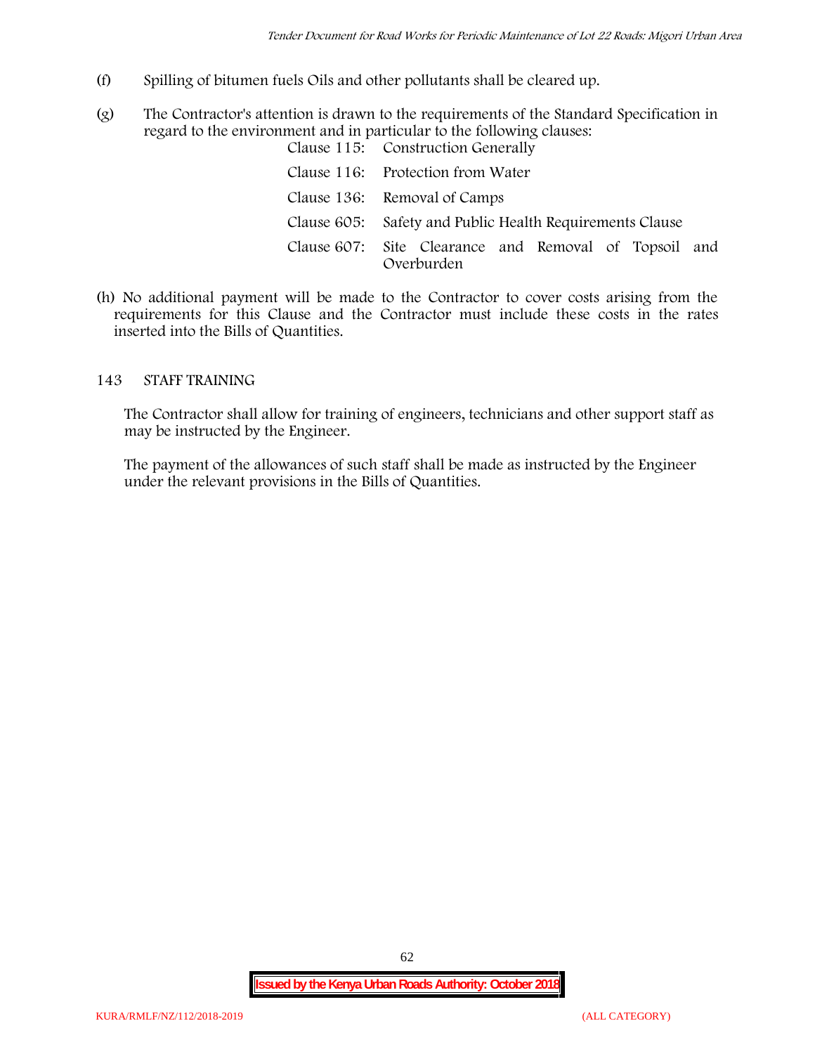(f) Spilling of bitumen fuels Oils and other pollutants shall be cleared up.

(g) The Contractor's attention is drawn to the requirements of the Standard Specification in regard to the environment and in particular to the following clauses:

| | |
|---|---|
| Clause 115: | Construction Generally |
| Clause 116: | Protection from Water |
| Clause 136: | Removal of Camps |
| Clause 605: | Safety and Public Health Requirements Clause |
| Clause 607: | Site Clearance and Removal of Topsoil and Overburden |

(h) No additional payment will be made to the Contractor to cover costs arising from the requirements for this Clause and the Contractor must include these costs in the rates inserted into the Bills of Quantities.

## 143 STAFF TRAINING

The Contractor shall allow for training of engineers, technicians and other support staff as may be instructed by the Engineer.

The payment of the allowances of such staff shall be made as instructed by the Engineer under the relevant provisions in the Bills of Quantities.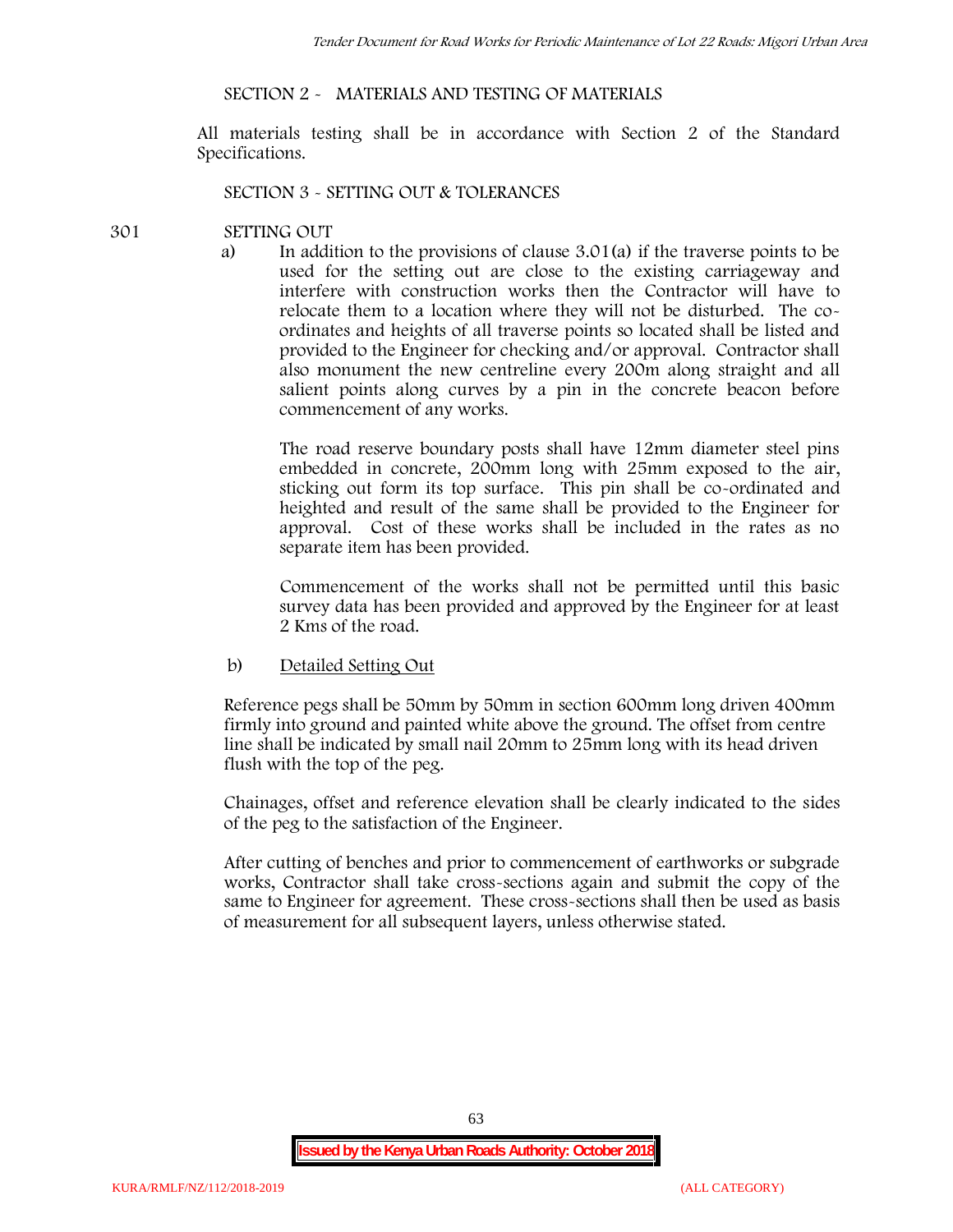SECTION 2 - MATERIALS AND TESTING OF MATERIALS

All materials testing shall be in accordance with Section 2 of the Standard Specifications.

SECTION 3 - SETTING OUT & TOLERANCES

301 SETTING OUT

a) In addition to the provisions of clause 3.01(a) if the traverse points to be used for the setting out are close to the existing carriageway and interfere with construction works then the Contractor will have to relocate them to a location where they will not be disturbed. The co-ordinates and heights of all traverse points so located shall be listed and provided to the Engineer for checking and/or approval. Contractor shall also monument the new centreline every 200m along straight and all salient points along curves by a pin in the concrete beacon before commencement of any works.

The road reserve boundary posts shall have 12mm diameter steel pins embedded in concrete, 200mm long with 25mm exposed to the air, sticking out form its top surface. This pin shall be co-ordinated and heighted and result of the same shall be provided to the Engineer for approval. Cost of these works shall be included in the rates as no separate item has been provided.

Commencement of the works shall not be permitted until this basic survey data has been provided and approved by the Engineer for at least 2 Kms of the road.

b) Detailed Setting Out

Reference pegs shall be 50mm by 50mm in section 600mm long driven 400mm firmly into ground and painted white above the ground. The offset from centre line shall be indicated by small nail 20mm to 25mm long with its head driven flush with the top of the peg.

Chainages, offset and reference elevation shall be clearly indicated to the sides of the peg to the satisfaction of the Engineer.

After cutting of benches and prior to commencement of earthworks or subgrade works, Contractor shall take cross-sections again and submit the copy of the same to Engineer for agreement. These cross-sections shall then be used as basis of measurement for all subsequent layers, unless otherwise stated.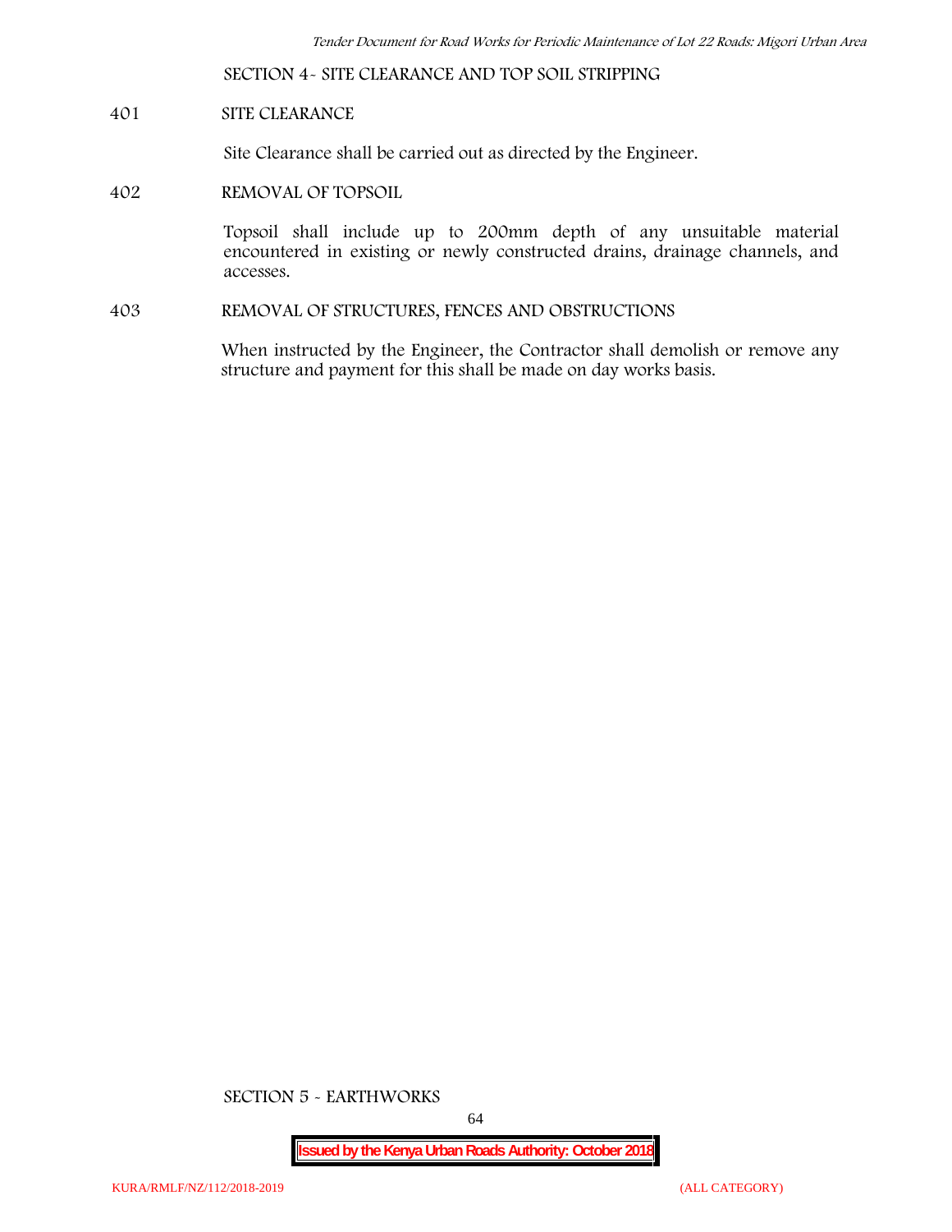## SECTION 4- SITE CLEARANCE AND TOP SOIL STRIPPING

### 401 SITE CLEARANCE

Site Clearance shall be carried out as directed by the Engineer.

### 402 REMOVAL OF TOPSOIL

Topsoil shall include up to 200mm depth of any unsuitable material encountered in existing or newly constructed drains, drainage channels, and accesses.

### 403 REMOVAL OF STRUCTURES, FENCES AND OBSTRUCTIONS

When instructed by the Engineer, the Contractor shall demolish or remove any structure and payment for this shall be made on day works basis.

## SECTION 5 - EARTHWORKS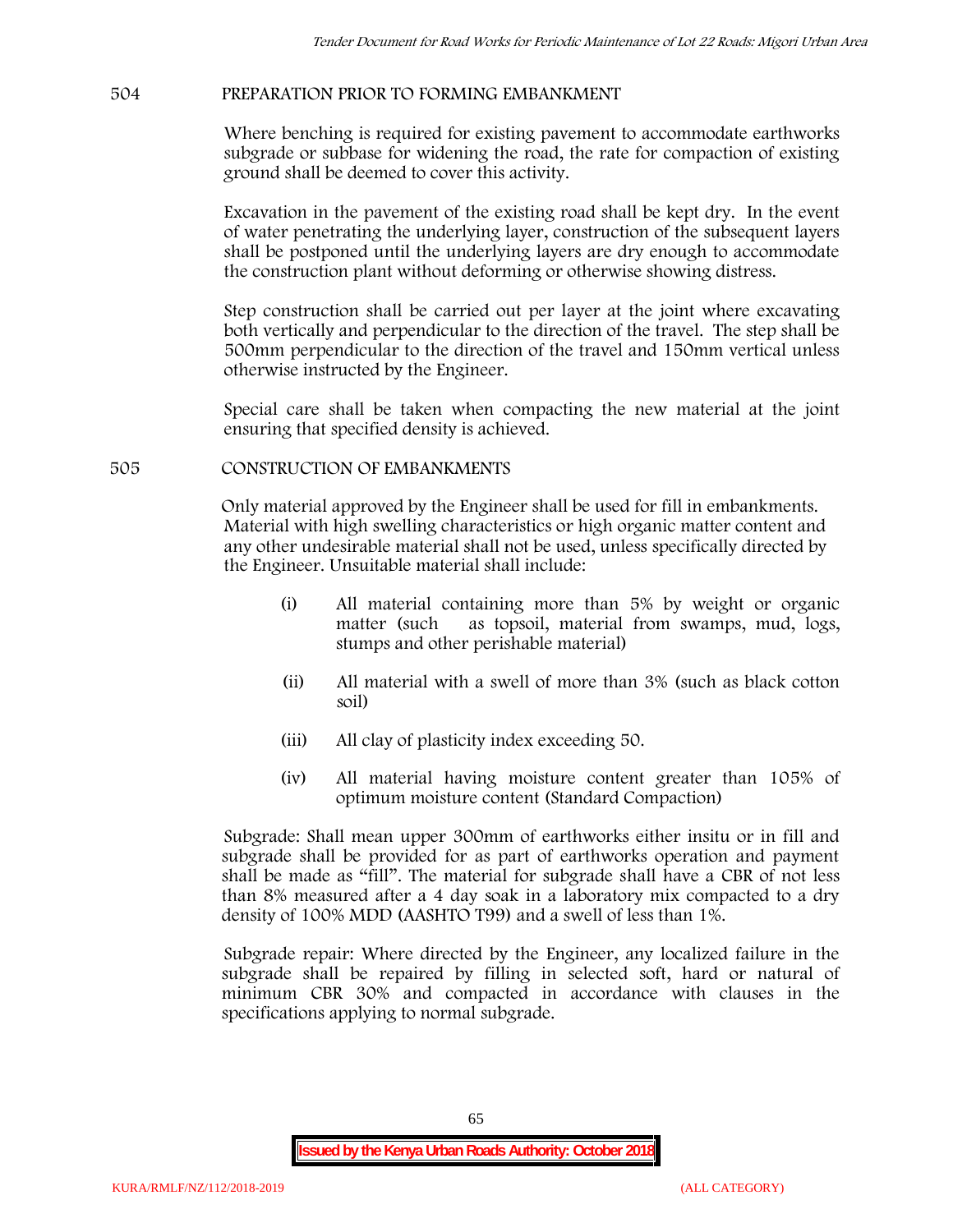## 504 PREPARATION PRIOR TO FORMING EMBANKMENT

Where benching is required for existing pavement to accommodate earthworks subgrade or subbase for widening the road, the rate for compaction of existing ground shall be deemed to cover this activity.

Excavation in the pavement of the existing road shall be kept dry. In the event of water penetrating the underlying layer, construction of the subsequent layers shall be postponed until the underlying layers are dry enough to accommodate the construction plant without deforming or otherwise showing distress.

Step construction shall be carried out per layer at the joint where excavating both vertically and perpendicular to the direction of the travel. The step shall be 500mm perpendicular to the direction of the travel and 150mm vertical unless otherwise instructed by the Engineer.

Special care shall be taken when compacting the new material at the joint ensuring that specified density is achieved.

## 505 CONSTRUCTION OF EMBANKMENTS

Only material approved by the Engineer shall be used for fill in embankments. Material with high swelling characteristics or high organic matter content and any other undesirable material shall not be used, unless specifically directed by the Engineer. Unsuitable material shall include:

(i) All material containing more than 5% by weight or organic matter (such as topsoil, material from swamps, mud, logs, stumps and other perishable material)

(ii) All material with a swell of more than 3% (such as black cotton soil)

(iii) All clay of plasticity index exceeding 50.

(iv) All material having moisture content greater than 105% of optimum moisture content (Standard Compaction)

Subgrade: Shall mean upper 300mm of earthworks either insitu or in fill and subgrade shall be provided for as part of earthworks operation and payment shall be made as "fill". The material for subgrade shall have a CBR of not less than 8% measured after a 4 day soak in a laboratory mix compacted to a dry density of 100% MDD (AASHTO T99) and a swell of less than 1%.

Subgrade repair: Where directed by the Engineer, any localized failure in the subgrade shall be repaired by filling in selected soft, hard or natural of minimum CBR 30% and compacted in accordance with clauses in the specifications applying to normal subgrade.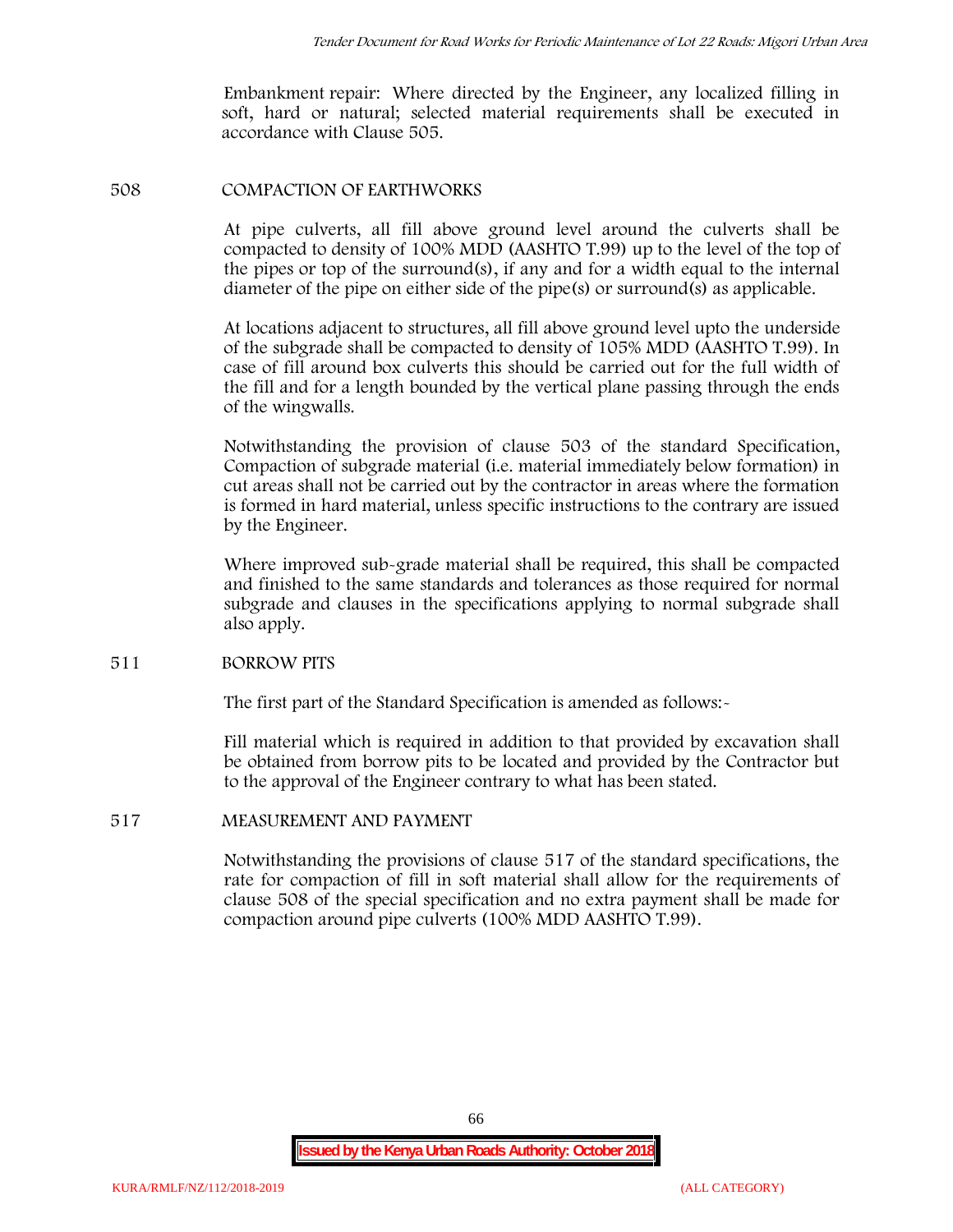Embankment repair: Where directed by the Engineer, any localized filling in soft, hard or natural; selected material requirements shall be executed in accordance with Clause 505.

## 508 COMPACTION OF EARTHWORKS

At pipe culverts, all fill above ground level around the culverts shall be compacted to density of 100% MDD (AASHTO T.99) up to the level of the top of the pipes or top of the surround(s), if any and for a width equal to the internal diameter of the pipe on either side of the pipe(s) or surround(s) as applicable.

At locations adjacent to structures, all fill above ground level upto the underside of the subgrade shall be compacted to density of 105% MDD (AASHTO T.99). In case of fill around box culverts this should be carried out for the full width of the fill and for a length bounded by the vertical plane passing through the ends of the wingwalls.

Notwithstanding the provision of clause 503 of the standard Specification, Compaction of subgrade material (i.e. material immediately below formation) in cut areas shall not be carried out by the contractor in areas where the formation is formed in hard material, unless specific instructions to the contrary are issued by the Engineer.

Where improved sub-grade material shall be required, this shall be compacted and finished to the same standards and tolerances as those required for normal subgrade and clauses in the specifications applying to normal subgrade shall also apply.

## 511 BORROW PITS

The first part of the Standard Specification is amended as follows:-

Fill material which is required in addition to that provided by excavation shall be obtained from borrow pits to be located and provided by the Contractor but to the approval of the Engineer contrary to what has been stated.

## 517 MEASUREMENT AND PAYMENT

Notwithstanding the provisions of clause 517 of the standard specifications, the rate for compaction of fill in soft material shall allow for the requirements of clause 508 of the special specification and no extra payment shall be made for compaction around pipe culverts (100% MDD AASHTO T.99).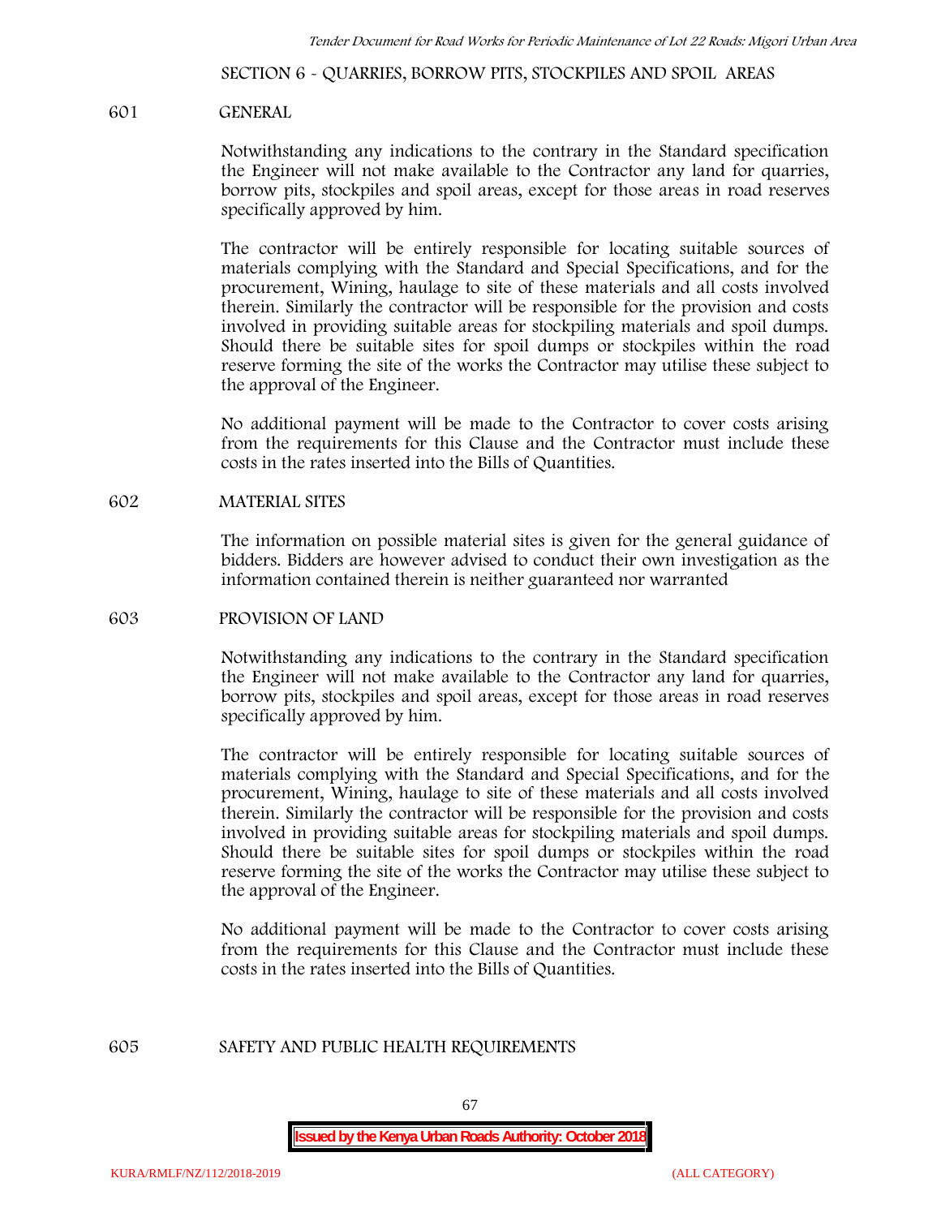## SECTION 6 - QUARRIES, BORROW PITS, STOCKPILES AND SPOIL AREAS

### 601 GENERAL

Notwithstanding any indications to the contrary in the Standard specification the Engineer will not make available to the Contractor any land for quarries, borrow pits, stockpiles and spoil areas, except for those areas in road reserves specifically approved by him.

The contractor will be entirely responsible for locating suitable sources of materials complying with the Standard and Special Specifications, and for the procurement, Wining, haulage to site of these materials and all costs involved therein. Similarly the contractor will be responsible for the provision and costs involved in providing suitable areas for stockpiling materials and spoil dumps. Should there be suitable sites for spoil dumps or stockpiles within the road reserve forming the site of the works the Contractor may utilise these subject to the approval of the Engineer.

No additional payment will be made to the Contractor to cover costs arising from the requirements for this Clause and the Contractor must include these costs in the rates inserted into the Bills of Quantities.

### 602 MATERIAL SITES

The information on possible material sites is given for the general guidance of bidders. Bidders are however advised to conduct their own investigation as the information contained therein is neither guaranteed nor warranted

### 603 PROVISION OF LAND

Notwithstanding any indications to the contrary in the Standard specification the Engineer will not make available to the Contractor any land for quarries, borrow pits, stockpiles and spoil areas, except for those areas in road reserves specifically approved by him.

The contractor will be entirely responsible for locating suitable sources of materials complying with the Standard and Special Specifications, and for the procurement, Wining, haulage to site of these materials and all costs involved therein. Similarly the contractor will be responsible for the provision and costs involved in providing suitable areas for stockpiling materials and spoil dumps. Should there be suitable sites for spoil dumps or stockpiles within the road reserve forming the site of the works the Contractor may utilise these subject to the approval of the Engineer.

No additional payment will be made to the Contractor to cover costs arising from the requirements for this Clause and the Contractor must include these costs in the rates inserted into the Bills of Quantities.

### 605 SAFETY AND PUBLIC HEALTH REQUIREMENTS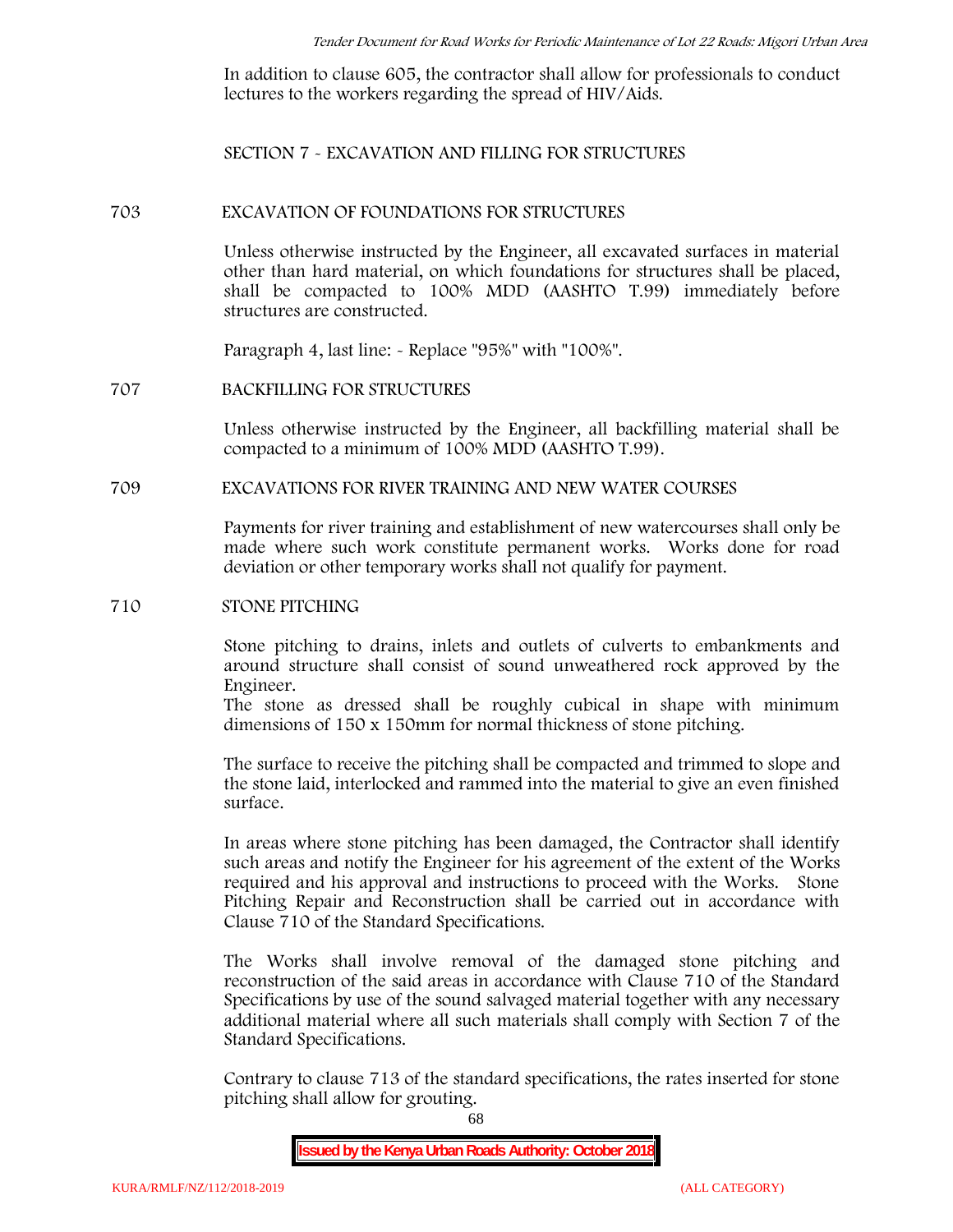In addition to clause 605, the contractor shall allow for professionals to conduct lectures to the workers regarding the spread of HIV/Aids.

## SECTION 7 - EXCAVATION AND FILLING FOR STRUCTURES

### 703 EXCAVATION OF FOUNDATIONS FOR STRUCTURES

Unless otherwise instructed by the Engineer, all excavated surfaces in material other than hard material, on which foundations for structures shall be placed, shall be compacted to 100% MDD (AASHTO T.99) immediately before structures are constructed.

Paragraph 4, last line: - Replace "95%" with "100%".

### 707 BACKFILLING FOR STRUCTURES

Unless otherwise instructed by the Engineer, all backfilling material shall be compacted to a minimum of 100% MDD (AASHTO T.99).

### 709 EXCAVATIONS FOR RIVER TRAINING AND NEW WATER COURSES

Payments for river training and establishment of new watercourses shall only be made where such work constitute permanent works. Works done for road deviation or other temporary works shall not qualify for payment.

### 710 STONE PITCHING

Stone pitching to drains, inlets and outlets of culverts to embankments and around structure shall consist of sound unweathered rock approved by the Engineer.
The stone as dressed shall be roughly cubical in shape with minimum dimensions of 150 x 150mm for normal thickness of stone pitching.

The surface to receive the pitching shall be compacted and trimmed to slope and the stone laid, interlocked and rammed into the material to give an even finished surface.

In areas where stone pitching has been damaged, the Contractor shall identify such areas and notify the Engineer for his agreement of the extent of the Works required and his approval and instructions to proceed with the Works. Stone Pitching Repair and Reconstruction shall be carried out in accordance with Clause 710 of the Standard Specifications.

The Works shall involve removal of the damaged stone pitching and reconstruction of the said areas in accordance with Clause 710 of the Standard Specifications by use of the sound salvaged material together with any necessary additional material where all such materials shall comply with Section 7 of the Standard Specifications.

Contrary to clause 713 of the standard specifications, the rates inserted for stone pitching shall allow for grouting.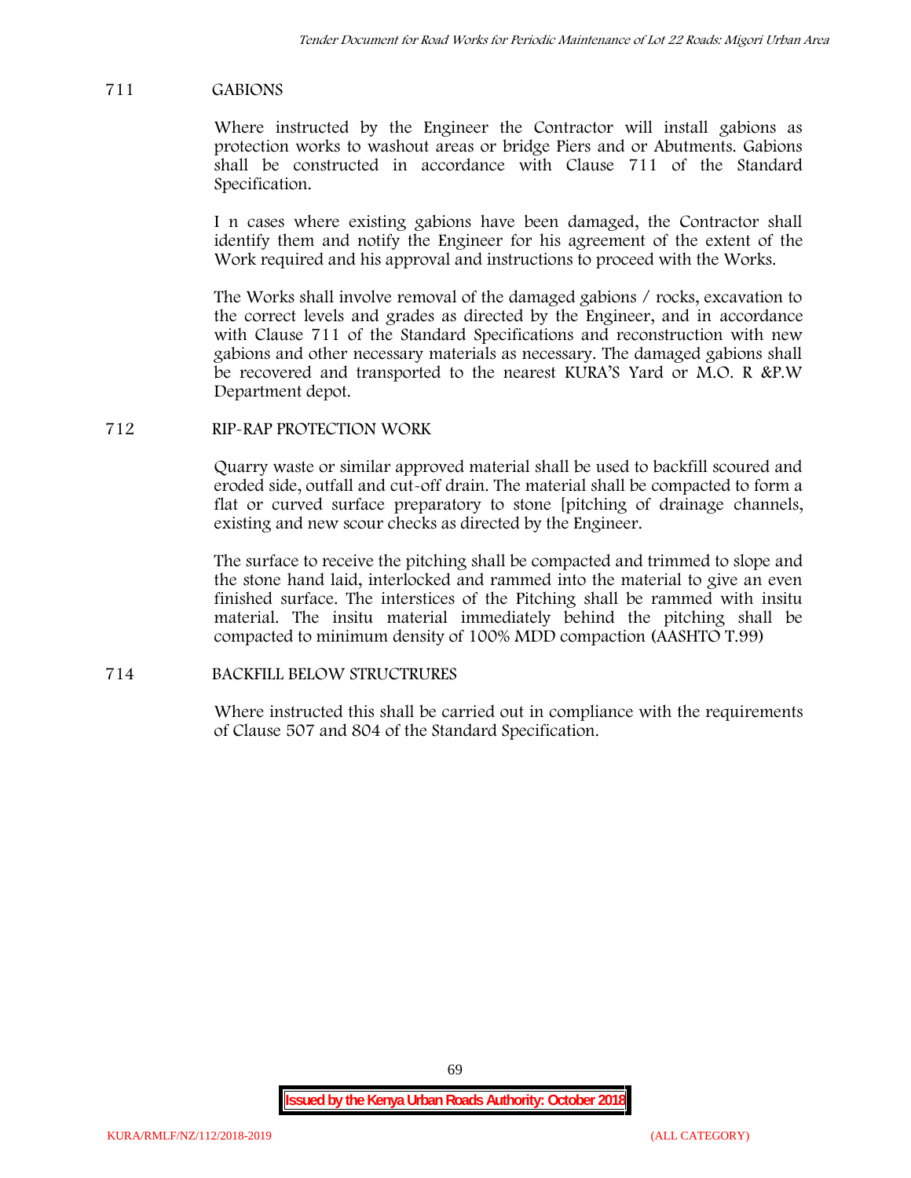## 711 GABIONS

Where instructed by the Engineer the Contractor will install gabions as protection works to washout areas or bridge Piers and or Abutments. Gabions shall be constructed in accordance with Clause 711 of the Standard Specification.

I n cases where existing gabions have been damaged, the Contractor shall identify them and notify the Engineer for his agreement of the extent of the Work required and his approval and instructions to proceed with the Works.

The Works shall involve removal of the damaged gabions / rocks, excavation to the correct levels and grades as directed by the Engineer, and in accordance with Clause 711 of the Standard Specifications and reconstruction with new gabions and other necessary materials as necessary. The damaged gabions shall be recovered and transported to the nearest KURA'S Yard or M.O. R &P.W Department depot.

## 712 RIP-RAP PROTECTION WORK

Quarry waste or similar approved material shall be used to backfill scoured and eroded side, outfall and cut-off drain. The material shall be compacted to form a flat or curved surface preparatory to stone [pitching of drainage channels, existing and new scour checks as directed by the Engineer.

The surface to receive the pitching shall be compacted and trimmed to slope and the stone hand laid, interlocked and rammed into the material to give an even finished surface. The interstices of the Pitching shall be rammed with insitu material. The insitu material immediately behind the pitching shall be compacted to minimum density of 100% MDD compaction (AASHTO T.99)

## 714 BACKFILL BELOW STRUCTRURES

Where instructed this shall be carried out in compliance with the requirements of Clause 507 and 804 of the Standard Specification.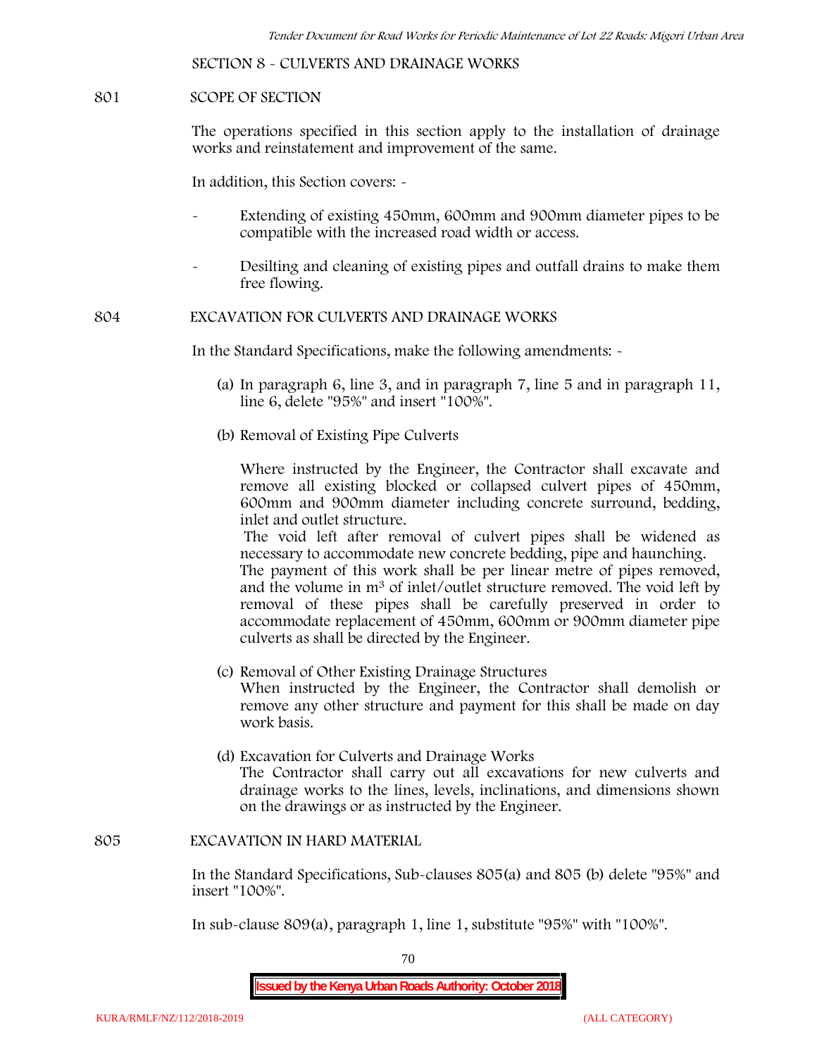## SECTION 8 - CULVERTS AND DRAINAGE WORKS

### 801 SCOPE OF SECTION

The operations specified in this section apply to the installation of drainage works and reinstatement and improvement of the same.

In addition, this Section covers: -

- Extending of existing 450mm, 600mm and 900mm diameter pipes to be compatible with the increased road width or access.
- Desilting and cleaning of existing pipes and outfall drains to make them free flowing.

### 804 EXCAVATION FOR CULVERTS AND DRAINAGE WORKS

In the Standard Specifications, make the following amendments: -

(a) In paragraph 6, line 3, and in paragraph 7, line 5 and in paragraph 11, line 6, delete "95%" and insert "100%".

(b) Removal of Existing Pipe Culverts

Where instructed by the Engineer, the Contractor shall excavate and remove all existing blocked or collapsed culvert pipes of 450mm, 600mm and 900mm diameter including concrete surround, bedding, inlet and outlet structure.

The void left after removal of culvert pipes shall be widened as necessary to accommodate new concrete bedding, pipe and haunching. The payment of this work shall be per linear metre of pipes removed, and the volume in $m^3$ of inlet/outlet structure removed. The void left by removal of these pipes shall be carefully preserved in order to accommodate replacement of 450mm, 600mm or 900mm diameter pipe culverts as shall be directed by the Engineer.

(c) Removal of Other Existing Drainage Structures

When instructed by the Engineer, the Contractor shall demolish or remove any other structure and payment for this shall be made on day work basis.

(d) Excavation for Culverts and Drainage Works

The Contractor shall carry out all excavations for new culverts and drainage works to the lines, levels, inclinations, and dimensions shown on the drawings or as instructed by the Engineer.

### 805 EXCAVATION IN HARD MATERIAL

In the Standard Specifications, Sub-clauses 805(a) and 805 (b) delete "95%" and insert "100%".

In sub-clause 809(a), paragraph 1, line 1, substitute "95%" with "100%".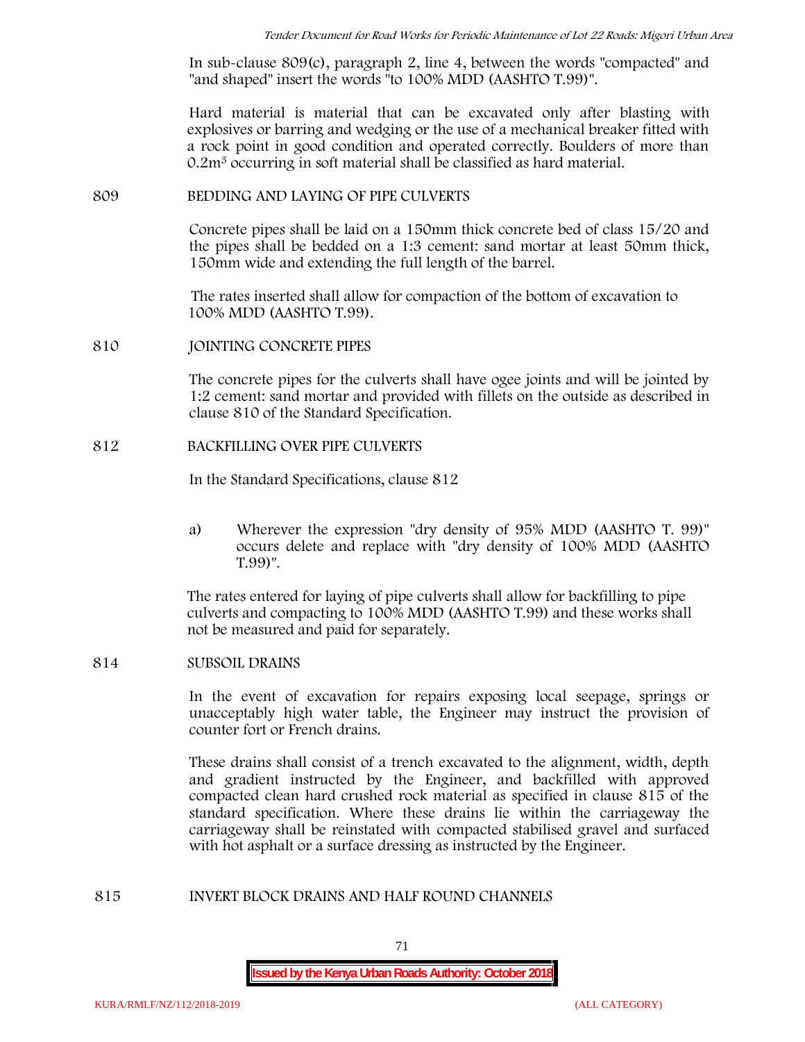In sub-clause 809(c), paragraph 2, line 4, between the words "compacted" and "and shaped" insert the words "to 100% MDD (AASHTO T.99)".

Hard material is material that can be excavated only after blasting with explosives or barring and wedging or the use of a mechanical breaker fitted with a rock point in good condition and operated correctly. Boulders of more than $0.2m^3$ occurring in soft material shall be classified as hard material.

## 809 BEDDING AND LAYING OF PIPE CULVERTS

Concrete pipes shall be laid on a 150mm thick concrete bed of class 15/20 and the pipes shall be bedded on a 1:3 cement: sand mortar at least 50mm thick, 150mm wide and extending the full length of the barrel.

The rates inserted shall allow for compaction of the bottom of excavation to 100% MDD (AASHTO T.99).

## 810 JOINTING CONCRETE PIPES

The concrete pipes for the culverts shall have ogee joints and will be jointed by 1:2 cement: sand mortar and provided with fillets on the outside as described in clause 810 of the Standard Specification.

## 812 BACKFILLING OVER PIPE CULVERTS

In the Standard Specifications, clause 812

a) Wherever the expression "dry density of 95% MDD (AASHTO T. 99)" occurs delete and replace with "dry density of 100% MDD (AASHTO T.99)".

The rates entered for laying of pipe culverts shall allow for backfilling to pipe culverts and compacting to 100% MDD (AASHTO T.99) and these works shall not be measured and paid for separately.

## 814 SUBSOIL DRAINS

In the event of excavation for repairs exposing local seepage, springs or unacceptably high water table, the Engineer may instruct the provision of counter fort or French drains.

These drains shall consist of a trench excavated to the alignment, width, depth and gradient instructed by the Engineer, and backfilled with approved compacted clean hard crushed rock material as specified in clause 815 of the standard specification. Where these drains lie within the carriageway the carriageway shall be reinstated with compacted stabilised gravel and surfaced with hot asphalt or a surface dressing as instructed by the Engineer.

## 815 INVERT BLOCK DRAINS AND HALF ROUND CHANNELS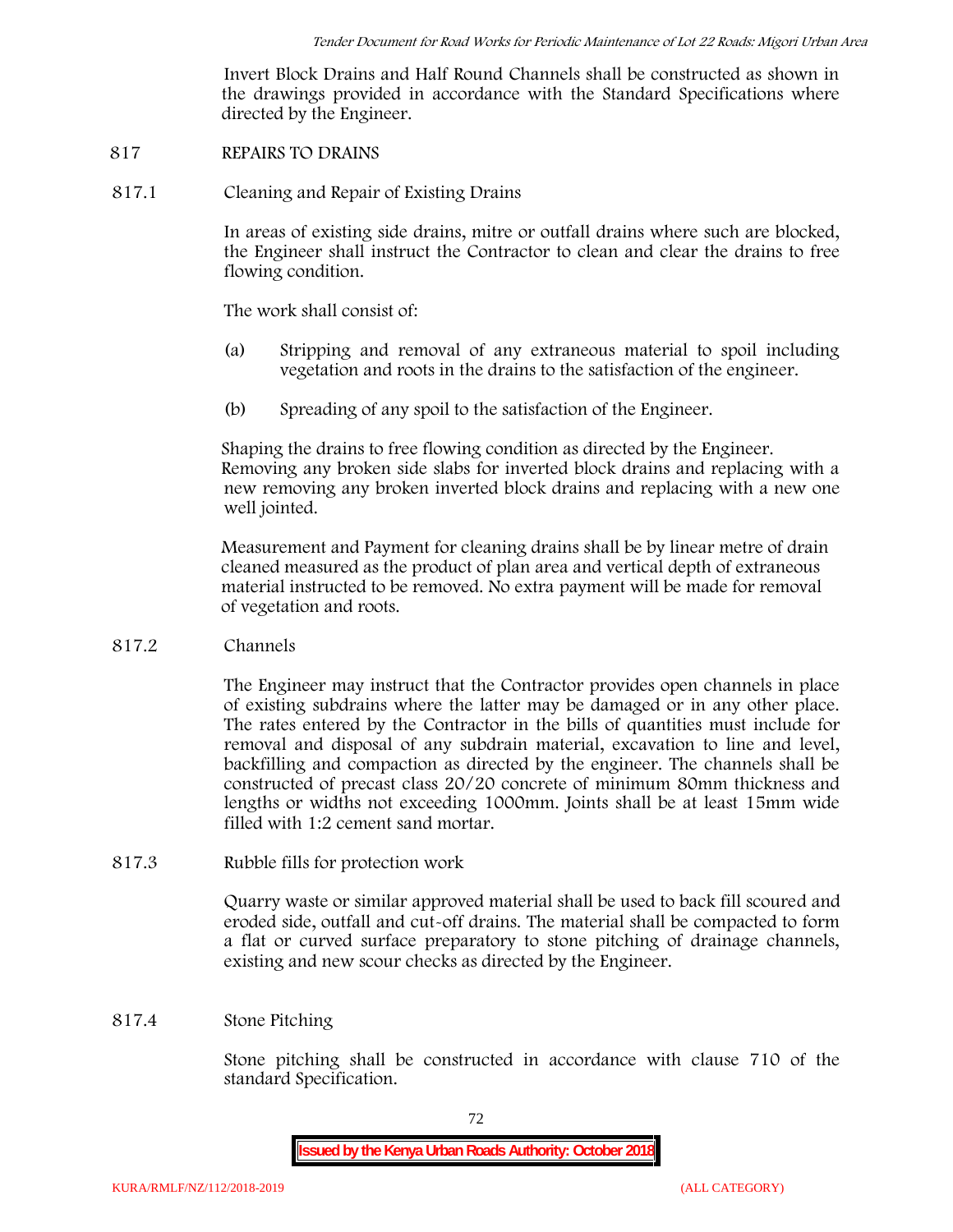Invert Block Drains and Half Round Channels shall be constructed as shown in the drawings provided in accordance with the Standard Specifications where directed by the Engineer.

## 817 REPAIRS TO DRAINS

### 817.1 Cleaning and Repair of Existing Drains

In areas of existing side drains, mitre or outfall drains where such are blocked, the Engineer shall instruct the Contractor to clean and clear the drains to free flowing condition.

The work shall consist of:

(a) Stripping and removal of any extraneous material to spoil including vegetation and roots in the drains to the satisfaction of the engineer.

(b) Spreading of any spoil to the satisfaction of the Engineer.

Shaping the drains to free flowing condition as directed by the Engineer. Removing any broken side slabs for inverted block drains and replacing with a new removing any broken inverted block drains and replacing with a new one well jointed.

Measurement and Payment for cleaning drains shall be by linear metre of drain cleaned measured as the product of plan area and vertical depth of extraneous material instructed to be removed. No extra payment will be made for removal of vegetation and roots.

### 817.2 Channels

The Engineer may instruct that the Contractor provides open channels in place of existing subdrains where the latter may be damaged or in any other place. The rates entered by the Contractor in the bills of quantities must include for removal and disposal of any subdrain material, excavation to line and level, backfilling and compaction as directed by the engineer. The channels shall be constructed of precast class 20/20 concrete of minimum 80mm thickness and lengths or widths not exceeding 1000mm. Joints shall be at least 15mm wide filled with 1:2 cement sand mortar.

### 817.3 Rubble fills for protection work

Quarry waste or similar approved material shall be used to back fill scoured and eroded side, outfall and cut-off drains. The material shall be compacted to form a flat or curved surface preparatory to stone pitching of drainage channels, existing and new scour checks as directed by the Engineer.

### 817.4 Stone Pitching

Stone pitching shall be constructed in accordance with clause 710 of the standard Specification.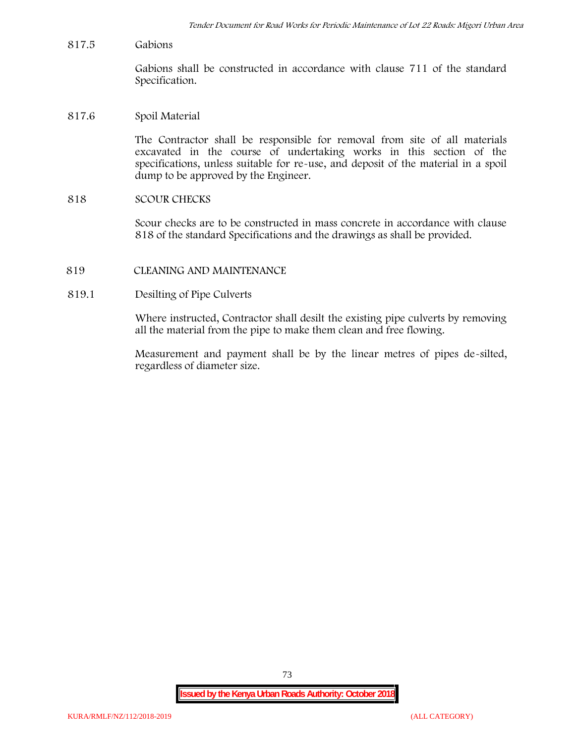817.5 Gabions

Gabions shall be constructed in accordance with clause 711 of the standard Specification.

817.6 Spoil Material

The Contractor shall be responsible for removal from site of all materials excavated in the course of undertaking works in this section of the specifications, unless suitable for re-use, and deposit of the material in a spoil dump to be approved by the Engineer.

## 818 SCOUR CHECKS

Scour checks are to be constructed in mass concrete in accordance with clause 818 of the standard Specifications and the drawings as shall be provided.

## 819 CLEANING AND MAINTENANCE

819.1 Desilting of Pipe Culverts

Where instructed, Contractor shall desilt the existing pipe culverts by removing all the material from the pipe to make them clean and free flowing.

Measurement and payment shall be by the linear metres of pipes de-silted, regardless of diameter size.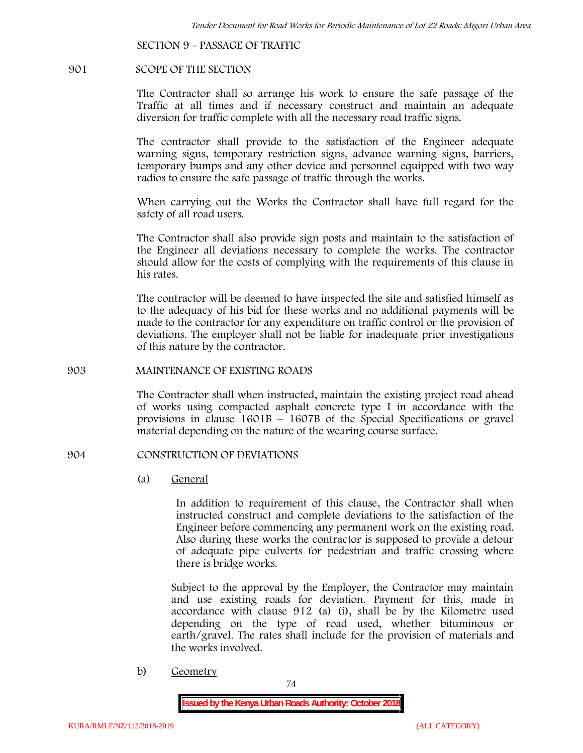## SECTION 9 - PASSAGE OF TRAFFIC

### 901 SCOPE OF THE SECTION

The Contractor shall so arrange his work to ensure the safe passage of the Traffic at all times and if necessary construct and maintain an adequate diversion for traffic complete with all the necessary road traffic signs.

The contractor shall provide to the satisfaction of the Engineer adequate warning signs, temporary restriction signs, advance warning signs, barriers, temporary bumps and any other device and personnel equipped with two way radios to ensure the safe passage of traffic through the works.

When carrying out the Works the Contractor shall have full regard for the safety of all road users.

The Contractor shall also provide sign posts and maintain to the satisfaction of the Engineer all deviations necessary to complete the works. The contractor should allow for the costs of complying with the requirements of this clause in his rates.

The contractor will be deemed to have inspected the site and satisfied himself as to the adequacy of his bid for these works and no additional payments will be made to the contractor for any expenditure on traffic control or the provision of deviations. The employer shall not be liable for inadequate prior investigations of this nature by the contractor.

### 903 MAINTENANCE OF EXISTING ROADS

The Contractor shall when instructed, maintain the existing project road ahead of works using compacted asphalt concrete type I in accordance with the provisions in clause 1601B – 1607B of the Special Specifications or gravel material depending on the nature of the wearing course surface.

### 904 CONSTRUCTION OF DEVIATIONS

(a) General

In addition to requirement of this clause, the Contractor shall when instructed construct and complete deviations to the satisfaction of the Engineer before commencing any permanent work on the existing road. Also during these works the contractor is supposed to provide a detour of adequate pipe culverts for pedestrian and traffic crossing where there is bridge works.

Subject to the approval by the Employer, the Contractor may maintain and use existing roads for deviation. Payment for this, made in accordance with clause 912 (a) (i), shall be by the Kilometre used depending on the type of road used, whether bituminous or earth/gravel. The rates shall include for the provision of materials and the works involved.

b) Geometry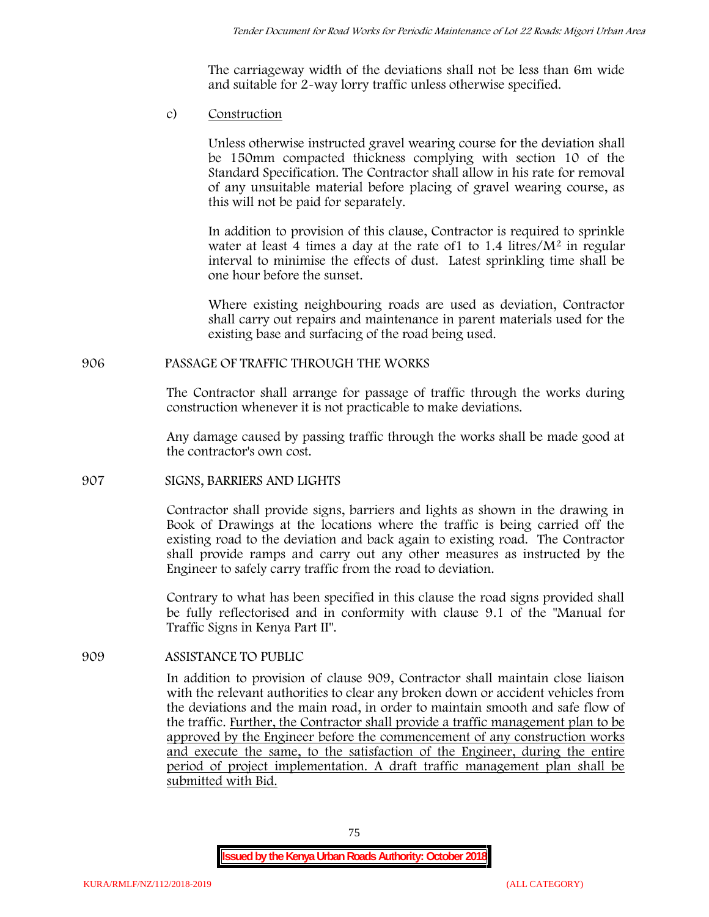The carriageway width of the deviations shall not be less than 6m wide and suitable for 2-way lorry traffic unless otherwise specified.

c) Construction

Unless otherwise instructed gravel wearing course for the deviation shall be 150mm compacted thickness complying with section 10 of the Standard Specification. The Contractor shall allow in his rate for removal of any unsuitable material before placing of gravel wearing course, as this will not be paid for separately.

In addition to provision of this clause, Contractor is required to sprinkle water at least 4 times a day at the rate of1 to 1.4 litres/$M^2$ in regular interval to minimise the effects of dust. Latest sprinkling time shall be one hour before the sunset.

Where existing neighbouring roads are used as deviation, Contractor shall carry out repairs and maintenance in parent materials used for the existing base and surfacing of the road being used.

## 906 PASSAGE OF TRAFFIC THROUGH THE WORKS

The Contractor shall arrange for passage of traffic through the works during construction whenever it is not practicable to make deviations.

Any damage caused by passing traffic through the works shall be made good at the contractor's own cost.

## 907 SIGNS, BARRIERS AND LIGHTS

Contractor shall provide signs, barriers and lights as shown in the drawing in Book of Drawings at the locations where the traffic is being carried off the existing road to the deviation and back again to existing road. The Contractor shall provide ramps and carry out any other measures as instructed by the Engineer to safely carry traffic from the road to deviation.

Contrary to what has been specified in this clause the road signs provided shall be fully reflectorised and in conformity with clause 9.1 of the "Manual for Traffic Signs in Kenya Part II".

## 909 ASSISTANCE TO PUBLIC

In addition to provision of clause 909, Contractor shall maintain close liaison with the relevant authorities to clear any broken down or accident vehicles from the deviations and the main road, in order to maintain smooth and safe flow of the traffic. Further, the Contractor shall provide a traffic management plan to be approved by the Engineer before the commencement of any construction works and execute the same, to the satisfaction of the Engineer, during the entire period of project implementation. A draft traffic management plan shall be submitted with Bid.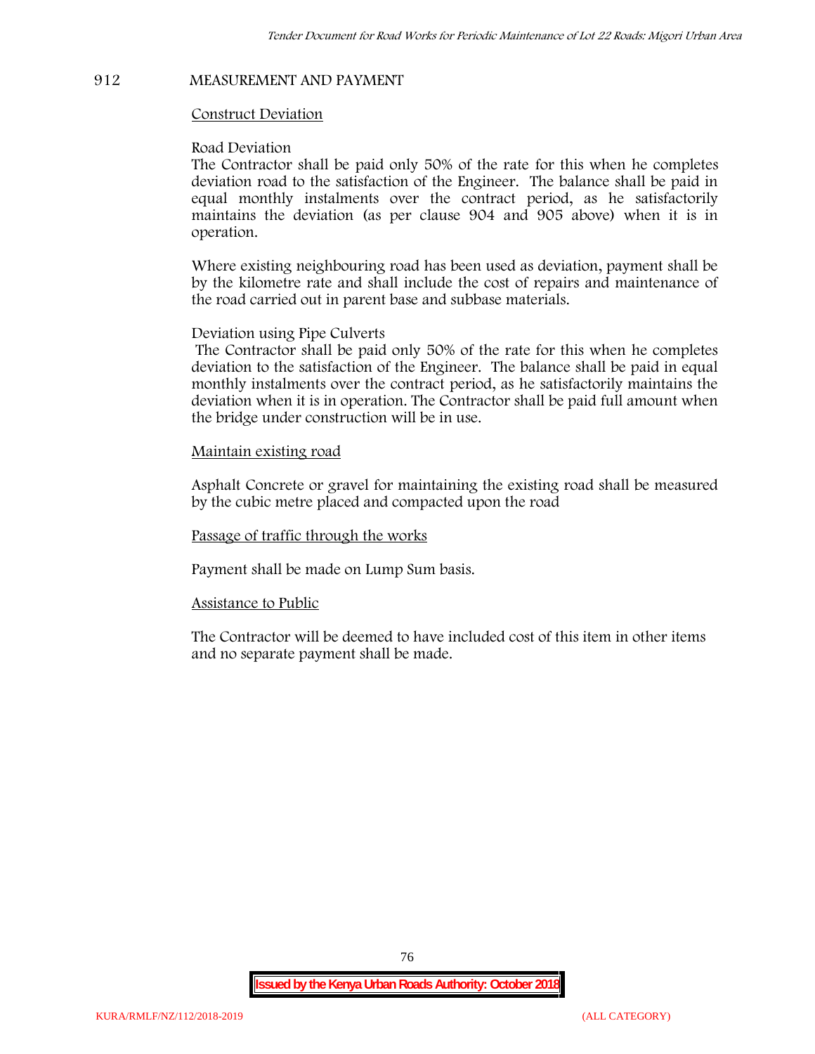## 912 MEASUREMENT AND PAYMENT

Construct Deviation

Road Deviation

The Contractor shall be paid only 50% of the rate for this when he completes deviation road to the satisfaction of the Engineer. The balance shall be paid in equal monthly instalments over the contract period, as he satisfactorily maintains the deviation (as per clause 904 and 905 above) when it is in operation.

Where existing neighbouring road has been used as deviation, payment shall be by the kilometre rate and shall include the cost of repairs and maintenance of the road carried out in parent base and subbase materials.

Deviation using Pipe Culverts

The Contractor shall be paid only 50% of the rate for this when he completes deviation to the satisfaction of the Engineer. The balance shall be paid in equal monthly instalments over the contract period, as he satisfactorily maintains the deviation when it is in operation. The Contractor shall be paid full amount when the bridge under construction will be in use.

Maintain existing road

Asphalt Concrete or gravel for maintaining the existing road shall be measured by the cubic metre placed and compacted upon the road

Passage of traffic through the works

Payment shall be made on Lump Sum basis.

Assistance to Public

The Contractor will be deemed to have included cost of this item in other items and no separate payment shall be made.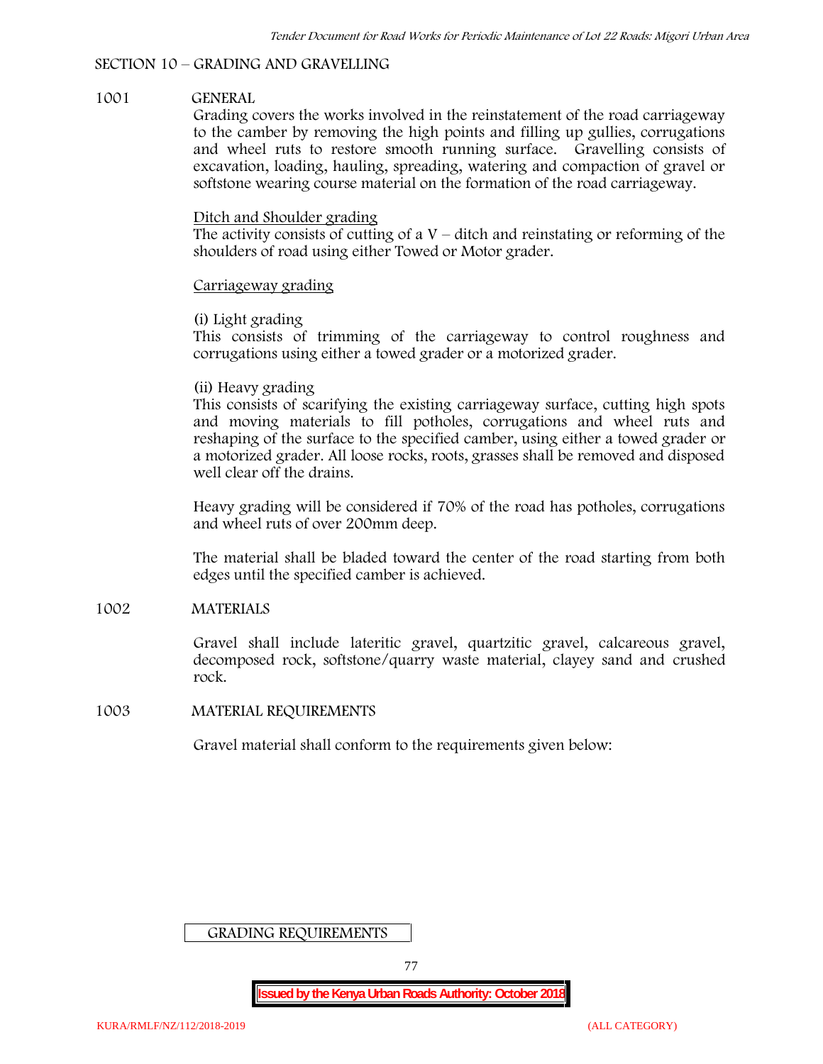## SECTION 10 – GRADING AND GRAVELLING

### 1001 GENERAL

Grading covers the works involved in the reinstatement of the road carriageway to the camber by removing the high points and filling up gullies, corrugations and wheel ruts to restore smooth running surface. Gravelling consists of excavation, loading, hauling, spreading, watering and compaction of gravel or softstone wearing course material on the formation of the road carriageway.

Ditch and Shoulder grading

The activity consists of cutting of a V – ditch and reinstating or reforming of the shoulders of road using either Towed or Motor grader.

Carriageway grading

(i) Light grading

This consists of trimming of the carriageway to control roughness and corrugations using either a towed grader or a motorized grader.

(ii) Heavy grading

This consists of scarifying the existing carriageway surface, cutting high spots and moving materials to fill potholes, corrugations and wheel ruts and reshaping of the surface to the specified camber, using either a towed grader or a motorized grader. All loose rocks, roots, grasses shall be removed and disposed well clear off the drains.

Heavy grading will be considered if 70% of the road has potholes, corrugations and wheel ruts of over 200mm deep.

The material shall be bladed toward the center of the road starting from both edges until the specified camber is achieved.

### 1002 MATERIALS

Gravel shall include lateritic gravel, quartzitic gravel, calcareous gravel, decomposed rock, softstone/quarry waste material, clayey sand and crushed rock.

### 1003 MATERIAL REQUIREMENTS

Gravel material shall conform to the requirements given below:

GRADING REQUIREMENTS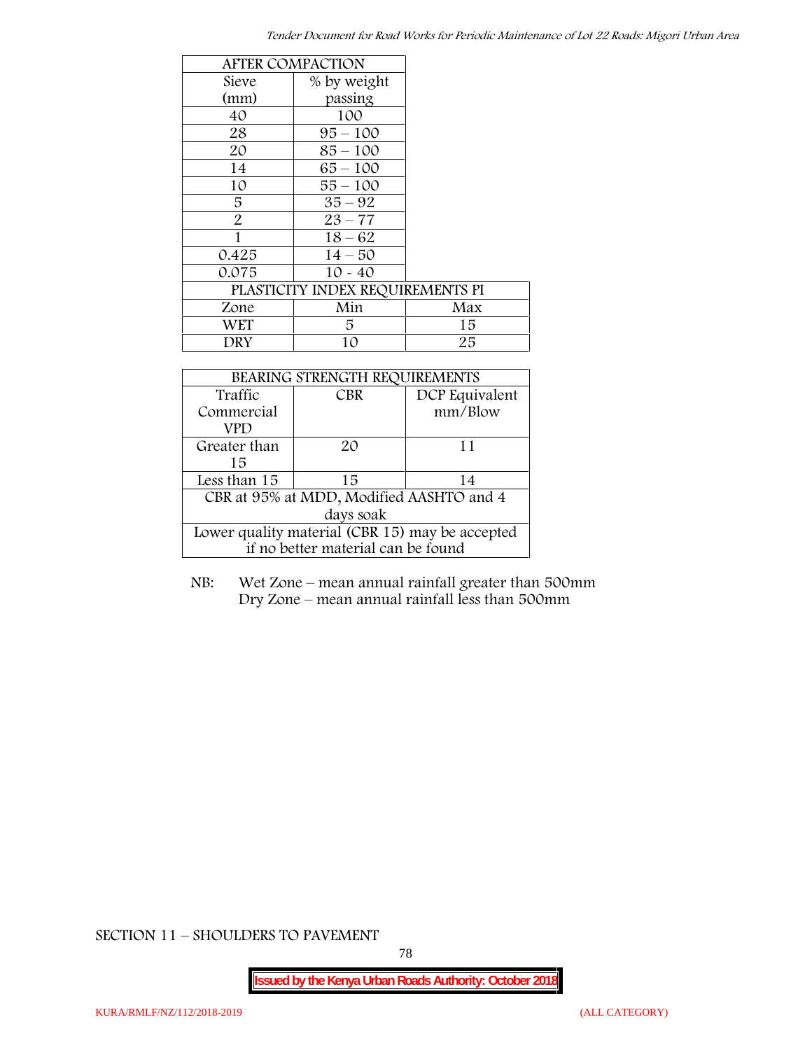| AFTER COMPACTION | | |
|---|---|---|
| Sieve (mm) | % by weight passing | |
| 40 | 100 | |
| 28 | 95 – 100 | |
| 20 | 85 – 100 | |
| 14 | 65 – 100 | |
| 10 | 55 – 100 | |
| 5 | 35 – 92 | |
| 2 | 23 – 77 | |
| 1 | 18 – 62 | |
| 0.425 | 14 – 50 | |
| 0.075 | 10 - 40 | |
| PLASTICITY INDEX REQUIREMENTS PI | | |
| Zone | Min | Max |
| WET | 5 | 15 |
| DRY | 10 | 25 |

| BEARING STRENGTH REQUIREMENTS | | |
|---|---|---|
| Traffic Commercial VPD | CBR | DCP Equivalent mm/Blow |
| Greater than 15 | 20 | 11 |
| Less than 15 | 15 | 14 |
| CBR at 95% at MDD, Modified AASHTO and 4 days soak | | |
| Lower quality material (CBR 15) may be accepted if no better material can be found | | |

NB: Wet Zone – mean annual rainfall greater than 500mm
Dry Zone – mean annual rainfall less than 500mm

SECTION 11 – SHOULDERS TO PAVEMENT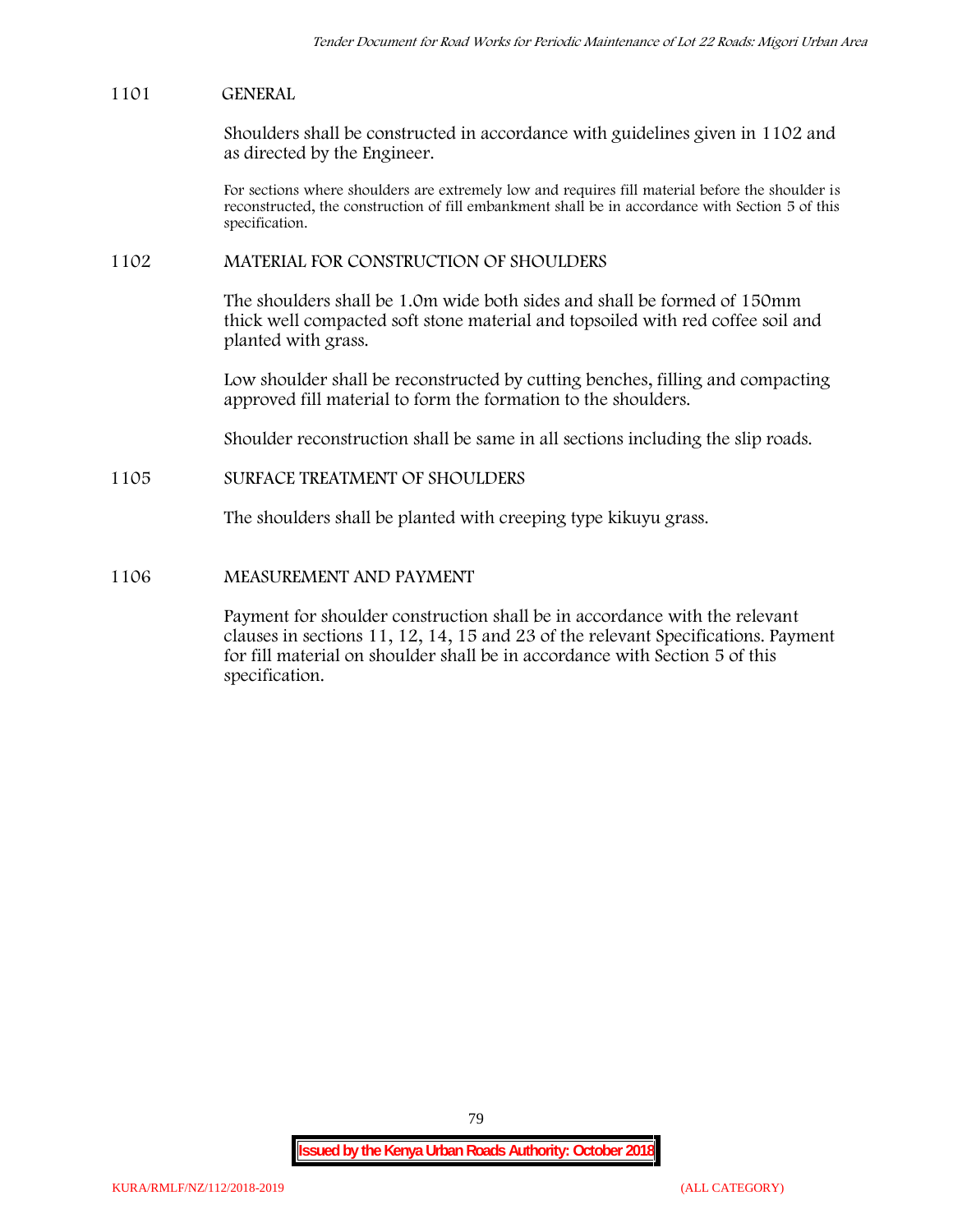## 1101 GENERAL

Shoulders shall be constructed in accordance with guidelines given in 1102 and as directed by the Engineer.

For sections where shoulders are extremely low and requires fill material before the shoulder is reconstructed, the construction of fill embankment shall be in accordance with Section 5 of this specification.

## 1102 MATERIAL FOR CONSTRUCTION OF SHOULDERS

The shoulders shall be 1.0m wide both sides and shall be formed of 150mm thick well compacted soft stone material and topsoiled with red coffee soil and planted with grass.

Low shoulder shall be reconstructed by cutting benches, filling and compacting approved fill material to form the formation to the shoulders.

Shoulder reconstruction shall be same in all sections including the slip roads.

## 1105 SURFACE TREATMENT OF SHOULDERS

The shoulders shall be planted with creeping type kikuyu grass.

## 1106 MEASUREMENT AND PAYMENT

Payment for shoulder construction shall be in accordance with the relevant clauses in sections 11, 12, 14, 15 and 23 of the relevant Specifications. Payment for fill material on shoulder shall be in accordance with Section 5 of this specification.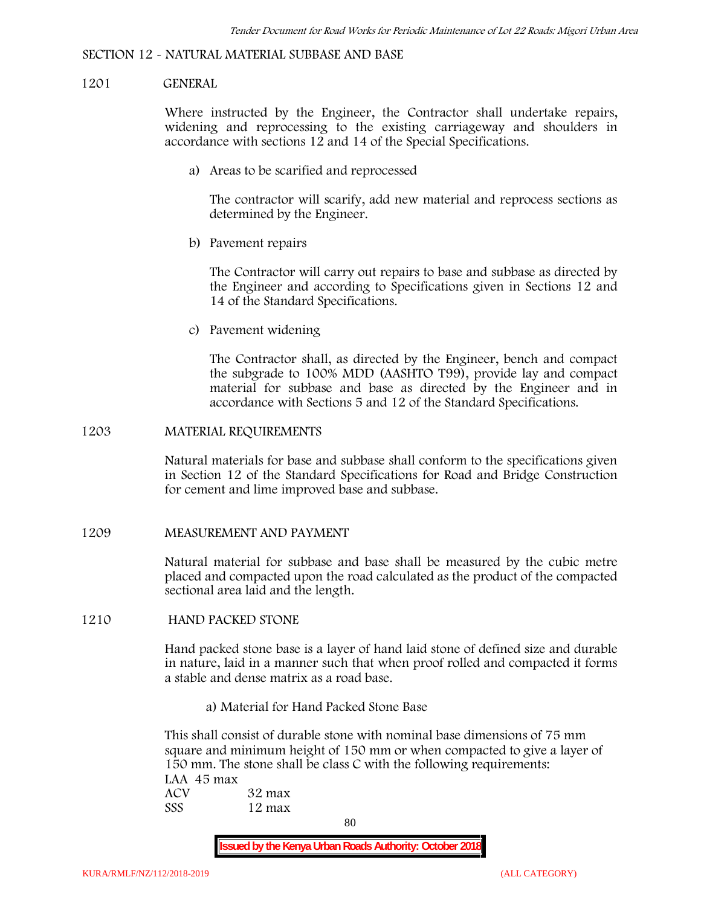SECTION 12 - NATURAL MATERIAL SUBBASE AND BASE

1201 GENERAL

Where instructed by the Engineer, the Contractor shall undertake repairs, widening and reprocessing to the existing carriageway and shoulders in accordance with sections 12 and 14 of the Special Specifications.

a) Areas to be scarified and reprocessed

The contractor will scarify, add new material and reprocess sections as determined by the Engineer.

b) Pavement repairs

The Contractor will carry out repairs to base and subbase as directed by the Engineer and according to Specifications given in Sections 12 and 14 of the Standard Specifications.

c) Pavement widening

The Contractor shall, as directed by the Engineer, bench and compact the subgrade to 100% MDD (AASHTO T99), provide lay and compact material for subbase and base as directed by the Engineer and in accordance with Sections 5 and 12 of the Standard Specifications.

1203 MATERIAL REQUIREMENTS

Natural materials for base and subbase shall conform to the specifications given in Section 12 of the Standard Specifications for Road and Bridge Construction for cement and lime improved base and subbase.

1209 MEASUREMENT AND PAYMENT

Natural material for subbase and base shall be measured by the cubic metre placed and compacted upon the road calculated as the product of the compacted sectional area laid and the length.

1210 HAND PACKED STONE

Hand packed stone base is a layer of hand laid stone of defined size and durable in nature, laid in a manner such that when proof rolled and compacted it forms a stable and dense matrix as a road base.

a) Material for Hand Packed Stone Base

This shall consist of durable stone with nominal base dimensions of 75 mm square and minimum height of 150 mm or when compacted to give a layer of 150 mm. The stone shall be class C with the following requirements:

LAA 45 max
ACV 32 max
SSS 12 max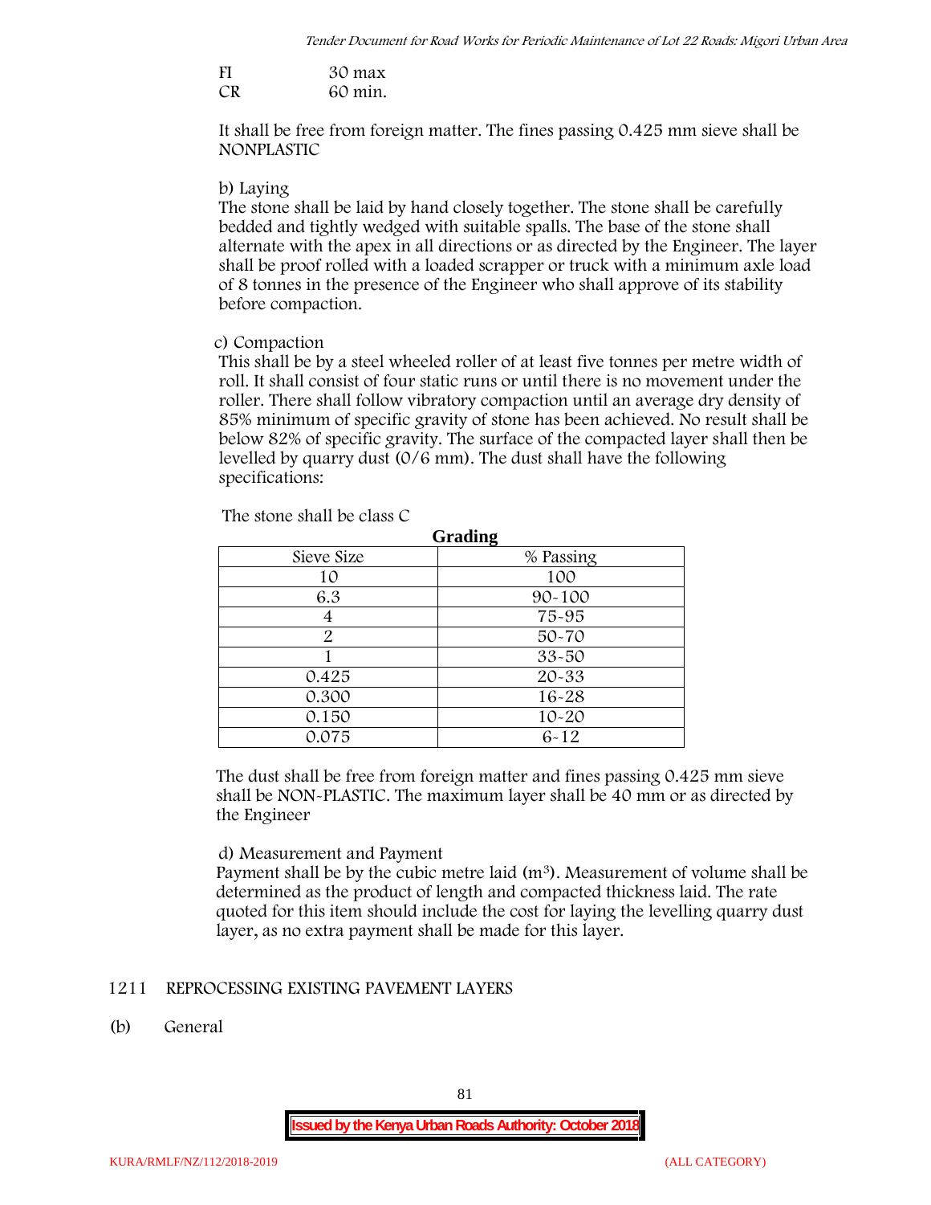| FI | 30 max |
|---|---|
| CR | 60 min. |

It shall be free from foreign matter. The fines passing 0.425 mm sieve shall be NONPLASTIC

b) Laying

The stone shall be laid by hand closely together. The stone shall be carefully bedded and tightly wedged with suitable spalls. The base of the stone shall alternate with the apex in all directions or as directed by the Engineer. The layer shall be proof rolled with a loaded scrapper or truck with a minimum axle load of 8 tonnes in the presence of the Engineer who shall approve of its stability before compaction.

c) Compaction

This shall be by a steel wheeled roller of at least five tonnes per metre width of roll. It shall consist of four static runs or until there is no movement under the roller. There shall follow vibratory compaction until an average dry density of 85% minimum of specific gravity of stone has been achieved. No result shall be below 82% of specific gravity. The surface of the compacted layer shall then be levelled by quarry dust (0/6 mm). The dust shall have the following specifications:

The stone shall be class C

**Grading**

| Sieve Size | % Passing |
|---|---|
| 10 | 100 |
| 6.3 | 90-100 |
| 4 | 75-95 |
| 2 | 50-70 |
| 1 | 33-50 |
| 0.425 | 20-33 |
| 0.300 | 16-28 |
| 0.150 | 10-20 |
| 0.075 | 6-12 |

The dust shall be free from foreign matter and fines passing 0.425 mm sieve shall be NON-PLASTIC. The maximum layer shall be 40 mm or as directed by the Engineer

d) Measurement and Payment

Payment shall be by the cubic metre laid ($m^3$). Measurement of volume shall be determined as the product of length and compacted thickness laid. The rate quoted for this item should include the cost for laying the levelling quarry dust layer, as no extra payment shall be made for this layer.

## 1211 REPROCESSING EXISTING PAVEMENT LAYERS

(b) General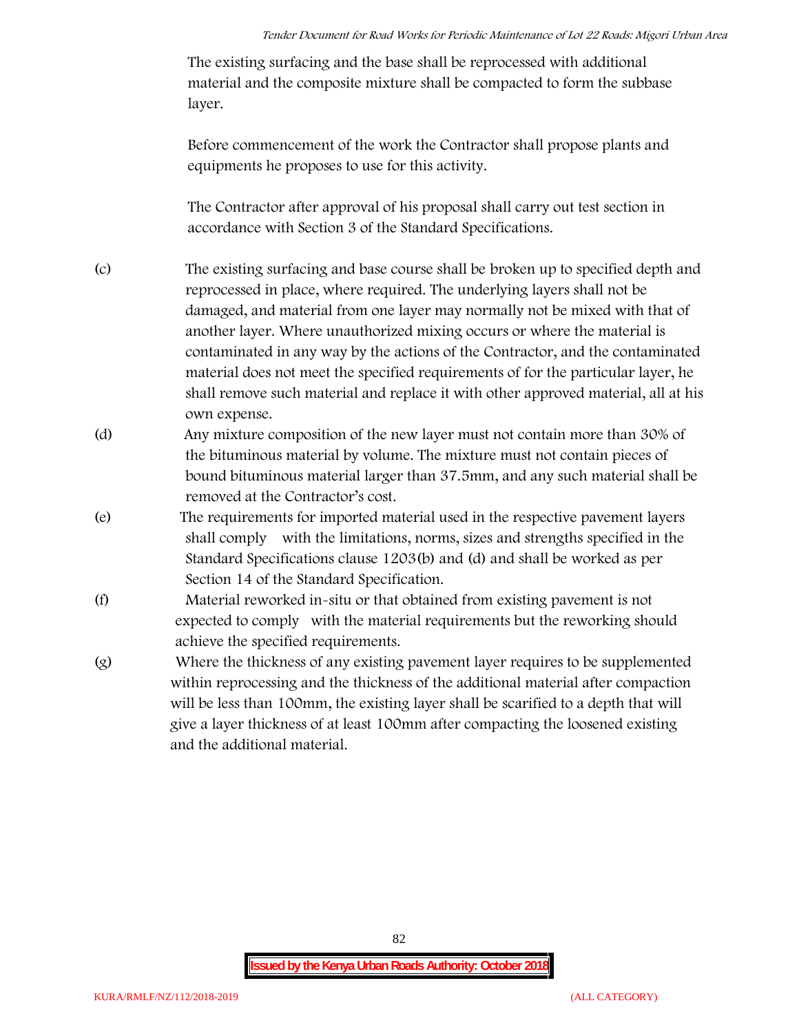The existing surfacing and the base shall be reprocessed with additional material and the composite mixture shall be compacted to form the subbase layer.

Before commencement of the work the Contractor shall propose plants and equipments he proposes to use for this activity.

The Contractor after approval of his proposal shall carry out test section in accordance with Section 3 of the Standard Specifications.

(c) The existing surfacing and base course shall be broken up to specified depth and reprocessed in place, where required. The underlying layers shall not be damaged, and material from one layer may normally not be mixed with that of another layer. Where unauthorized mixing occurs or where the material is contaminated in any way by the actions of the Contractor, and the contaminated material does not meet the specified requirements of for the particular layer, he shall remove such material and replace it with other approved material, all at his own expense.

(d) Any mixture composition of the new layer must not contain more than 30% of the bituminous material by volume. The mixture must not contain pieces of bound bituminous material larger than 37.5mm, and any such material shall be removed at the Contractor's cost.

(e) The requirements for imported material used in the respective pavement layers shall comply with the limitations, norms, sizes and strengths specified in the Standard Specifications clause 1203(b) and (d) and shall be worked as per Section 14 of the Standard Specification.

(f) Material reworked in-situ or that obtained from existing pavement is not expected to comply with the material requirements but the reworking should achieve the specified requirements.

(g) Where the thickness of any existing pavement layer requires to be supplemented within reprocessing and the thickness of the additional material after compaction will be less than 100mm, the existing layer shall be scarified to a depth that will give a layer thickness of at least 100mm after compacting the loosened existing and the additional material.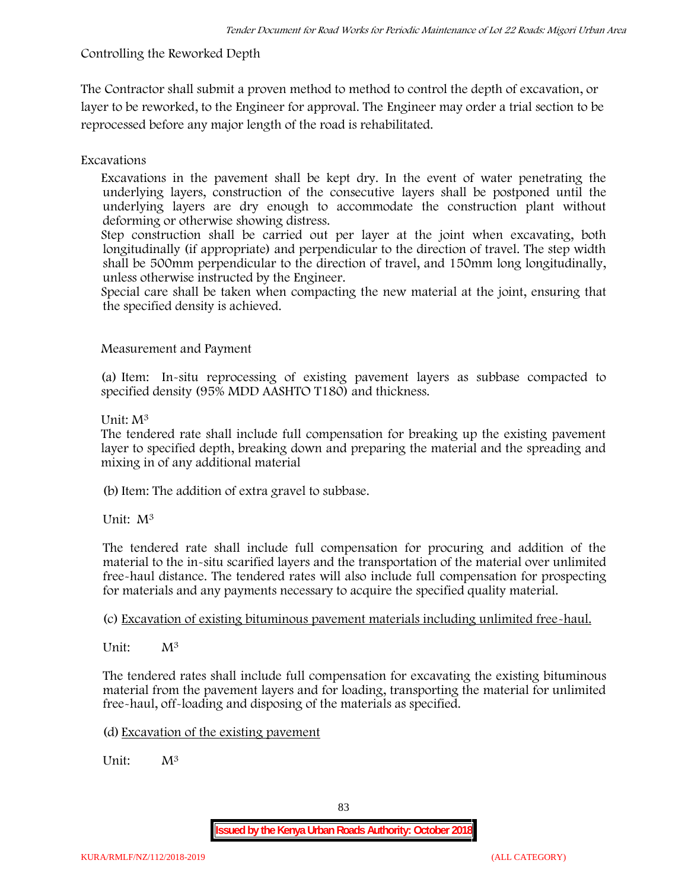Controlling the Reworked Depth

The Contractor shall submit a proven method to method to control the depth of excavation, or layer to be reworked, to the Engineer for approval. The Engineer may order a trial section to be reprocessed before any major length of the road is rehabilitated.

Excavations

Excavations in the pavement shall be kept dry. In the event of water penetrating the underlying layers, construction of the consecutive layers shall be postponed until the underlying layers are dry enough to accommodate the construction plant without deforming or otherwise showing distress.

Step construction shall be carried out per layer at the joint when excavating, both longitudinally (if appropriate) and perpendicular to the direction of travel. The step width shall be 500mm perpendicular to the direction of travel, and 150mm long longitudinally, unless otherwise instructed by the Engineer.

Special care shall be taken when compacting the new material at the joint, ensuring that the specified density is achieved.

Measurement and Payment

(a) Item: In-situ reprocessing of existing pavement layers as subbase compacted to specified density (95% MDD AASHTO T180) and thickness.

Unit: $M^3$

The tendered rate shall include full compensation for breaking up the existing pavement layer to specified depth, breaking down and preparing the material and the spreading and mixing in of any additional material

(b) Item: The addition of extra gravel to subbase.

Unit: $M^3$

The tendered rate shall include full compensation for procuring and addition of the material to the in-situ scarified layers and the transportation of the material over unlimited free-haul distance. The tendered rates will also include full compensation for prospecting for materials and any payments necessary to acquire the specified quality material.

(c) Excavation of existing bituminous pavement materials including unlimited free-haul.

Unit: $M^3$

The tendered rates shall include full compensation for excavating the existing bituminous material from the pavement layers and for loading, transporting the material for unlimited free-haul, off-loading and disposing of the materials as specified.

(d) Excavation of the existing pavement

Unit: $M^3$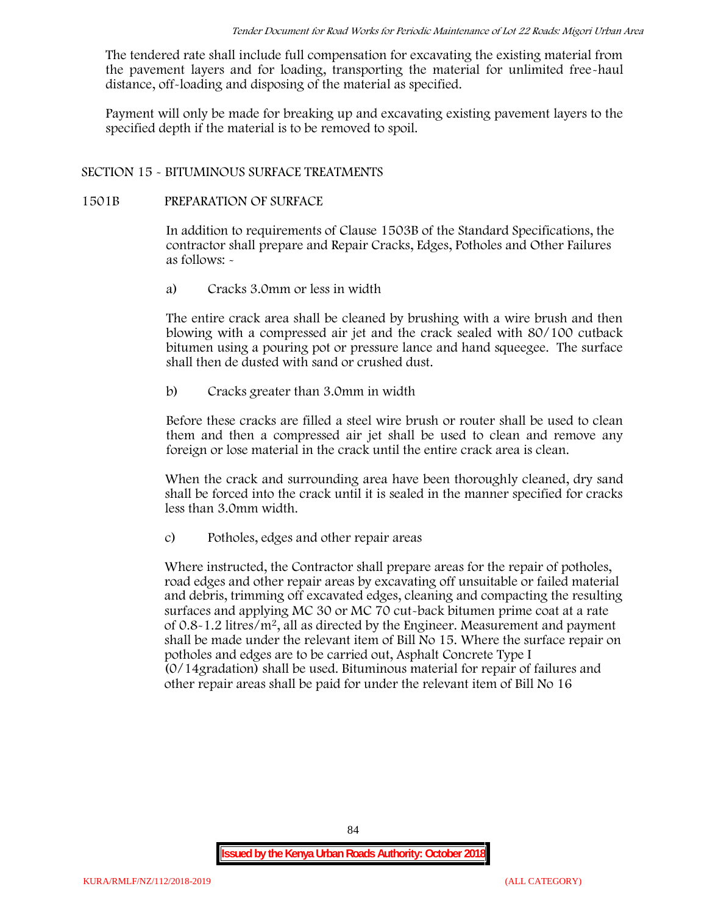The tendered rate shall include full compensation for excavating the existing material from the pavement layers and for loading, transporting the material for unlimited free-haul distance, off-loading and disposing of the material as specified.

Payment will only be made for breaking up and excavating existing pavement layers to the specified depth if the material is to be removed to spoil.

## SECTION 15 - BITUMINOUS SURFACE TREATMENTS

### 1501B PREPARATION OF SURFACE

In addition to requirements of Clause 1503B of the Standard Specifications, the contractor shall prepare and Repair Cracks, Edges, Potholes and Other Failures as follows: -

a) Cracks 3.0mm or less in width

The entire crack area shall be cleaned by brushing with a wire brush and then blowing with a compressed air jet and the crack sealed with 80/100 cutback bitumen using a pouring pot or pressure lance and hand squeegee. The surface shall then de dusted with sand or crushed dust.

b) Cracks greater than 3.0mm in width

Before these cracks are filled a steel wire brush or router shall be used to clean them and then a compressed air jet shall be used to clean and remove any foreign or lose material in the crack until the entire crack area is clean.

When the crack and surrounding area have been thoroughly cleaned, dry sand shall be forced into the crack until it is sealed in the manner specified for cracks less than 3.0mm width.

c) Potholes, edges and other repair areas

Where instructed, the Contractor shall prepare areas for the repair of potholes, road edges and other repair areas by excavating off unsuitable or failed material and debris, trimming off excavated edges, cleaning and compacting the resulting surfaces and applying MC 30 or MC 70 cut-back bitumen prime coat at a rate of 0.8-1.2 litres/m$^2$, all as directed by the Engineer. Measurement and payment shall be made under the relevant item of Bill No 15. Where the surface repair on potholes and edges are to be carried out, Asphalt Concrete Type I (0/14gradation) shall be used. Bituminous material for repair of failures and other repair areas shall be paid for under the relevant item of Bill No 16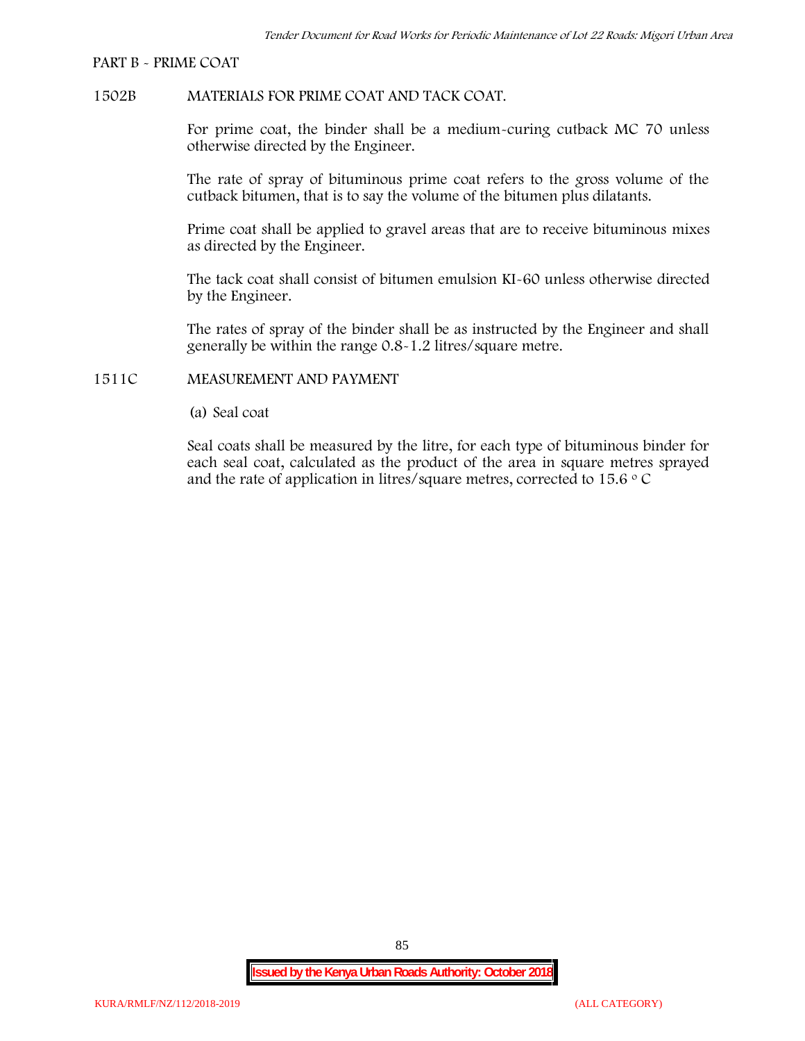PART B - PRIME COAT

1502B MATERIALS FOR PRIME COAT AND TACK COAT.

For prime coat, the binder shall be a medium-curing cutback MC 70 unless otherwise directed by the Engineer.

The rate of spray of bituminous prime coat refers to the gross volume of the cutback bitumen, that is to say the volume of the bitumen plus dilatants.

Prime coat shall be applied to gravel areas that are to receive bituminous mixes as directed by the Engineer.

The tack coat shall consist of bitumen emulsion KI-60 unless otherwise directed by the Engineer.

The rates of spray of the binder shall be as instructed by the Engineer and shall generally be within the range 0.8-1.2 litres/square metre.

1511C MEASUREMENT AND PAYMENT

(a) Seal coat

Seal coats shall be measured by the litre, for each type of bituminous binder for each seal coat, calculated as the product of the area in square metres sprayed and the rate of application in litres/square metres, corrected to 15.6 $^{o}$ C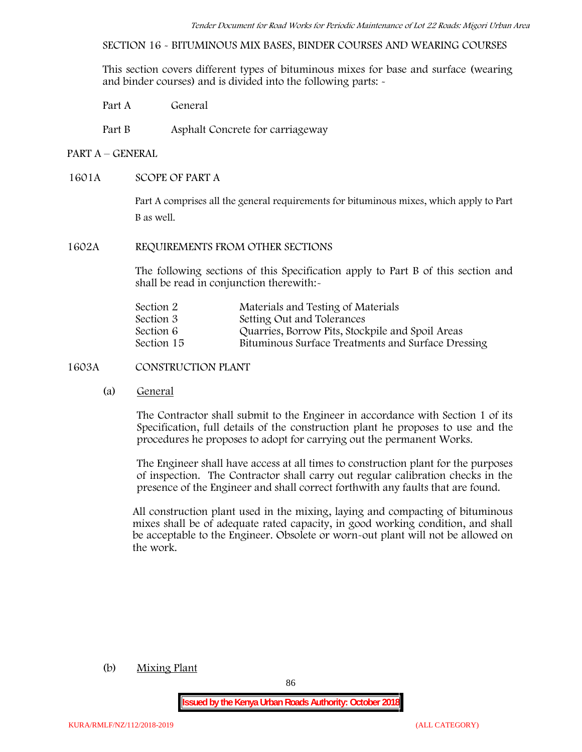SECTION 16 - BITUMINOUS MIX BASES, BINDER COURSES AND WEARING COURSES

This section covers different types of bituminous mixes for base and surface (wearing and binder courses) and is divided into the following parts: -

Part A General

Part B Asphalt Concrete for carriageway

## PART A – GENERAL

### 1601A SCOPE OF PART A

Part A comprises all the general requirements for bituminous mixes, which apply to Part B as well.

### 1602A REQUIREMENTS FROM OTHER SECTIONS

The following sections of this Specification apply to Part B of this section and shall be read in conjunction therewith:-

| | |
|---|---|
| Section 2 | Materials and Testing of Materials |
| Section 3 | Setting Out and Tolerances |
| Section 6 | Quarries, Borrow Pits, Stockpile and Spoil Areas |
| Section 15 | Bituminous Surface Treatments and Surface Dressing |

### 1603A CONSTRUCTION PLANT

(a) General

The Contractor shall submit to the Engineer in accordance with Section 1 of its Specification, full details of the construction plant he proposes to use and the procedures he proposes to adopt for carrying out the permanent Works.

The Engineer shall have access at all times to construction plant for the purposes of inspection. The Contractor shall carry out regular calibration checks in the presence of the Engineer and shall correct forthwith any faults that are found.

All construction plant used in the mixing, laying and compacting of bituminous mixes shall be of adequate rated capacity, in good working condition, and shall be acceptable to the Engineer. Obsolete or worn-out plant will not be allowed on the work.

(b) Mixing Plant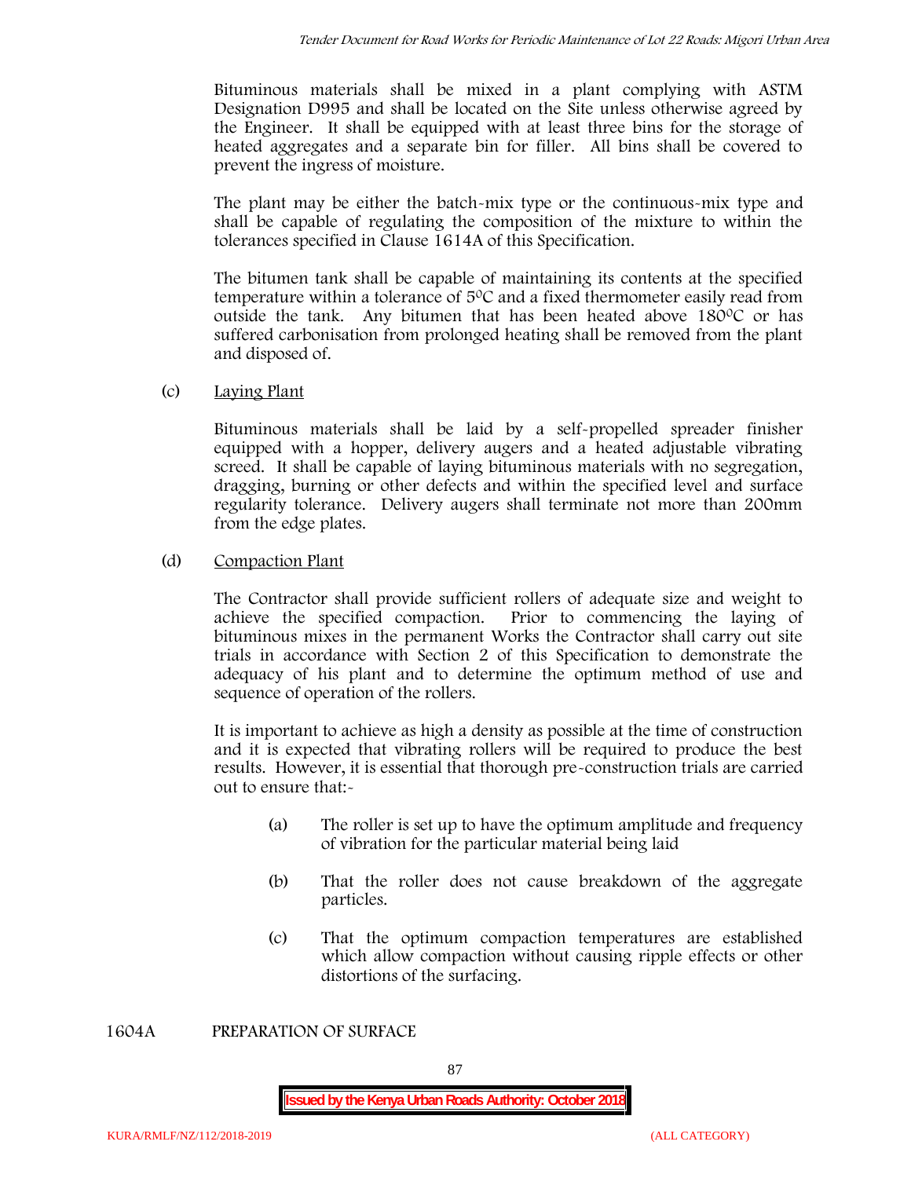Bituminous materials shall be mixed in a plant complying with ASTM Designation D995 and shall be located on the Site unless otherwise agreed by the Engineer. It shall be equipped with at least three bins for the storage of heated aggregates and a separate bin for filler. All bins shall be covered to prevent the ingress of moisture.

The plant may be either the batch-mix type or the continuous-mix type and shall be capable of regulating the composition of the mixture to within the tolerances specified in Clause 1614A of this Specification.

The bitumen tank shall be capable of maintaining its contents at the specified temperature within a tolerance of 5⁰C and a fixed thermometer easily read from outside the tank. Any bitumen that has been heated above 180⁰C or has suffered carbonisation from prolonged heating shall be removed from the plant and disposed of.

(c) Laying Plant

Bituminous materials shall be laid by a self-propelled spreader finisher equipped with a hopper, delivery augers and a heated adjustable vibrating screed. It shall be capable of laying bituminous materials with no segregation, dragging, burning or other defects and within the specified level and surface regularity tolerance. Delivery augers shall terminate not more than 200mm from the edge plates.

(d) Compaction Plant

The Contractor shall provide sufficient rollers of adequate size and weight to achieve the specified compaction. Prior to commencing the laying of bituminous mixes in the permanent Works the Contractor shall carry out site trials in accordance with Section 2 of this Specification to demonstrate the adequacy of his plant and to determine the optimum method of use and sequence of operation of the rollers.

It is important to achieve as high a density as possible at the time of construction and it is expected that vibrating rollers will be required to produce the best results. However, it is essential that thorough pre-construction trials are carried out to ensure that:-

(a) The roller is set up to have the optimum amplitude and frequency of vibration for the particular material being laid

(b) That the roller does not cause breakdown of the aggregate particles.

(c) That the optimum compaction temperatures are established which allow compaction without causing ripple effects or other distortions of the surfacing.

1604A PREPARATION OF SURFACE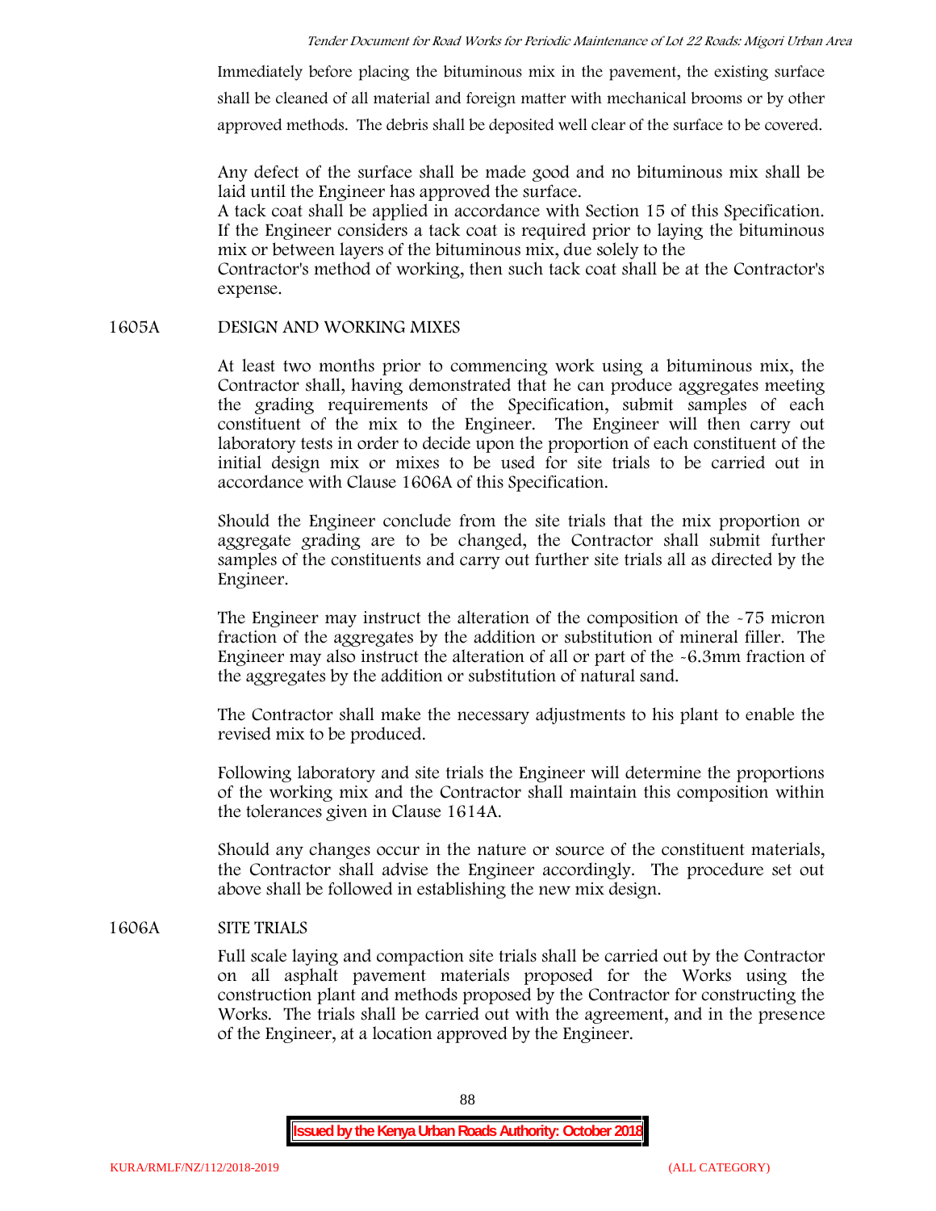Immediately before placing the bituminous mix in the pavement, the existing surface shall be cleaned of all material and foreign matter with mechanical brooms or by other approved methods. The debris shall be deposited well clear of the surface to be covered.

Any defect of the surface shall be made good and no bituminous mix shall be laid until the Engineer has approved the surface.
A tack coat shall be applied in accordance with Section 15 of this Specification. If the Engineer considers a tack coat is required prior to laying the bituminous mix or between layers of the bituminous mix, due solely to the
Contractor's method of working, then such tack coat shall be at the Contractor's expense.

## 1605A DESIGN AND WORKING MIXES

At least two months prior to commencing work using a bituminous mix, the Contractor shall, having demonstrated that he can produce aggregates meeting the grading requirements of the Specification, submit samples of each constituent of the mix to the Engineer. The Engineer will then carry out laboratory tests in order to decide upon the proportion of each constituent of the initial design mix or mixes to be used for site trials to be carried out in accordance with Clause 1606A of this Specification.

Should the Engineer conclude from the site trials that the mix proportion or aggregate grading are to be changed, the Contractor shall submit further samples of the constituents and carry out further site trials all as directed by the Engineer.

The Engineer may instruct the alteration of the composition of the -75 micron fraction of the aggregates by the addition or substitution of mineral filler. The Engineer may also instruct the alteration of all or part of the -6.3mm fraction of the aggregates by the addition or substitution of natural sand.

The Contractor shall make the necessary adjustments to his plant to enable the revised mix to be produced.

Following laboratory and site trials the Engineer will determine the proportions of the working mix and the Contractor shall maintain this composition within the tolerances given in Clause 1614A.

Should any changes occur in the nature or source of the constituent materials, the Contractor shall advise the Engineer accordingly. The procedure set out above shall be followed in establishing the new mix design.

## 1606A SITE TRIALS

Full scale laying and compaction site trials shall be carried out by the Contractor on all asphalt pavement materials proposed for the Works using the construction plant and methods proposed by the Contractor for constructing the Works. The trials shall be carried out with the agreement, and in the presence of the Engineer, at a location approved by the Engineer.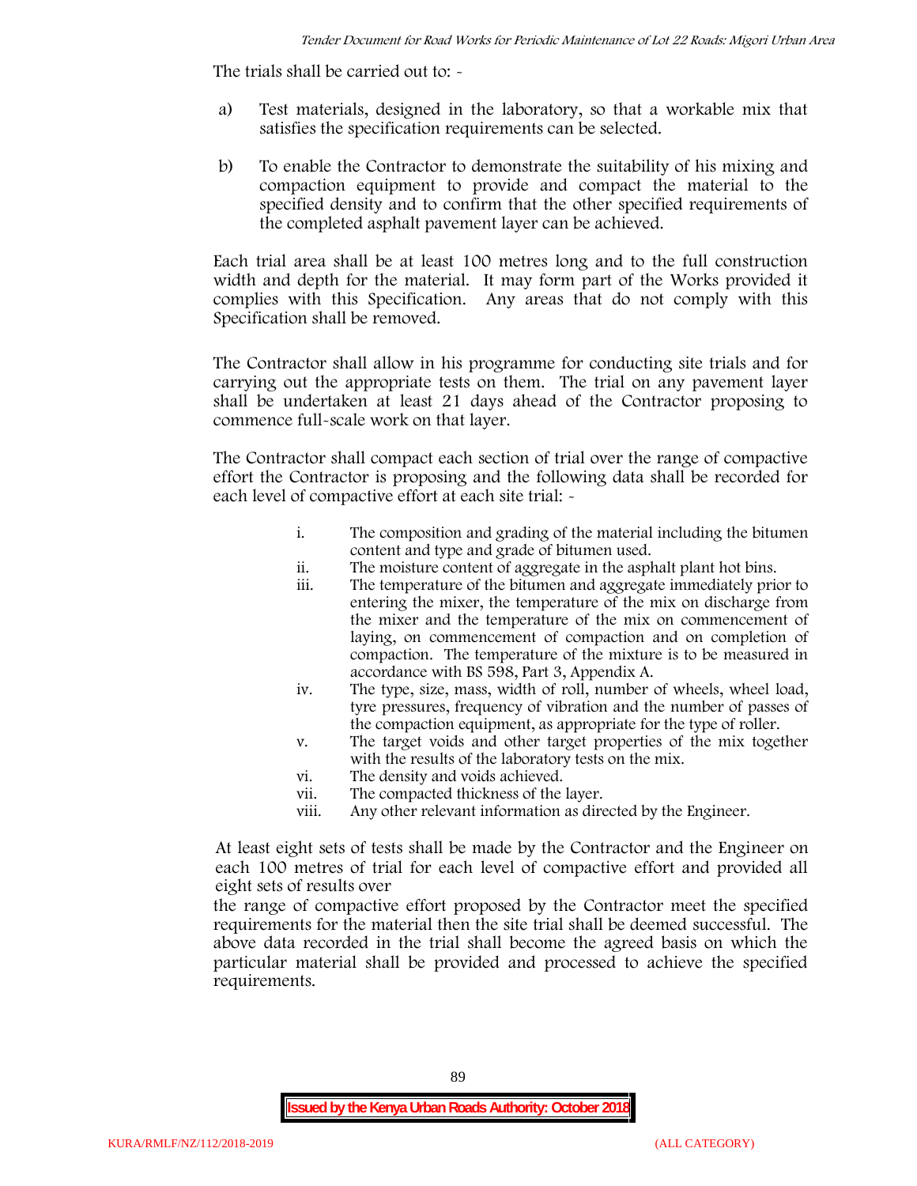The trials shall be carried out to: -

a) Test materials, designed in the laboratory, so that a workable mix that satisfies the specification requirements can be selected.

b) To enable the Contractor to demonstrate the suitability of his mixing and compaction equipment to provide and compact the material to the specified density and to confirm that the other specified requirements of the completed asphalt pavement layer can be achieved.

Each trial area shall be at least 100 metres long and to the full construction width and depth for the material. It may form part of the Works provided it complies with this Specification. Any areas that do not comply with this Specification shall be removed.

The Contractor shall allow in his programme for conducting site trials and for carrying out the appropriate tests on them. The trial on any pavement layer shall be undertaken at least 21 days ahead of the Contractor proposing to commence full-scale work on that layer.

The Contractor shall compact each section of trial over the range of compactive effort the Contractor is proposing and the following data shall be recorded for each level of compactive effort at each site trial: -

i. The composition and grading of the material including the bitumen content and type and grade of bitumen used.
ii. The moisture content of aggregate in the asphalt plant hot bins.
iii. The temperature of the bitumen and aggregate immediately prior to entering the mixer, the temperature of the mix on discharge from the mixer and the temperature of the mix on commencement of laying, on commencement of compaction and on completion of compaction. The temperature of the mixture is to be measured in accordance with BS 598, Part 3, Appendix A.
iv. The type, size, mass, width of roll, number of wheels, wheel load, tyre pressures, frequency of vibration and the number of passes of the compaction equipment, as appropriate for the type of roller.
v. The target voids and other target properties of the mix together with the results of the laboratory tests on the mix.
vi. The density and voids achieved.
vii. The compacted thickness of the layer.
viii. Any other relevant information as directed by the Engineer.

At least eight sets of tests shall be made by the Contractor and the Engineer on each 100 metres of trial for each level of compactive effort and provided all eight sets of results over the range of compactive effort proposed by the Contractor meet the specified requirements for the material then the site trial shall be deemed successful. The above data recorded in the trial shall become the agreed basis on which the particular material shall be provided and processed to achieve the specified requirements.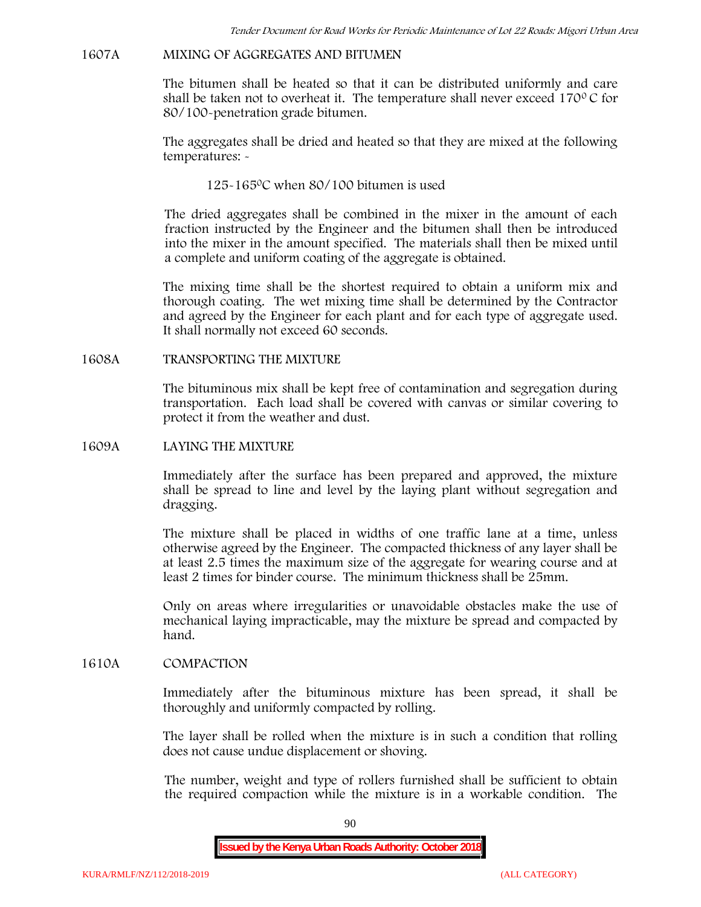## 1607A MIXING OF AGGREGATES AND BITUMEN

The bitumen shall be heated so that it can be distributed uniformly and care shall be taken not to overheat it. The temperature shall never exceed 170$^0$ C for 80/100-penetration grade bitumen.

The aggregates shall be dried and heated so that they are mixed at the following temperatures: -

125-165$^0$C when 80/100 bitumen is used

The dried aggregates shall be combined in the mixer in the amount of each fraction instructed by the Engineer and the bitumen shall then be introduced into the mixer in the amount specified. The materials shall then be mixed until a complete and uniform coating of the aggregate is obtained.

The mixing time shall be the shortest required to obtain a uniform mix and thorough coating. The wet mixing time shall be determined by the Contractor and agreed by the Engineer for each plant and for each type of aggregate used. It shall normally not exceed 60 seconds.

## 1608A TRANSPORTING THE MIXTURE

The bituminous mix shall be kept free of contamination and segregation during transportation. Each load shall be covered with canvas or similar covering to protect it from the weather and dust.

## 1609A LAYING THE MIXTURE

Immediately after the surface has been prepared and approved, the mixture shall be spread to line and level by the laying plant without segregation and dragging.

The mixture shall be placed in widths of one traffic lane at a time, unless otherwise agreed by the Engineer. The compacted thickness of any layer shall be at least 2.5 times the maximum size of the aggregate for wearing course and at least 2 times for binder course. The minimum thickness shall be 25mm.

Only on areas where irregularities or unavoidable obstacles make the use of mechanical laying impracticable, may the mixture be spread and compacted by hand.

## 1610A COMPACTION

Immediately after the bituminous mixture has been spread, it shall be thoroughly and uniformly compacted by rolling.

The layer shall be rolled when the mixture is in such a condition that rolling does not cause undue displacement or shoving.

The number, weight and type of rollers furnished shall be sufficient to obtain the required compaction while the mixture is in a workable condition. The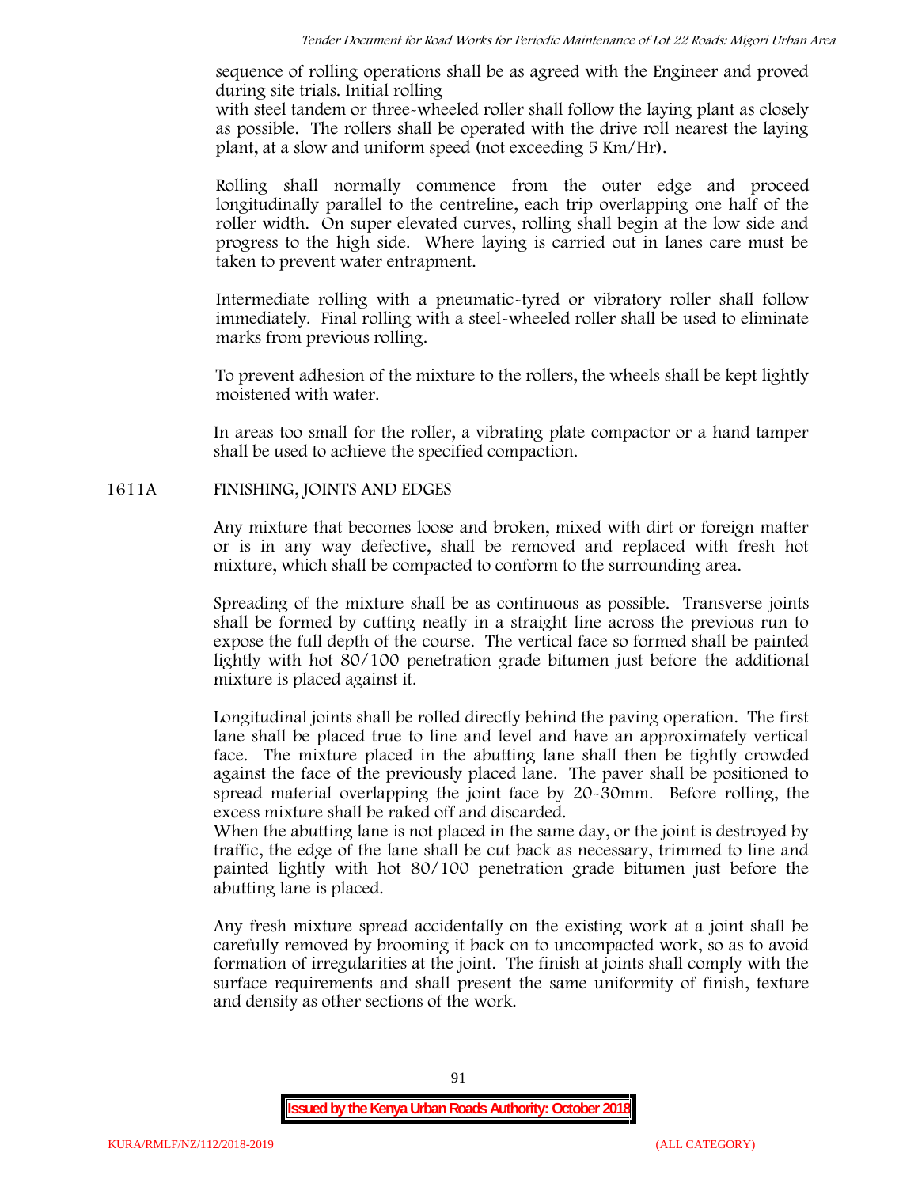sequence of rolling operations shall be as agreed with the Engineer and proved during site trials. Initial rolling with steel tandem or three-wheeled roller shall follow the laying plant as closely as possible. The rollers shall be operated with the drive roll nearest the laying plant, at a slow and uniform speed (not exceeding 5 Km/Hr).

Rolling shall normally commence from the outer edge and proceed longitudinally parallel to the centreline, each trip overlapping one half of the roller width. On super elevated curves, rolling shall begin at the low side and progress to the high side. Where laying is carried out in lanes care must be taken to prevent water entrapment.

Intermediate rolling with a pneumatic-tyred or vibratory roller shall follow immediately. Final rolling with a steel-wheeled roller shall be used to eliminate marks from previous rolling.

To prevent adhesion of the mixture to the rollers, the wheels shall be kept lightly moistened with water.

In areas too small for the roller, a vibrating plate compactor or a hand tamper shall be used to achieve the specified compaction.

## 1611A FINISHING, JOINTS AND EDGES

Any mixture that becomes loose and broken, mixed with dirt or foreign matter or is in any way defective, shall be removed and replaced with fresh hot mixture, which shall be compacted to conform to the surrounding area.

Spreading of the mixture shall be as continuous as possible. Transverse joints shall be formed by cutting neatly in a straight line across the previous run to expose the full depth of the course. The vertical face so formed shall be painted lightly with hot 80/100 penetration grade bitumen just before the additional mixture is placed against it.

Longitudinal joints shall be rolled directly behind the paving operation. The first lane shall be placed true to line and level and have an approximately vertical face. The mixture placed in the abutting lane shall then be tightly crowded against the face of the previously placed lane. The paver shall be positioned to spread material overlapping the joint face by 20-30mm. Before rolling, the excess mixture shall be raked off and discarded.
When the abutting lane is not placed in the same day, or the joint is destroyed by traffic, the edge of the lane shall be cut back as necessary, trimmed to line and painted lightly with hot 80/100 penetration grade bitumen just before the abutting lane is placed.

Any fresh mixture spread accidentally on the existing work at a joint shall be carefully removed by brooming it back on to uncompacted work, so as to avoid formation of irregularities at the joint. The finish at joints shall comply with the surface requirements and shall present the same uniformity of finish, texture and density as other sections of the work.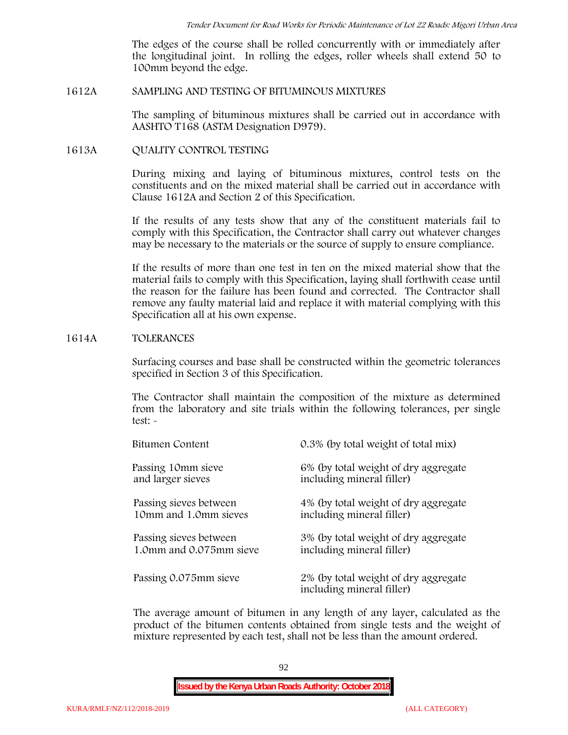The edges of the course shall be rolled concurrently with or immediately after the longitudinal joint. In rolling the edges, roller wheels shall extend 50 to 100mm beyond the edge.

## 1612A SAMPLING AND TESTING OF BITUMINOUS MIXTURES

The sampling of bituminous mixtures shall be carried out in accordance with AASHTO T168 (ASTM Designation D979).

## 1613A QUALITY CONTROL TESTING

During mixing and laying of bituminous mixtures, control tests on the constituents and on the mixed material shall be carried out in accordance with Clause 1612A and Section 2 of this Specification.

If the results of any tests show that any of the constituent materials fail to comply with this Specification, the Contractor shall carry out whatever changes may be necessary to the materials or the source of supply to ensure compliance.

If the results of more than one test in ten on the mixed material show that the material fails to comply with this Specification, laying shall forthwith cease until the reason for the failure has been found and corrected. The Contractor shall remove any faulty material laid and replace it with material complying with this Specification all at his own expense.

## 1614A TOLERANCES

Surfacing courses and base shall be constructed within the geometric tolerances specified in Section 3 of this Specification.

The Contractor shall maintain the composition of the mixture as determined from the laboratory and site trials within the following tolerances, per single test: -

| | |
|---|---|
| Bitumen Content | 0.3% (by total weight of total mix) |
| Passing 10mm sieve and larger sieves | 6% (by total weight of dry aggregate including mineral filler) |
| Passing sieves between 10mm and 1.0mm sieves | 4% (by total weight of dry aggregate including mineral filler) |
| Passing sieves between 1.0mm and 0.075mm sieve | 3% (by total weight of dry aggregate including mineral filler) |
| Passing 0.075mm sieve | 2% (by total weight of dry aggregate including mineral filler) |

The average amount of bitumen in any length of any layer, calculated as the product of the bitumen contents obtained from single tests and the weight of mixture represented by each test, shall not be less than the amount ordered.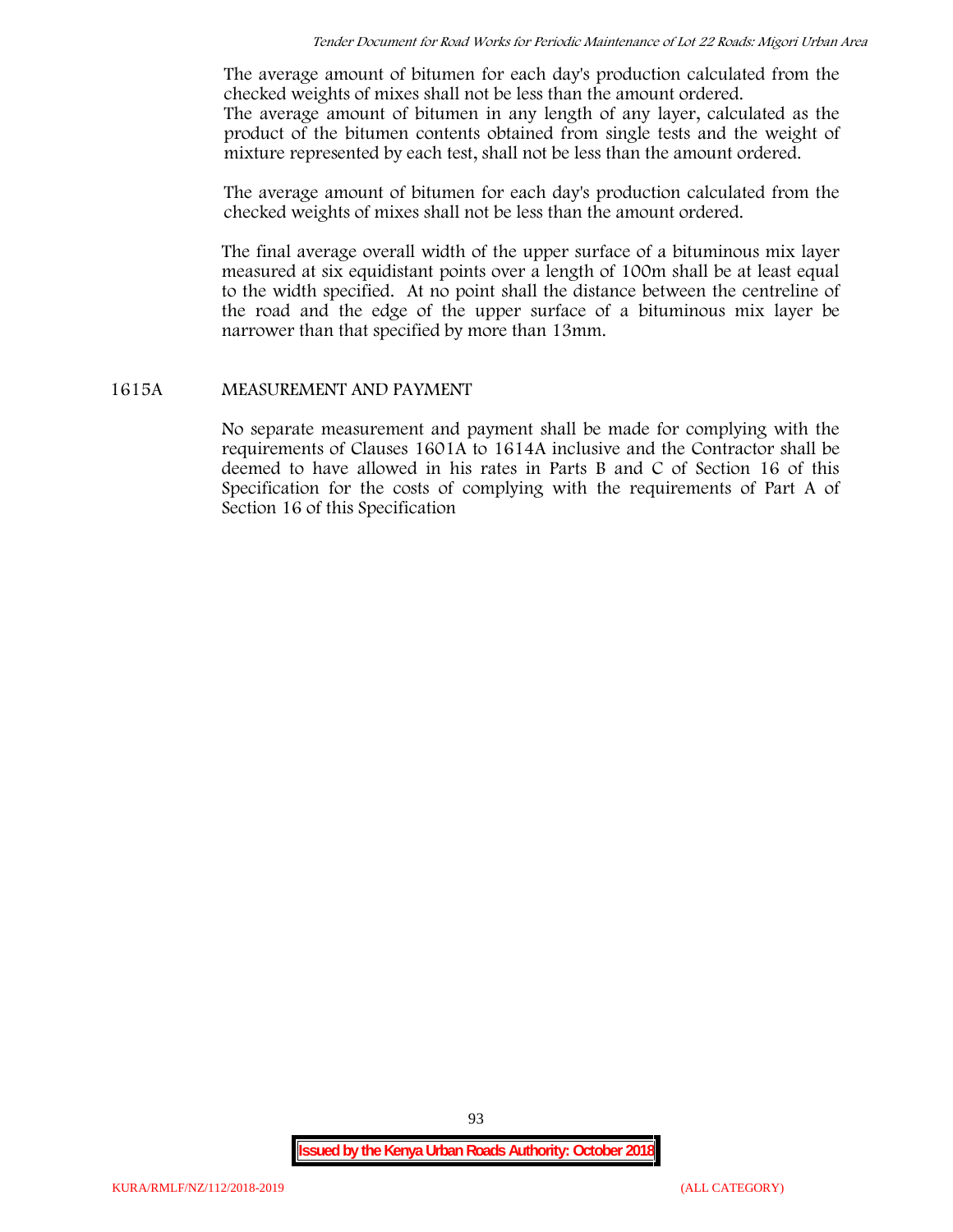The average amount of bitumen for each day's production calculated from the checked weights of mixes shall not be less than the amount ordered.
The average amount of bitumen in any length of any layer, calculated as the product of the bitumen contents obtained from single tests and the weight of mixture represented by each test, shall not be less than the amount ordered.

The average amount of bitumen for each day's production calculated from the checked weights of mixes shall not be less than the amount ordered.

The final average overall width of the upper surface of a bituminous mix layer measured at six equidistant points over a length of 100m shall be at least equal to the width specified. At no point shall the distance between the centreline of the road and the edge of the upper surface of a bituminous mix layer be narrower than that specified by more than 13mm.

## 1615A MEASUREMENT AND PAYMENT

No separate measurement and payment shall be made for complying with the requirements of Clauses 1601A to 1614A inclusive and the Contractor shall be deemed to have allowed in his rates in Parts B and C of Section 16 of this Specification for the costs of complying with the requirements of Part A of Section 16 of this Specification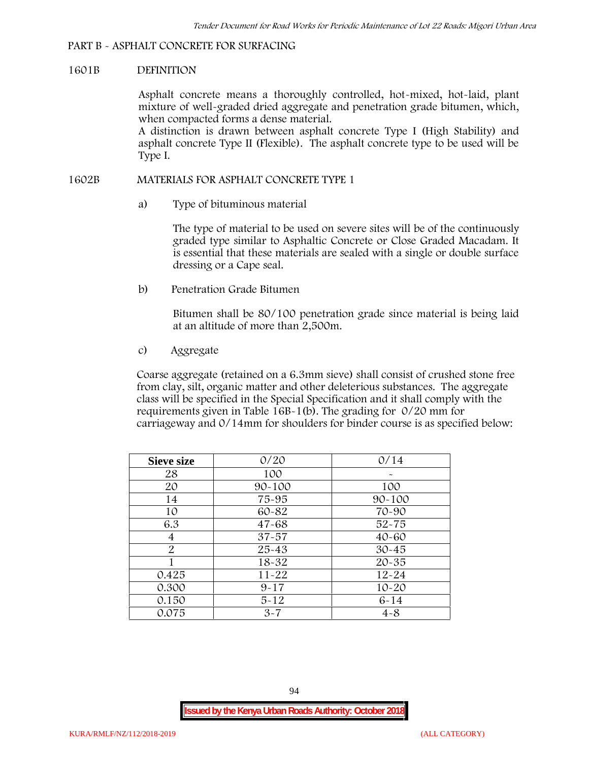## PART B - ASPHALT CONCRETE FOR SURFACING

### 1601B DEFINITION

Asphalt concrete means a thoroughly controlled, hot-mixed, hot-laid, plant mixture of well-graded dried aggregate and penetration grade bitumen, which, when compacted forms a dense material.

A distinction is drawn between asphalt concrete Type I (High Stability) and asphalt concrete Type II (Flexible). The asphalt concrete type to be used will be Type I.

### 1602B MATERIALS FOR ASPHALT CONCRETE TYPE 1

a) Type of bituminous material

The type of material to be used on severe sites will be of the continuously graded type similar to Asphaltic Concrete or Close Graded Macadam. It is essential that these materials are sealed with a single or double surface dressing or a Cape seal.

b) Penetration Grade Bitumen

Bitumen shall be 80/100 penetration grade since material is being laid at an altitude of more than 2,500m.

c) Aggregate

Coarse aggregate (retained on a 6.3mm sieve) shall consist of crushed stone free from clay, silt, organic matter and other deleterious substances. The aggregate class will be specified in the Special Specification and it shall comply with the requirements given in Table 16B-1(b). The grading for 0/20 mm for carriageway and 0/14mm for shoulders for binder course is as specified below:

| Sieve size | 0/20 | 0/14 |
|---|---|---|
| 28 | 100 | - |
| 20 | 90-100 | 100 |
| 14 | 75-95 | 90-100 |
| 10 | 60-82 | 70-90 |
| 6.3 | 47-68 | 52-75 |
| 4 | 37-57 | 40-60 |
| 2 | 25-43 | 30-45 |
| 1 | 18-32 | 20-35 |
| 0.425 | 11-22 | 12-24 |
| 0.300 | 9-17 | 10-20 |
| 0.150 | 5-12 | 6-14 |
| 0.075 | 3-7 | 4-8 |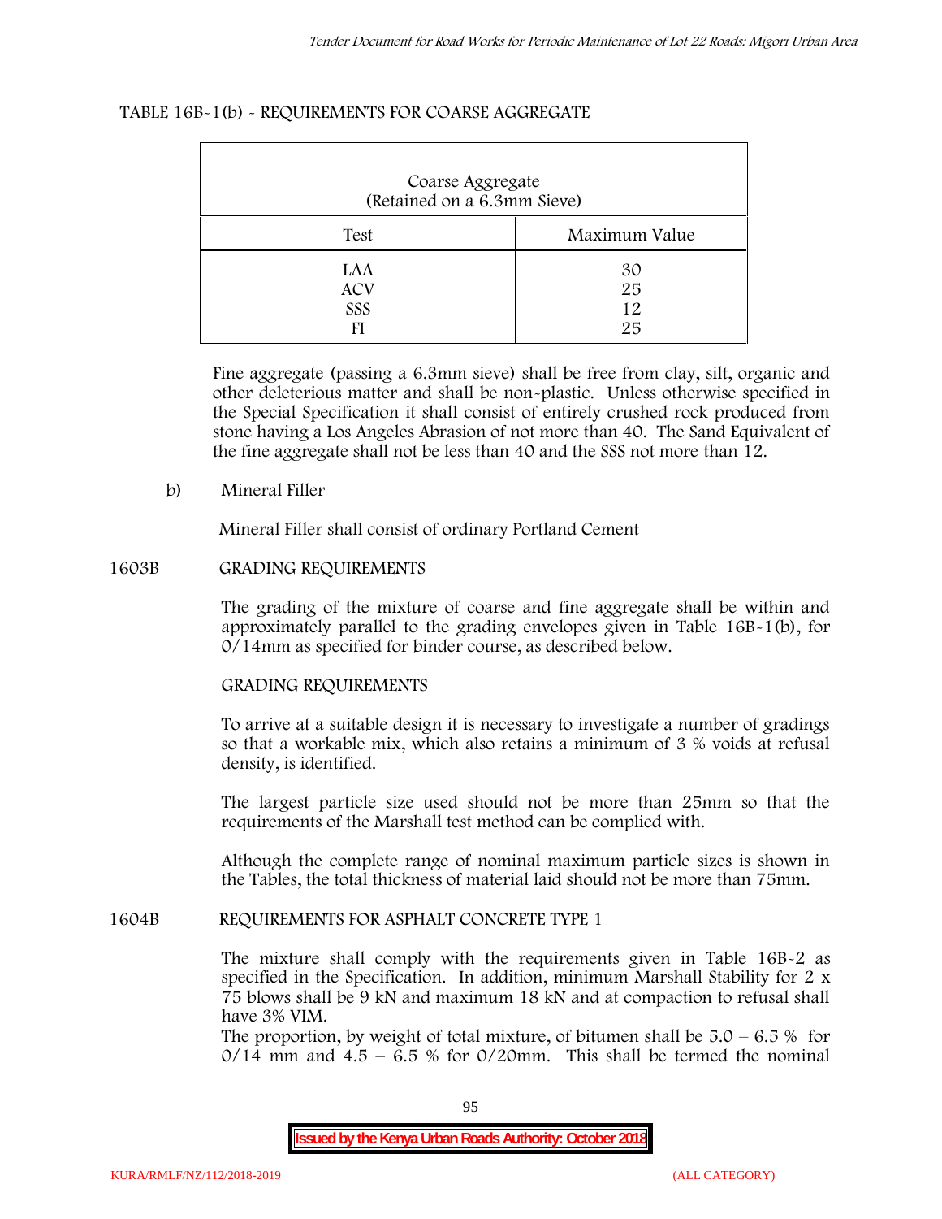TABLE 16B-1(b) - REQUIREMENTS FOR COARSE AGGREGATE

| Coarse Aggregate (Retained on a 6.3mm Sieve) | |
|---|---|
| Test | Maximum Value |
| LAA | 30 |
| ACV | 25 |
| SSS | 12 |
| FI | 25 |

Fine aggregate (passing a 6.3mm sieve) shall be free from clay, silt, organic and other deleterious matter and shall be non-plastic. Unless otherwise specified in the Special Specification it shall consist of entirely crushed rock produced from stone having a Los Angeles Abrasion of not more than 40. The Sand Equivalent of the fine aggregate shall not be less than 40 and the SSS not more than 12.

b) Mineral Filler

Mineral Filler shall consist of ordinary Portland Cement

## 1603B GRADING REQUIREMENTS

The grading of the mixture of coarse and fine aggregate shall be within and approximately parallel to the grading envelopes given in Table 16B-1(b), for 0/14mm as specified for binder course, as described below.

GRADING REQUIREMENTS

To arrive at a suitable design it is necessary to investigate a number of gradings so that a workable mix, which also retains a minimum of 3 % voids at refusal density, is identified.

The largest particle size used should not be more than 25mm so that the requirements of the Marshall test method can be complied with.

Although the complete range of nominal maximum particle sizes is shown in the Tables, the total thickness of material laid should not be more than 75mm.

## 1604B REQUIREMENTS FOR ASPHALT CONCRETE TYPE 1

The mixture shall comply with the requirements given in Table 16B-2 as specified in the Specification. In addition, minimum Marshall Stability for 2 x 75 blows shall be 9 kN and maximum 18 kN and at compaction to refusal shall have 3% VIM.

The proportion, by weight of total mixture, of bitumen shall be 5.0 – 6.5 % for 0/14 mm and 4.5 – 6.5 % for 0/20mm. This shall be termed the nominal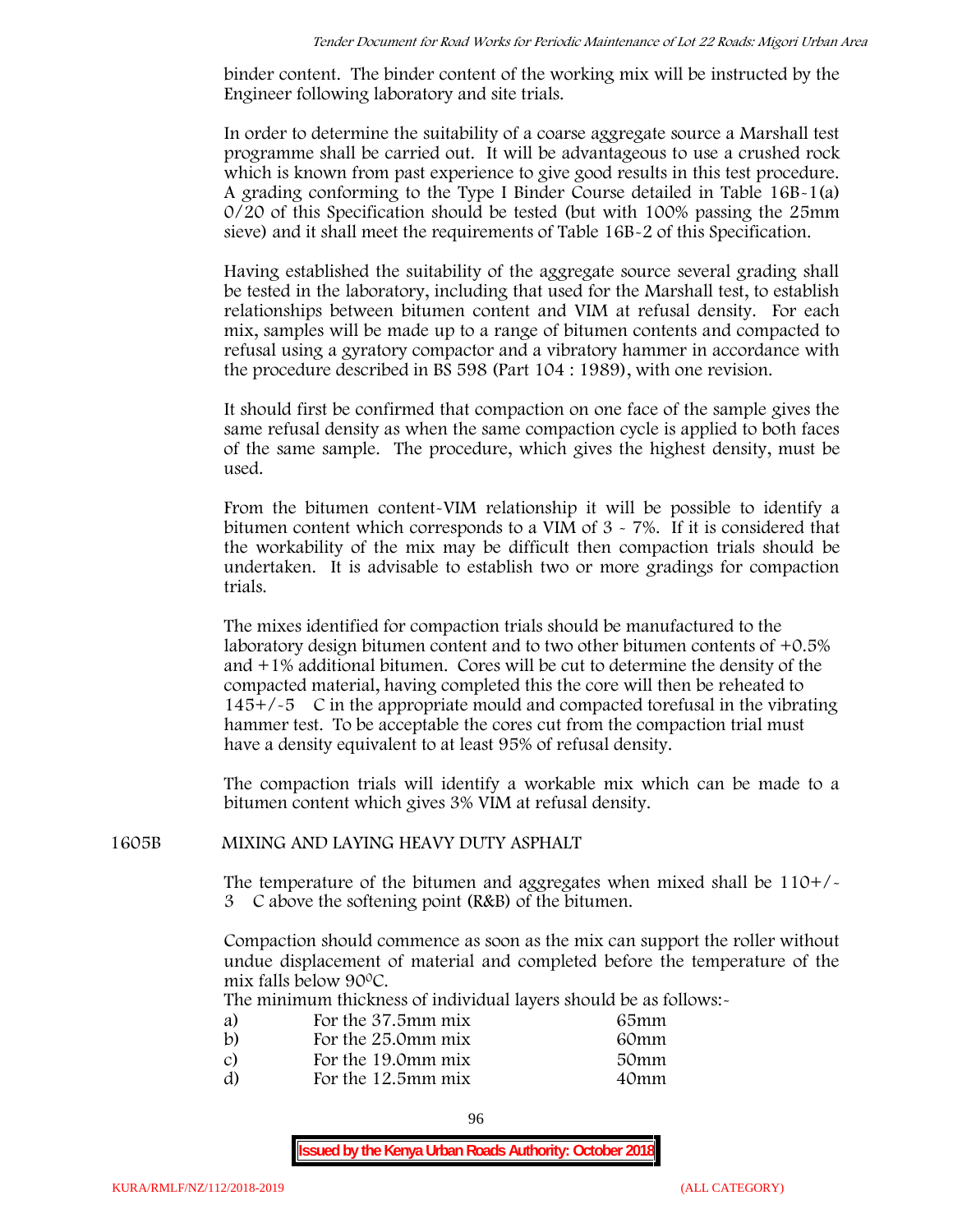binder content. The binder content of the working mix will be instructed by the Engineer following laboratory and site trials.

In order to determine the suitability of a coarse aggregate source a Marshall test programme shall be carried out. It will be advantageous to use a crushed rock which is known from past experience to give good results in this test procedure. A grading conforming to the Type I Binder Course detailed in Table 16B-1(a) 0/20 of this Specification should be tested (but with 100% passing the 25mm sieve) and it shall meet the requirements of Table 16B-2 of this Specification.

Having established the suitability of the aggregate source several grading shall be tested in the laboratory, including that used for the Marshall test, to establish relationships between bitumen content and VIM at refusal density. For each mix, samples will be made up to a range of bitumen contents and compacted to refusal using a gyratory compactor and a vibratory hammer in accordance with the procedure described in BS 598 (Part 104 : 1989), with one revision.

It should first be confirmed that compaction on one face of the sample gives the same refusal density as when the same compaction cycle is applied to both faces of the same sample. The procedure, which gives the highest density, must be used.

From the bitumen content-VIM relationship it will be possible to identify a bitumen content which corresponds to a VIM of 3 - 7%. If it is considered that the workability of the mix may be difficult then compaction trials should be undertaken. It is advisable to establish two or more gradings for compaction trials.

The mixes identified for compaction trials should be manufactured to the laboratory design bitumen content and to two other bitumen contents of +0.5% and +1% additional bitumen. Cores will be cut to determine the density of the compacted material, having completed this the core will then be reheated to 145+/-5 C in the appropriate mould and compacted torefusal in the vibrating hammer test. To be acceptable the cores cut from the compaction trial must have a density equivalent to at least 95% of refusal density.

The compaction trials will identify a workable mix which can be made to a bitumen content which gives 3% VIM at refusal density.

## 1605B MIXING AND LAYING HEAVY DUTY ASPHALT

The temperature of the bitumen and aggregates when mixed shall be 110+/-3 C above the softening point (R&B) of the bitumen.

Compaction should commence as soon as the mix can support the roller without undue displacement of material and completed before the temperature of the mix falls below 90$^{o}$C.

The minimum thickness of individual layers should be as follows:-

| | | |
|---|---|---|
| a) | For the 37.5mm mix | 65mm |
| b) | For the 25.0mm mix | 60mm |
| c) | For the 19.0mm mix | 50mm |
| d) | For the 12.5mm mix | 40mm |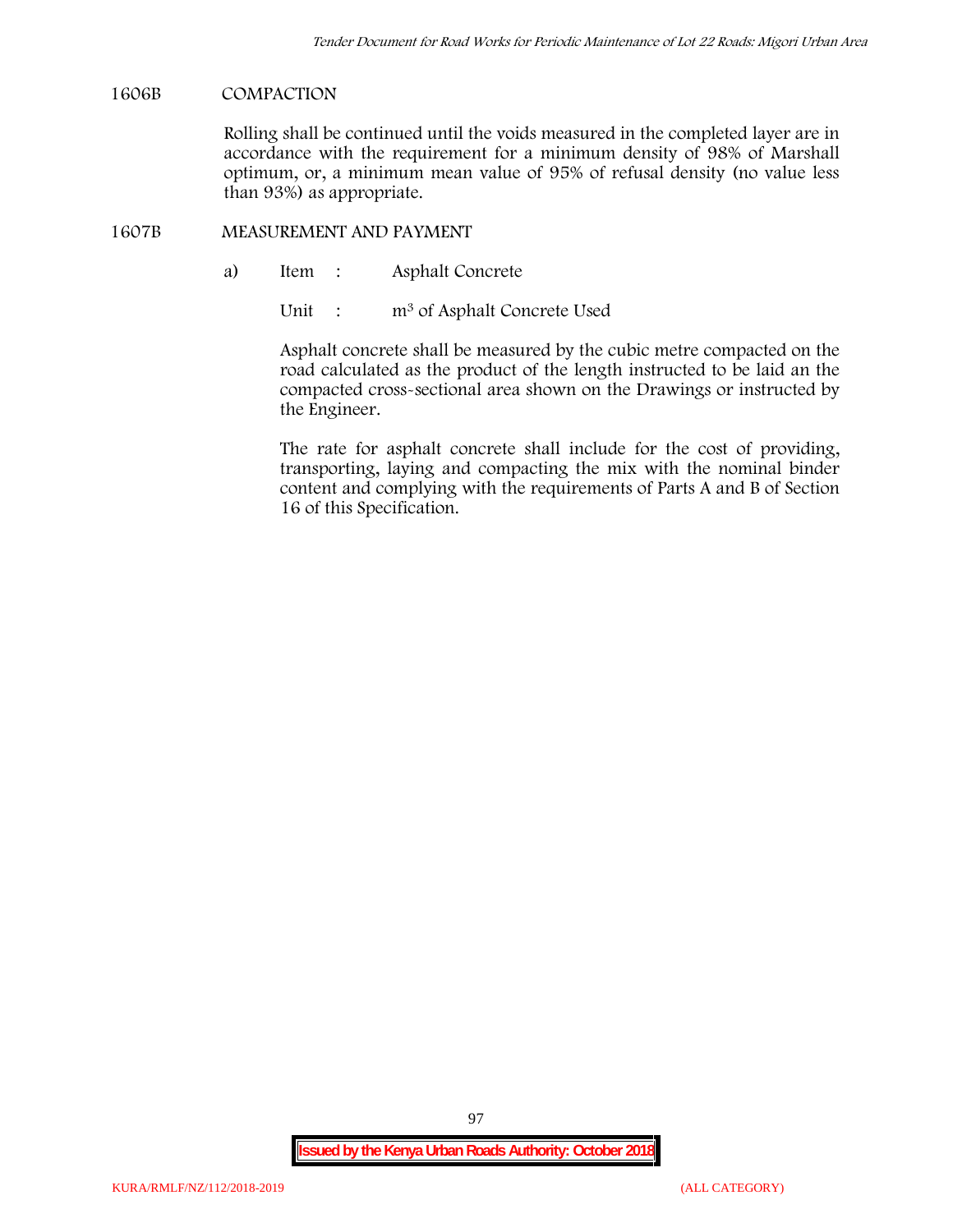## 1606B COMPACTION

Rolling shall be continued until the voids measured in the completed layer are in accordance with the requirement for a minimum density of 98% of Marshall optimum, or, a minimum mean value of 95% of refusal density (no value less than 93%) as appropriate.

## 1607B MEASUREMENT AND PAYMENT

a) Item : Asphalt Concrete

Unit : $m^3$ of Asphalt Concrete Used

Asphalt concrete shall be measured by the cubic metre compacted on the road calculated as the product of the length instructed to be laid an the compacted cross-sectional area shown on the Drawings or instructed by the Engineer.

The rate for asphalt concrete shall include for the cost of providing, transporting, laying and compacting the mix with the nominal binder content and complying with the requirements of Parts A and B of Section 16 of this Specification.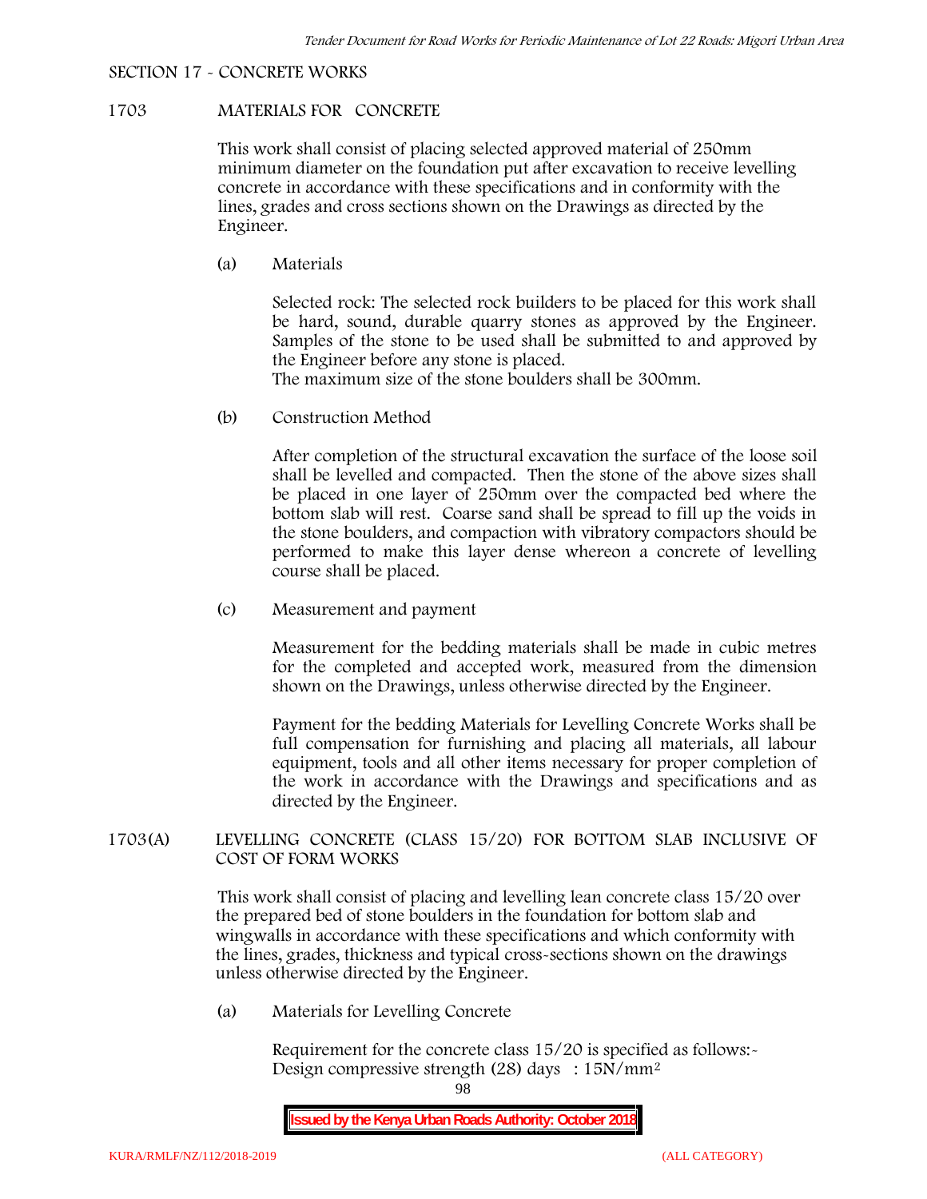SECTION 17 - CONCRETE WORKS

## 1703 MATERIALS FOR CONCRETE

This work shall consist of placing selected approved material of 250mm minimum diameter on the foundation put after excavation to receive levelling concrete in accordance with these specifications and in conformity with the lines, grades and cross sections shown on the Drawings as directed by the Engineer.

(a) Materials

Selected rock: The selected rock builders to be placed for this work shall be hard, sound, durable quarry stones as approved by the Engineer. Samples of the stone to be used shall be submitted to and approved by the Engineer before any stone is placed.
The maximum size of the stone boulders shall be 300mm.

(b) Construction Method

After completion of the structural excavation the surface of the loose soil shall be levelled and compacted. Then the stone of the above sizes shall be placed in one layer of 250mm over the compacted bed where the bottom slab will rest. Coarse sand shall be spread to fill up the voids in the stone boulders, and compaction with vibratory compactors should be performed to make this layer dense whereon a concrete of levelling course shall be placed.

(c) Measurement and payment

Measurement for the bedding materials shall be made in cubic metres for the completed and accepted work, measured from the dimension shown on the Drawings, unless otherwise directed by the Engineer.

Payment for the bedding Materials for Levelling Concrete Works shall be full compensation for furnishing and placing all materials, all labour equipment, tools and all other items necessary for proper completion of the work in accordance with the Drawings and specifications and as directed by the Engineer.

## 1703(A) LEVELLING CONCRETE (CLASS 15/20) FOR BOTTOM SLAB INCLUSIVE OF COST OF FORM WORKS

This work shall consist of placing and levelling lean concrete class 15/20 over the prepared bed of stone boulders in the foundation for bottom slab and wingwalls in accordance with these specifications and which conformity with the lines, grades, thickness and typical cross-sections shown on the drawings unless otherwise directed by the Engineer.

(a) Materials for Levelling Concrete

Requirement for the concrete class 15/20 is specified as follows:-
Design compressive strength (28) days : $15N/mm^2$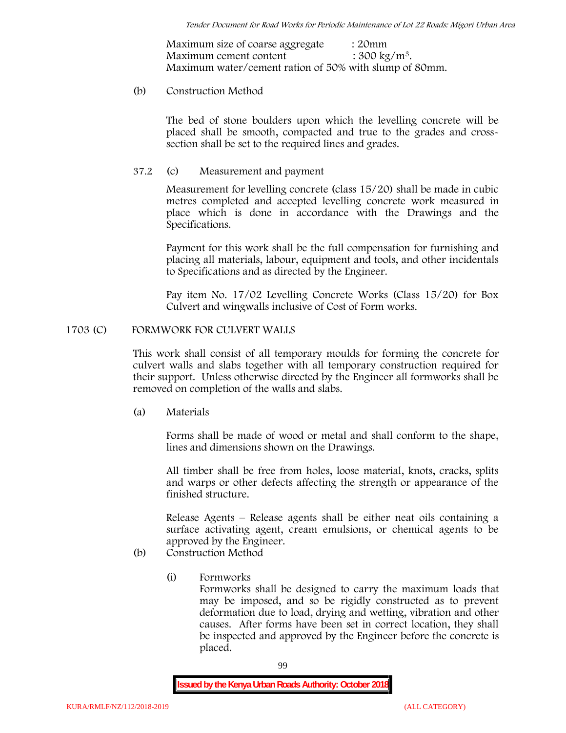Maximum size of coarse aggregate : 20mm
Maximum cement content : 300 kg/m$^3$.
Maximum water/cement ration of 50% with slump of 80mm.

(b) Construction Method

The bed of stone boulders upon which the levelling concrete will be placed shall be smooth, compacted and true to the grades and cross-section shall be set to the required lines and grades.

37.2 (c) Measurement and payment

Measurement for levelling concrete (class 15/20) shall be made in cubic metres completed and accepted levelling concrete work measured in place which is done in accordance with the Drawings and the Specifications.

Payment for this work shall be the full compensation for furnishing and placing all materials, labour, equipment and tools, and other incidentals to Specifications and as directed by the Engineer.

Pay item No. 17/02 Levelling Concrete Works (Class 15/20) for Box Culvert and wingwalls inclusive of Cost of Form works.

## 1703 (C) FORMWORK FOR CULVERT WALLS

This work shall consist of all temporary moulds for forming the concrete for culvert walls and slabs together with all temporary construction required for their support. Unless otherwise directed by the Engineer all formworks shall be removed on completion of the walls and slabs.

(a) Materials

Forms shall be made of wood or metal and shall conform to the shape, lines and dimensions shown on the Drawings.

All timber shall be free from holes, loose material, knots, cracks, splits and warps or other defects affecting the strength or appearance of the finished structure.

Release Agents – Release agents shall be either neat oils containing a surface activating agent, cream emulsions, or chemical agents to be approved by the Engineer.

(b) Construction Method

(i) Formworks
Formworks shall be designed to carry the maximum loads that may be imposed, and so be rigidly constructed as to prevent deformation due to load, drying and wetting, vibration and other causes. After forms have been set in correct location, they shall be inspected and approved by the Engineer before the concrete is placed.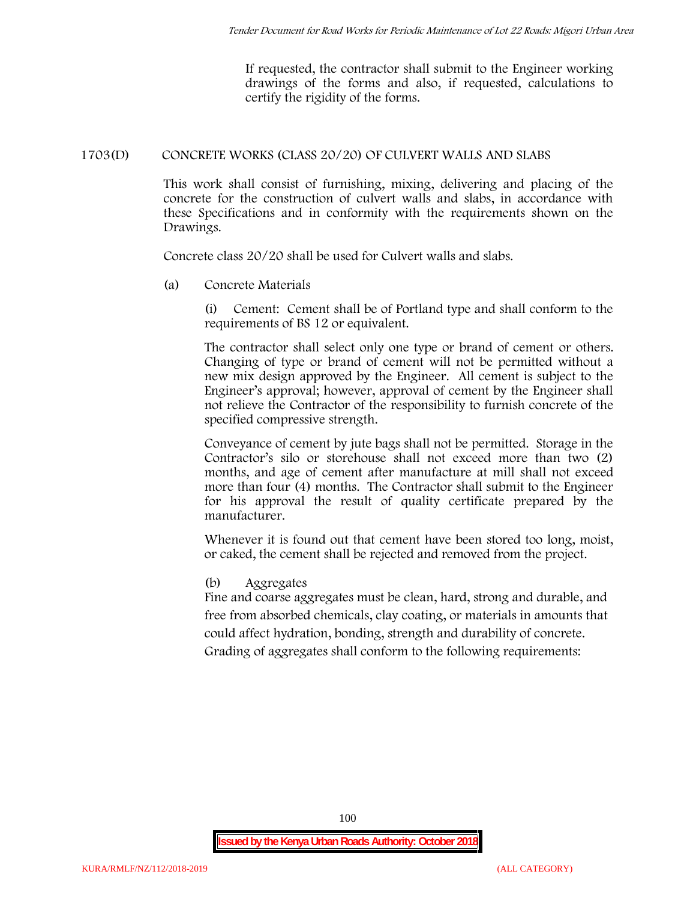If requested, the contractor shall submit to the Engineer working drawings of the forms and also, if requested, calculations to certify the rigidity of the forms.

## 1703(D) CONCRETE WORKS (CLASS 20/20) OF CULVERT WALLS AND SLABS

This work shall consist of furnishing, mixing, delivering and placing of the concrete for the construction of culvert walls and slabs, in accordance with these Specifications and in conformity with the requirements shown on the Drawings.

Concrete class 20/20 shall be used for Culvert walls and slabs.

(a) Concrete Materials

(i) Cement: Cement shall be of Portland type and shall conform to the requirements of BS 12 or equivalent.

The contractor shall select only one type or brand of cement or others. Changing of type or brand of cement will not be permitted without a new mix design approved by the Engineer. All cement is subject to the Engineer's approval; however, approval of cement by the Engineer shall not relieve the Contractor of the responsibility to furnish concrete of the specified compressive strength.

Conveyance of cement by jute bags shall not be permitted. Storage in the Contractor's silo or storehouse shall not exceed more than two (2) months, and age of cement after manufacture at mill shall not exceed more than four (4) months. The Contractor shall submit to the Engineer for his approval the result of quality certificate prepared by the manufacturer.

Whenever it is found out that cement have been stored too long, moist, or caked, the cement shall be rejected and removed from the project.

(b) Aggregates

Fine and coarse aggregates must be clean, hard, strong and durable, and free from absorbed chemicals, clay coating, or materials in amounts that could affect hydration, bonding, strength and durability of concrete.

Grading of aggregates shall conform to the following requirements: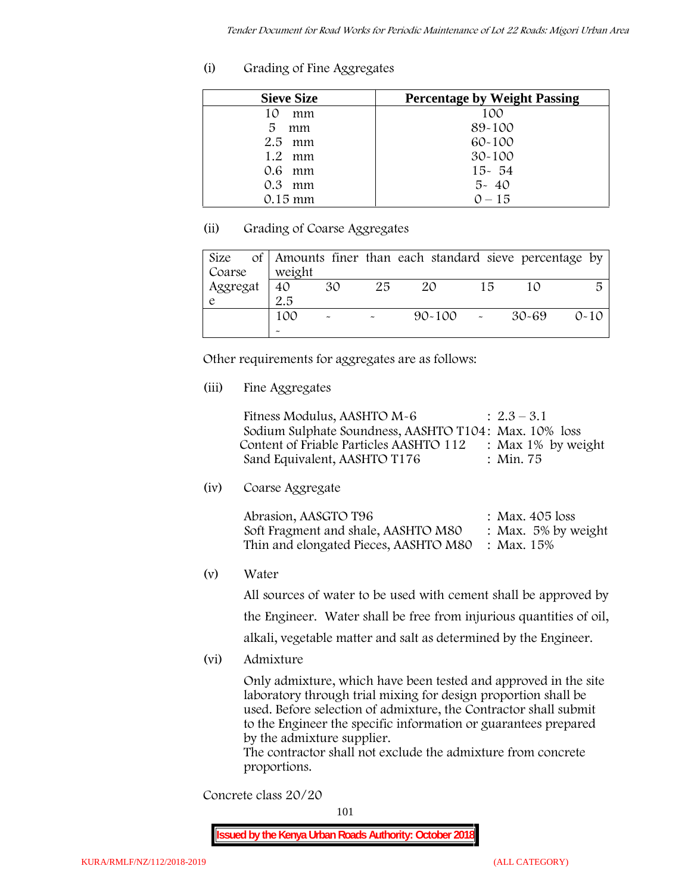(i) Grading of Fine Aggregates

| Sieve Size | Percentage by Weight Passing |
|---|---|
| 10 mm | 100 |
| 5 mm | 89-100 |
| 2.5 mm | 60-100 |
| 1.2 mm | 30-100 |
| 0.6 mm | 15- 54 |
| 0.3 mm | 5- 40 |
| 0.15 mm | 0 – 15 |

(ii) Grading of Coarse Aggregates

| Size of Coarse Aggregate | Amounts finer than each standard sieve percentage by weight | | | | | | |
|---|---|---|---|---|---|---|---|
| | 40 2.5 | 30 | 25 | 20 | 15 | 10 | 5 |
| | 100 - | - | - | 90-100 | - | 30-69 | 0-10 |

Other requirements for aggregates are as follows:

(iii) Fine Aggregates

Fitness Modulus, AASHTO M-6 : 2.3 – 3.1
Sodium Sulphate Soundness, AASHTO T104: Max. 10% loss
Content of Friable Particles AASHTO 112 : Max 1% by weight
Sand Equivalent, AASHTO T176 : Min. 75

(iv) Coarse Aggregate

Abrasion, AASGTO T96 : Max. 405 loss
Soft Fragment and shale, AASHTO M80 : Max. 5% by weight
Thin and elongated Pieces, AASHTO M80 : Max. 15%

(v) Water

All sources of water to be used with cement shall be approved by the Engineer. Water shall be free from injurious quantities of oil, alkali, vegetable matter and salt as determined by the Engineer.

(vi) Admixture

Only admixture, which have been tested and approved in the site laboratory through trial mixing for design proportion shall be used. Before selection of admixture, the Contractor shall submit to the Engineer the specific information or guarantees prepared by the admixture supplier.
The contractor shall not exclude the admixture from concrete proportions.

Concrete class 20/20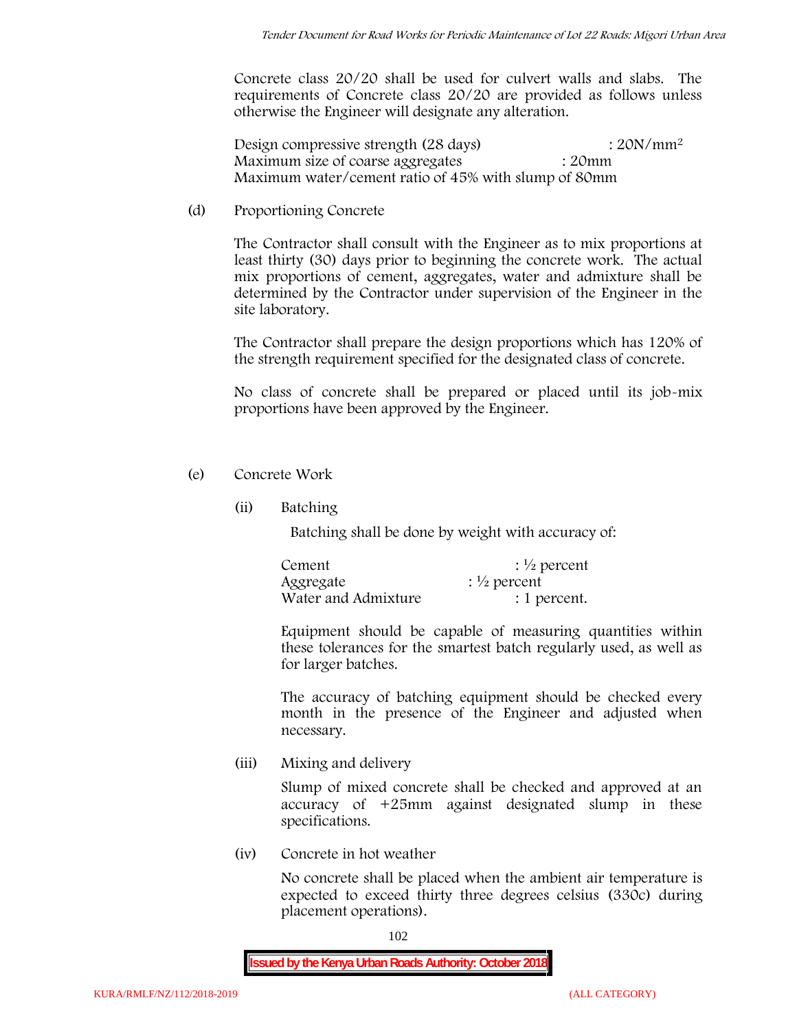Concrete class 20/20 shall be used for culvert walls and slabs. The requirements of Concrete class 20/20 are provided as follows unless otherwise the Engineer will designate any alteration.

Design compressive strength (28 days) : $20N/mm^2$
Maximum size of coarse aggregates : 20mm
Maximum water/cement ratio of 45% with slump of 80mm

(d) Proportioning Concrete

The Contractor shall consult with the Engineer as to mix proportions at least thirty (30) days prior to beginning the concrete work. The actual mix proportions of cement, aggregates, water and admixture shall be determined by the Contractor under supervision of the Engineer in the site laboratory.

The Contractor shall prepare the design proportions which has 120% of the strength requirement specified for the designated class of concrete.

No class of concrete shall be prepared or placed until its job-mix proportions have been approved by the Engineer.

(e) Concrete Work

(ii) Batching

Batching shall be done by weight with accuracy of:

Cement : ½ percent
Aggregate : ½ percent
Water and Admixture : 1 percent.

Equipment should be capable of measuring quantities within these tolerances for the smartest batch regularly used, as well as for larger batches.

The accuracy of batching equipment should be checked every month in the presence of the Engineer and adjusted when necessary.

(iii) Mixing and delivery

Slump of mixed concrete shall be checked and approved at an accuracy of +25mm against designated slump in these specifications.

(iv) Concrete in hot weather

No concrete shall be placed when the ambient air temperature is expected to exceed thirty three degrees celsius (330c) during placement operations).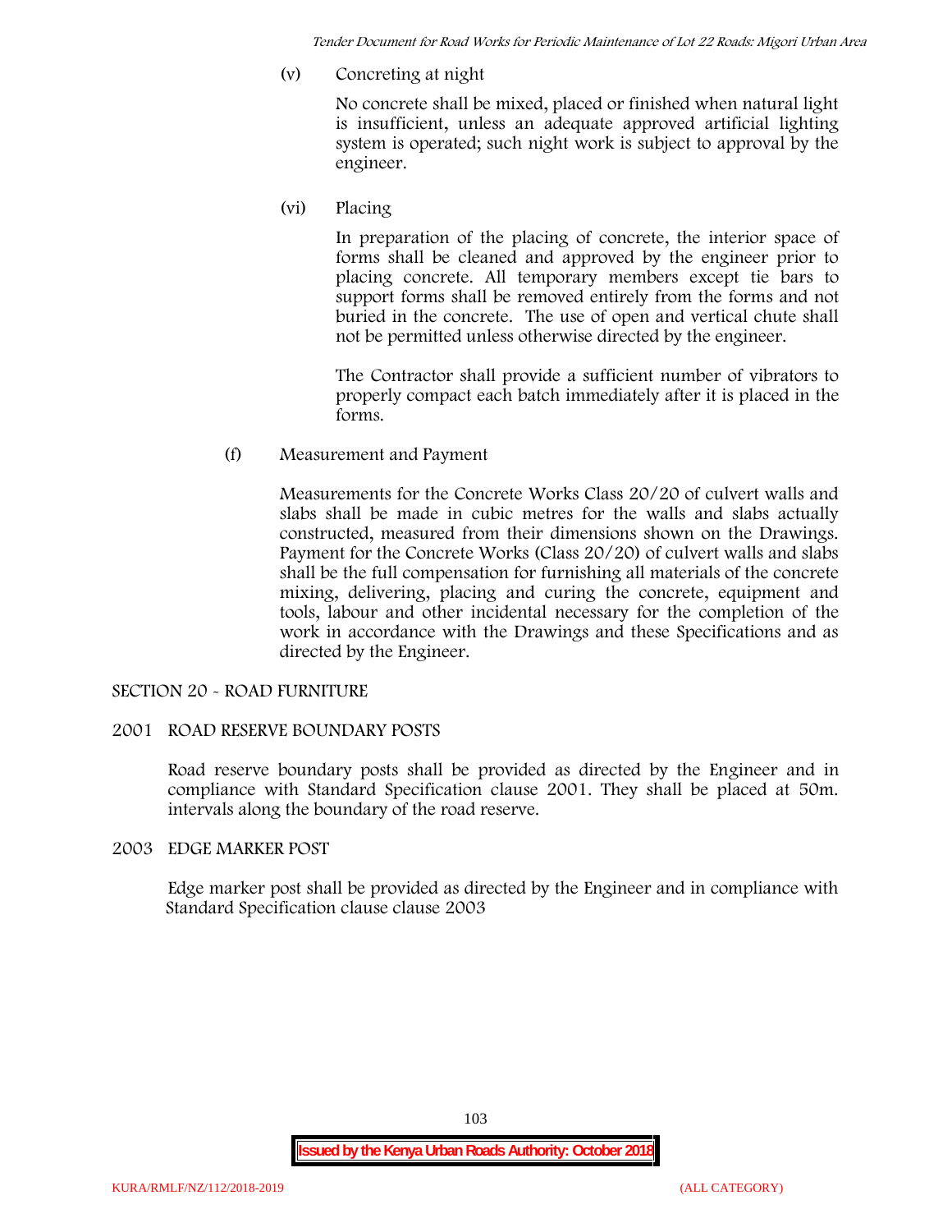(v) Concreting at night

No concrete shall be mixed, placed or finished when natural light is insufficient, unless an adequate approved artificial lighting system is operated; such night work is subject to approval by the engineer.

(vi) Placing

In preparation of the placing of concrete, the interior space of forms shall be cleaned and approved by the engineer prior to placing concrete. All temporary members except tie bars to support forms shall be removed entirely from the forms and not buried in the concrete. The use of open and vertical chute shall not be permitted unless otherwise directed by the engineer.

The Contractor shall provide a sufficient number of vibrators to properly compact each batch immediately after it is placed in the forms.

(f) Measurement and Payment

Measurements for the Concrete Works Class 20/20 of culvert walls and slabs shall be made in cubic metres for the walls and slabs actually constructed, measured from their dimensions shown on the Drawings. Payment for the Concrete Works (Class 20/20) of culvert walls and slabs shall be the full compensation for furnishing all materials of the concrete mixing, delivering, placing and curing the concrete, equipment and tools, labour and other incidental necessary for the completion of the work in accordance with the Drawings and these Specifications and as directed by the Engineer.

## SECTION 20 - ROAD FURNITURE

### 2001 ROAD RESERVE BOUNDARY POSTS

Road reserve boundary posts shall be provided as directed by the Engineer and in compliance with Standard Specification clause 2001. They shall be placed at 50m. intervals along the boundary of the road reserve.

### 2003 EDGE MARKER POST

Edge marker post shall be provided as directed by the Engineer and in compliance with Standard Specification clause clause 2003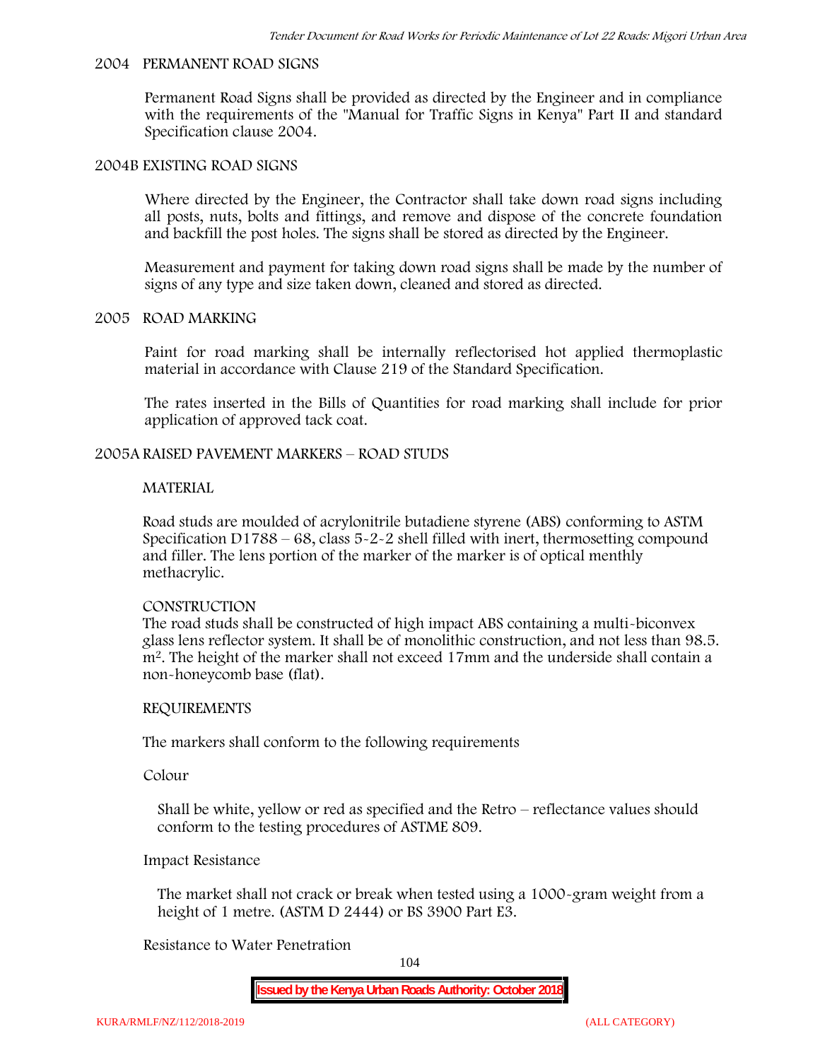## 2004 PERMANENT ROAD SIGNS

Permanent Road Signs shall be provided as directed by the Engineer and in compliance with the requirements of the "Manual for Traffic Signs in Kenya" Part II and standard Specification clause 2004.

## 2004B EXISTING ROAD SIGNS

Where directed by the Engineer, the Contractor shall take down road signs including all posts, nuts, bolts and fittings, and remove and dispose of the concrete foundation and backfill the post holes. The signs shall be stored as directed by the Engineer.

Measurement and payment for taking down road signs shall be made by the number of signs of any type and size taken down, cleaned and stored as directed.

## 2005 ROAD MARKING

Paint for road marking shall be internally reflectorised hot applied thermoplastic material in accordance with Clause 219 of the Standard Specification.

The rates inserted in the Bills of Quantities for road marking shall include for prior application of approved tack coat.

## 2005A RAISED PAVEMENT MARKERS – ROAD STUDS

### MATERIAL

Road studs are moulded of acrylonitrile butadiene styrene (ABS) conforming to ASTM Specification D1788 – 68, class 5-2-2 shell filled with inert, thermosetting compound and filler. The lens portion of the marker of the marker is of optical menthly methacrylic.

### CONSTRUCTION

The road studs shall be constructed of high impact ABS containing a multi-biconvex glass lens reflector system. It shall be of monolithic construction, and not less than 98.5. $m^2$. The height of the marker shall not exceed 17mm and the underside shall contain a non-honeycomb base (flat).

### REQUIREMENTS

The markers shall conform to the following requirements

Colour

Shall be white, yellow or red as specified and the Retro – reflectance values should conform to the testing procedures of ASTME 809.

Impact Resistance

The market shall not crack or break when tested using a 1000-gram weight from a height of 1 metre. (ASTM D 2444) or BS 3900 Part E3.

Resistance to Water Penetration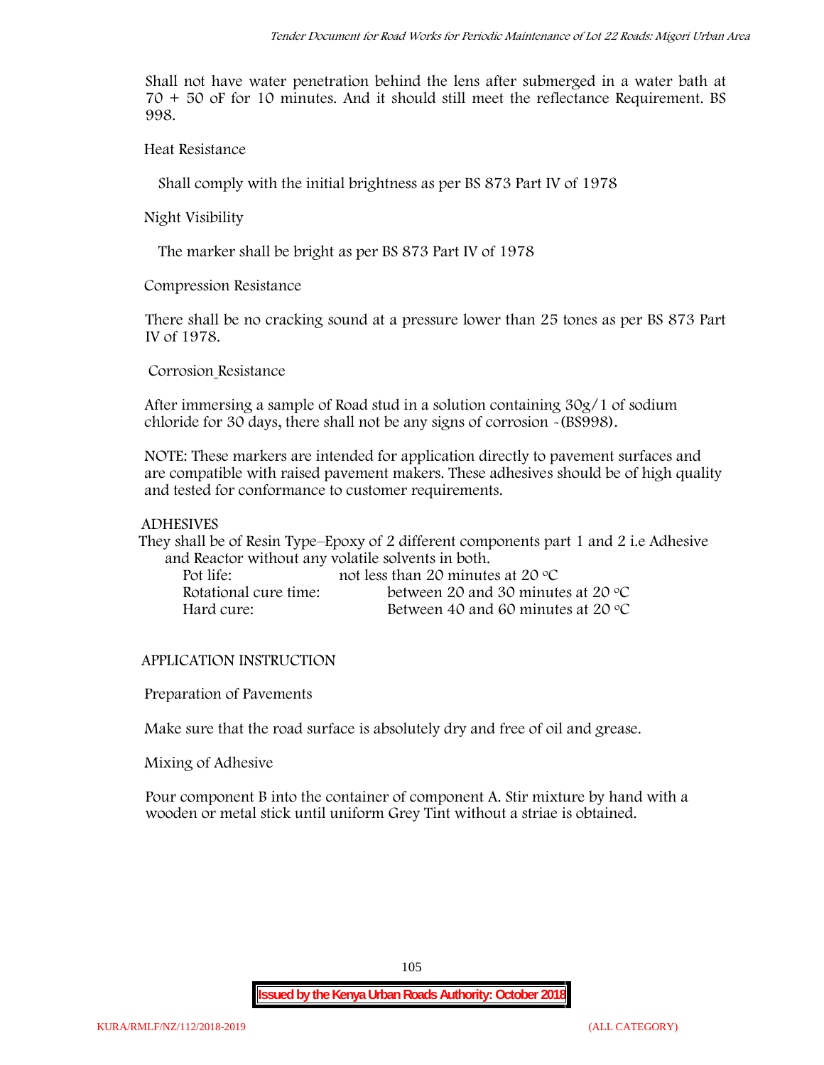Shall not have water penetration behind the lens after submerged in a water bath at 70 + 50 oF for 10 minutes. And it should still meet the reflectance Requirement. BS 998.

Heat Resistance

Shall comply with the initial brightness as per BS 873 Part IV of 1978

Night Visibility

The marker shall be bright as per BS 873 Part IV of 1978

Compression Resistance

There shall be no cracking sound at a pressure lower than 25 tones as per BS 873 Part IV of 1978.

Corrosion Resistance

After immersing a sample of Road stud in a solution containing 30g/1 of sodium chloride for 30 days, there shall not be any signs of corrosion -(BS998).

NOTE: These markers are intended for application directly to pavement surfaces and are compatible with raised pavement makers. These adhesives should be of high quality and tested for conformance to customer requirements.

ADHESIVES

They shall be of Resin Type–Epoxy of 2 different components part 1 and 2 i.e Adhesive and Reactor without any volatile solvents in both.

| | |
|---|---|
| Pot life: | not less than 20 minutes at 20 °C |
| Rotational cure time: | between 20 and 30 minutes at 20 °C |
| Hard cure: | Between 40 and 60 minutes at 20 °C |

APPLICATION INSTRUCTION

Preparation of Pavements

Make sure that the road surface is absolutely dry and free of oil and grease.

Mixing of Adhesive

Pour component B into the container of component A. Stir mixture by hand with a wooden or metal stick until uniform Grey Tint without a striae is obtained.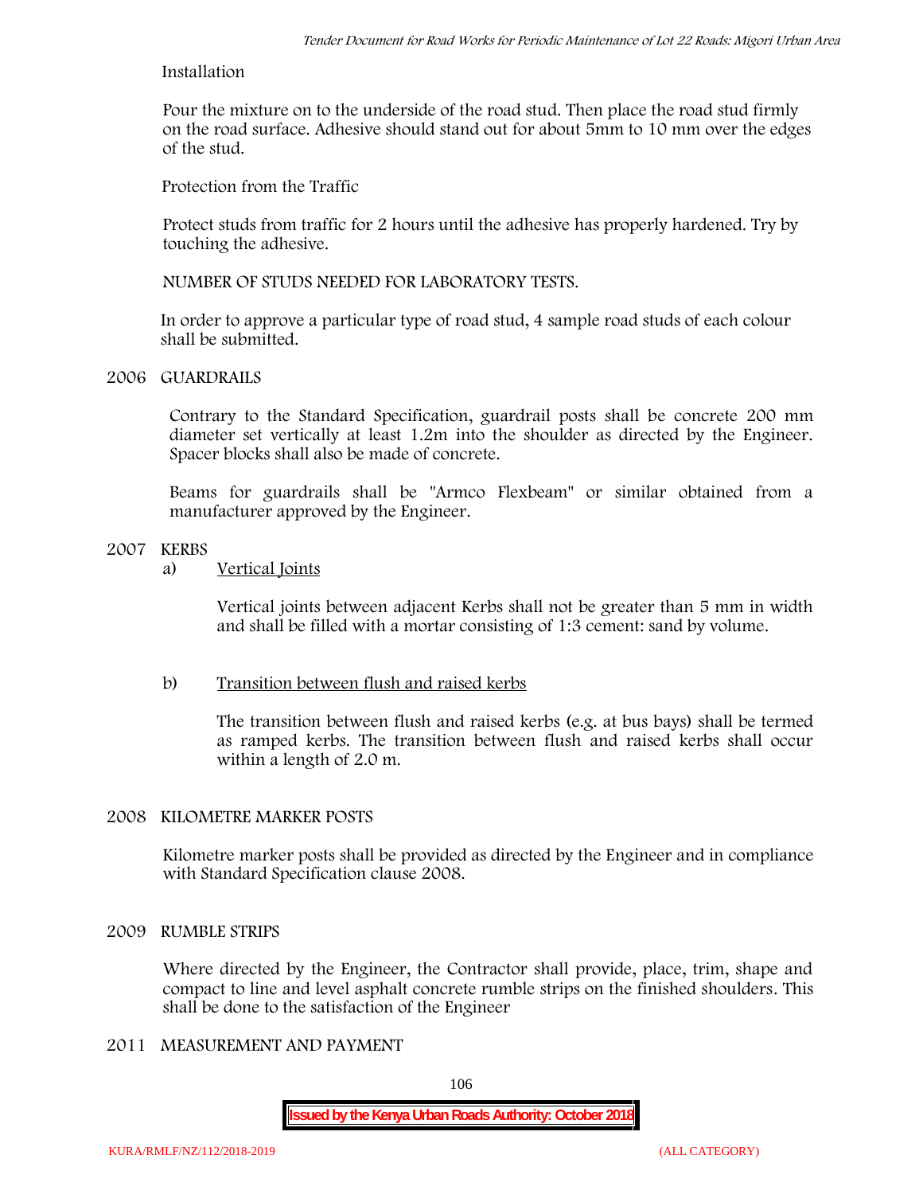Installation

Pour the mixture on to the underside of the road stud. Then place the road stud firmly on the road surface. Adhesive should stand out for about 5mm to 10 mm over the edges of the stud.

Protection from the Traffic

Protect studs from traffic for 2 hours until the adhesive has properly hardened. Try by touching the adhesive.

NUMBER OF STUDS NEEDED FOR LABORATORY TESTS.

In order to approve a particular type of road stud, 4 sample road studs of each colour shall be submitted.

## 2006 GUARDRAILS

Contrary to the Standard Specification, guardrail posts shall be concrete 200 mm diameter set vertically at least 1.2m into the shoulder as directed by the Engineer. Spacer blocks shall also be made of concrete.

Beams for guardrails shall be "Armco Flexbeam" or similar obtained from a manufacturer approved by the Engineer.

## 2007 KERBS

a) Vertical Joints

Vertical joints between adjacent Kerbs shall not be greater than 5 mm in width and shall be filled with a mortar consisting of 1:3 cement: sand by volume.

b) Transition between flush and raised kerbs

The transition between flush and raised kerbs (e.g. at bus bays) shall be termed as ramped kerbs. The transition between flush and raised kerbs shall occur within a length of 2.0 m.

## 2008 KILOMETRE MARKER POSTS

Kilometre marker posts shall be provided as directed by the Engineer and in compliance with Standard Specification clause 2008.

## 2009 RUMBLE STRIPS

Where directed by the Engineer, the Contractor shall provide, place, trim, shape and compact to line and level asphalt concrete rumble strips on the finished shoulders. This shall be done to the satisfaction of the Engineer

## 2011 MEASUREMENT AND PAYMENT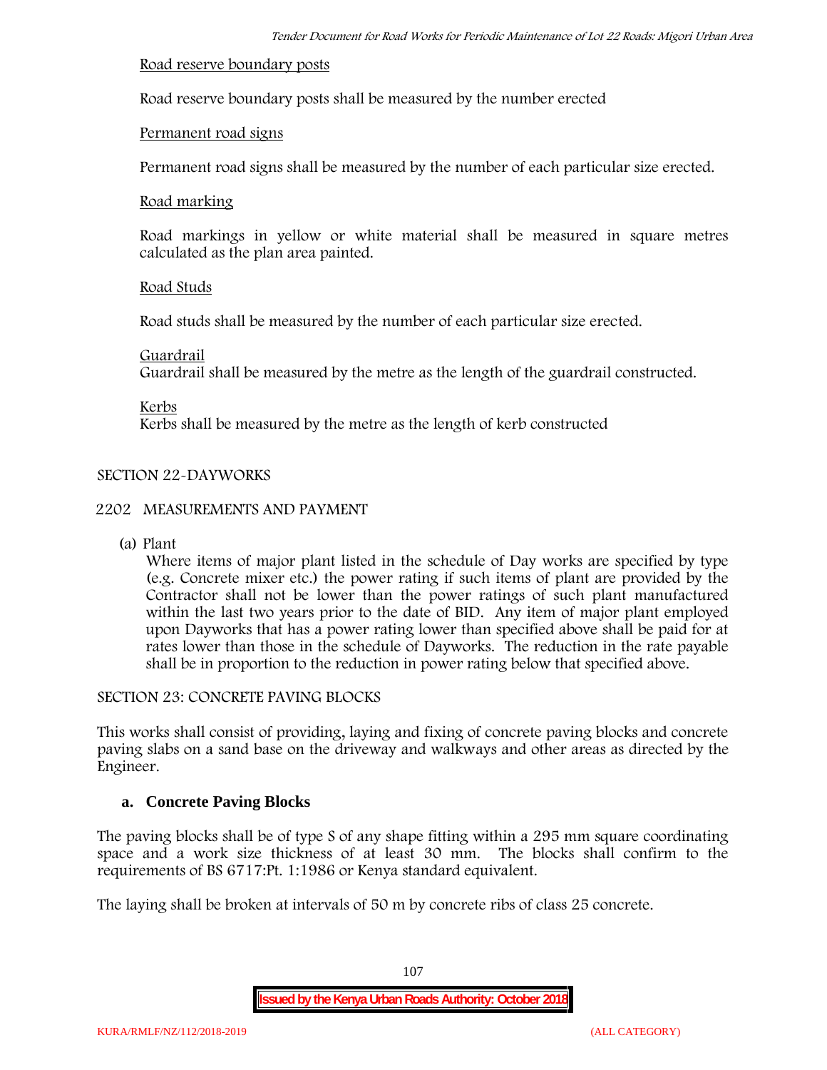Road reserve boundary posts

Road reserve boundary posts shall be measured by the number erected

Permanent road signs

Permanent road signs shall be measured by the number of each particular size erected.

Road marking

Road markings in yellow or white material shall be measured in square metres calculated as the plan area painted.

Road Studs

Road studs shall be measured by the number of each particular size erected.

Guardrail

Guardrail shall be measured by the metre as the length of the guardrail constructed.

Kerbs

Kerbs shall be measured by the metre as the length of kerb constructed

SECTION 22-DAYWORKS

2202 MEASUREMENTS AND PAYMENT

(a) Plant

Where items of major plant listed in the schedule of Day works are specified by type (e.g. Concrete mixer etc.) the power rating if such items of plant are provided by the Contractor shall not be lower than the power ratings of such plant manufactured within the last two years prior to the date of BID. Any item of major plant employed upon Dayworks that has a power rating lower than specified above shall be paid for at rates lower than those in the schedule of Dayworks. The reduction in the rate payable shall be in proportion to the reduction in power rating below that specified above.

SECTION 23: CONCRETE PAVING BLOCKS

This works shall consist of providing, laying and fixing of concrete paving blocks and concrete paving slabs on a sand base on the driveway and walkways and other areas as directed by the Engineer.

**a. Concrete Paving Blocks**

The paving blocks shall be of type S of any shape fitting within a 295 mm square coordinating space and a work size thickness of at least 30 mm. The blocks shall confirm to the requirements of BS 6717:Pt. 1:1986 or Kenya standard equivalent.

The laying shall be broken at intervals of 50 m by concrete ribs of class 25 concrete.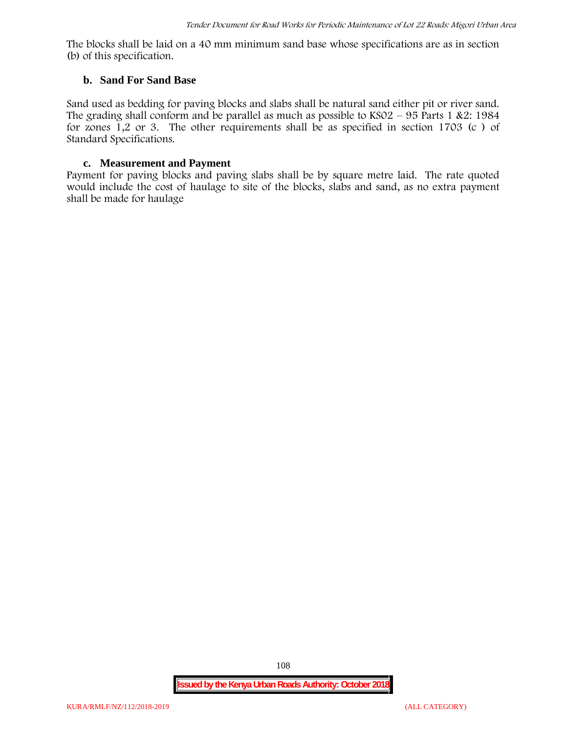The blocks shall be laid on a 40 mm minimum sand base whose specifications are as in section (b) of this specification.

### b. Sand For Sand Base

Sand used as bedding for paving blocks and slabs shall be natural sand either pit or river sand. The grading shall conform and be parallel as much as possible to KS02 – 95 Parts 1 &2: 1984 for zones 1,2 or 3. The other requirements shall be as specified in section 1703 (c ) of Standard Specifications.

### c. Measurement and Payment

Payment for paving blocks and paving slabs shall be by square metre laid. The rate quoted would include the cost of haulage to site of the blocks, slabs and sand, as no extra payment shall be made for haulage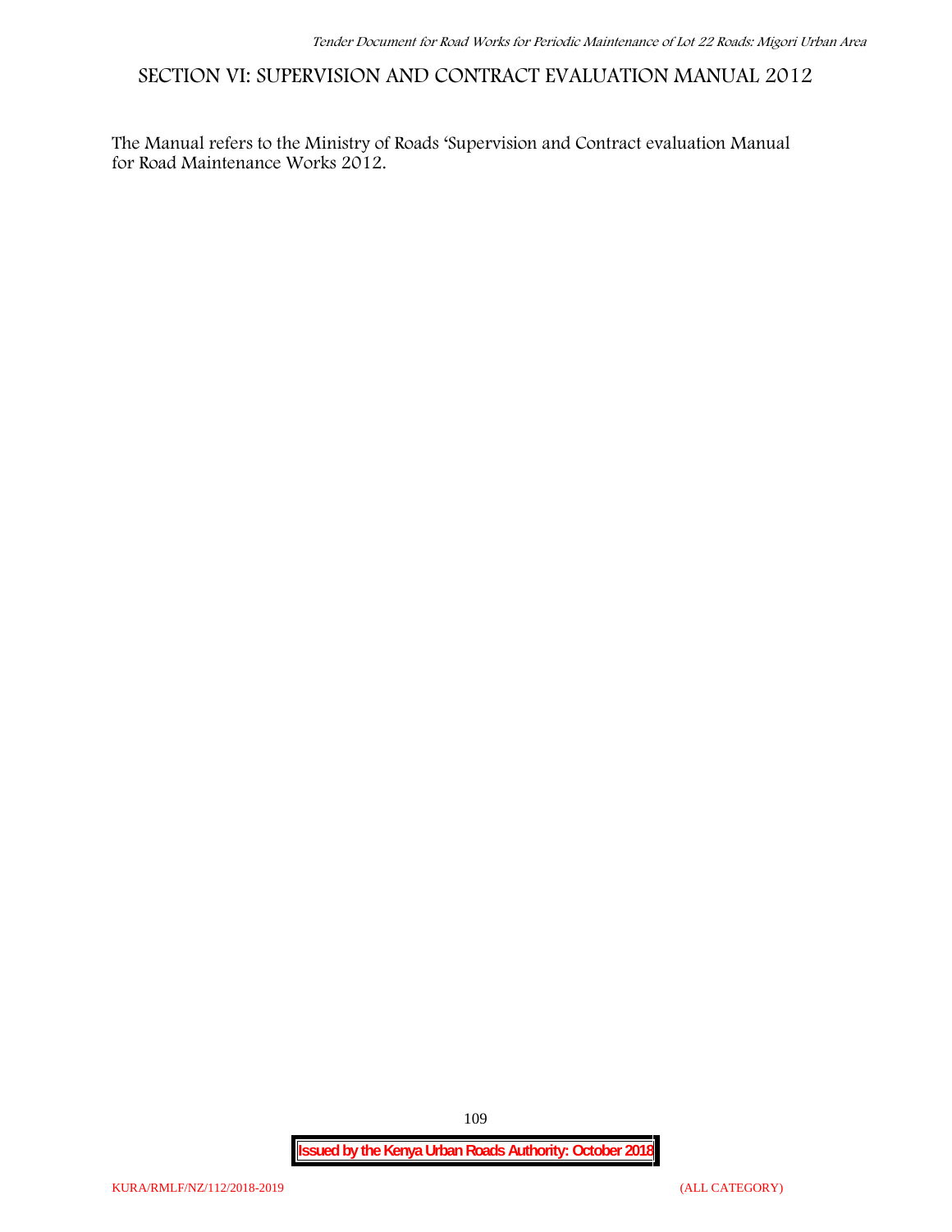# SECTION VI: SUPERVISION AND CONTRACT EVALUATION MANUAL 2012

The Manual refers to the Ministry of Roads 'Supervision and Contract evaluation Manual for Road Maintenance Works 2012.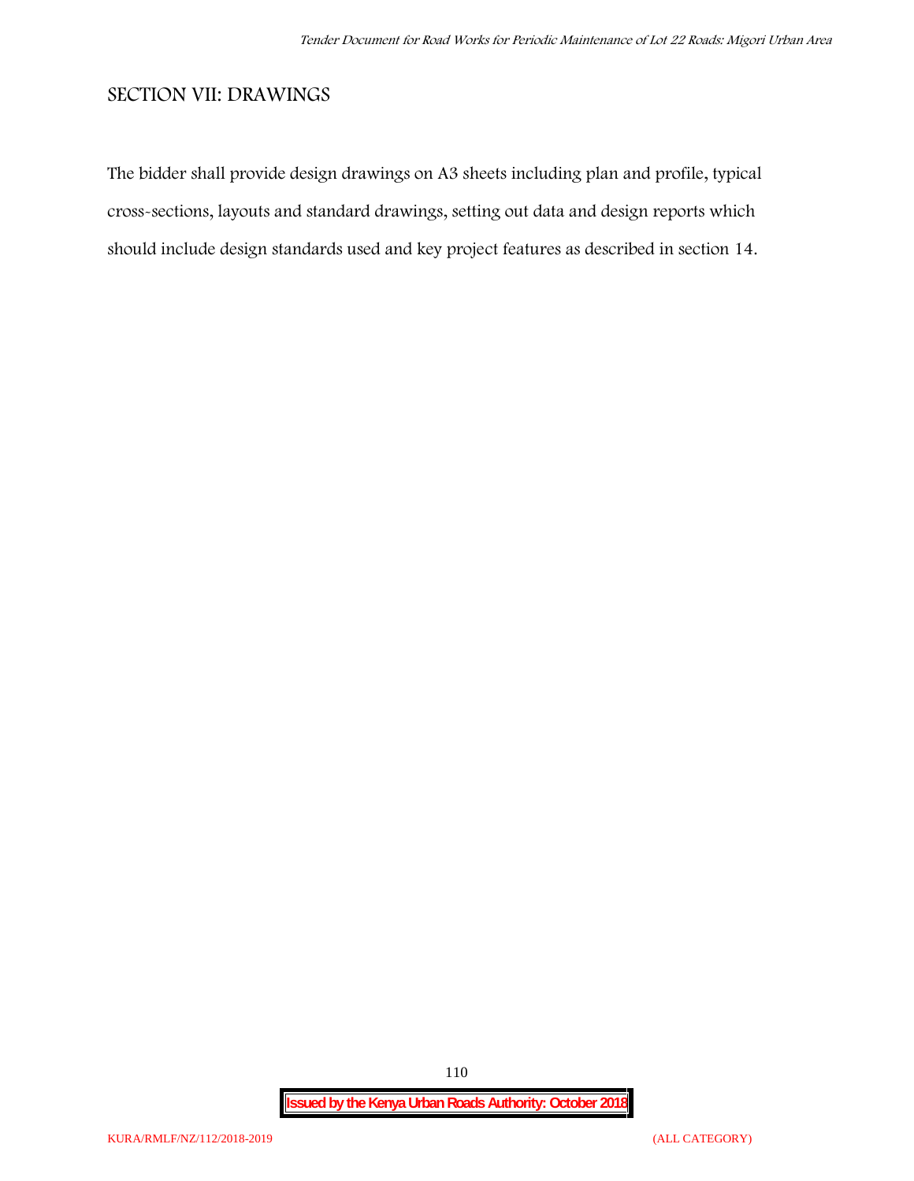## SECTION VII: DRAWINGS

The bidder shall provide design drawings on A3 sheets including plan and profile, typical cross-sections, layouts and standard drawings, setting out data and design reports which should include design standards used and key project features as described in section 14.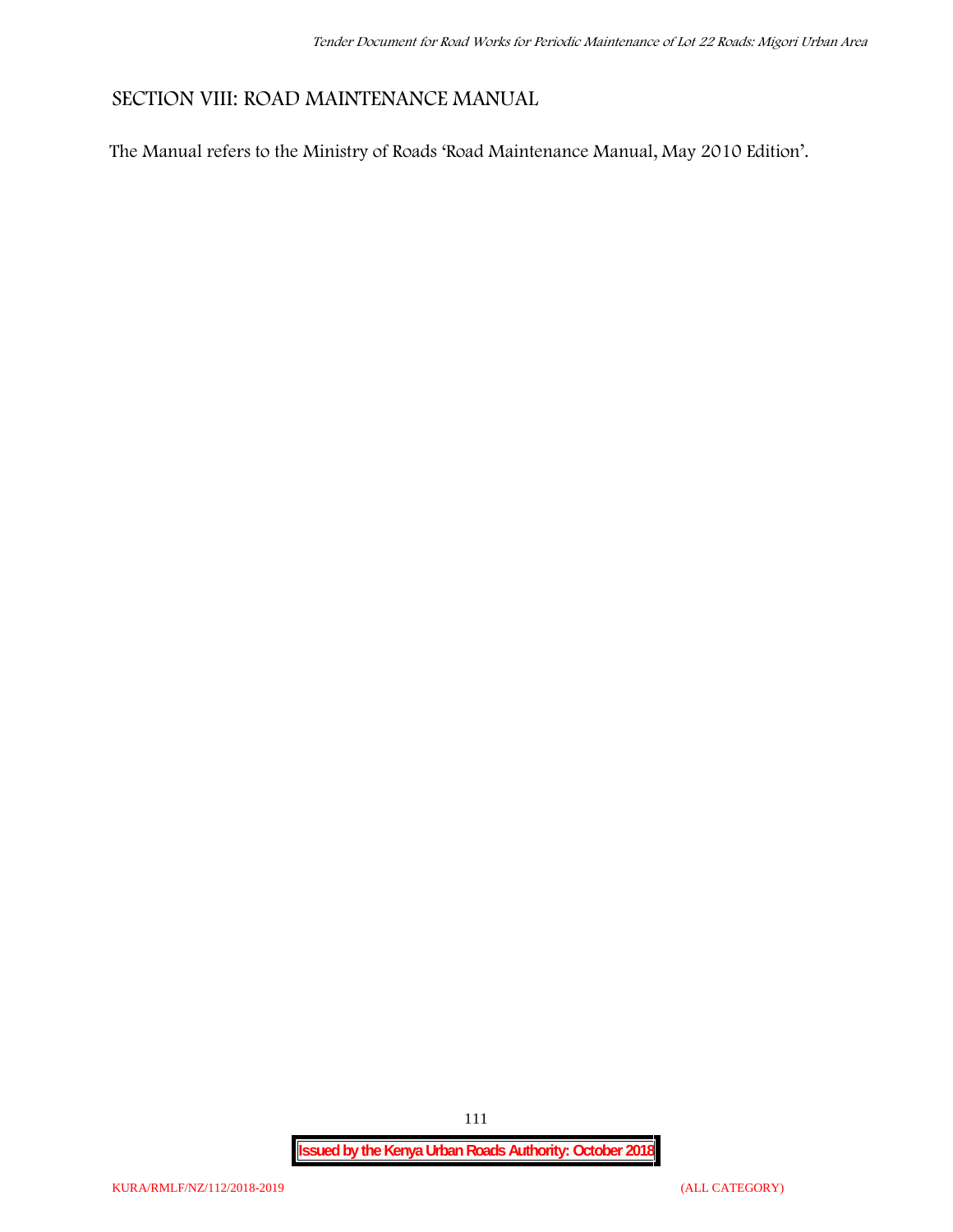## SECTION VIII: ROAD MAINTENANCE MANUAL

The Manual refers to the Ministry of Roads 'Road Maintenance Manual, May 2010 Edition'.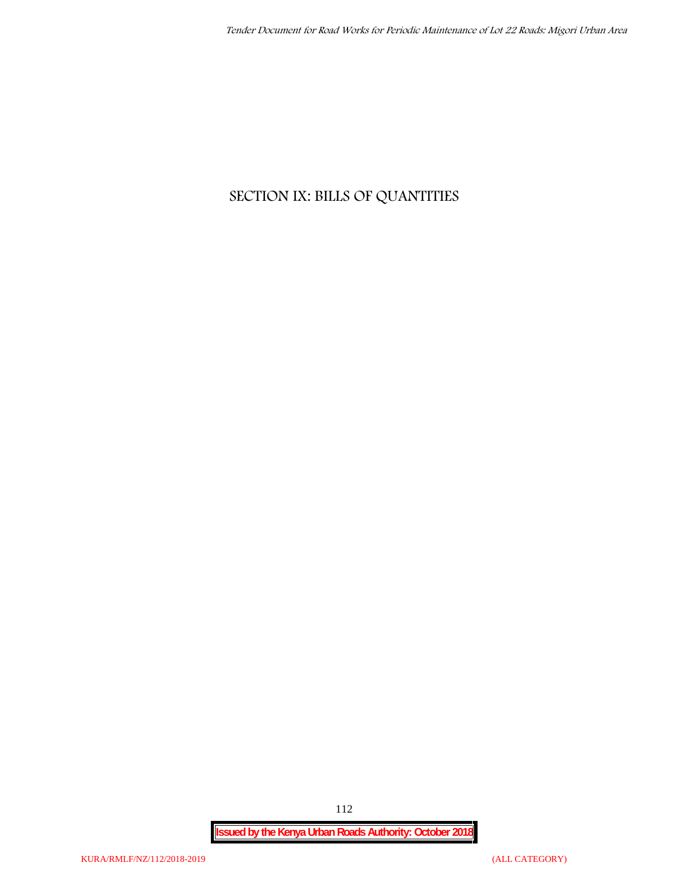# SECTION IX: BILLS OF QUANTITIES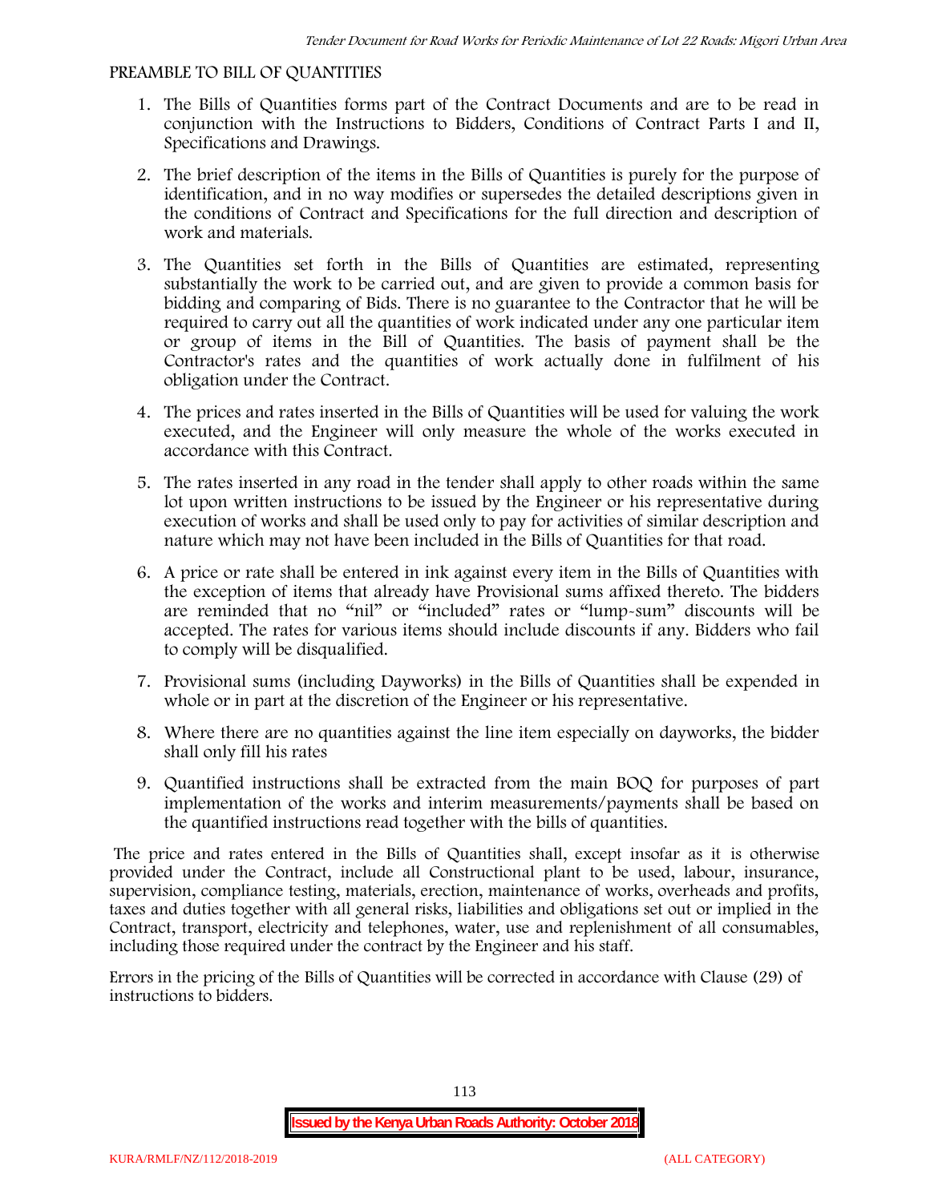## PREAMBLE TO BILL OF QUANTITIES

1. The Bills of Quantities forms part of the Contract Documents and are to be read in conjunction with the Instructions to Bidders, Conditions of Contract Parts I and II, Specifications and Drawings.
2. The brief description of the items in the Bills of Quantities is purely for the purpose of identification, and in no way modifies or supersedes the detailed descriptions given in the conditions of Contract and Specifications for the full direction and description of work and materials.
3. The Quantities set forth in the Bills of Quantities are estimated, representing substantially the work to be carried out, and are given to provide a common basis for bidding and comparing of Bids. There is no guarantee to the Contractor that he will be required to carry out all the quantities of work indicated under any one particular item or group of items in the Bill of Quantities. The basis of payment shall be the Contractor's rates and the quantities of work actually done in fulfilment of his obligation under the Contract.
4. The prices and rates inserted in the Bills of Quantities will be used for valuing the work executed, and the Engineer will only measure the whole of the works executed in accordance with this Contract.
5. The rates inserted in any road in the tender shall apply to other roads within the same lot upon written instructions to be issued by the Engineer or his representative during execution of works and shall be used only to pay for activities of similar description and nature which may not have been included in the Bills of Quantities for that road.
6. A price or rate shall be entered in ink against every item in the Bills of Quantities with the exception of items that already have Provisional sums affixed thereto. The bidders are reminded that no "nil" or "included" rates or "lump-sum" discounts will be accepted. The rates for various items should include discounts if any. Bidders who fail to comply will be disqualified.
7. Provisional sums (including Dayworks) in the Bills of Quantities shall be expended in whole or in part at the discretion of the Engineer or his representative.
8. Where there are no quantities against the line item especially on dayworks, the bidder shall only fill his rates
9. Quantified instructions shall be extracted from the main BOQ for purposes of part implementation of the works and interim measurements/payments shall be based on the quantified instructions read together with the bills of quantities.

The price and rates entered in the Bills of Quantities shall, except insofar as it is otherwise provided under the Contract, include all Constructional plant to be used, labour, insurance, supervision, compliance testing, materials, erection, maintenance of works, overheads and profits, taxes and duties together with all general risks, liabilities and obligations set out or implied in the Contract, transport, electricity and telephones, water, use and replenishment of all consumables, including those required under the contract by the Engineer and his staff.

Errors in the pricing of the Bills of Quantities will be corrected in accordance with Clause (29) of instructions to bidders.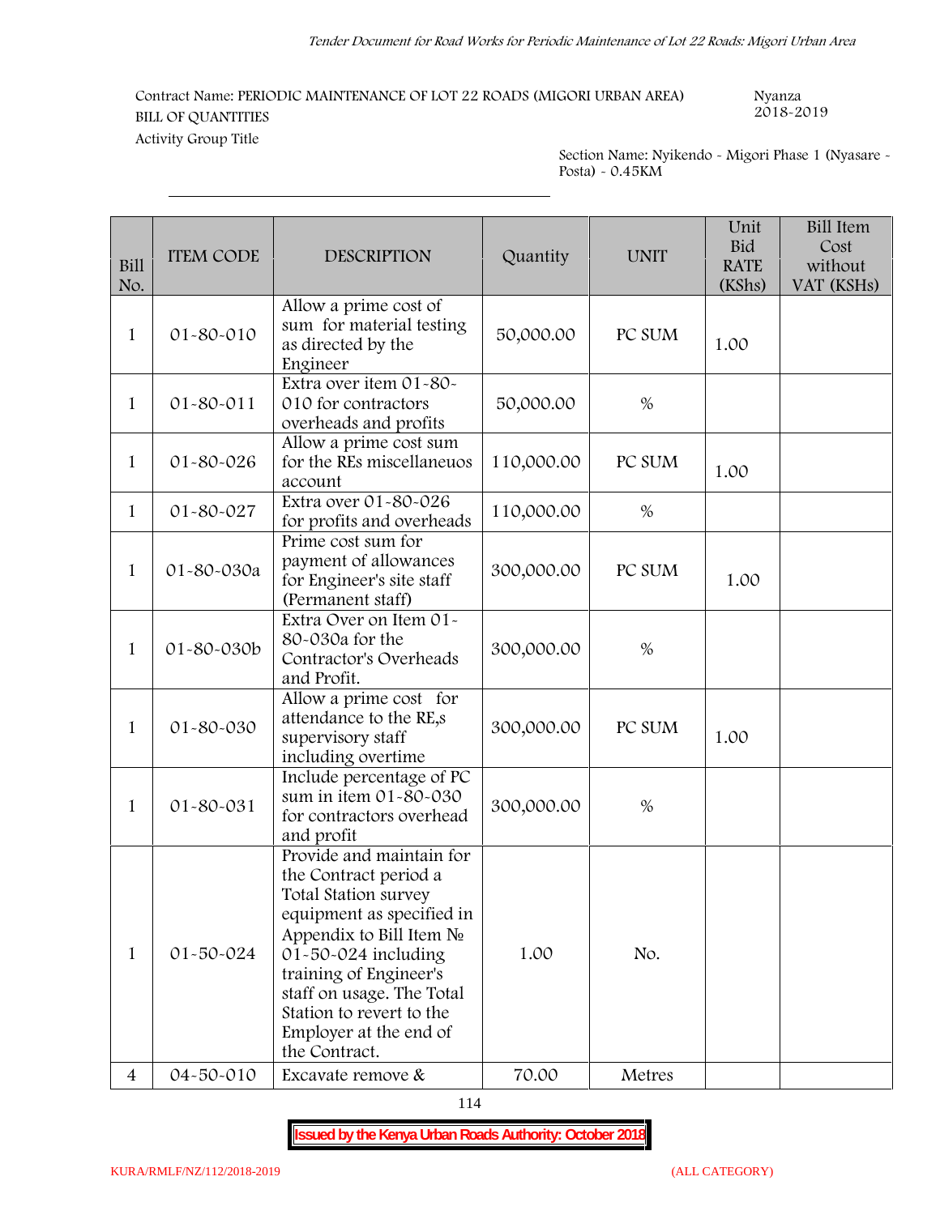Contract Name: PERIODIC MAINTENANCE OF LOT 22 ROADS (MIGORI URBAN AREA)
BILL OF QUANTITIES
Activity Group Title

Nyanza
2018-2019

Section Name: Nyikendo - Migori Phase 1 (Nyasare - Posta) - 0.45KM

| Bill No. | ITEM CODE | DESCRIPTION | Quantity | UNIT | Unit Bid RATE (KShs) | Bill Item Cost without VAT (KSHs) |
|---|---|---|---|---|---|---|
| 1 | 01-80-010 | Allow a prime cost of sum for material testing as directed by the Engineer | 50,000.00 | PC SUM | 1.00 | |
| 1 | 01-80-011 | Extra over item 01-80-010 for contractors overheads and profits | 50,000.00 | % | | |
| 1 | 01-80-026 | Allow a prime cost sum for the REs miscellaneuos account | 110,000.00 | PC SUM | 1.00 | |
| 1 | 01-80-027 | Extra over 01-80-026 for profits and overheads | 110,000.00 | % | | |
| 1 | 01-80-030a | Prime cost sum for payment of allowances for Engineer's site staff (Permanent staff) | 300,000.00 | PC SUM | 1.00 | |
| 1 | 01-80-030b | Extra Over on Item 01-80-030a for the Contractor's Overheads and Profit. | 300,000.00 | % | | |
| 1 | 01-80-030 | Allow a prime cost for attendance to the RE,s supervisory staff including overtime | 300,000.00 | PC SUM | 1.00 | |
| 1 | 01-80-031 | Include percentage of PC sum in item 01-80-030 for contractors overhead and profit | 300,000.00 | % | | |
| 1 | 01-50-024 | Provide and maintain for the Contract period a Total Station survey equipment as specified in Appendix to Bill Item № 01-50-024 including training of Engineer's staff on usage. The Total Station to revert to the Employer at the end of the Contract. | 1.00 | No. | | |
| 4 | 04-50-010 | Excavate remove & | 70.00 | Metres | | |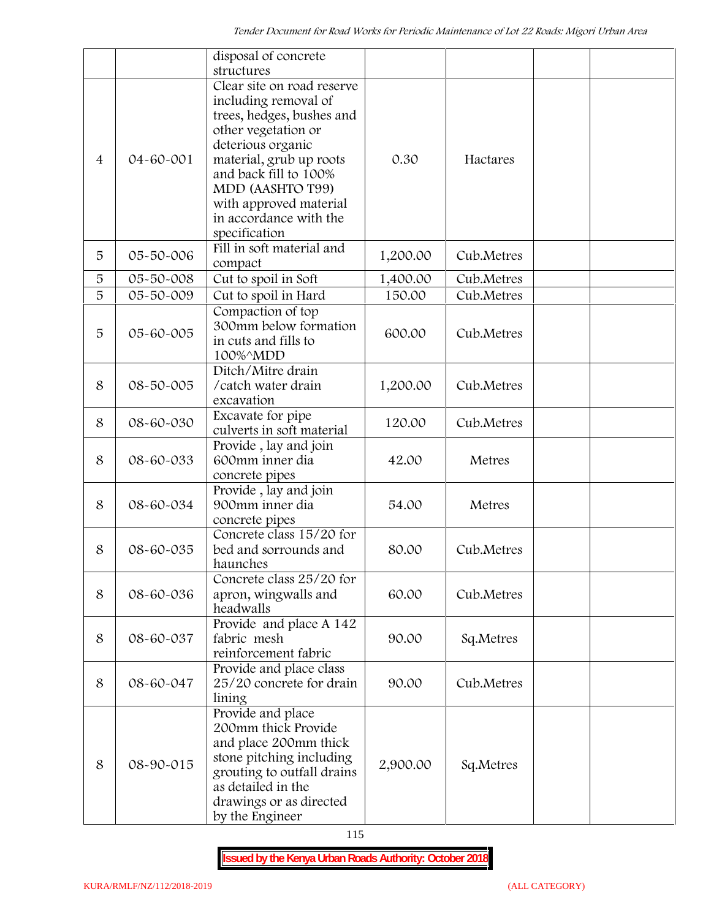| | | disposal of concrete structures | | | | |
|---|---|---|---|---|---|---|
| 4 | 04-60-001 | Clear site on road reserve including removal of trees, hedges, bushes and other vegetation or deterious organic material, grub up roots and back fill to 100% MDD (AASHTO T99) with approved material in accordance with the specification | 0.30 | Hactares | | |
| 5 | 05-50-006 | Fill in soft material and compact | 1,200.00 | Cub.Metres | | |
| 5 | 05-50-008 | Cut to spoil in Soft | 1,400.00 | Cub.Metres | | |
| 5 | 05-50-009 | Cut to spoil in Hard | 150.00 | Cub.Metres | | |
| 5 | 05-60-005 | Compaction of top 300mm below formation in cuts and fills to 100%^MDD | 600.00 | Cub.Metres | | |
| 8 | 08-50-005 | Ditch/Mitre drain /catch water drain excavation | 1,200.00 | Cub.Metres | | |
| 8 | 08-60-030 | Excavate for pipe culverts in soft material | 120.00 | Cub.Metres | | |
| 8 | 08-60-033 | Provide , lay and join 600mm inner dia concrete pipes | 42.00 | Metres | | |
| 8 | 08-60-034 | Provide , lay and join 900mm inner dia concrete pipes | 54.00 | Metres | | |
| 8 | 08-60-035 | Concrete class 15/20 for bed and sorrounds and haunches | 80.00 | Cub.Metres | | |
| 8 | 08-60-036 | Concrete class 25/20 for apron, wingwalls and headwalls | 60.00 | Cub.Metres | | |
| 8 | 08-60-037 | Provide and place A 142 fabric mesh reinforcement fabric | 90.00 | Sq.Metres | | |
| 8 | 08-60-047 | Provide and place class 25/20 concrete for drain lining | 90.00 | Cub.Metres | | |
| 8 | 08-90-015 | Provide and place 200mm thick Provide and place 200mm thick stone pitching including grouting to outfall drains as detailed in the drawings or as directed by the Engineer | 2,900.00 | Sq.Metres | | |

**Issued by the Kenya Urban Roads Authority: October 2018**

KURA/RMLF/NZ/112/2018-2019 (ALL CATEGORY)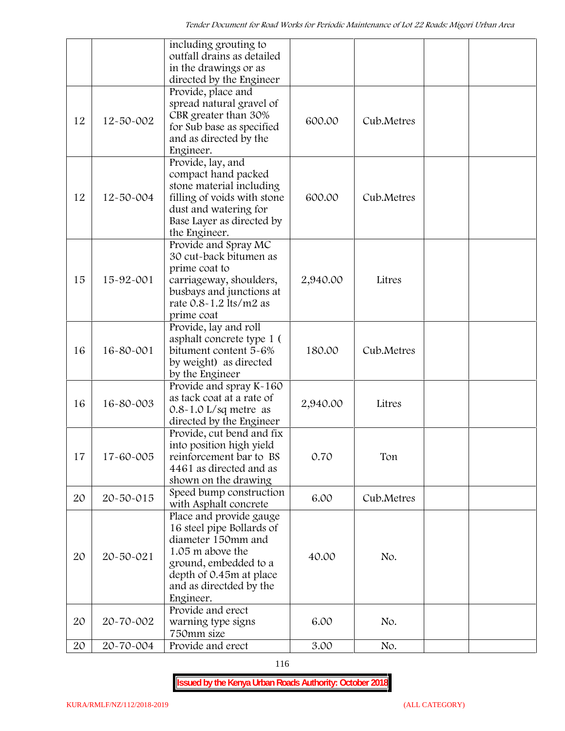| | | including grouting to outfall drains as detailed in the drawings or as directed by the Engineer | | | | |
|---|---|---|---|---|---|---|
| 12 | 12-50-002 | Provide, place and spread natural gravel of CBR greater than 30% for Sub base as specified and as directed by the Engineer. | 600.00 | Cub.Metres | | |
| 12 | 12-50-004 | Provide, lay, and compact hand packed stone material including filling of voids with stone dust and watering for Base Layer as directed by the Engineer. | 600.00 | Cub.Metres | | |
| 15 | 15-92-001 | Provide and Spray MC 30 cut-back bitumen as prime coat to carriageway, shoulders, busbays and junctions at rate 0.8-1.2 lts/m2 as prime coat | 2,940.00 | Litres | | |
| 16 | 16-80-001 | Provide, lay and roll asphalt concrete type 1 ( bitument content 5-6% by weight) as directed by the Engineer | 180.00 | Cub.Metres | | |
| 16 | 16-80-003 | Provide and spray K-160 as tack coat at a rate of 0.8-1.0 L/sq metre as directed by the Engineer | 2,940.00 | Litres | | |
| 17 | 17-60-005 | Provide, cut bend and fix into position high yield reinforcement bar to BS 4461 as directed and as shown on the drawing | 0.70 | Ton | | |
| 20 | 20-50-015 | Speed bump construction with Asphalt concrete | 6.00 | Cub.Metres | | |
| 20 | 20-50-021 | Place and provide gauge 16 steel pipe Bollards of diameter 150mm and 1.05 m above the ground, embedded to a depth of 0.45m at place and as directded by the Engineer. | 40.00 | No. | | |
| 20 | 20-70-002 | Provide and erect warning type signs 750mm size | 6.00 | No. | | |
| 20 | 20-70-004 | Provide and erect | 3.00 | No. | | |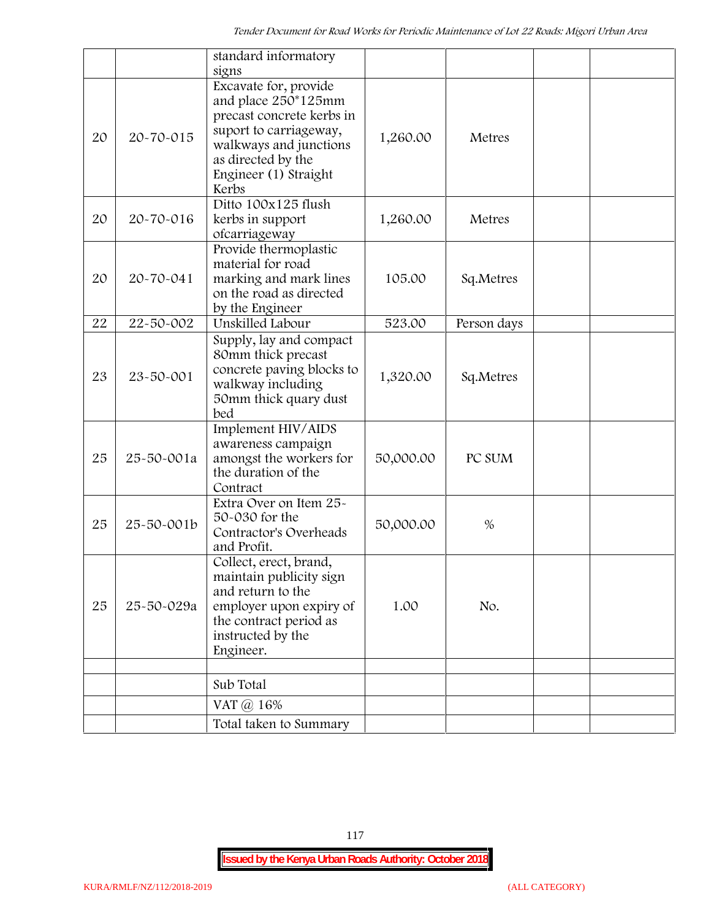| | | | | | | |
|---|---|---|---|---|---|---|
| | | standard informatory signs | | | | |
| 20 | 20-70-015 | Excavate for, provide and place 250*125mm precast concrete kerbs in suport to carriageway, walkways and junctions as directed by the Engineer (1) Straight Kerbs | 1,260.00 | Metres | | |
| 20 | 20-70-016 | Ditto 100x125 flush kerbs in support ofcarriageway | 1,260.00 | Metres | | |
| 20 | 20-70-041 | Provide thermoplastic material for road marking and mark lines on the road as directed by the Engineer | 105.00 | Sq.Metres | | |
| 22 | 22-50-002 | Unskilled Labour | 523.00 | Person days | | |
| 23 | 23-50-001 | Supply, lay and compact 80mm thick precast concrete paving blocks to walkway including 50mm thick quary dust bed | 1,320.00 | Sq.Metres | | |
| 25 | 25-50-001a | Implement HIV/AIDS awareness campaign amongst the workers for the duration of the Contract | 50,000.00 | PC SUM | | |
| 25 | 25-50-001b | Extra Over on Item 25-50-030 for the Contractor's Overheads and Profit. | 50,000.00 | % | | |
| 25 | 25-50-029a | Collect, erect, brand, maintain publicity sign and return to the employer upon expiry of the contract period as instructed by the Engineer. | 1.00 | No. | | |
| | | | | | | |
| | | Sub Total | | | | |
| | | VAT @ 16% | | | | |
| | | Total taken to Summary | | | | |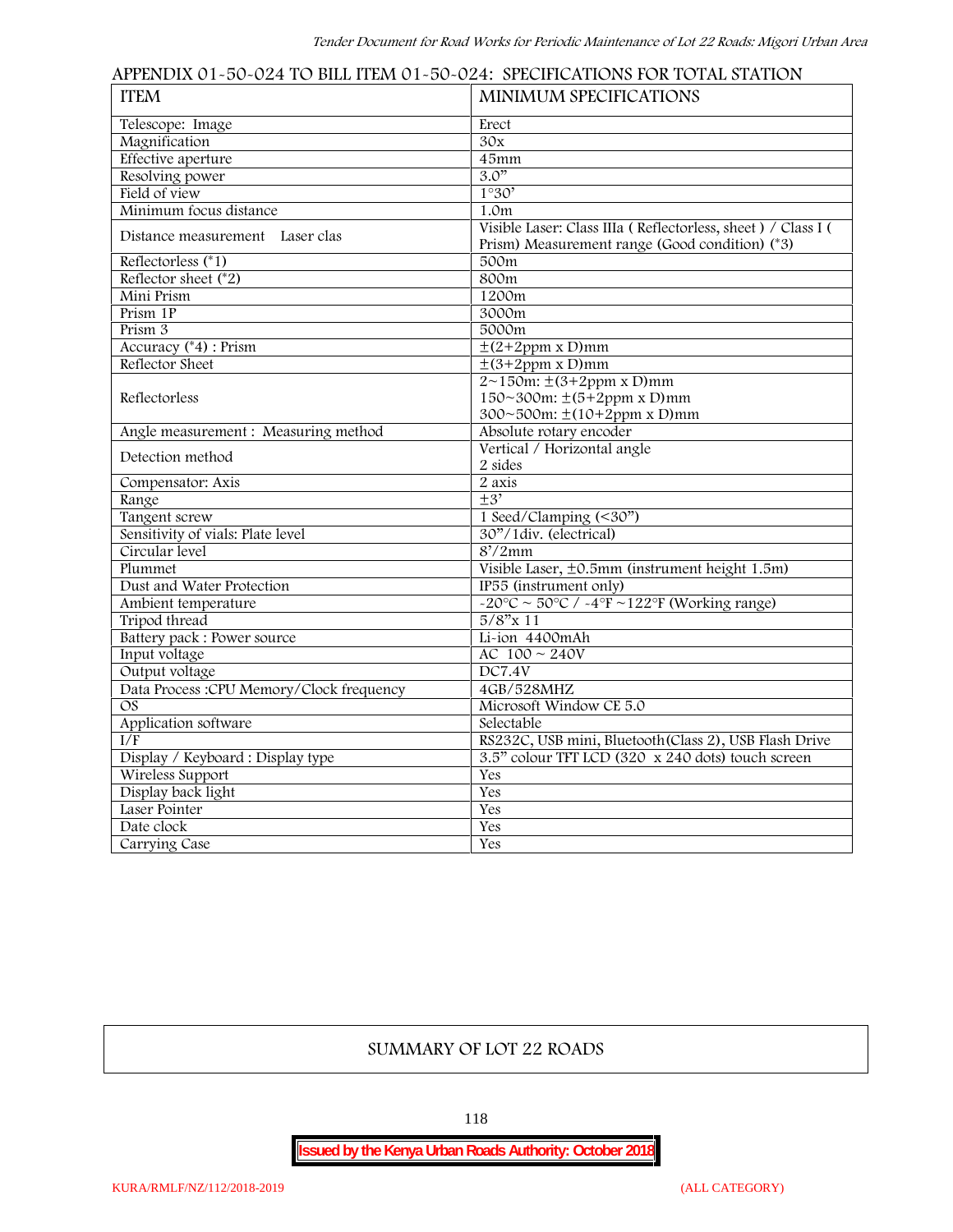## APPENDIX 01-50-024 TO BILL ITEM 01-50-024: SPECIFICATIONS FOR TOTAL STATION

| ITEM | MINIMUM SPECIFICATIONS |
|---|---|
| Telescope: Image | Erect |
| Magnification | 30x |
| Effective aperture | 45mm |
| Resolving power | 3.0" |
| Field of view | 1°30' |
| Minimum focus distance | 1.0m |
| Distance measurement Laser clas | Visible Laser: Class IIIa ( Reflectorless, sheet ) / Class I ( Prism) Measurement range (Good condition) (*3) |
| Reflectorless (*1) | 500m |
| Reflector sheet (*2) | 800m |
| Mini Prism | 1200m |
| Prism 1P | 3000m |
| Prism 3 | 5000m |
| Accuracy (*4) : Prism | ±(2+2ppm x D)mm |
| Reflector Sheet | ±(3+2ppm x D)mm |
| Reflectorless | 2~150m: ±(3+2ppm x D)mm<br>150~300m: ±(5+2ppm x D)mm<br>300~500m: ±(10+2ppm x D)mm |
| Angle measurement : Measuring method | Absolute rotary encoder |
| Detection method | Vertical / Horizontal angle<br>2 sides |
| Compensator: Axis | 2 axis |
| Range | ±3' |
| Tangent screw | 1 Seed/Clamping (<30") |
| Sensitivity of vials: Plate level | 30"/1div. (electrical) |
| Circular level | 8'/2mm |
| Plummet | Visible Laser, ±0.5mm (instrument height 1.5m) |
| Dust and Water Protection | IP55 (instrument only) |
| Ambient temperature | -20°C ~ 50°C / -4°F ~122°F (Working range) |
| Tripod thread | 5/8"x 11 |
| Battery pack : Power source | Li-ion 4400mAh |
| Input voltage | AC 100 ~ 240V |
| Output voltage | DC7.4V |
| Data Process :CPU Memory/Clock frequency | 4GB/528MHZ |
| OS | Microsoft Window CE 5.0 |
| Application software | Selectable |
| I/F | RS232C, USB mini, Bluetooth(Class 2), USB Flash Drive |
| Display / Keyboard : Display type | 3.5" colour TFT LCD (320 x 240 dots) touch screen |
| Wireless Support | Yes |
| Display back light | Yes |
| Laser Pointer | Yes |
| Date clock | Yes |
| Carrying Case | Yes |

## SUMMARY OF LOT 22 ROADS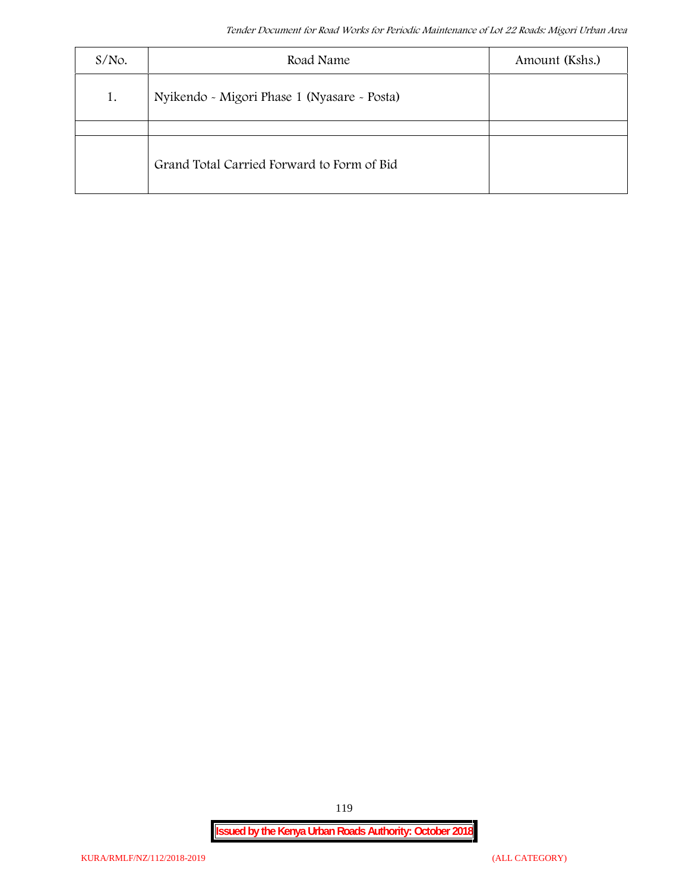| S/No. | Road Name | Amount (Kshs.) |
|---|---|---|
| 1. | Nyikendo - Migori Phase 1 (Nyasare - Posta) | |
| | | |
| | Grand Total Carried Forward to Form of Bid | |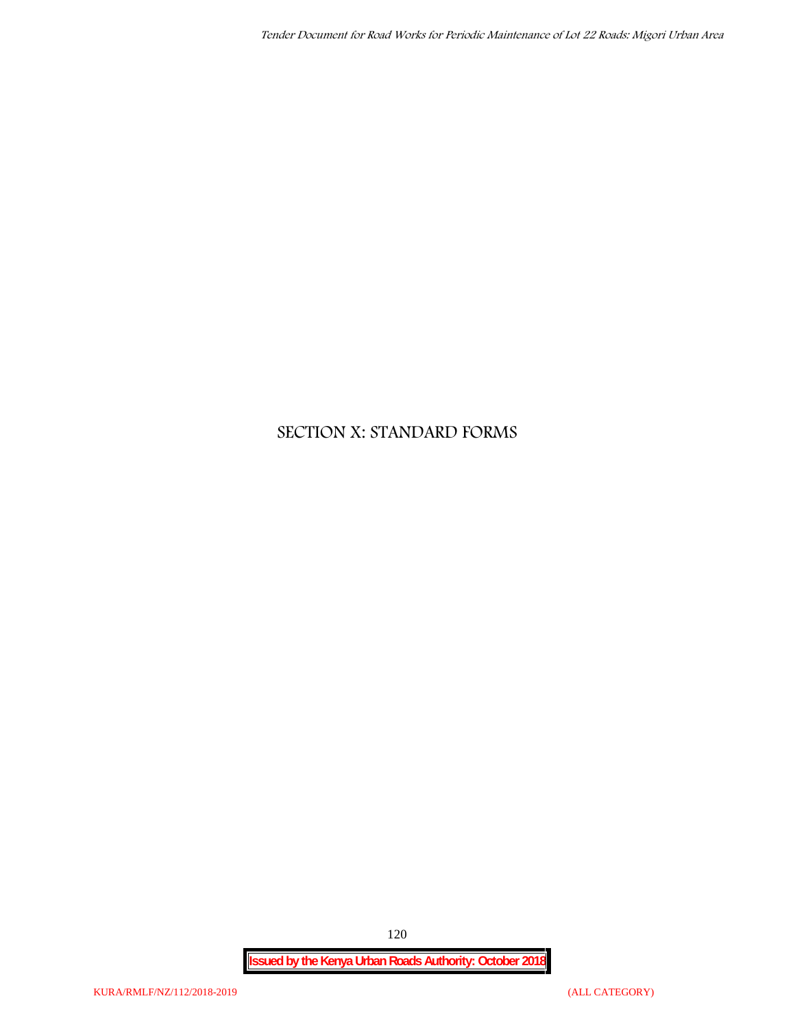# SECTION X: STANDARD FORMS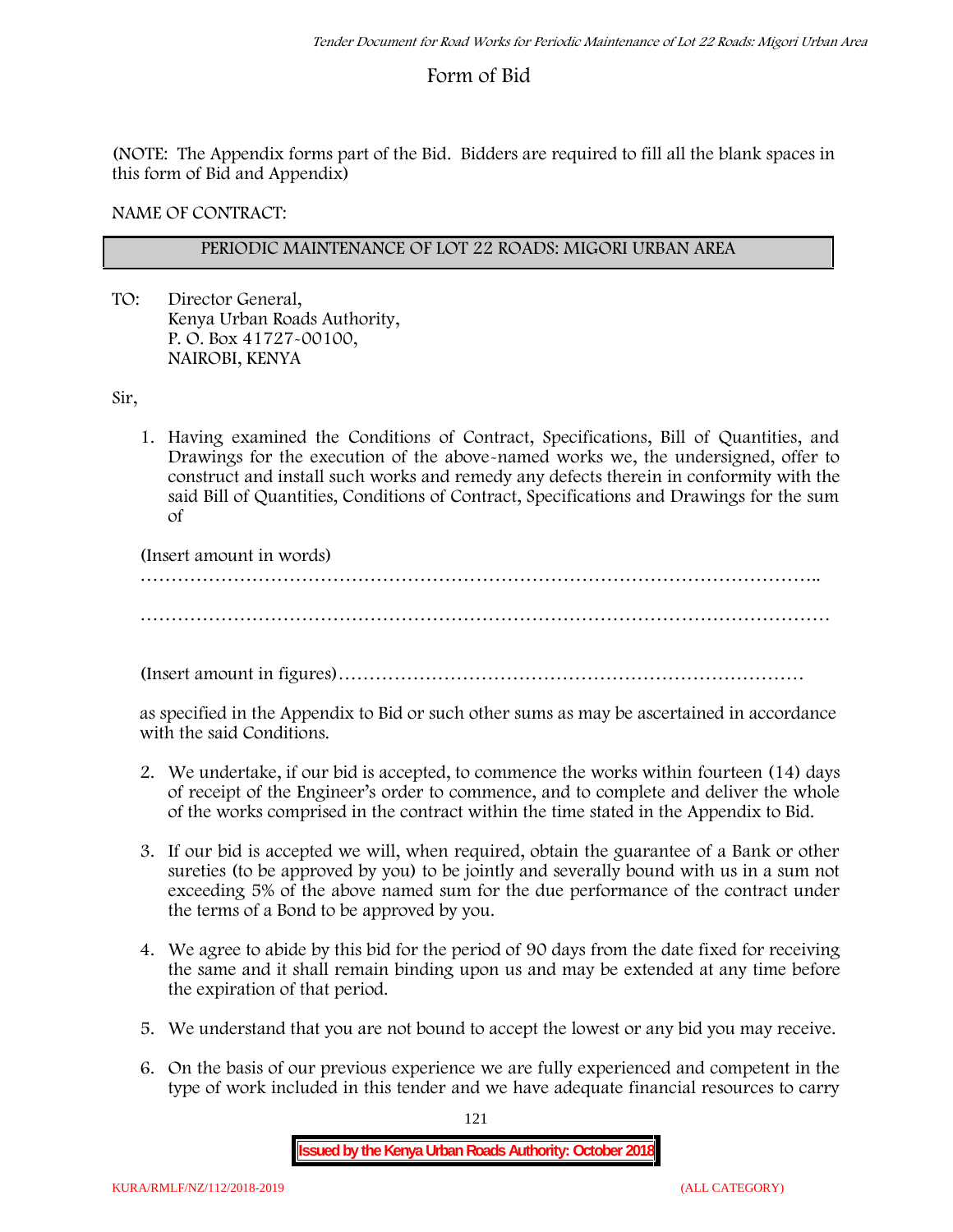# Form of Bid

(NOTE: The Appendix forms part of the Bid. Bidders are required to fill all the blank spaces in this form of Bid and Appendix)

NAME OF CONTRACT:

| PERIODIC MAINTENANCE OF LOT 22 ROADS: MIGORI URBAN AREA |
|---|

TO: Director General,
Kenya Urban Roads Authority,
P. O. Box 41727-00100,
NAIROBI, KENYA

Sir,

1. Having examined the Conditions of Contract, Specifications, Bill of Quantities, and Drawings for the execution of the above-named works we, the undersigned, offer to construct and install such works and remedy any defects therein in conformity with the said Bill of Quantities, Conditions of Contract, Specifications and Drawings for the sum of

   (Insert amount in words)
   …………………………………………………………………………………………………..

   ……………………………………………………………………………………………………

   (Insert amount in figures)…………………………………………………………………

   as specified in the Appendix to Bid or such other sums as may be ascertained in accordance with the said Conditions.

2. We undertake, if our bid is accepted, to commence the works within fourteen (14) days of receipt of the Engineer's order to commence, and to complete and deliver the whole of the works comprised in the contract within the time stated in the Appendix to Bid.

3. If our bid is accepted we will, when required, obtain the guarantee of a Bank or other sureties (to be approved by you) to be jointly and severally bound with us in a sum not exceeding 5% of the above named sum for the due performance of the contract under the terms of a Bond to be approved by you.

4. We agree to abide by this bid for the period of 90 days from the date fixed for receiving the same and it shall remain binding upon us and may be extended at any time before the expiration of that period.

5. We understand that you are not bound to accept the lowest or any bid you may receive.

6. On the basis of our previous experience we are fully experienced and competent in the type of work included in this tender and we have adequate financial resources to carry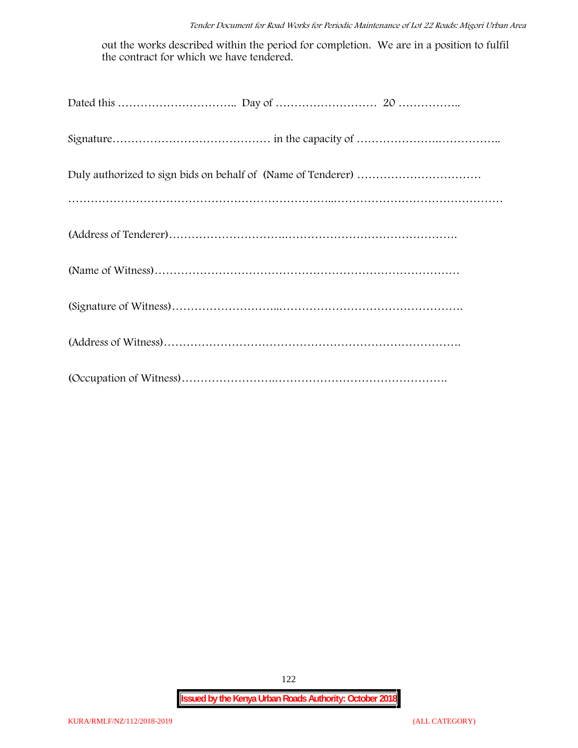out the works described within the period for completion. We are in a position to fulfil the contract for which we have tendered.

Dated this ………………………….. Day of ……………………… 20 ……………..

Signature…………………………………… in the capacity of …………………….……………..

Duly authorized to sign bids on behalf of (Name of Tenderer) ……………………………

……………………………………………………………..………………………………………

(Address of Tenderer)………………………….……………………………………….

(Name of Witness)………………………………………………………………………

(Signature of Witness)………………………..…………………………………………….

(Address of Witness)…………………………………………………………………….

(Occupation of Witness)…………………….……………………………………….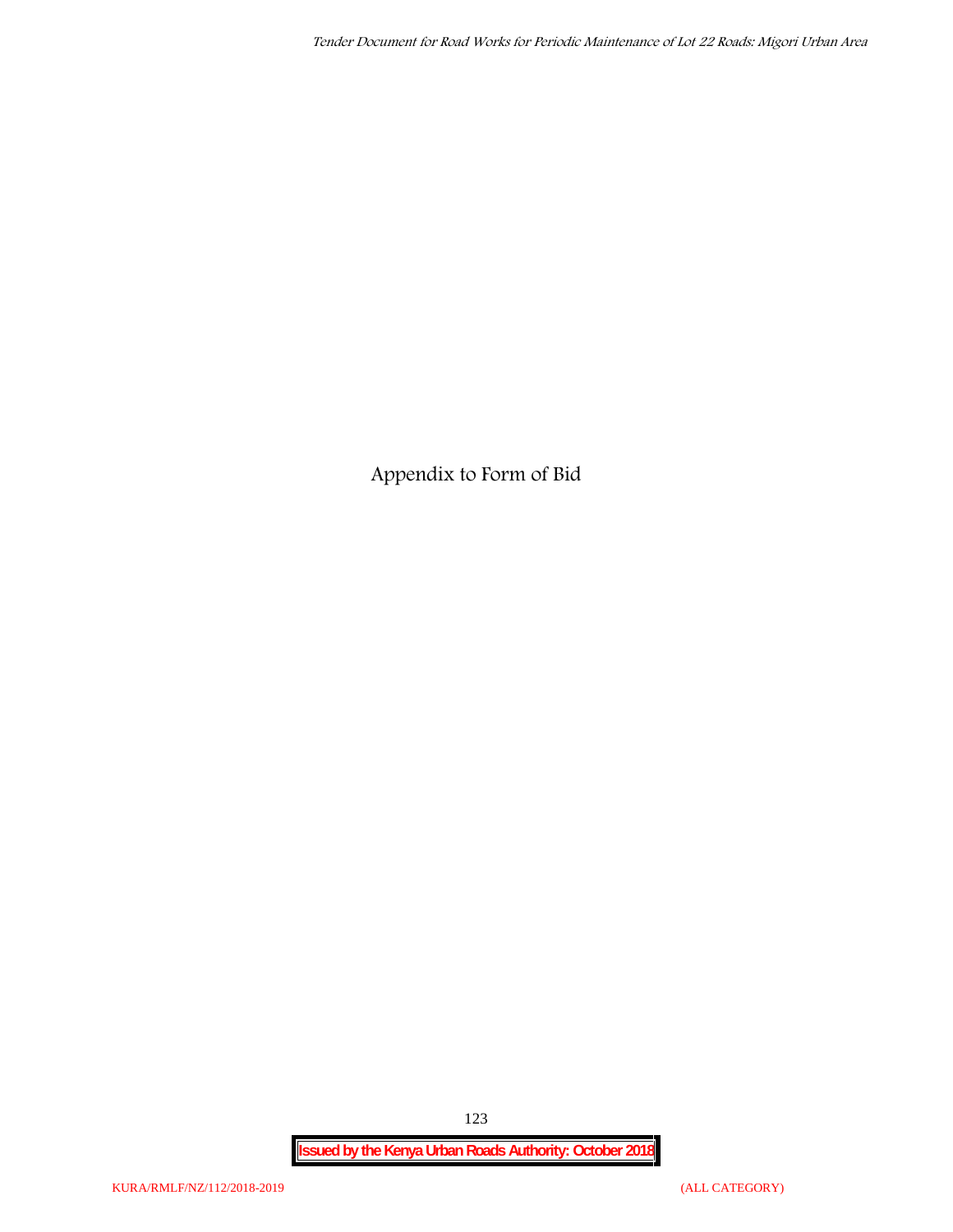# Appendix to Form of Bid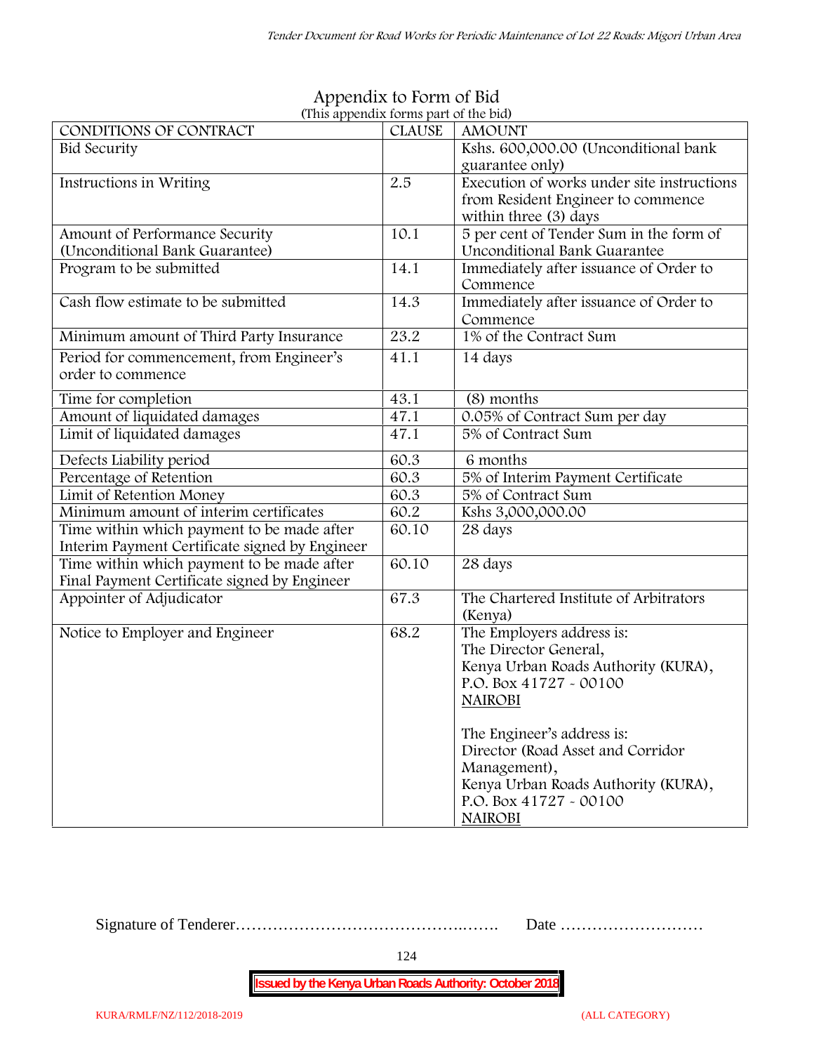# Appendix to Form of Bid

(This appendix forms part of the bid)

| CONDITIONS OF CONTRACT | CLAUSE | AMOUNT |
|---|---|---|
| Bid Security | | Kshs. 600,000.00 (Unconditional bank guarantee only) |
| Instructions in Writing | 2.5 | Execution of works under site instructions from Resident Engineer to commence within three (3) days |
| Amount of Performance Security (Unconditional Bank Guarantee) | 10.1 | 5 per cent of Tender Sum in the form of Unconditional Bank Guarantee |
| Program to be submitted | 14.1 | Immediately after issuance of Order to Commence |
| Cash flow estimate to be submitted | 14.3 | Immediately after issuance of Order to Commence |
| Minimum amount of Third Party Insurance | 23.2 | 1% of the Contract Sum |
| Period for commencement, from Engineer's order to commence | 41.1 | 14 days |
| Time for completion | 43.1 | (8) months |
| Amount of liquidated damages | 47.1 | 0.05% of Contract Sum per day |
| Limit of liquidated damages | 47.1 | 5% of Contract Sum |
| Defects Liability period | 60.3 | 6 months |
| Percentage of Retention | 60.3 | 5% of Interim Payment Certificate |
| Limit of Retention Money | 60.3 | 5% of Contract Sum |
| Minimum amount of interim certificates | 60.2 | Kshs 3,000,000.00 |
| Time within which payment to be made after Interim Payment Certificate signed by Engineer | 60.10 | 28 days |
| Time within which payment to be made after Final Payment Certificate signed by Engineer | 60.10 | 28 days |
| Appointer of Adjudicator | 67.3 | The Chartered Institute of Arbitrators (Kenya) |
| Notice to Employer and Engineer | 68.2 | The Employers address is:<br>The Director General,<br>Kenya Urban Roads Authority (KURA),<br>P.O. Box 41727 - 00100<br>NAIROBI<br><br>The Engineer's address is:<br>Director (Road Asset and Corridor Management),<br>Kenya Urban Roads Authority (KURA),<br>P.O. Box 41727 - 00100<br>NAIROBI |

Signature of Tenderer………………………………………..……. Date ………………………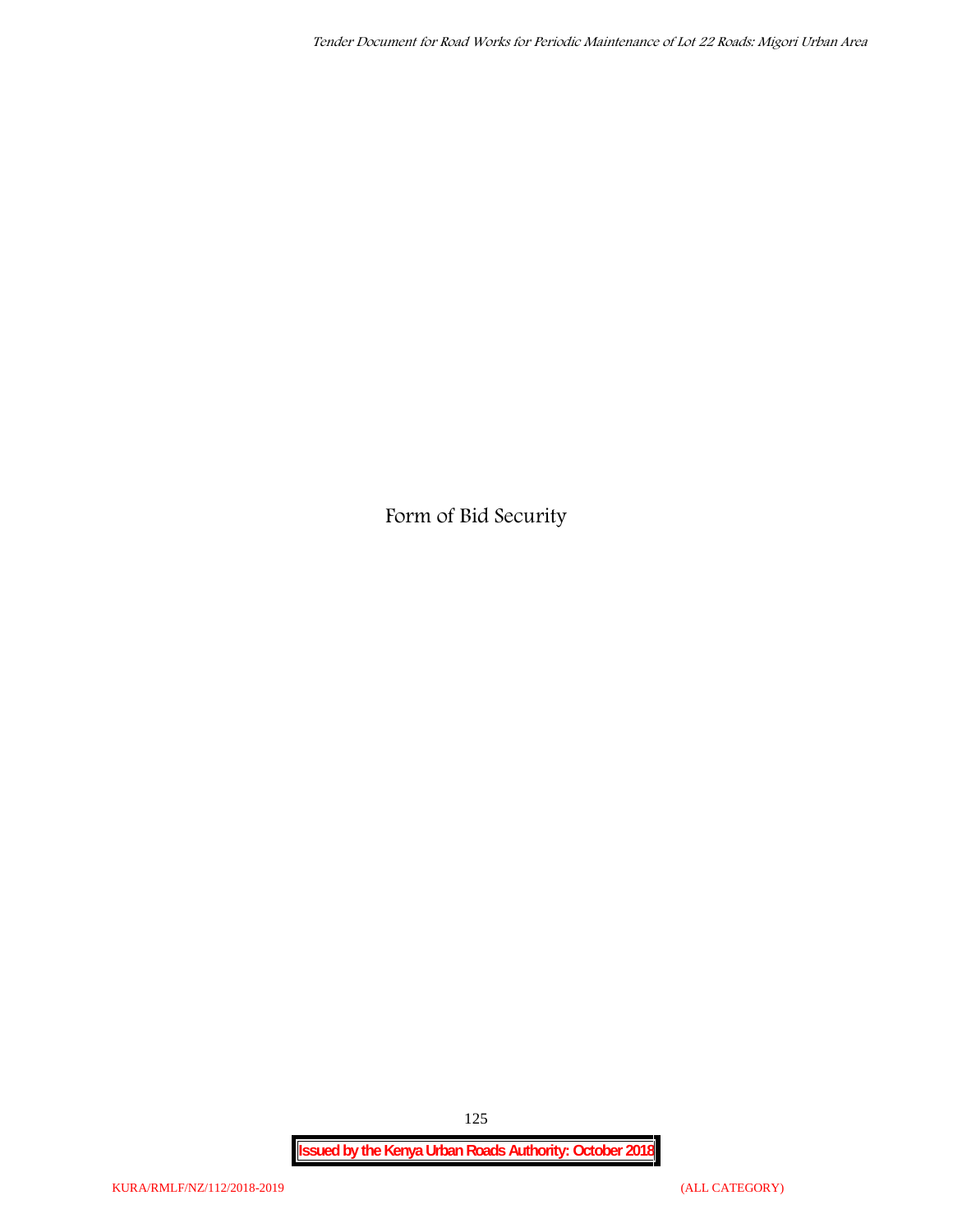# Form of Bid Security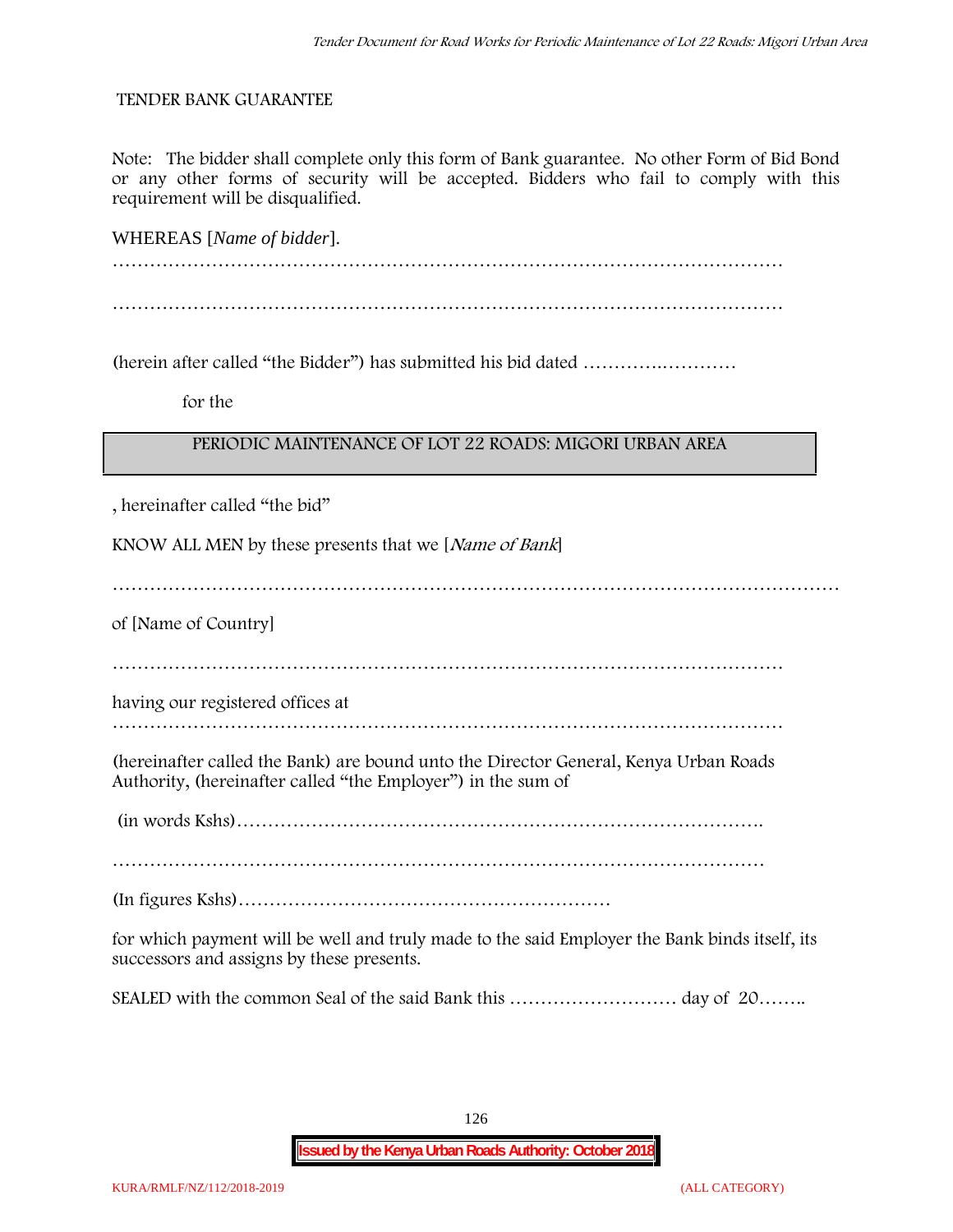TENDER BANK GUARANTEE

Note: The bidder shall complete only this form of Bank guarantee. No other Form of Bid Bond or any other forms of security will be accepted. Bidders who fail to comply with this requirement will be disqualified.

WHEREAS [*Name of bidder*].

…………………………………………………………………………………………………

…………………………………………………………………………………………………

(herein after called "the Bidder") has submitted his bid dated ………….…………

for the

| PERIODIC MAINTENANCE OF LOT 22 ROADS: MIGORI URBAN AREA |
|---|

, hereinafter called "the bid"

KNOW ALL MEN by these presents that we [*Name of Bank*]

……………………………………………………………………………………………………

of [Name of Country]

…………………………………………………………………………………………………

having our registered offices at

…………………………………………………………………………………………………

(hereinafter called the Bank) are bound unto the Director General, Kenya Urban Roads Authority, (hereinafter called "the Employer") in the sum of

(in words Kshs)……………………………………………………………………………

…………………………………………………………………………………………………

(In figures Kshs)……………………………………………………

for which payment will be well and truly made to the said Employer the Bank binds itself, its successors and assigns by these presents.

SEALED with the common Seal of the said Bank this ……………………… day of 20……..

**Issued by the Kenya Urban Roads Authority: October 2018**

KURA/RMLF/NZ/112/2018-2019 (ALL CATEGORY)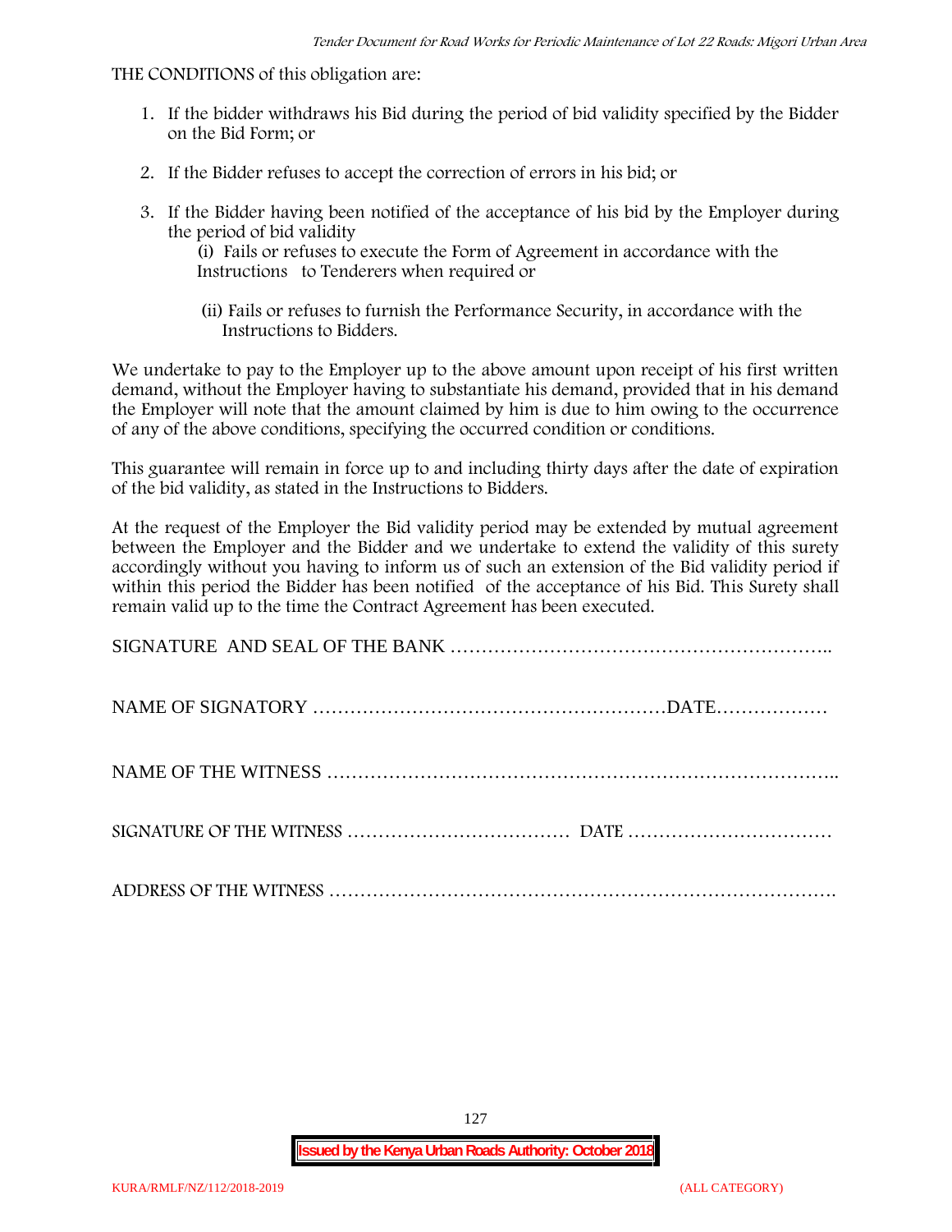THE CONDITIONS of this obligation are:

1. If the bidder withdraws his Bid during the period of bid validity specified by the Bidder on the Bid Form; or
2. If the Bidder refuses to accept the correction of errors in his bid; or
3. If the Bidder having been notified of the acceptance of his bid by the Employer during the period of bid validity

   (i) Fails or refuses to execute the Form of Agreement in accordance with the Instructions to Tenderers when required or

   (ii) Fails or refuses to furnish the Performance Security, in accordance with the Instructions to Bidders.

We undertake to pay to the Employer up to the above amount upon receipt of his first written demand, without the Employer having to substantiate his demand, provided that in his demand the Employer will note that the amount claimed by him is due to him owing to the occurrence of any of the above conditions, specifying the occurred condition or conditions.

This guarantee will remain in force up to and including thirty days after the date of expiration of the bid validity, as stated in the Instructions to Bidders.

At the request of the Employer the Bid validity period may be extended by mutual agreement between the Employer and the Bidder and we undertake to extend the validity of this surety accordingly without you having to inform us of such an extension of the Bid validity period if within this period the Bidder has been notified of the acceptance of his Bid. This Surety shall remain valid up to the time the Contract Agreement has been executed.

SIGNATURE AND SEAL OF THE BANK ……………………………………………………..

NAME OF SIGNATORY …………………………………………………DATE………………

NAME OF THE WITNESS ……………………………………………………………………..

SIGNATURE OF THE WITNESS ……………………………… DATE ……………………………

ADDRESS OF THE WITNESS ……………………………………………………………………….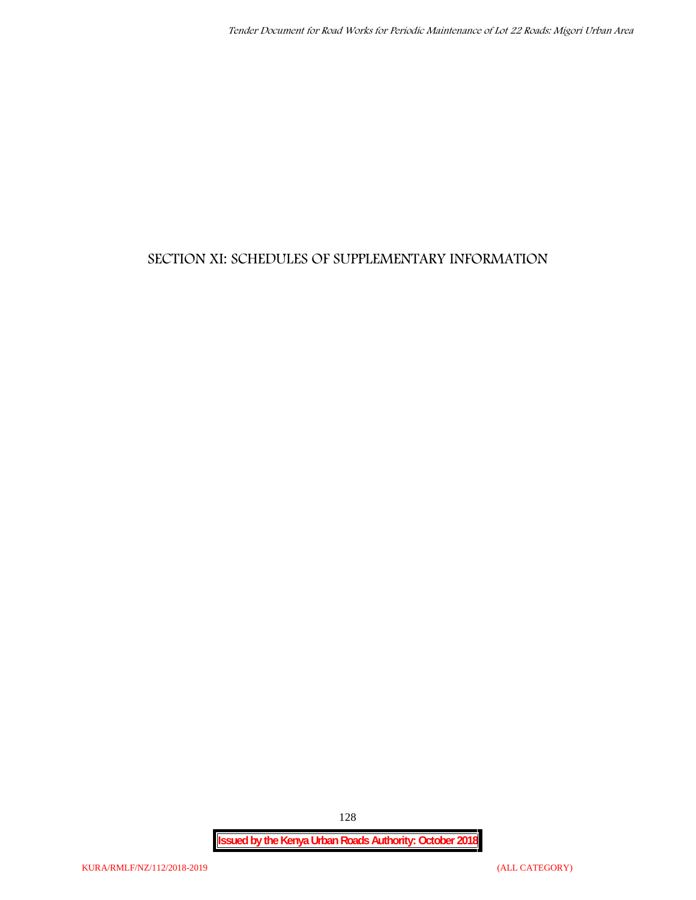# SECTION XI: SCHEDULES OF SUPPLEMENTARY INFORMATION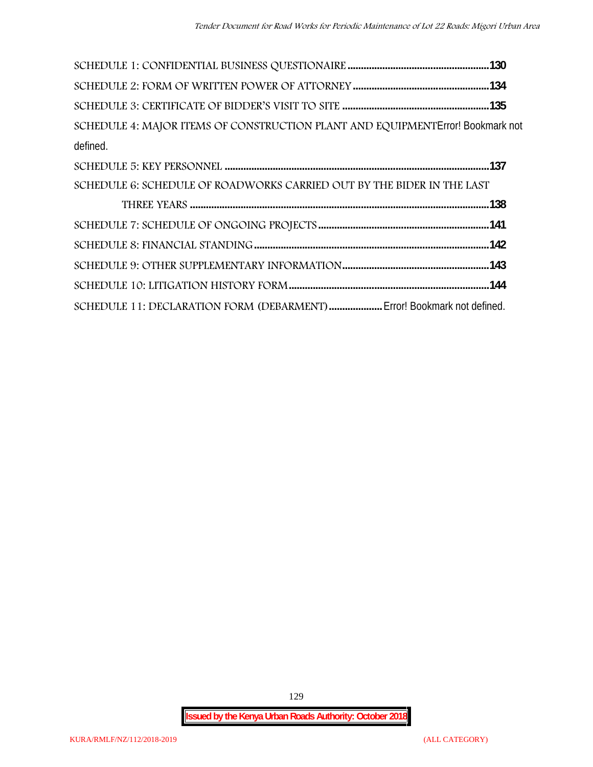SCHEDULE 1: CONFIDENTIAL BUSINESS QUESTIONAIRE ...................................................**130**

SCHEDULE 2: FORM OF WRITTEN POWER OF ATTORNEY .................................................**134**

SCHEDULE 3: CERTIFICATE OF BIDDER'S VISIT TO SITE ....................................................**135**

SCHEDULE 4: MAJOR ITEMS OF CONSTRUCTION PLANT AND EQUIPMENTError! Bookmark not defined.

SCHEDULE 5: KEY PERSONNEL .................................................................................................**137**

SCHEDULE 6: SCHEDULE OF ROADWORKS CARRIED OUT BY THE BIDER IN THE LAST THREE YEARS ............................................................................................................**138**

SCHEDULE 7: SCHEDULE OF ONGOING PROJECTS ..............................................................**141**

SCHEDULE 8: FINANCIAL STANDING ......................................................................................**142**

SCHEDULE 9: OTHER SUPPLEMENTARY INFORMATION.....................................................**143**

SCHEDULE 10: LITIGATION HISTORY FORM ..........................................................................**144**

SCHEDULE 11: DECLARATION FORM (DEBARMENT) ....................Error! Bookmark not defined.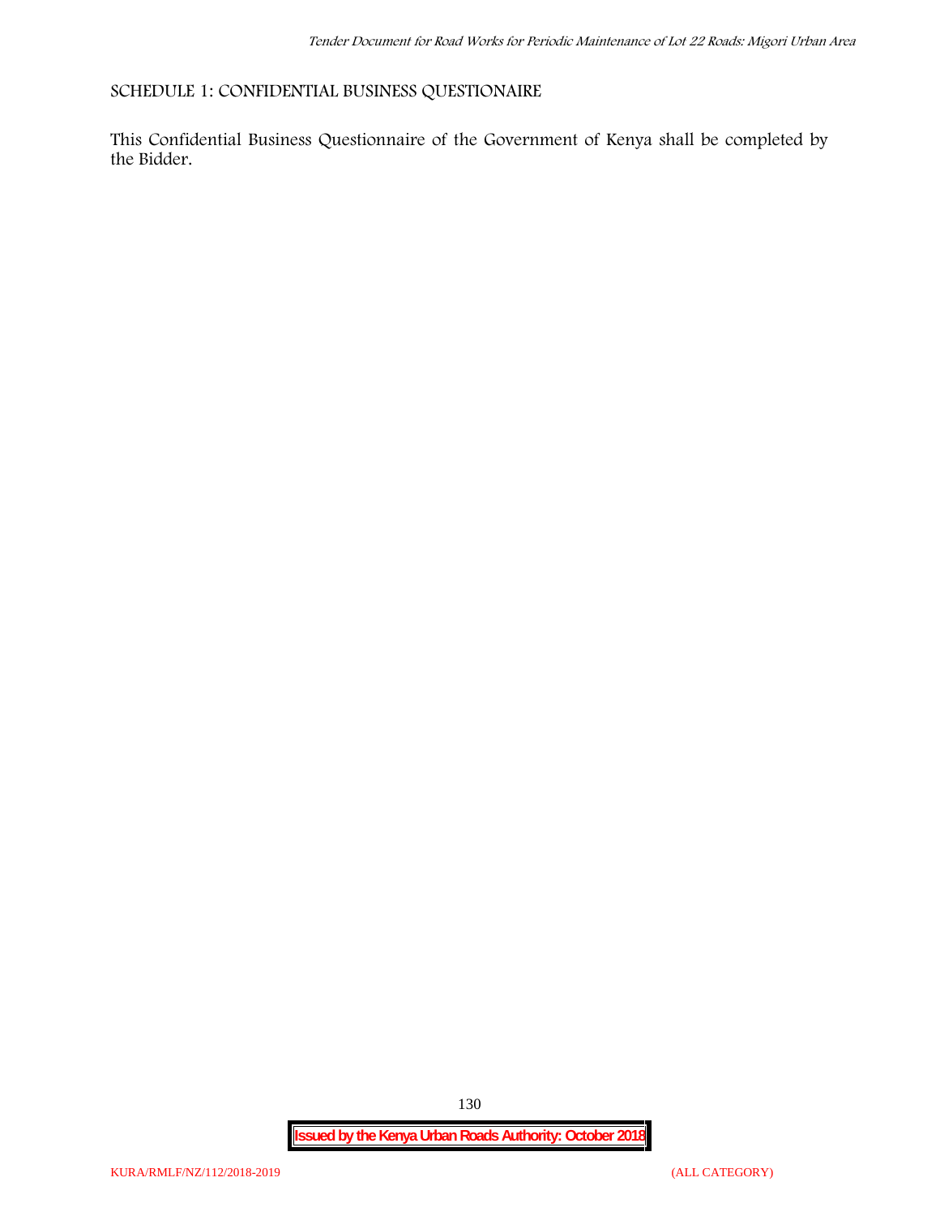## SCHEDULE 1: CONFIDENTIAL BUSINESS QUESTIONAIRE

This Confidential Business Questionnaire of the Government of Kenya shall be completed by the Bidder.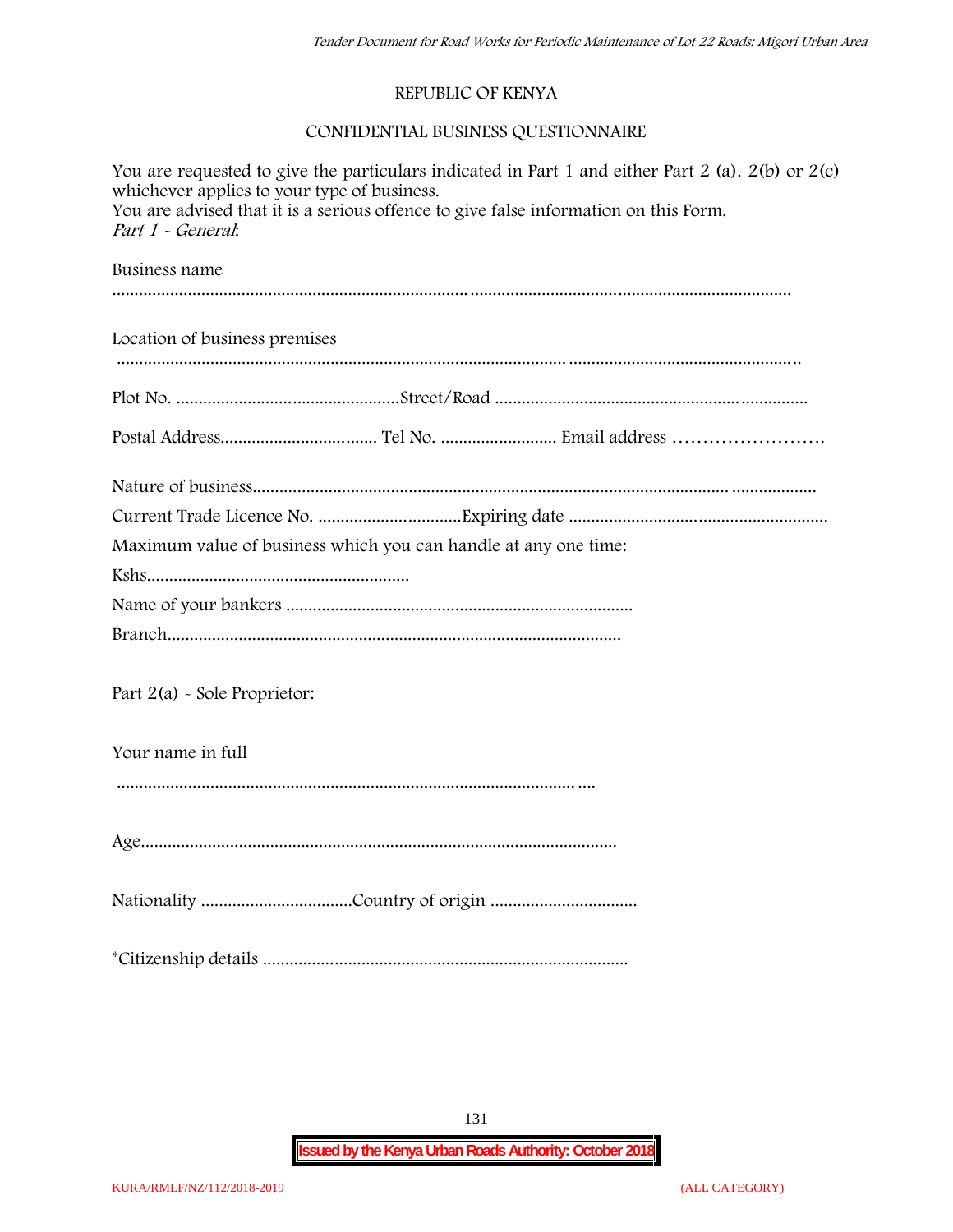REPUBLIC OF KENYA

CONFIDENTIAL BUSINESS QUESTIONNAIRE

You are requested to give the particulars indicated in Part 1 and either Part 2 (a). 2(b) or 2(c) whichever applies to your type of business.
You are advised that it is a serious offence to give false information on this Form.
*Part 1 - General*:

Business name

……………………………………………………………………………………………………………………………………

Location of business premises

……………………………………………………………………………………………………………………………………

Plot No. ……………………………………………Street/Road ………………………………………………………………

Postal Address……………………………… Tel No. ……………………… Email address ……………………

Nature of business………………………………………………………………………………………………………………
Current Trade Licence No. ……………………………Expiring date ……………………………………………………
Maximum value of business which you can handle at any one time:
Kshs……………………………………………………
Name of your bankers ……………………………………………………………………
Branch……………………………………………………………………………………………

Part 2(a) - Sole Proprietor:

Your name in full

………………………………………………………………………………………………

Age………………………………………………………………………………………………

Nationality ……………………………Country of origin ……………………………

*Citizenship details …………………………………………………………………………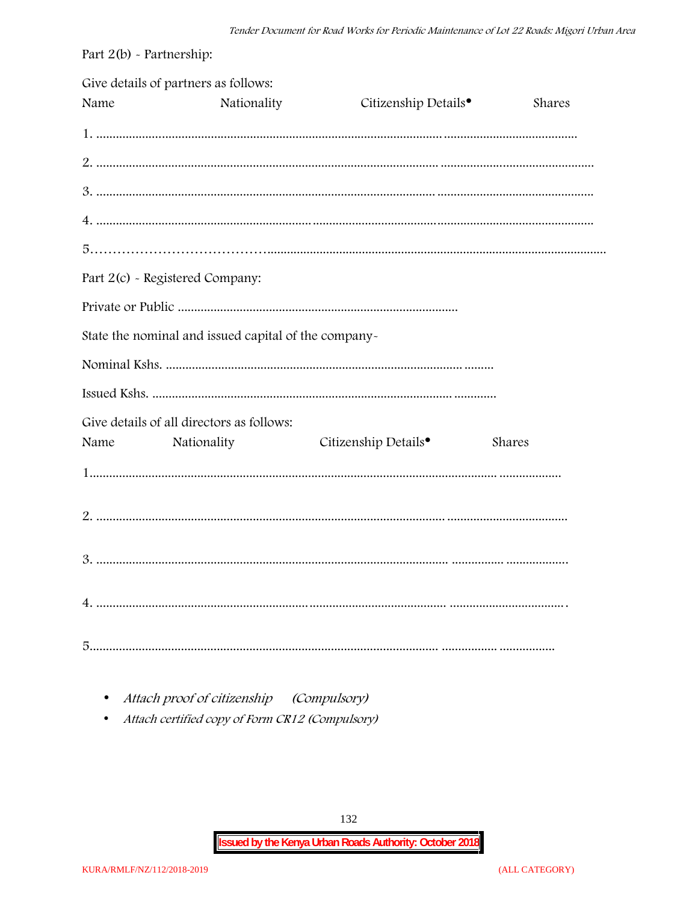Part 2(b) - Partnership:

Give details of partners as follows:

Name Nationality Citizenship Details• Shares

1. ..................................................................................................................................................................

2. ..................................................................................................................................................................

3. ..................................................................................................................................................................

4. ..................................................................................................................................................................

5. ..................................................................................................................................................................

Part 2(c) - Registered Company:

Private or Public ....................................................................................

State the nominal and issued capital of the company-

Nominal Kshs. ...............................................................................................

Issued Kshs. ...................................................................................................

Give details of all directors as follows:

Name Nationality Citizenship Details• Shares

1. ..................................................................................................................................................

2. ..................................................................................................................................................

3. ..................................................................................................................................................

4. ..................................................................................................................................................

5. ..................................................................................................................................................

- *Attach proof of citizenship (Compulsory)*
- *Attach certified copy of Form CR12 (Compulsory)*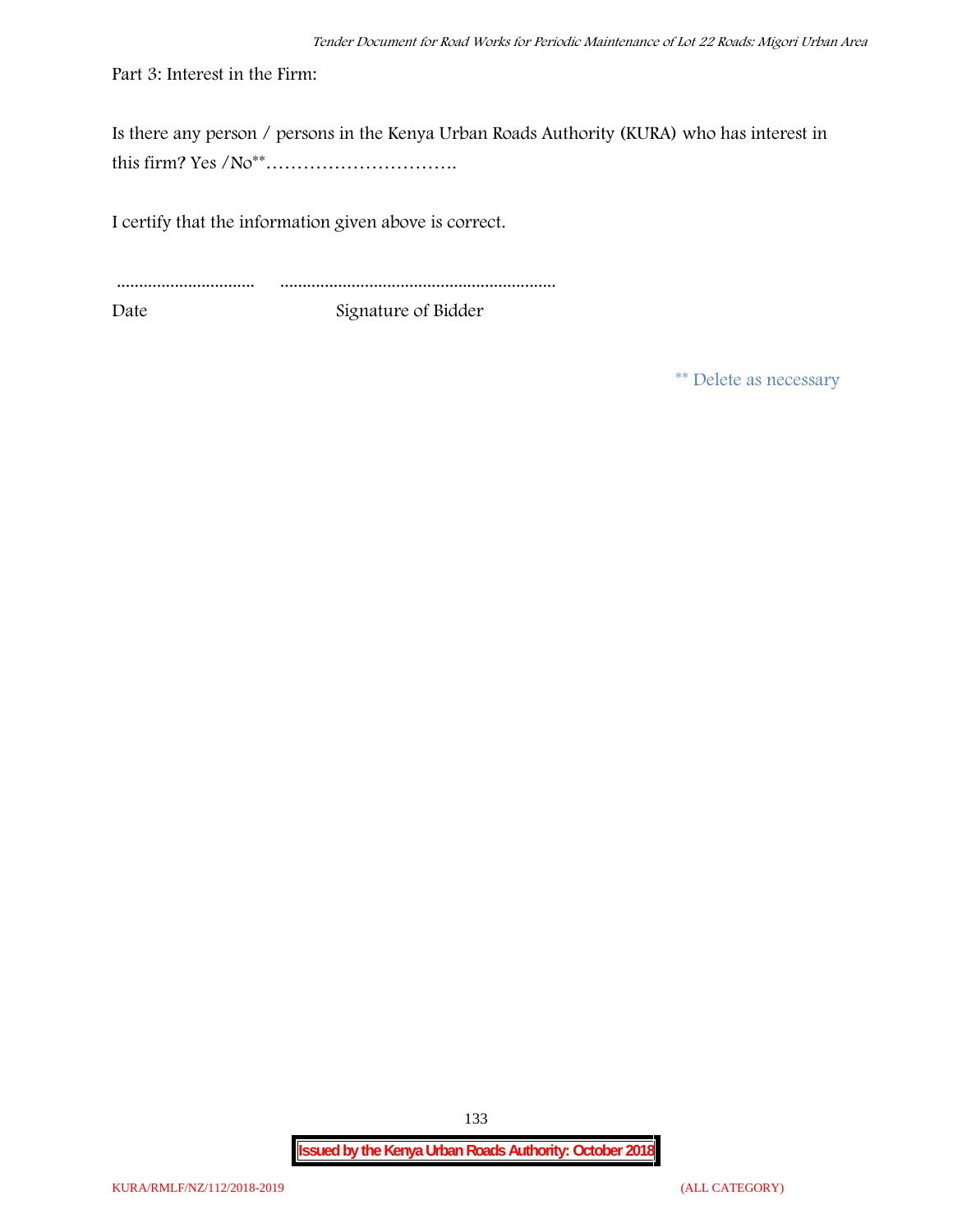Part 3: Interest in the Firm:

Is there any person / persons in the Kenya Urban Roads Authority (KURA) who has interest in this firm? Yes /No**………………………….

I certify that the information given above is correct.

...............................          .............................................................

Date                                    Signature of Bidder

** Delete as necessary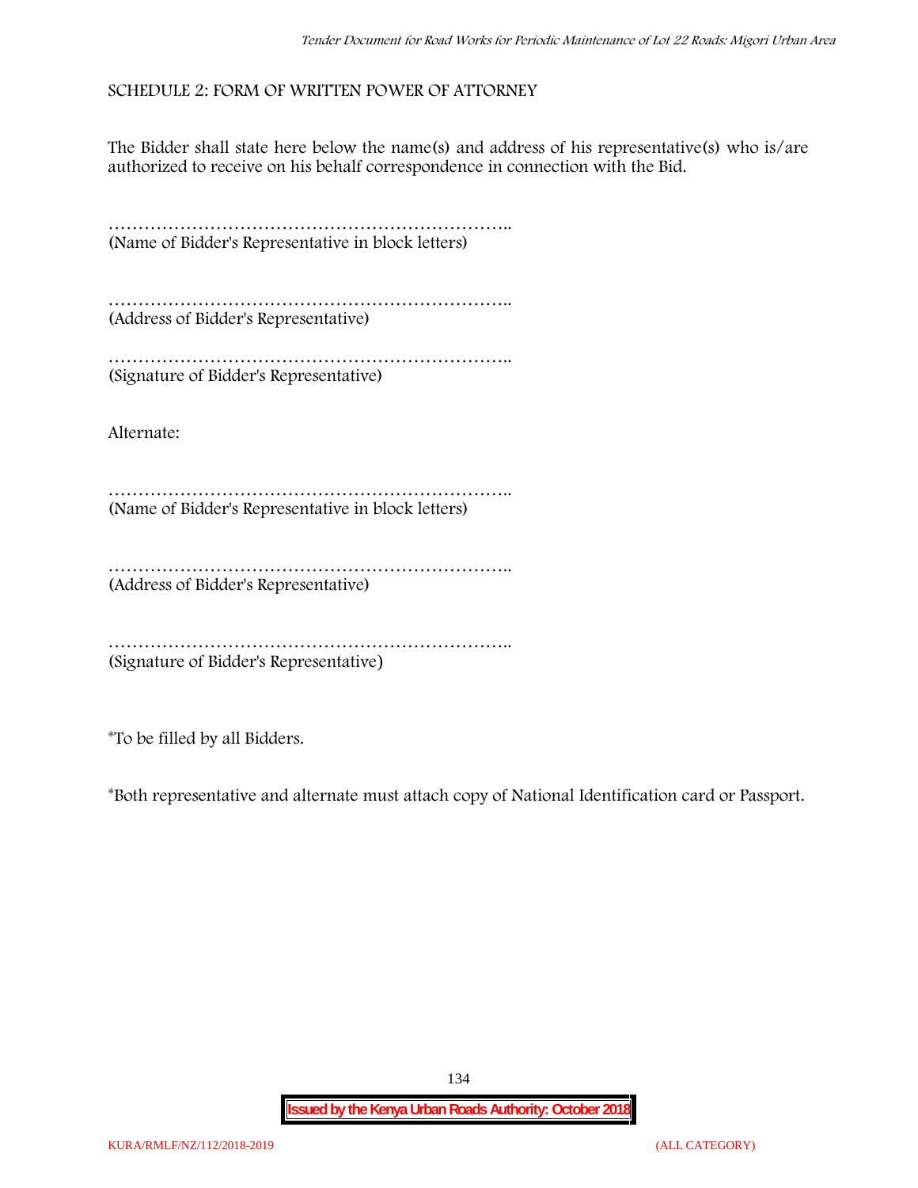SCHEDULE 2: FORM OF WRITTEN POWER OF ATTORNEY

The Bidder shall state here below the name(s) and address of his representative(s) who is/are authorized to receive on his behalf correspondence in connection with the Bid.

…………………………………………………………..
(Name of Bidder's Representative in block letters)

…………………………………………………………..
(Address of Bidder's Representative)

…………………………………………………………..
(Signature of Bidder's Representative)

Alternate:

…………………………………………………………..
(Name of Bidder's Representative in block letters)

…………………………………………………………..
(Address of Bidder's Representative)

…………………………………………………………..
(Signature of Bidder's Representative)

*To be filled by all Bidders.

*Both representative and alternate must attach copy of National Identification card or Passport.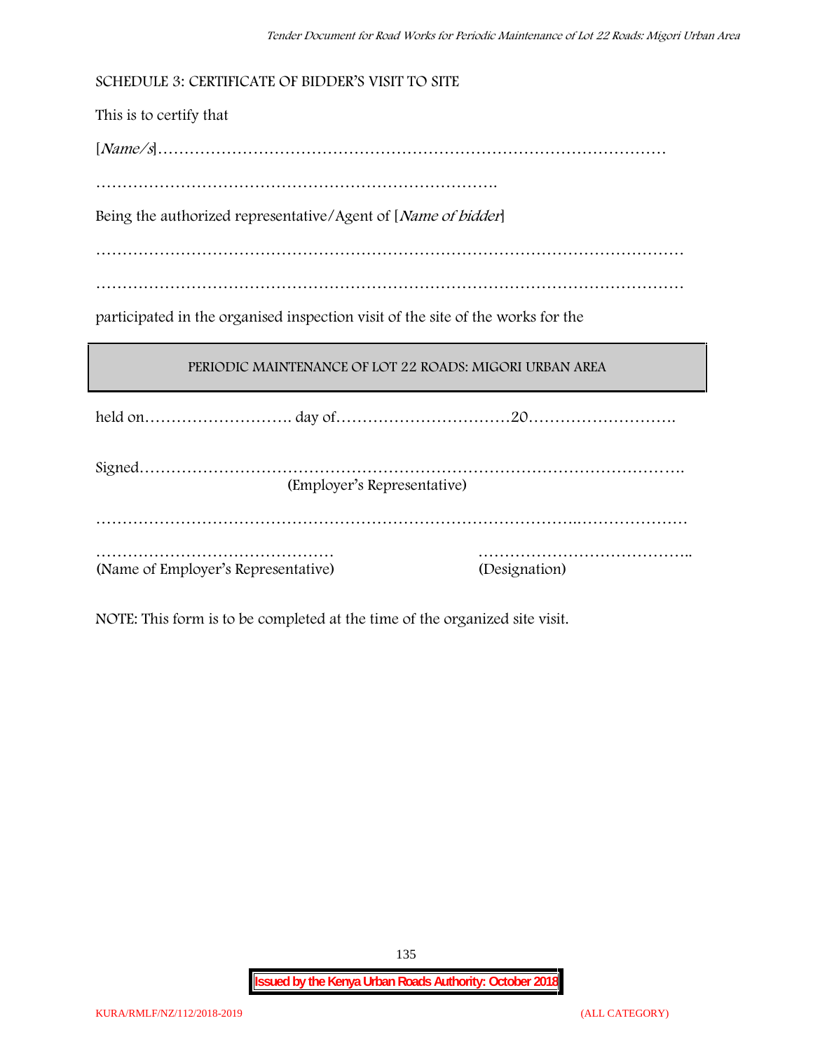SCHEDULE 3: CERTIFICATE OF BIDDER'S VISIT TO SITE

This is to certify that

[*Name/s*]……………………………………………………………………………………

……………………………………………………………………….

Being the authorized representative/Agent of [*Name of bidder*]

…………………………………………………………………………………………………

…………………………………………………………………………………………………

participated in the organised inspection visit of the site of the works for the

PERIODIC MAINTENANCE OF LOT 22 ROADS: MIGORI URBAN AREA

held on………………………. day of……………………………20……………………….

Signed……………………………………………………………………………………….
(Employer's Representative)

…………………………………………………………………………..…………………

……………………………………… (Name of Employer's Representative)

………………………………….. (Designation)

NOTE: This form is to be completed at the time of the organized site visit.

KURA/RMLF/NZ/112/2018-2019 (ALL CATEGORY)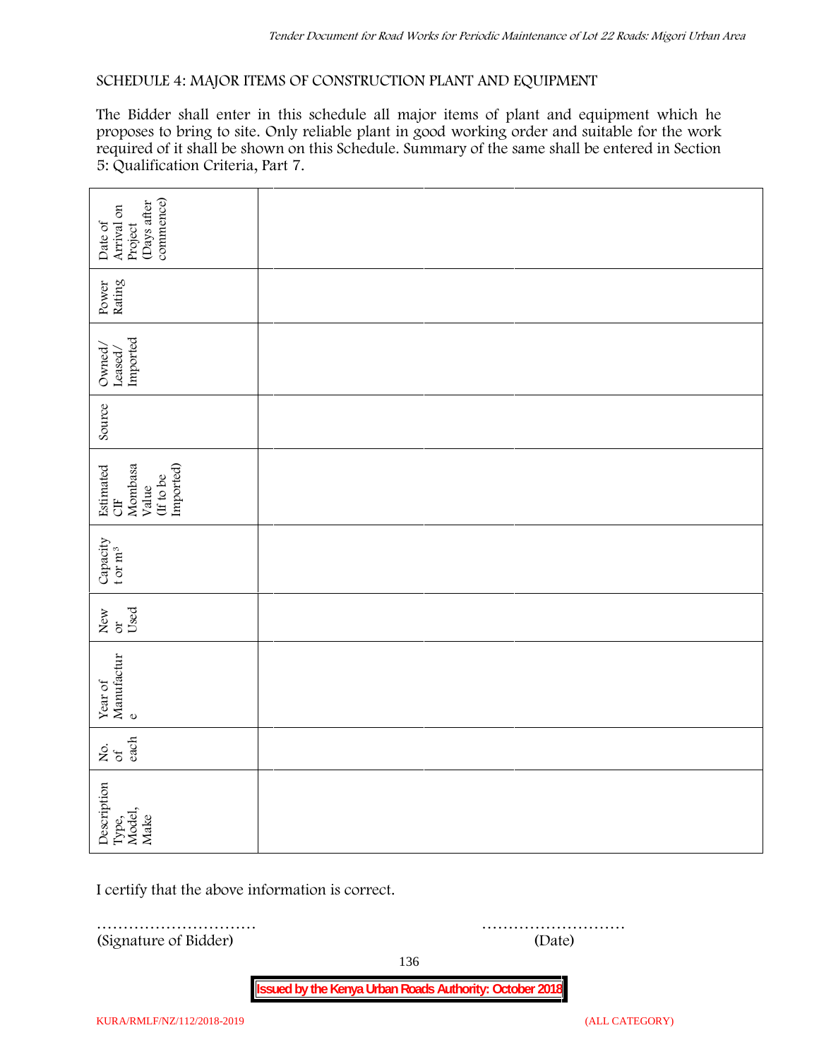SCHEDULE 4: MAJOR ITEMS OF CONSTRUCTION PLANT AND EQUIPMENT

The Bidder shall enter in this schedule all major items of plant and equipment which he proposes to bring to site. Only reliable plant in good working order and suitable for the work required of it shall be shown on this Schedule. Summary of the same shall be entered in Section 5: Qualification Criteria, Part 7.

| Description Type, Model, Make | No. of each | Year of Manufacture | New or Used | Capacity t or $m^3$ | Estimated CIF Mombasa Value (If to be Imported) | Source | Owned/ Leased/ Imported | Power Rating | Date of Arrival on Project (Days after commence) |
|---|---|---|---|---|---|---|---|---|---|
| | | | | | | | | | |
| | | | | | | | | | |
| | | | | | | | | | |

I certify that the above information is correct.

………………………… ………………………

(Signature of Bidder) (Date)

**Issued by the Kenya Urban Roads Authority: October 2018**

KURA/RMLF/NZ/112/2018-2019 (ALL CATEGORY)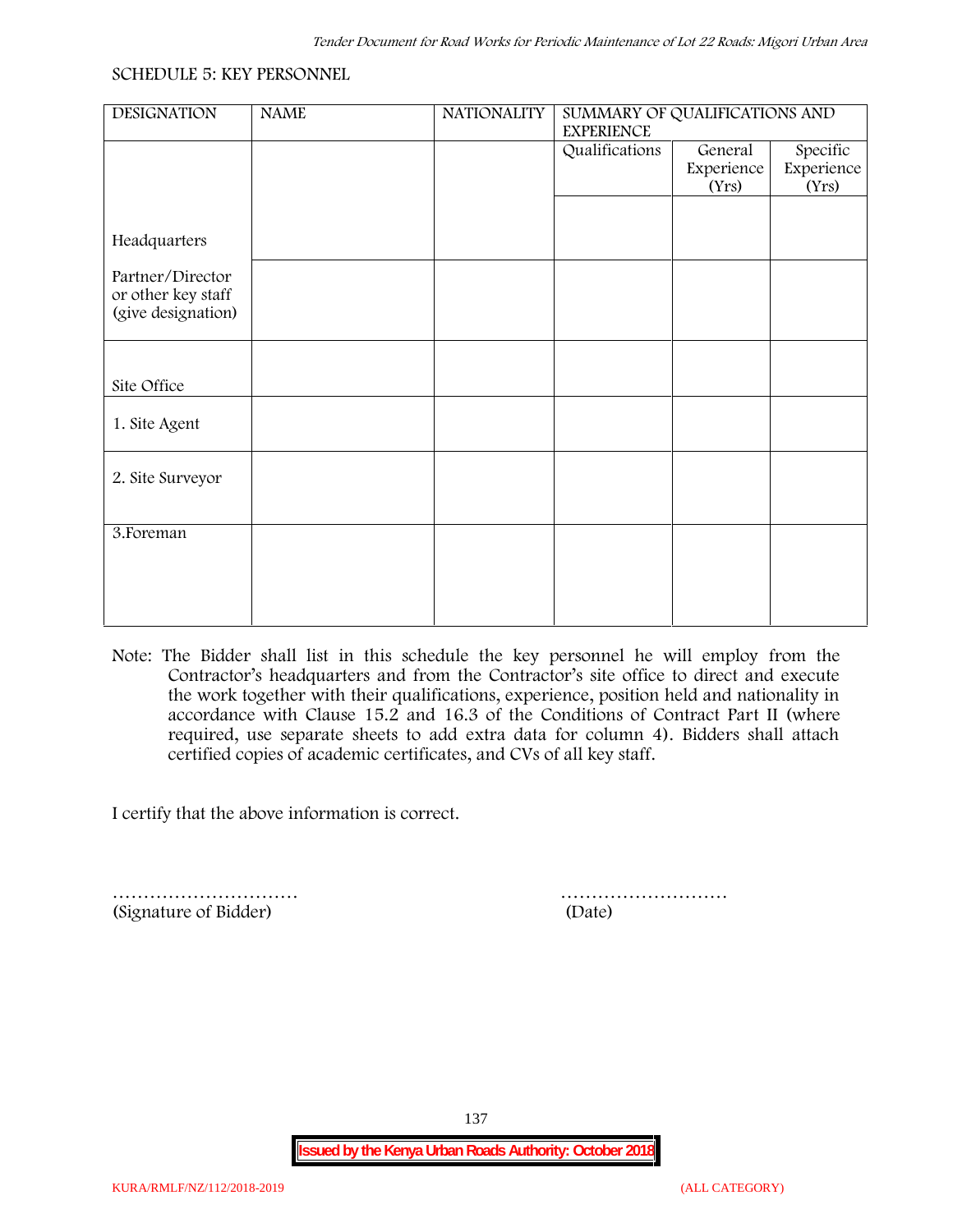SCHEDULE 5: KEY PERSONNEL

| DESIGNATION | NAME | NATIONALITY | SUMMARY OF QUALIFICATIONS AND EXPERIENCE | | |
|---|---|---|---|---|---|
| | | | Qualifications | General Experience (Yrs) | Specific Experience (Yrs) |
| Headquarters | | | | | |
| Partner/Director or other key staff (give designation) | | | | | |
| Site Office | | | | | |
| 1. Site Agent | | | | | |
| 2. Site Surveyor | | | | | |
| 3.Foreman | | | | | |

Note: The Bidder shall list in this schedule the key personnel he will employ from the Contractor's headquarters and from the Contractor's site office to direct and execute the work together with their qualifications, experience, position held and nationality in accordance with Clause 15.2 and 16.3 of the Conditions of Contract Part II (where required, use separate sheets to add extra data for column 4). Bidders shall attach certified copies of academic certificates, and CVs of all key staff.

I certify that the above information is correct.

………………………… ………………………
(Signature of Bidder) (Date)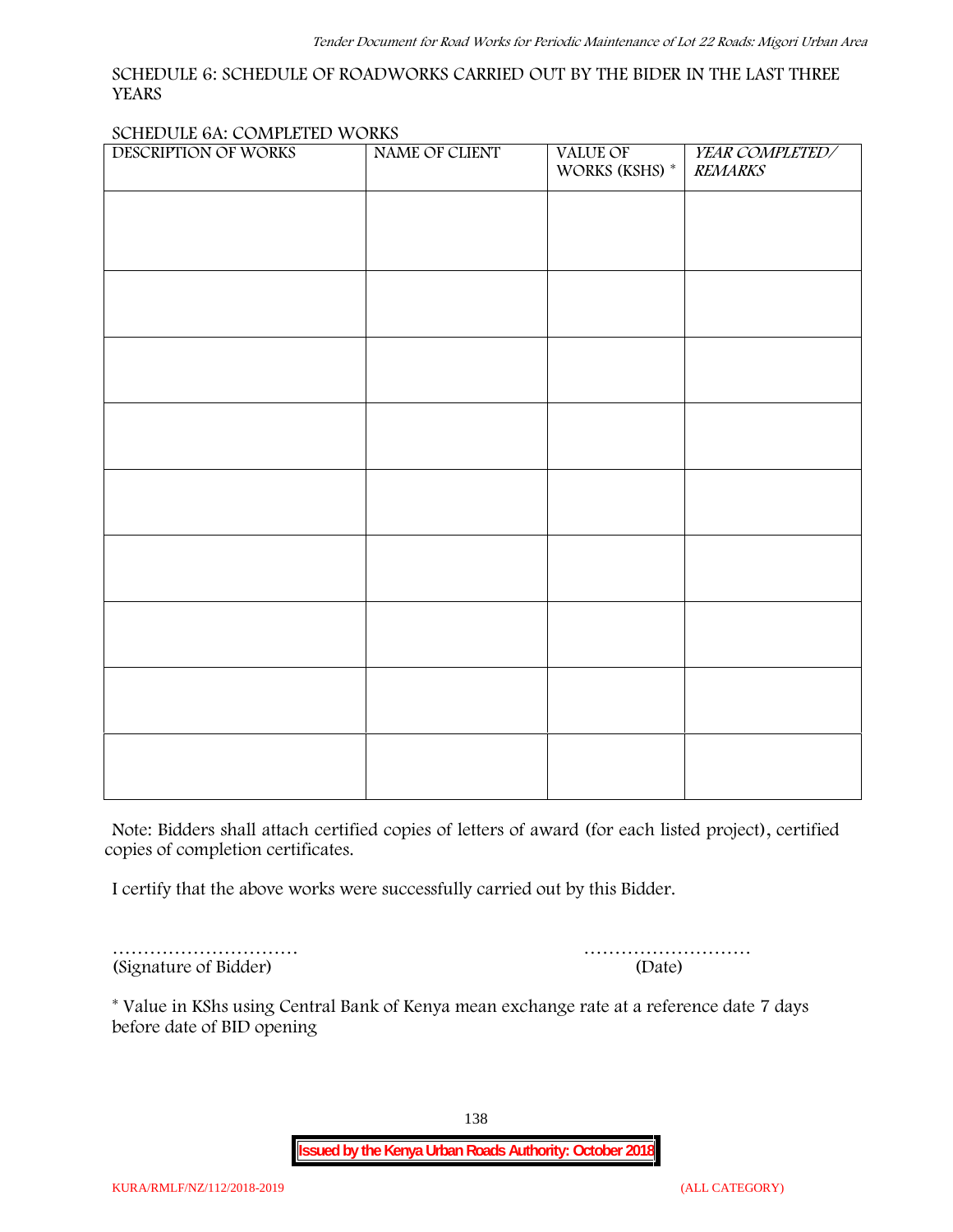SCHEDULE 6: SCHEDULE OF ROADWORKS CARRIED OUT BY THE BIDER IN THE LAST THREE YEARS

SCHEDULE 6A: COMPLETED WORKS

| DESCRIPTION OF WORKS | NAME OF CLIENT | VALUE OF WORKS (KSHS) * | *YEAR COMPLETED/ REMARKS* |
|---|---|---|---|
| | | | |
| | | | |
| | | | |
| | | | |
| | | | |
| | | | |
| | | | |
| | | | |
| | | | |

Note: Bidders shall attach certified copies of letters of award (for each listed project), certified copies of completion certificates.

I certify that the above works were successfully carried out by this Bidder.

………………………… (Signature of Bidder)

……………………… (Date)

* Value in KShs using Central Bank of Kenya mean exchange rate at a reference date 7 days before date of BID opening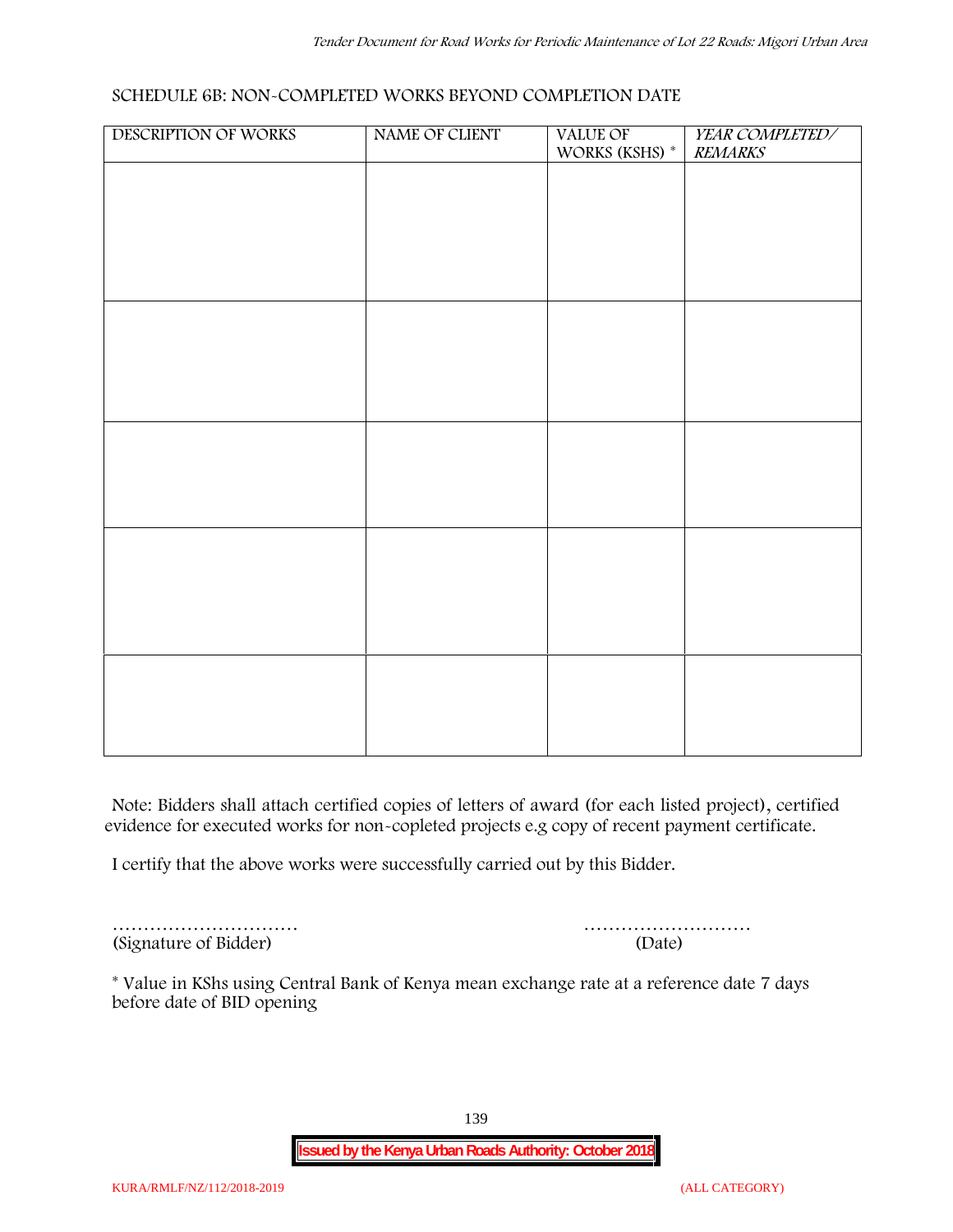SCHEDULE 6B: NON-COMPLETED WORKS BEYOND COMPLETION DATE

| DESCRIPTION OF WORKS | NAME OF CLIENT | VALUE OF WORKS (KSHS) * | *YEAR COMPLETED/ REMARKS* |
|---|---|---|---|
| | | | |
| | | | |
| | | | |
| | | | |
| | | | |

Note: Bidders shall attach certified copies of letters of award (for each listed project), certified evidence for executed works for non-copleted projects e.g copy of recent payment certificate.

I certify that the above works were successfully carried out by this Bidder.

………………………… (Signature of Bidder)

……………………… (Date)

* Value in KShs using Central Bank of Kenya mean exchange rate at a reference date 7 days before date of BID opening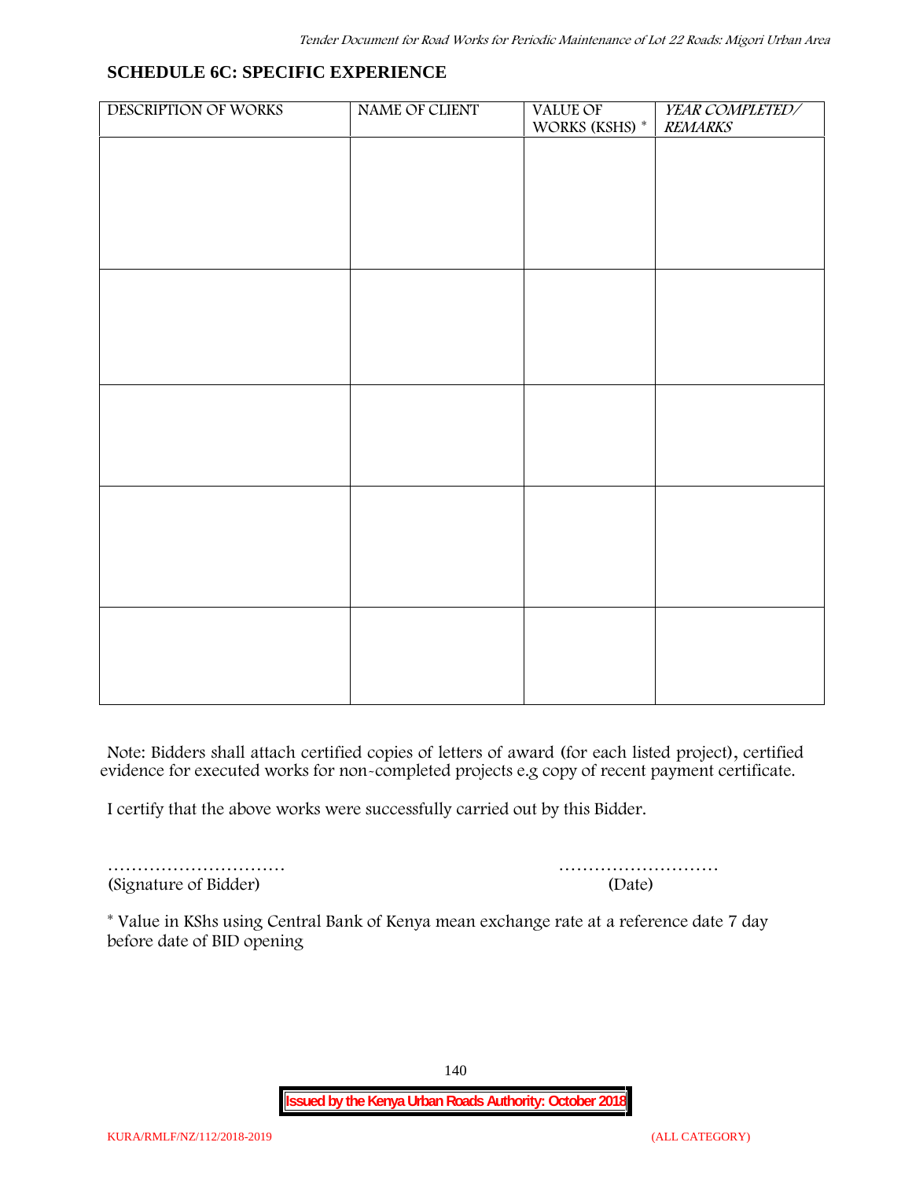## SCHEDULE 6C: SPECIFIC EXPERIENCE

| DESCRIPTION OF WORKS | NAME OF CLIENT | VALUE OF WORKS (KSHS) * | *YEAR COMPLETED/ REMARKS* |
|---|---|---|---|
| | | | |
| | | | |
| | | | |
| | | | |
| | | | |

Note: Bidders shall attach certified copies of letters of award (for each listed project), certified evidence for executed works for non-completed projects e.g copy of recent payment certificate.

I certify that the above works were successfully carried out by this Bidder.

………………………… ………………………
(Signature of Bidder) (Date)

* Value in KShs using Central Bank of Kenya mean exchange rate at a reference date 7 day before date of BID opening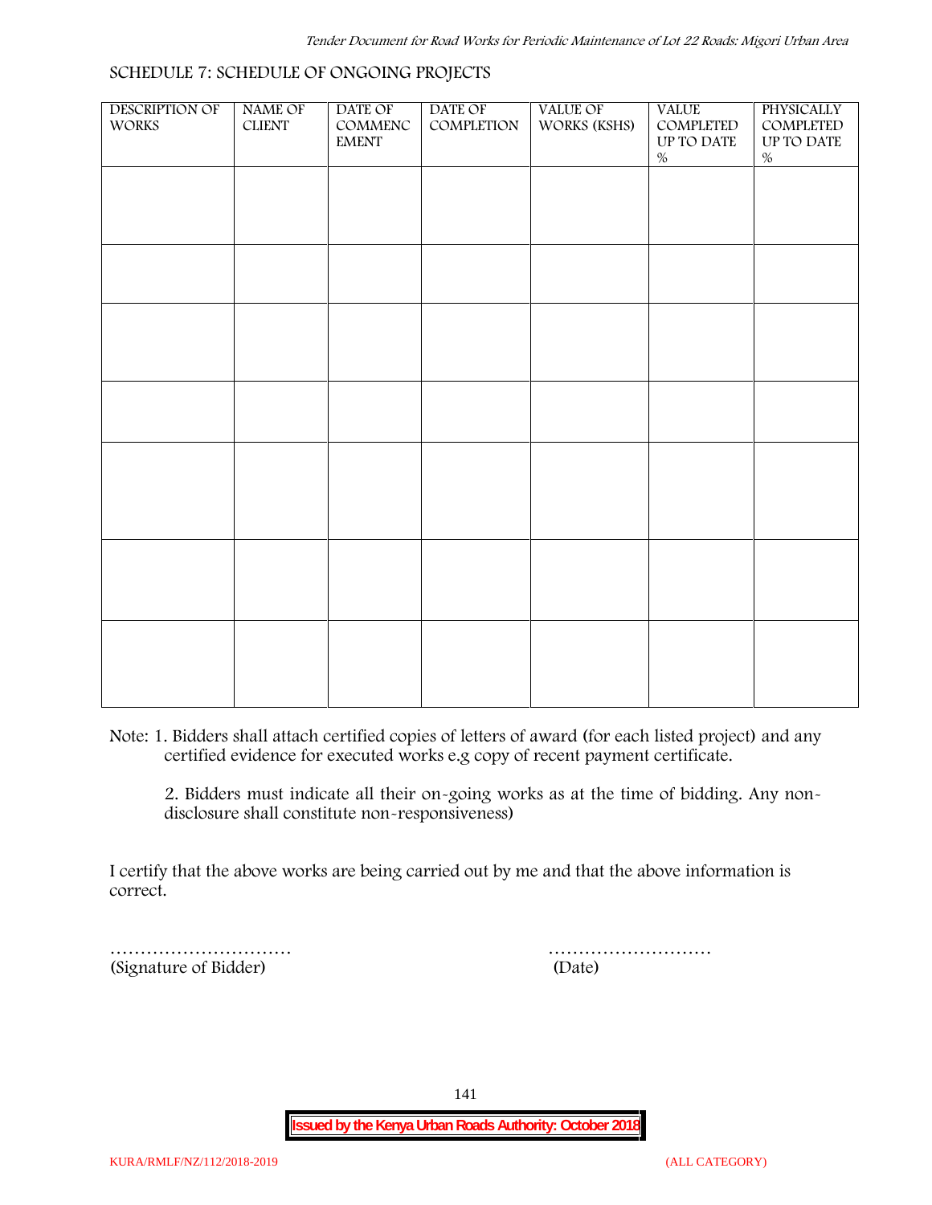## SCHEDULE 7: SCHEDULE OF ONGOING PROJECTS

| DESCRIPTION OF WORKS | NAME OF CLIENT | DATE OF COMMENCEMENT | DATE OF COMPLETION | VALUE OF WORKS (KSHS) | VALUE COMPLETED UP TO DATE % | PHYSICALLY COMPLETED UP TO DATE % |
|---|---|---|---|---|---|---|
| | | | | | | |
| | | | | | | |
| | | | | | | |
| | | | | | | |
| | | | | | | |
| | | | | | | |
| | | | | | | |

Note: 1. Bidders shall attach certified copies of letters of award (for each listed project) and any certified evidence for executed works e.g copy of recent payment certificate.

2. Bidders must indicate all their on-going works as at the time of bidding. Any non-disclosure shall constitute non-responsiveness)

I certify that the above works are being carried out by me and that the above information is correct.

…………………………  
(Signature of Bidder)

………………………  
(Date)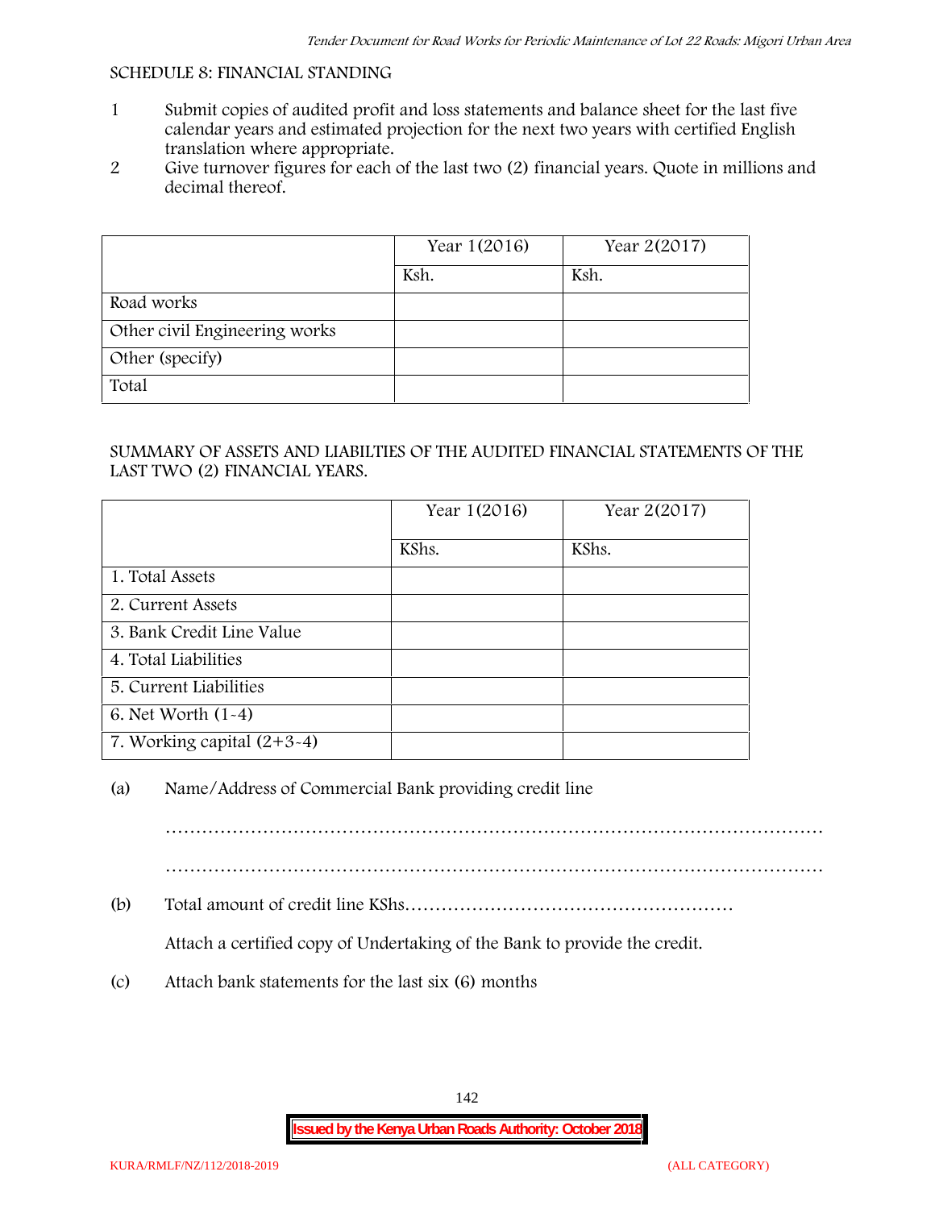SCHEDULE 8: FINANCIAL STANDING

1. Submit copies of audited profit and loss statements and balance sheet for the last five calendar years and estimated projection for the next two years with certified English translation where appropriate.
2. Give turnover figures for each of the last two (2) financial years. Quote in millions and decimal thereof.

| | Year 1(2016) | Year 2(2017) |
|---|---|---|
| | Ksh. | Ksh. |
| Road works | | |
| Other civil Engineering works | | |
| Other (specify) | | |
| Total | | |

SUMMARY OF ASSETS AND LIABILTIES OF THE AUDITED FINANCIAL STATEMENTS OF THE LAST TWO (2) FINANCIAL YEARS.

| | Year 1(2016) | Year 2(2017) |
|---|---|---|
| | KShs. | KShs. |
| 1. Total Assets | | |
| 2. Current Assets | | |
| 3. Bank Credit Line Value | | |
| 4. Total Liabilities | | |
| 5. Current Liabilities | | |
| 6. Net Worth (1-4) | | |
| 7. Working capital (2+3-4) | | |

(a) Name/Address of Commercial Bank providing credit line

………………………………………………………………………………………………

………………………………………………………………………………………………

(b) Total amount of credit line KShs………………………………………………

Attach a certified copy of Undertaking of the Bank to provide the credit.

(c) Attach bank statements for the last six (6) months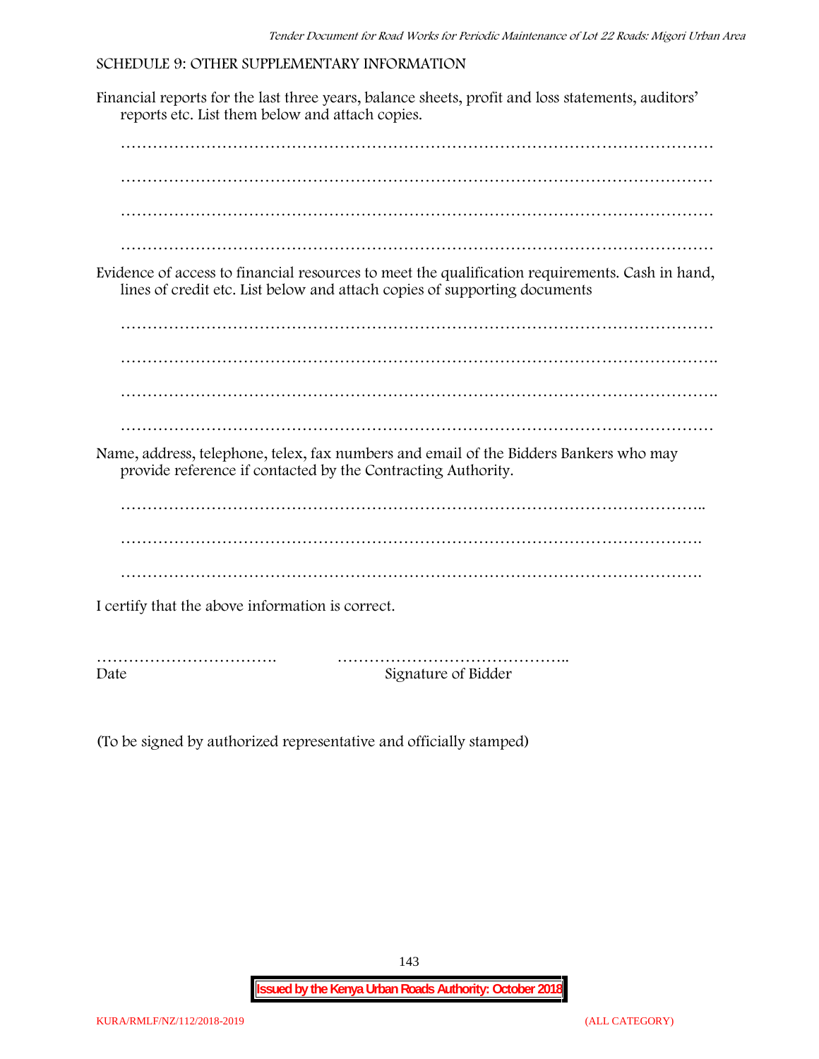## SCHEDULE 9: OTHER SUPPLEMENTARY INFORMATION

Financial reports for the last three years, balance sheets, profit and loss statements, auditors' reports etc. List them below and attach copies.

…………………………………………………………………………………………………

…………………………………………………………………………………………………

…………………………………………………………………………………………………

…………………………………………………………………………………………………

Evidence of access to financial resources to meet the qualification requirements. Cash in hand, lines of credit etc. List below and attach copies of supporting documents

…………………………………………………………………………………………………

…………………………………………………………………………………………………

…………………………………………………………………………………………………

…………………………………………………………………………………………………

Name, address, telephone, telex, fax numbers and email of the Bidders Bankers who may provide reference if contacted by the Contracting Authority.

…………………………………………………………………………………………………

…………………………………………………………………………………………………

…………………………………………………………………………………………………

I certify that the above information is correct.

……………………………. ……………………………………..

Date Signature of Bidder

(To be signed by authorized representative and officially stamped)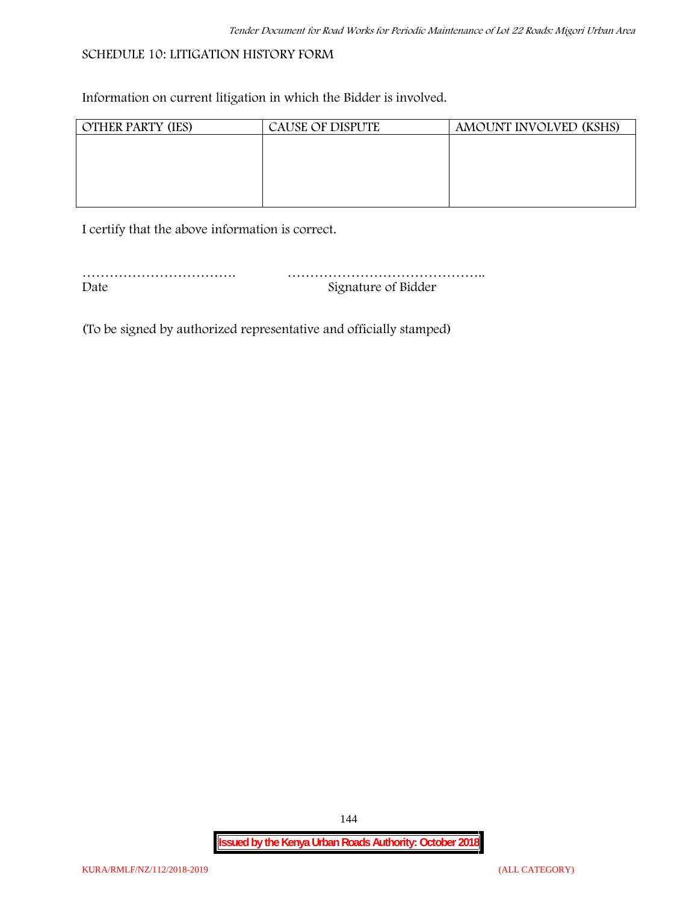## SCHEDULE 10: LITIGATION HISTORY FORM

Information on current litigation in which the Bidder is involved.

| OTHER PARTY (IES) | CAUSE OF DISPUTE | AMOUNT INVOLVED (KSHS) |
|---|---|---|
| | | |

I certify that the above information is correct.

……………………………. ……………………………………..
Date Signature of Bidder

(To be signed by authorized representative and officially stamped)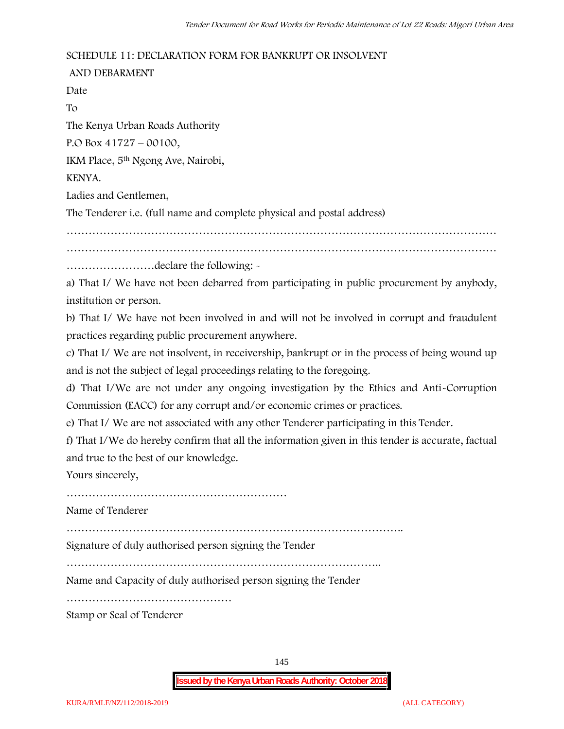SCHEDULE 11: DECLARATION FORM FOR BANKRUPT OR INSOLVENT AND DEBARMENT

Date

To

The Kenya Urban Roads Authority

P.O Box 41727 – 00100,

IKM Place, 5th Ngong Ave, Nairobi,

KENYA.

Ladies and Gentlemen,

The Tenderer i.e. (full name and complete physical and postal address)

……………………………………………………………………………………………………
……………………………………………………………………………………………………
……………………declare the following: -

a) That I/ We have not been debarred from participating in public procurement by anybody, institution or person.

b) That I/ We have not been involved in and will not be involved in corrupt and fraudulent practices regarding public procurement anywhere.

c) That I/ We are not insolvent, in receivership, bankrupt or in the process of being wound up and is not the subject of legal proceedings relating to the foregoing.

d) That I/We are not under any ongoing investigation by the Ethics and Anti-Corruption Commission (EACC) for any corrupt and/or economic crimes or practices.

e) That I/ We are not associated with any other Tenderer participating in this Tender.

f) That I/We do hereby confirm that all the information given in this tender is accurate, factual and true to the best of our knowledge.

Yours sincerely,

……………………………………………………

Name of Tenderer

………………………………………………………………………………..

Signature of duly authorised person signing the Tender

…………………………………………………………………………..

Name and Capacity of duly authorised person signing the Tender

………………………………………

Stamp or Seal of Tenderer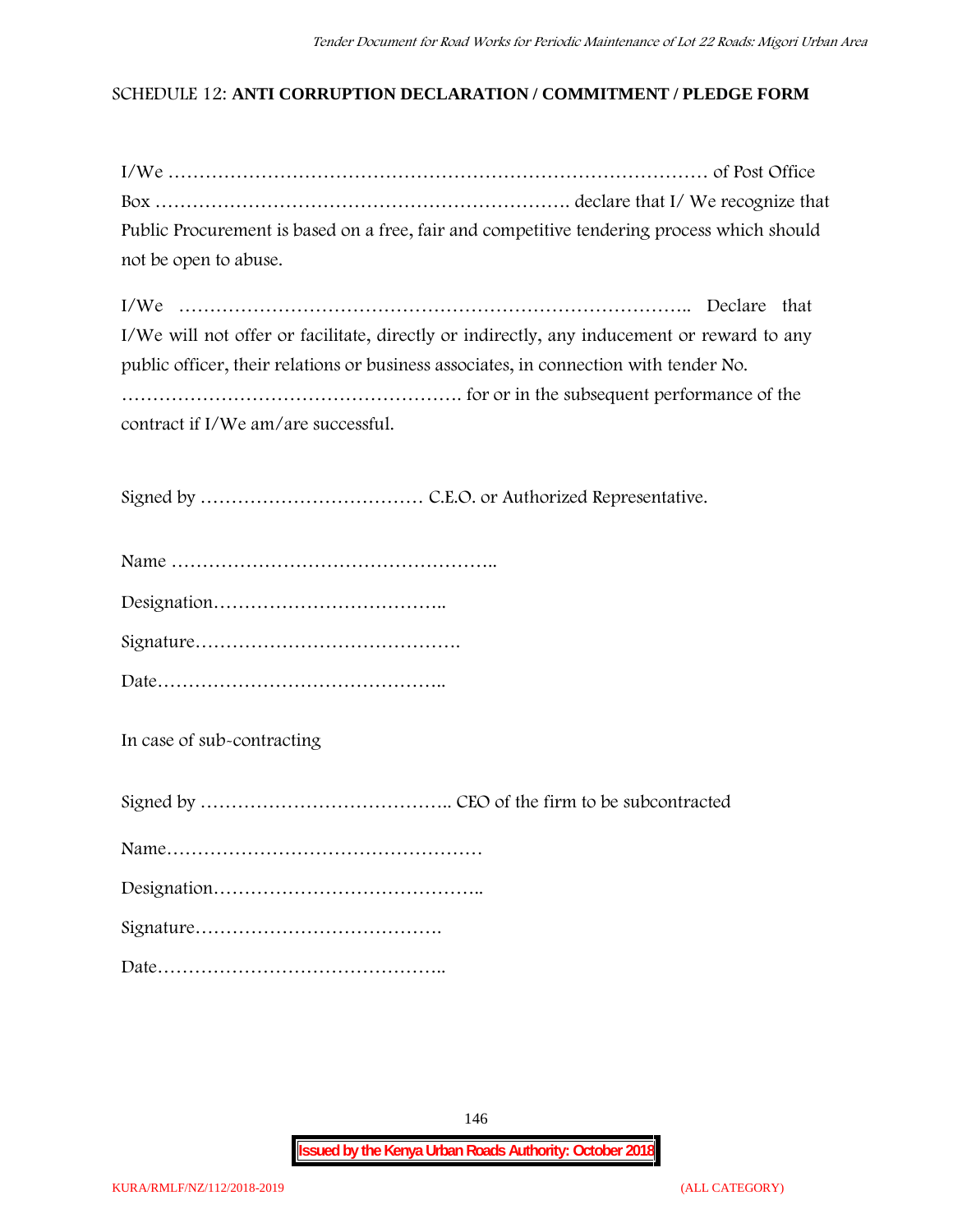SCHEDULE 12: **ANTI CORRUPTION DECLARATION / COMMITMENT / PLEDGE FORM**

I/We ……………………………………………………………………………… of Post Office Box …………………………………………………………. declare that I/ We recognize that Public Procurement is based on a free, fair and competitive tendering process which should not be open to abuse.

I/We ……………………………………………………………………….. Declare that I/We will not offer or facilitate, directly or indirectly, any inducement or reward to any public officer, their relations or business associates, in connection with tender No. ………………………………………………. for or in the subsequent performance of the contract if I/We am/are successful.

Signed by ……………………………… C.E.O. or Authorized Representative.

Name ……………………………………………..

Designation………………………………..

Signature…………………………………….

Date………………………………………..

In case of sub-contracting

Signed by ………………………………….. CEO of the firm to be subcontracted

Name……………………………………………

Designation……………………………………..

Signature………………………………….

Date………………………………………..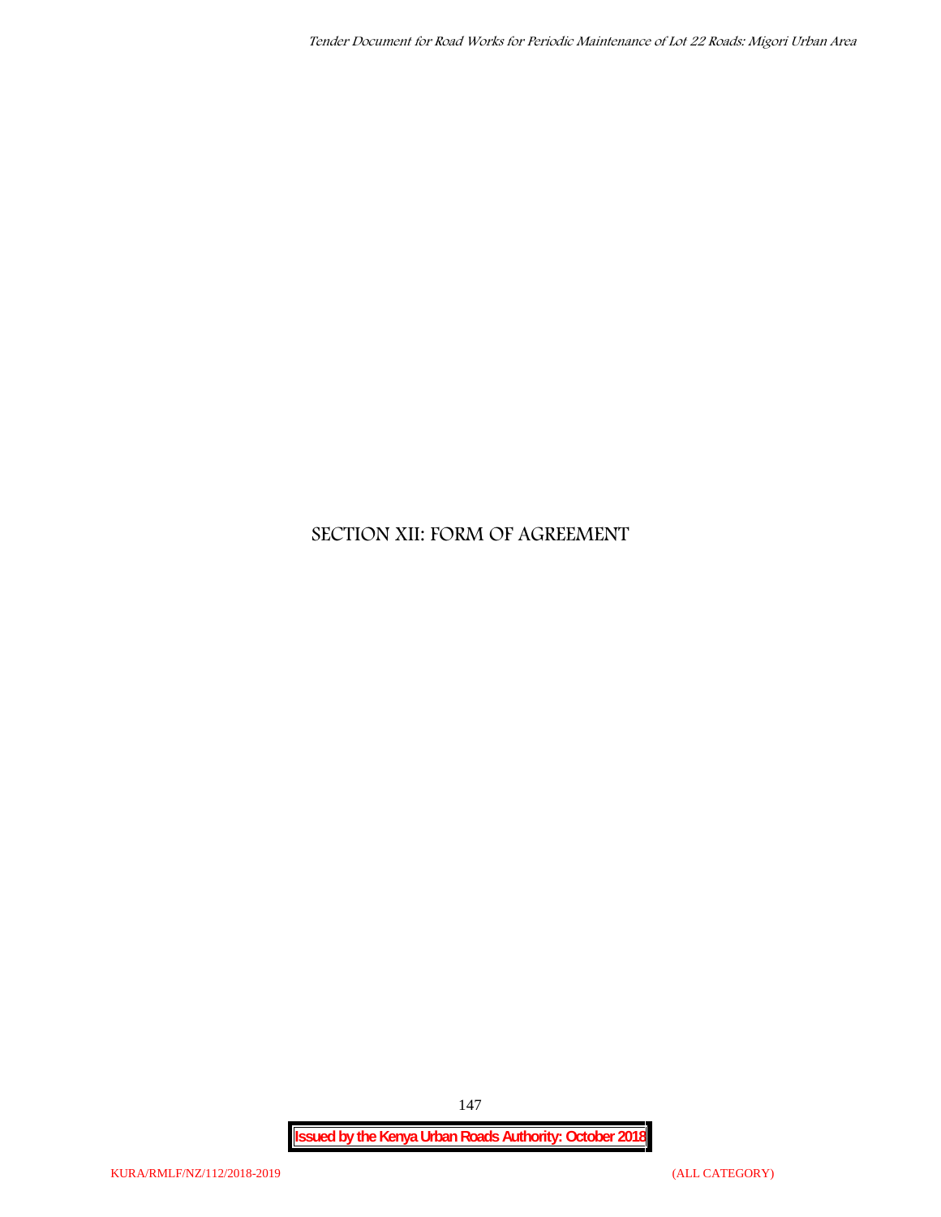# SECTION XII: FORM OF AGREEMENT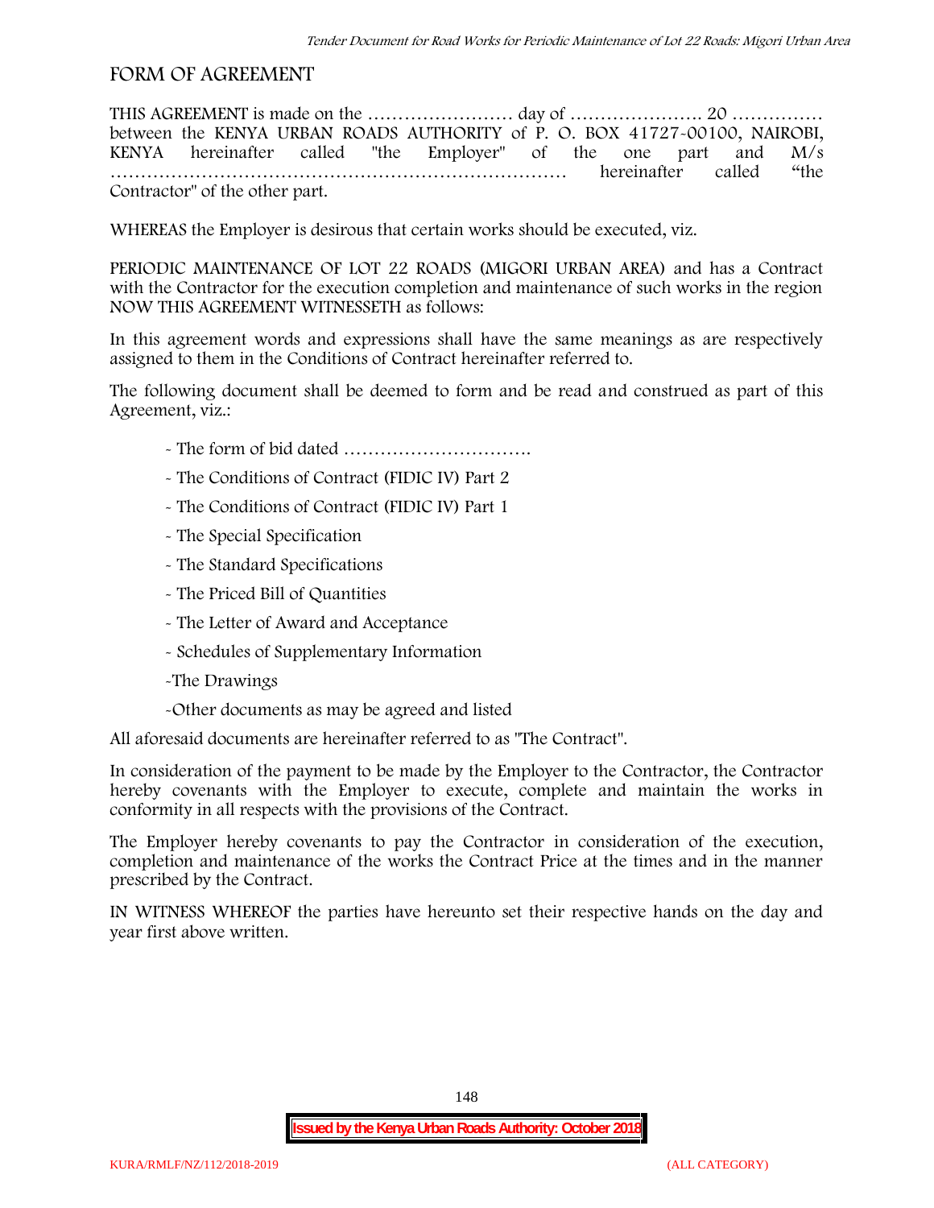## FORM OF AGREEMENT

THIS AGREEMENT is made on the …………………… day of …………………. 20 …………… between the KENYA URBAN ROADS AUTHORITY of P. O. BOX 41727-00100, NAIROBI, KENYA hereinafter called "the Employer" of the one part and M/s ……………………………………………………………… hereinafter called "the Contractor" of the other part.

WHEREAS the Employer is desirous that certain works should be executed, viz.

PERIODIC MAINTENANCE OF LOT 22 ROADS (MIGORI URBAN AREA) and has a Contract with the Contractor for the execution completion and maintenance of such works in the region NOW THIS AGREEMENT WITNESSETH as follows:

In this agreement words and expressions shall have the same meanings as are respectively assigned to them in the Conditions of Contract hereinafter referred to.

The following document shall be deemed to form and be read and construed as part of this Agreement, viz.:

- The form of bid dated ………………………….
- The Conditions of Contract (FIDIC IV) Part 2
- The Conditions of Contract (FIDIC IV) Part 1
- The Special Specification
- The Standard Specifications
- The Priced Bill of Quantities
- The Letter of Award and Acceptance
- Schedules of Supplementary Information
- The Drawings
- Other documents as may be agreed and listed

All aforesaid documents are hereinafter referred to as "The Contract".

In consideration of the payment to be made by the Employer to the Contractor, the Contractor hereby covenants with the Employer to execute, complete and maintain the works in conformity in all respects with the provisions of the Contract.

The Employer hereby covenants to pay the Contractor in consideration of the execution, completion and maintenance of the works the Contract Price at the times and in the manner prescribed by the Contract.

IN WITNESS WHEREOF the parties have hereunto set their respective hands on the day and year first above written.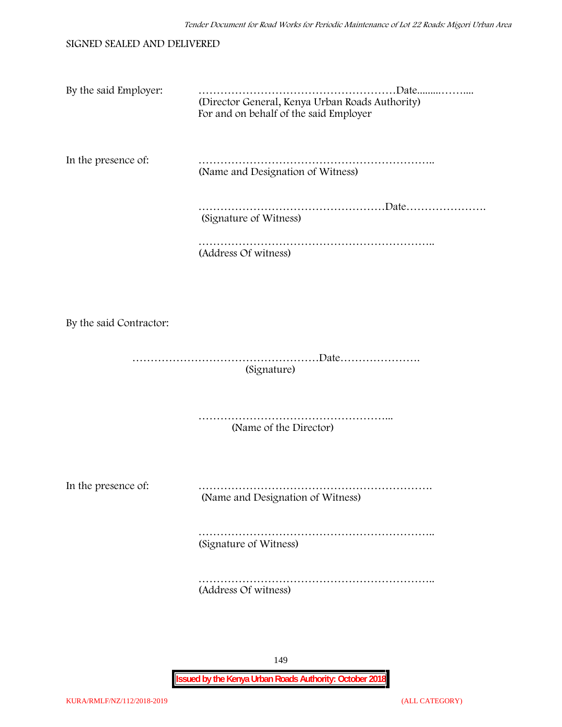SIGNED SEALED AND DELIVERED

By the said Employer: ………………………………………………Date.........……....
(Director General, Kenya Urban Roads Authority)
For and on behalf of the said Employer

In the presence of: ………………………………………………………..
(Name and Designation of Witness)

……………………………………………Date………………….
(Signature of Witness)

………………………………………………………..
(Address Of witness)

By the said Contractor:

……………………………………………Date………………….
(Signature)

……………………………………………...
(Name of the Director)

In the presence of: ……………………………………………………….
(Name and Designation of Witness)

………………………………………………………..
(Signature of Witness)

………………………………………………………..
(Address Of witness)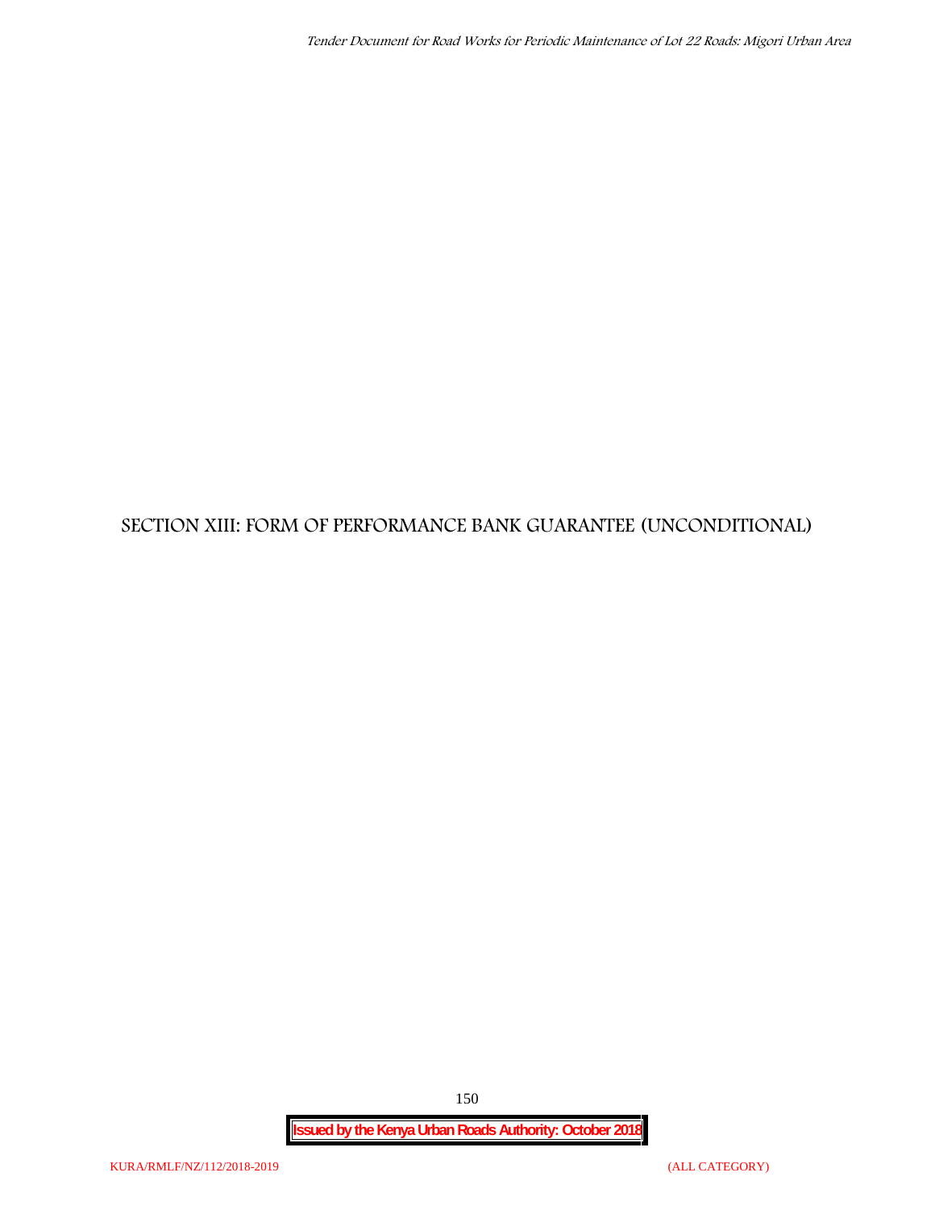# SECTION XIII: FORM OF PERFORMANCE BANK GUARANTEE (UNCONDITIONAL)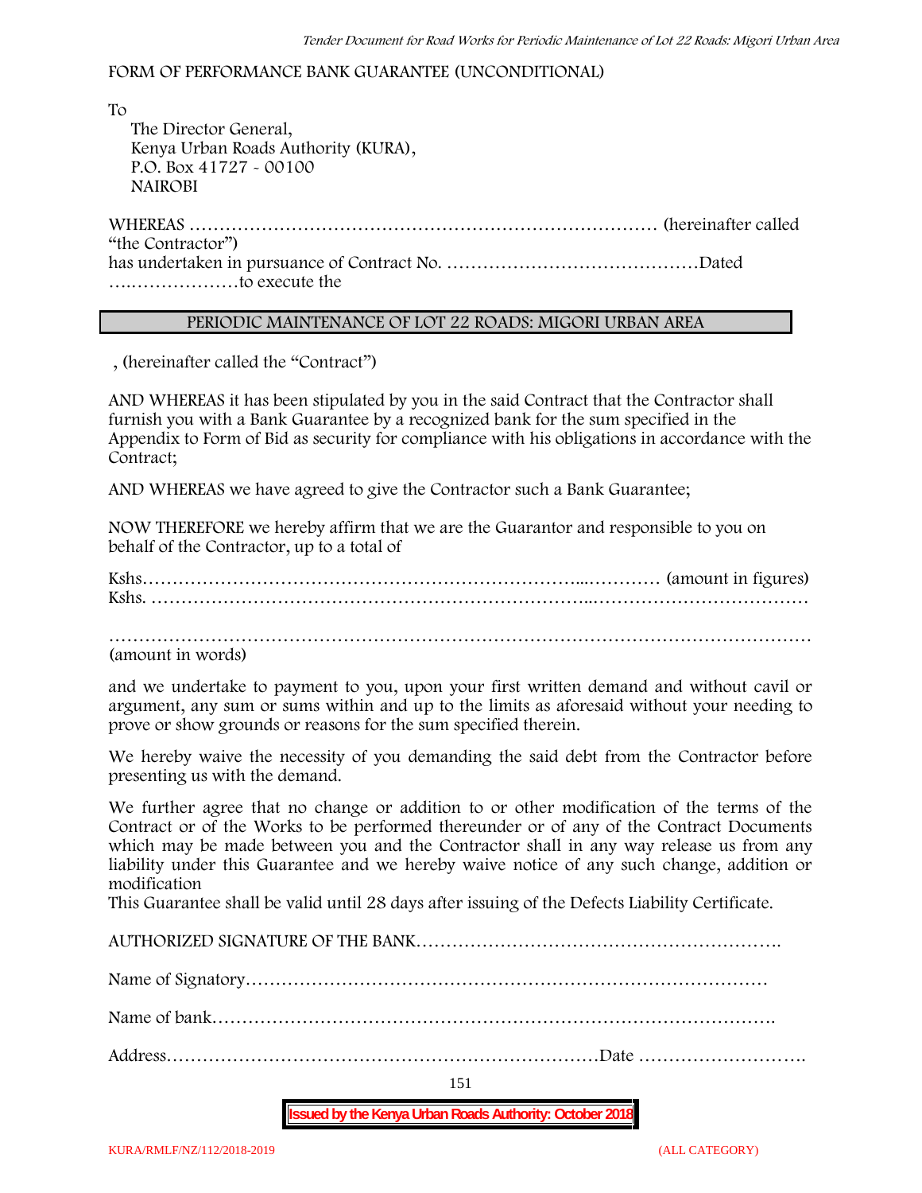FORM OF PERFORMANCE BANK GUARANTEE (UNCONDITIONAL)

To

The Director General,
Kenya Urban Roads Authority (KURA),
P.O. Box 41727 - 00100
NAIROBI

WHEREAS …………………………………………………………………… (hereinafter called "the Contractor")
has undertaken in pursuance of Contract No. ……………………………………Dated ….………………to execute the

**PERIODIC MAINTENANCE OF LOT 22 ROADS: MIGORI URBAN AREA**

, (hereinafter called the "Contract")

AND WHEREAS it has been stipulated by you in the said Contract that the Contractor shall furnish you with a Bank Guarantee by a recognized bank for the sum specified in the Appendix to Form of Bid as security for compliance with his obligations in accordance with the Contract;

AND WHEREAS we have agreed to give the Contractor such a Bank Guarantee;

NOW THEREFORE we hereby affirm that we are the Guarantor and responsible to you on behalf of the Contractor, up to a total of

Kshs……………………………………………………………...………… (amount in figures)
Kshs. ……………………………………………………………..………………………………

…………………………………………………………………………………………………………
(amount in words)

and we undertake to payment to you, upon your first written demand and without cavil or argument, any sum or sums within and up to the limits as aforesaid without your needing to prove or show grounds or reasons for the sum specified therein.

We hereby waive the necessity of you demanding the said debt from the Contractor before presenting us with the demand.

We further agree that no change or addition to or other modification of the terms of the Contract or of the Works to be performed thereunder or of any of the Contract Documents which may be made between you and the Contractor shall in any way release us from any liability under this Guarantee and we hereby waive notice of any such change, addition or modification
This Guarantee shall be valid until 28 days after issuing of the Defects Liability Certificate.

AUTHORIZED SIGNATURE OF THE BANK…………………………………………………….

Name of Signatory……………………………………………………………………………

Name of bank…………………………………………………………………………………….

Address………………………………………………………………Date ……………………….